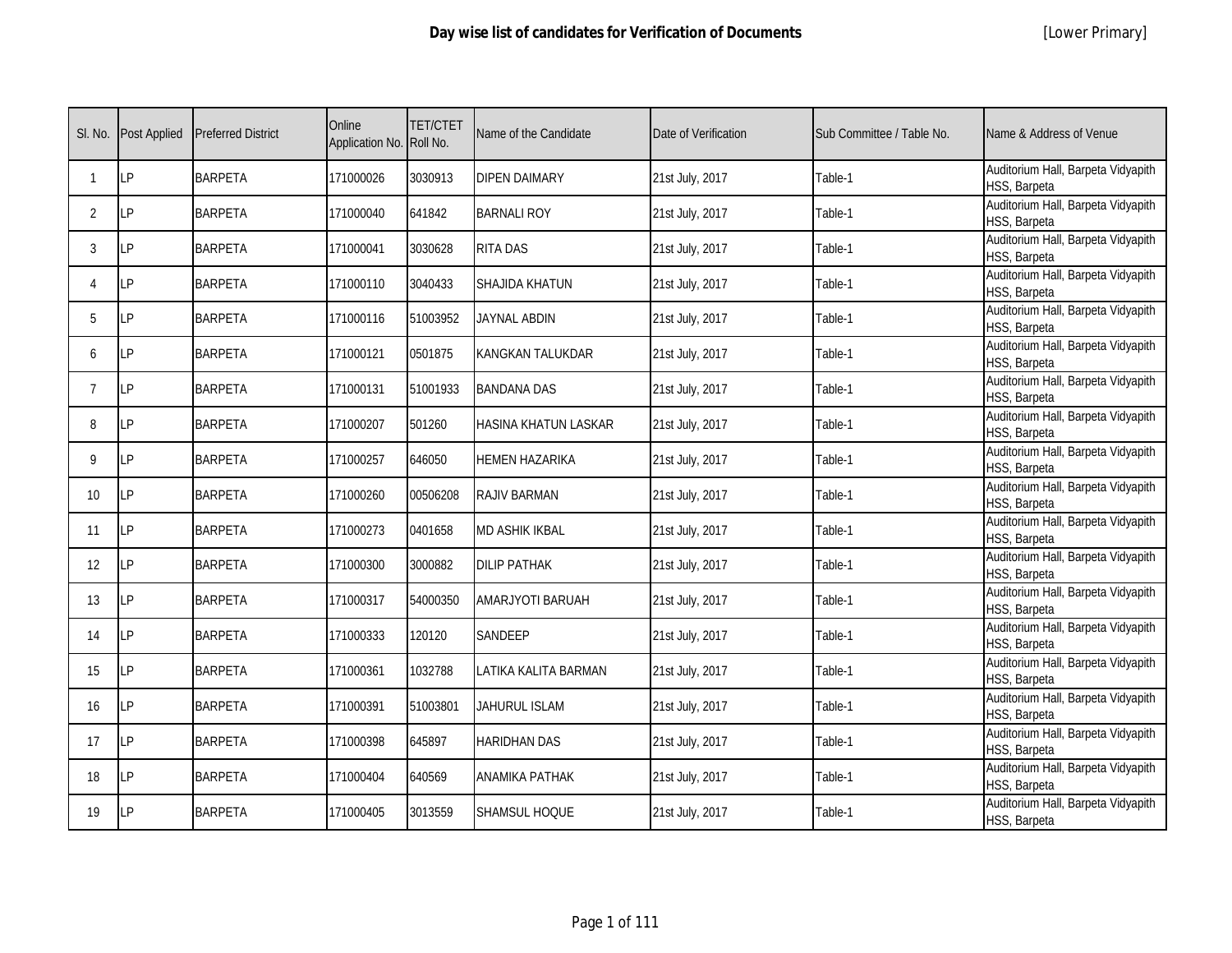# Day wise list of candidates for Verification of Documents

[Lower Primary]

| Sl. No. | Post Applied | Preferred District | Online Application No. | TET/CTET Roll No. | Name of the Candidate | Date of Verification | Sub Committee / Table No. | Name & Address of Venue |
|---|---|---|---|---|---|---|---|---|
| 1 | LP | BARPETA | 171000026 | 3030913 | DIPEN DAIMARY | 21st July, 2017 | Table-1 | Auditorium Hall, Barpeta Vidyapith HSS, Barpeta |
| 2 | LP | BARPETA | 171000040 | 641842 | BARNALI ROY | 21st July, 2017 | Table-1 | Auditorium Hall, Barpeta Vidyapith HSS, Barpeta |
| 3 | LP | BARPETA | 171000041 | 3030628 | RITA DAS | 21st July, 2017 | Table-1 | Auditorium Hall, Barpeta Vidyapith HSS, Barpeta |
| 4 | LP | BARPETA | 171000110 | 3040433 | SHAJIDA KHATUN | 21st July, 2017 | Table-1 | Auditorium Hall, Barpeta Vidyapith HSS, Barpeta |
| 5 | LP | BARPETA | 171000116 | 51003952 | JAYNAL ABDIN | 21st July, 2017 | Table-1 | Auditorium Hall, Barpeta Vidyapith HSS, Barpeta |
| 6 | LP | BARPETA | 171000121 | 0501875 | KANGKAN TALUKDAR | 21st July, 2017 | Table-1 | Auditorium Hall, Barpeta Vidyapith HSS, Barpeta |
| 7 | LP | BARPETA | 171000131 | 51001933 | BANDANA DAS | 21st July, 2017 | Table-1 | Auditorium Hall, Barpeta Vidyapith HSS, Barpeta |
| 8 | LP | BARPETA | 171000207 | 501260 | HASINA KHATUN LASKAR | 21st July, 2017 | Table-1 | Auditorium Hall, Barpeta Vidyapith HSS, Barpeta |
| 9 | LP | BARPETA | 171000257 | 646050 | HEMEN HAZARIKA | 21st July, 2017 | Table-1 | Auditorium Hall, Barpeta Vidyapith HSS, Barpeta |
| 10 | LP | BARPETA | 171000260 | 00506208 | RAJIV BARMAN | 21st July, 2017 | Table-1 | Auditorium Hall, Barpeta Vidyapith HSS, Barpeta |
| 11 | LP | BARPETA | 171000273 | 0401658 | MD ASHIK IKBAL | 21st July, 2017 | Table-1 | Auditorium Hall, Barpeta Vidyapith HSS, Barpeta |
| 12 | LP | BARPETA | 171000300 | 3000882 | DILIP PATHAK | 21st July, 2017 | Table-1 | Auditorium Hall, Barpeta Vidyapith HSS, Barpeta |
| 13 | LP | BARPETA | 171000317 | 54000350 | AMARJYOTI BARUAH | 21st July, 2017 | Table-1 | Auditorium Hall, Barpeta Vidyapith HSS, Barpeta |
| 14 | LP | BARPETA | 171000333 | 120120 | SANDEEP | 21st July, 2017 | Table-1 | Auditorium Hall, Barpeta Vidyapith HSS, Barpeta |
| 15 | LP | BARPETA | 171000361 | 1032788 | LATIKA KALITA BARMAN | 21st July, 2017 | Table-1 | Auditorium Hall, Barpeta Vidyapith HSS, Barpeta |
| 16 | LP | BARPETA | 171000391 | 51003801 | JAHURUL ISLAM | 21st July, 2017 | Table-1 | Auditorium Hall, Barpeta Vidyapith HSS, Barpeta |
| 17 | LP | BARPETA | 171000398 | 645897 | HARIDHAN DAS | 21st July, 2017 | Table-1 | Auditorium Hall, Barpeta Vidyapith HSS, Barpeta |
| 18 | LP | BARPETA | 171000404 | 640569 | ANAMIKA PATHAK | 21st July, 2017 | Table-1 | Auditorium Hall, Barpeta Vidyapith HSS, Barpeta |
| 19 | LP | BARPETA | 171000405 | 3013559 | SHAMSUL HOQUE | 21st July, 2017 | Table-1 | Auditorium Hall, Barpeta Vidyapith HSS, Barpeta |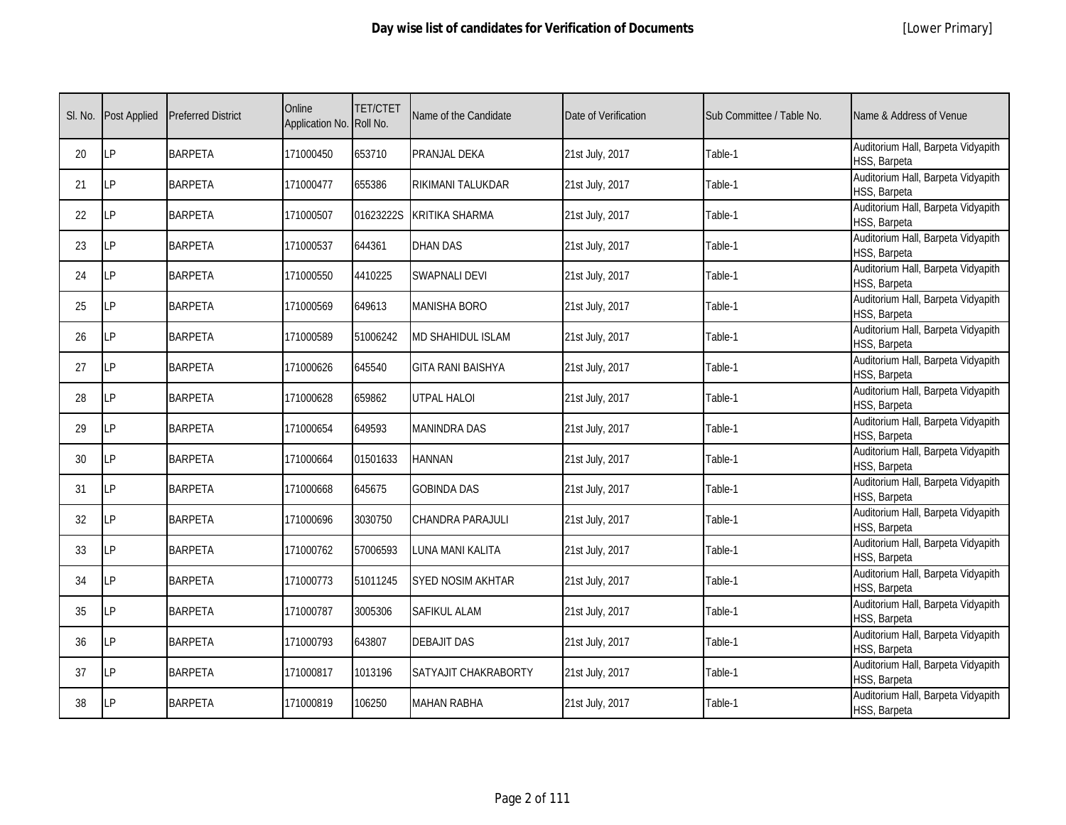# Day wise list of candidates for Verification of Documents

[Lower Primary]

| Sl. No. | Post Applied | Preferred District | Online Application No. | TET/CTET Roll No. | Name of the Candidate | Date of Verification | Sub Committee / Table No. | Name & Address of Venue |
|---|---|---|---|---|---|---|---|---|
| 20 | LP | BARPETA | 171000450 | 653710 | PRANJAL DEKA | 21st July, 2017 | Table-1 | Auditorium Hall, Barpeta Vidyapith HSS, Barpeta |
| 21 | LP | BARPETA | 171000477 | 655386 | RIKIMANI TALUKDAR | 21st July, 2017 | Table-1 | Auditorium Hall, Barpeta Vidyapith HSS, Barpeta |
| 22 | LP | BARPETA | 171000507 | 01623222S | KRITIKA SHARMA | 21st July, 2017 | Table-1 | Auditorium Hall, Barpeta Vidyapith HSS, Barpeta |
| 23 | LP | BARPETA | 171000537 | 644361 | DHAN DAS | 21st July, 2017 | Table-1 | Auditorium Hall, Barpeta Vidyapith HSS, Barpeta |
| 24 | LP | BARPETA | 171000550 | 4410225 | SWAPNALI DEVI | 21st July, 2017 | Table-1 | Auditorium Hall, Barpeta Vidyapith HSS, Barpeta |
| 25 | LP | BARPETA | 171000569 | 649613 | MANISHA BORO | 21st July, 2017 | Table-1 | Auditorium Hall, Barpeta Vidyapith HSS, Barpeta |
| 26 | LP | BARPETA | 171000589 | 51006242 | MD SHAHIDUL ISLAM | 21st July, 2017 | Table-1 | Auditorium Hall, Barpeta Vidyapith HSS, Barpeta |
| 27 | LP | BARPETA | 171000626 | 645540 | GITA RANI BAISHYA | 21st July, 2017 | Table-1 | Auditorium Hall, Barpeta Vidyapith HSS, Barpeta |
| 28 | LP | BARPETA | 171000628 | 659862 | UTPAL HALOI | 21st July, 2017 | Table-1 | Auditorium Hall, Barpeta Vidyapith HSS, Barpeta |
| 29 | LP | BARPETA | 171000654 | 649593 | MANINDRA DAS | 21st July, 2017 | Table-1 | Auditorium Hall, Barpeta Vidyapith HSS, Barpeta |
| 30 | LP | BARPETA | 171000664 | 01501633 | HANNAN | 21st July, 2017 | Table-1 | Auditorium Hall, Barpeta Vidyapith HSS, Barpeta |
| 31 | LP | BARPETA | 171000668 | 645675 | GOBINDA DAS | 21st July, 2017 | Table-1 | Auditorium Hall, Barpeta Vidyapith HSS, Barpeta |
| 32 | LP | BARPETA | 171000696 | 3030750 | CHANDRA PARAJULI | 21st July, 2017 | Table-1 | Auditorium Hall, Barpeta Vidyapith HSS, Barpeta |
| 33 | LP | BARPETA | 171000762 | 57006593 | LUNA MANI KALITA | 21st July, 2017 | Table-1 | Auditorium Hall, Barpeta Vidyapith HSS, Barpeta |
| 34 | LP | BARPETA | 171000773 | 51011245 | SYED NOSIM AKHTAR | 21st July, 2017 | Table-1 | Auditorium Hall, Barpeta Vidyapith HSS, Barpeta |
| 35 | LP | BARPETA | 171000787 | 3005306 | SAFIKUL ALAM | 21st July, 2017 | Table-1 | Auditorium Hall, Barpeta Vidyapith HSS, Barpeta |
| 36 | LP | BARPETA | 171000793 | 643807 | DEBAJIT DAS | 21st July, 2017 | Table-1 | Auditorium Hall, Barpeta Vidyapith HSS, Barpeta |
| 37 | LP | BARPETA | 171000817 | 1013196 | SATYAJIT CHAKRABORTY | 21st July, 2017 | Table-1 | Auditorium Hall, Barpeta Vidyapith HSS, Barpeta |
| 38 | LP | BARPETA | 171000819 | 106250 | MAHAN RABHA | 21st July, 2017 | Table-1 | Auditorium Hall, Barpeta Vidyapith HSS, Barpeta |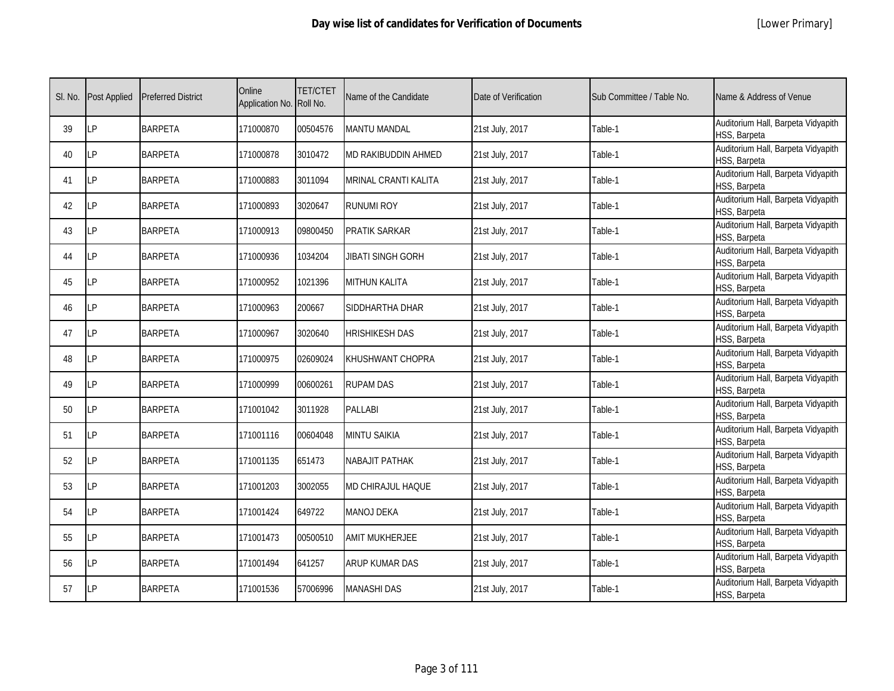# Day wise list of candidates for Verification of Documents

[Lower Primary]

| Sl. No. | Post Applied | Preferred District | Online Application No. | TET/CTET Roll No. | Name of the Candidate | Date of Verification | Sub Committee / Table No. | Name & Address of Venue |
|---|---|---|---|---|---|---|---|---|
| 39 | LP | BARPETA | 171000870 | 00504576 | MANTU MANDAL | 21st July, 2017 | Table-1 | Auditorium Hall, Barpeta Vidyapith HSS, Barpeta |
| 40 | LP | BARPETA | 171000878 | 3010472 | MD RAKIBUDDIN AHMED | 21st July, 2017 | Table-1 | Auditorium Hall, Barpeta Vidyapith HSS, Barpeta |
| 41 | LP | BARPETA | 171000883 | 3011094 | MRINAL CRANTI KALITA | 21st July, 2017 | Table-1 | Auditorium Hall, Barpeta Vidyapith HSS, Barpeta |
| 42 | LP | BARPETA | 171000893 | 3020647 | RUNUMI ROY | 21st July, 2017 | Table-1 | Auditorium Hall, Barpeta Vidyapith HSS, Barpeta |
| 43 | LP | BARPETA | 171000913 | 09800450 | PRATIK SARKAR | 21st July, 2017 | Table-1 | Auditorium Hall, Barpeta Vidyapith HSS, Barpeta |
| 44 | LP | BARPETA | 171000936 | 1034204 | JIBATI SINGH GORH | 21st July, 2017 | Table-1 | Auditorium Hall, Barpeta Vidyapith HSS, Barpeta |
| 45 | LP | BARPETA | 171000952 | 1021396 | MITHUN KALITA | 21st July, 2017 | Table-1 | Auditorium Hall, Barpeta Vidyapith HSS, Barpeta |
| 46 | LP | BARPETA | 171000963 | 200667 | SIDDHARTHA DHAR | 21st July, 2017 | Table-1 | Auditorium Hall, Barpeta Vidyapith HSS, Barpeta |
| 47 | LP | BARPETA | 171000967 | 3020640 | HRISHIKESH DAS | 21st July, 2017 | Table-1 | Auditorium Hall, Barpeta Vidyapith HSS, Barpeta |
| 48 | LP | BARPETA | 171000975 | 02609024 | KHUSHWANT CHOPRA | 21st July, 2017 | Table-1 | Auditorium Hall, Barpeta Vidyapith HSS, Barpeta |
| 49 | LP | BARPETA | 171000999 | 00600261 | RUPAM DAS | 21st July, 2017 | Table-1 | Auditorium Hall, Barpeta Vidyapith HSS, Barpeta |
| 50 | LP | BARPETA | 171001042 | 3011928 | PALLABI | 21st July, 2017 | Table-1 | Auditorium Hall, Barpeta Vidyapith HSS, Barpeta |
| 51 | LP | BARPETA | 171001116 | 00604048 | MINTU SAIKIA | 21st July, 2017 | Table-1 | Auditorium Hall, Barpeta Vidyapith HSS, Barpeta |
| 52 | LP | BARPETA | 171001135 | 651473 | NABAJIT PATHAK | 21st July, 2017 | Table-1 | Auditorium Hall, Barpeta Vidyapith HSS, Barpeta |
| 53 | LP | BARPETA | 171001203 | 3002055 | MD CHIRAJUL HAQUE | 21st July, 2017 | Table-1 | Auditorium Hall, Barpeta Vidyapith HSS, Barpeta |
| 54 | LP | BARPETA | 171001424 | 649722 | MANOJ DEKA | 21st July, 2017 | Table-1 | Auditorium Hall, Barpeta Vidyapith HSS, Barpeta |
| 55 | LP | BARPETA | 171001473 | 00500510 | AMIT MUKHERJEE | 21st July, 2017 | Table-1 | Auditorium Hall, Barpeta Vidyapith HSS, Barpeta |
| 56 | LP | BARPETA | 171001494 | 641257 | ARUP KUMAR DAS | 21st July, 2017 | Table-1 | Auditorium Hall, Barpeta Vidyapith HSS, Barpeta |
| 57 | LP | BARPETA | 171001536 | 57006996 | MANASHI DAS | 21st July, 2017 | Table-1 | Auditorium Hall, Barpeta Vidyapith HSS, Barpeta |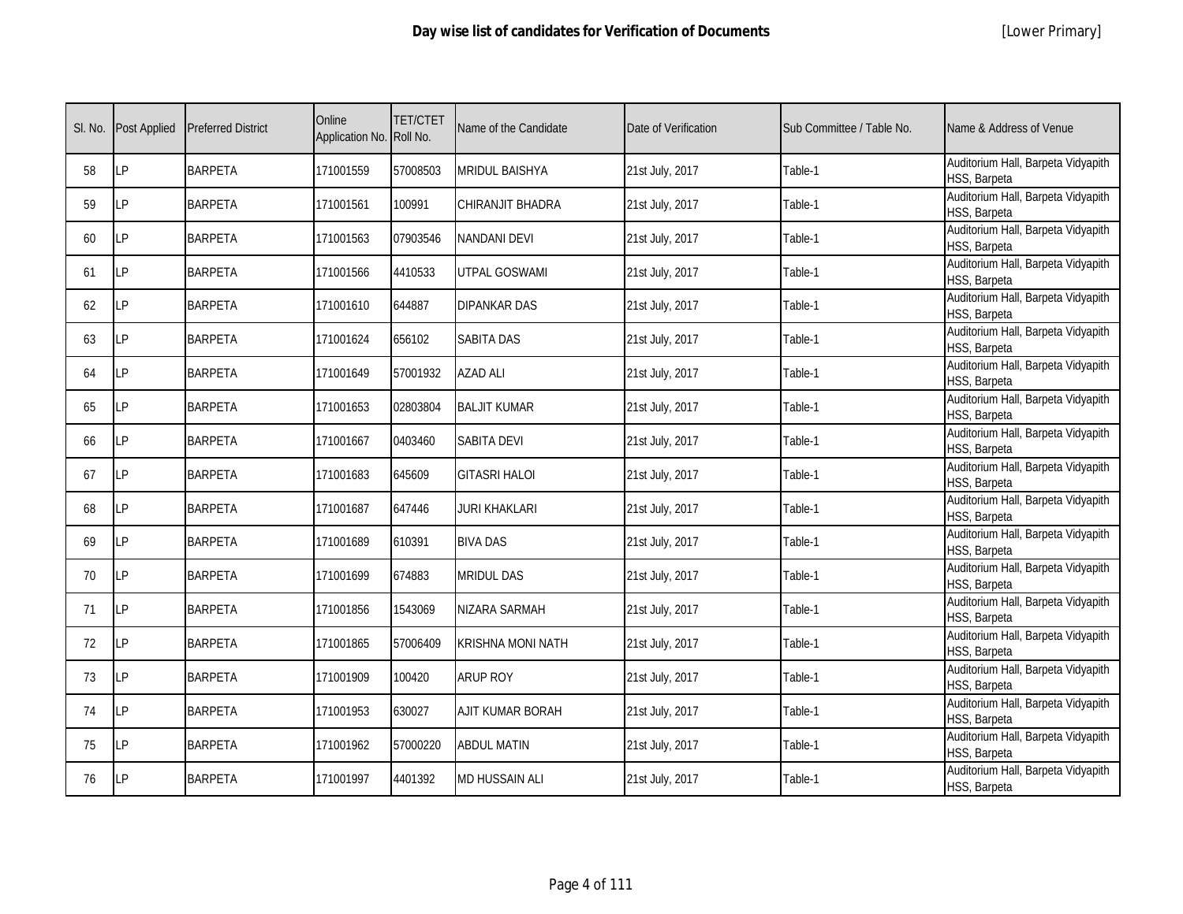# Day wise list of candidates for Verification of Documents

[Lower Primary]

| Sl. No. | Post Applied | Preferred District | Online Application No. | TET/CTET Roll No. | Name of the Candidate | Date of Verification | Sub Committee / Table No. | Name & Address of Venue |
|---|---|---|---|---|---|---|---|---|
| 58 | LP | BARPETA | 171001559 | 57008503 | MRIDUL BAISHYA | 21st July, 2017 | Table-1 | Auditorium Hall, Barpeta Vidyapith HSS, Barpeta |
| 59 | LP | BARPETA | 171001561 | 100991 | CHIRANJIT BHADRA | 21st July, 2017 | Table-1 | Auditorium Hall, Barpeta Vidyapith HSS, Barpeta |
| 60 | LP | BARPETA | 171001563 | 07903546 | NANDANI DEVI | 21st July, 2017 | Table-1 | Auditorium Hall, Barpeta Vidyapith HSS, Barpeta |
| 61 | LP | BARPETA | 171001566 | 4410533 | UTPAL GOSWAMI | 21st July, 2017 | Table-1 | Auditorium Hall, Barpeta Vidyapith HSS, Barpeta |
| 62 | LP | BARPETA | 171001610 | 644887 | DIPANKAR DAS | 21st July, 2017 | Table-1 | Auditorium Hall, Barpeta Vidyapith HSS, Barpeta |
| 63 | LP | BARPETA | 171001624 | 656102 | SABITA DAS | 21st July, 2017 | Table-1 | Auditorium Hall, Barpeta Vidyapith HSS, Barpeta |
| 64 | LP | BARPETA | 171001649 | 57001932 | AZAD ALI | 21st July, 2017 | Table-1 | Auditorium Hall, Barpeta Vidyapith HSS, Barpeta |
| 65 | LP | BARPETA | 171001653 | 02803804 | BALJIT KUMAR | 21st July, 2017 | Table-1 | Auditorium Hall, Barpeta Vidyapith HSS, Barpeta |
| 66 | LP | BARPETA | 171001667 | 0403460 | SABITA DEVI | 21st July, 2017 | Table-1 | Auditorium Hall, Barpeta Vidyapith HSS, Barpeta |
| 67 | LP | BARPETA | 171001683 | 645609 | GITASRI HALOI | 21st July, 2017 | Table-1 | Auditorium Hall, Barpeta Vidyapith HSS, Barpeta |
| 68 | LP | BARPETA | 171001687 | 647446 | JURI KHAKLARI | 21st July, 2017 | Table-1 | Auditorium Hall, Barpeta Vidyapith HSS, Barpeta |
| 69 | LP | BARPETA | 171001689 | 610391 | BIVA DAS | 21st July, 2017 | Table-1 | Auditorium Hall, Barpeta Vidyapith HSS, Barpeta |
| 70 | LP | BARPETA | 171001699 | 674883 | MRIDUL DAS | 21st July, 2017 | Table-1 | Auditorium Hall, Barpeta Vidyapith HSS, Barpeta |
| 71 | LP | BARPETA | 171001856 | 1543069 | NIZARA SARMAH | 21st July, 2017 | Table-1 | Auditorium Hall, Barpeta Vidyapith HSS, Barpeta |
| 72 | LP | BARPETA | 171001865 | 57006409 | KRISHNA MONI NATH | 21st July, 2017 | Table-1 | Auditorium Hall, Barpeta Vidyapith HSS, Barpeta |
| 73 | LP | BARPETA | 171001909 | 100420 | ARUP ROY | 21st July, 2017 | Table-1 | Auditorium Hall, Barpeta Vidyapith HSS, Barpeta |
| 74 | LP | BARPETA | 171001953 | 630027 | AJIT KUMAR BORAH | 21st July, 2017 | Table-1 | Auditorium Hall, Barpeta Vidyapith HSS, Barpeta |
| 75 | LP | BARPETA | 171001962 | 57000220 | ABDUL MATIN | 21st July, 2017 | Table-1 | Auditorium Hall, Barpeta Vidyapith HSS, Barpeta |
| 76 | LP | BARPETA | 171001997 | 4401392 | MD HUSSAIN ALI | 21st July, 2017 | Table-1 | Auditorium Hall, Barpeta Vidyapith HSS, Barpeta |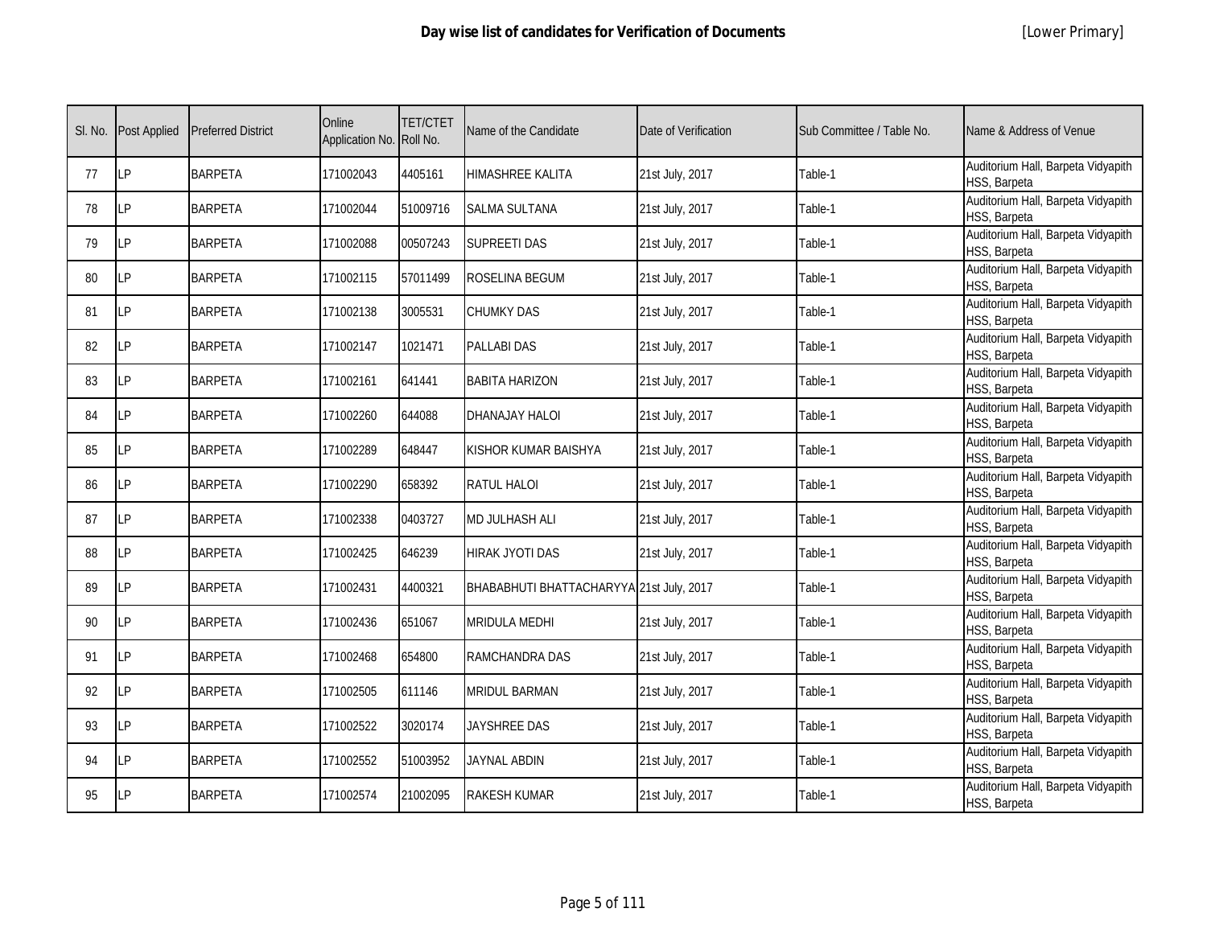# Day wise list of candidates for Verification of Documents

[Lower Primary]

| Sl. No. | Post Applied | Preferred District | Online Application No. | TET/CTET Roll No. | Name of the Candidate | Date of Verification | Sub Committee / Table No. | Name & Address of Venue |
|---|---|---|---|---|---|---|---|---|
| 77 | LP | BARPETA | 171002043 | 4405161 | HIMASHREE KALITA | 21st July, 2017 | Table-1 | Auditorium Hall, Barpeta Vidyapith HSS, Barpeta |
| 78 | LP | BARPETA | 171002044 | 51009716 | SALMA SULTANA | 21st July, 2017 | Table-1 | Auditorium Hall, Barpeta Vidyapith HSS, Barpeta |
| 79 | LP | BARPETA | 171002088 | 00507243 | SUPREETI DAS | 21st July, 2017 | Table-1 | Auditorium Hall, Barpeta Vidyapith HSS, Barpeta |
| 80 | LP | BARPETA | 171002115 | 57011499 | ROSELINA BEGUM | 21st July, 2017 | Table-1 | Auditorium Hall, Barpeta Vidyapith HSS, Barpeta |
| 81 | LP | BARPETA | 171002138 | 3005531 | CHUMKY DAS | 21st July, 2017 | Table-1 | Auditorium Hall, Barpeta Vidyapith HSS, Barpeta |
| 82 | LP | BARPETA | 171002147 | 1021471 | PALLABI DAS | 21st July, 2017 | Table-1 | Auditorium Hall, Barpeta Vidyapith HSS, Barpeta |
| 83 | LP | BARPETA | 171002161 | 641441 | BABITA HARIZON | 21st July, 2017 | Table-1 | Auditorium Hall, Barpeta Vidyapith HSS, Barpeta |
| 84 | LP | BARPETA | 171002260 | 644088 | DHANAJAY HALOI | 21st July, 2017 | Table-1 | Auditorium Hall, Barpeta Vidyapith HSS, Barpeta |
| 85 | LP | BARPETA | 171002289 | 648447 | KISHOR KUMAR BAISHYA | 21st July, 2017 | Table-1 | Auditorium Hall, Barpeta Vidyapith HSS, Barpeta |
| 86 | LP | BARPETA | 171002290 | 658392 | RATUL HALOI | 21st July, 2017 | Table-1 | Auditorium Hall, Barpeta Vidyapith HSS, Barpeta |
| 87 | LP | BARPETA | 171002338 | 0403727 | MD JULHASH ALI | 21st July, 2017 | Table-1 | Auditorium Hall, Barpeta Vidyapith HSS, Barpeta |
| 88 | LP | BARPETA | 171002425 | 646239 | HIRAK JYOTI DAS | 21st July, 2017 | Table-1 | Auditorium Hall, Barpeta Vidyapith HSS, Barpeta |
| 89 | LP | BARPETA | 171002431 | 4400321 | BHABABHUTI BHATTACHARYYA | 21st July, 2017 | Table-1 | Auditorium Hall, Barpeta Vidyapith HSS, Barpeta |
| 90 | LP | BARPETA | 171002436 | 651067 | MRIDULA MEDHI | 21st July, 2017 | Table-1 | Auditorium Hall, Barpeta Vidyapith HSS, Barpeta |
| 91 | LP | BARPETA | 171002468 | 654800 | RAMCHANDRA DAS | 21st July, 2017 | Table-1 | Auditorium Hall, Barpeta Vidyapith HSS, Barpeta |
| 92 | LP | BARPETA | 171002505 | 611146 | MRIDUL BARMAN | 21st July, 2017 | Table-1 | Auditorium Hall, Barpeta Vidyapith HSS, Barpeta |
| 93 | LP | BARPETA | 171002522 | 3020174 | JAYSHREE DAS | 21st July, 2017 | Table-1 | Auditorium Hall, Barpeta Vidyapith HSS, Barpeta |
| 94 | LP | BARPETA | 171002552 | 51003952 | JAYNAL ABDIN | 21st July, 2017 | Table-1 | Auditorium Hall, Barpeta Vidyapith HSS, Barpeta |
| 95 | LP | BARPETA | 171002574 | 21002095 | RAKESH KUMAR | 21st July, 2017 | Table-1 | Auditorium Hall, Barpeta Vidyapith HSS, Barpeta |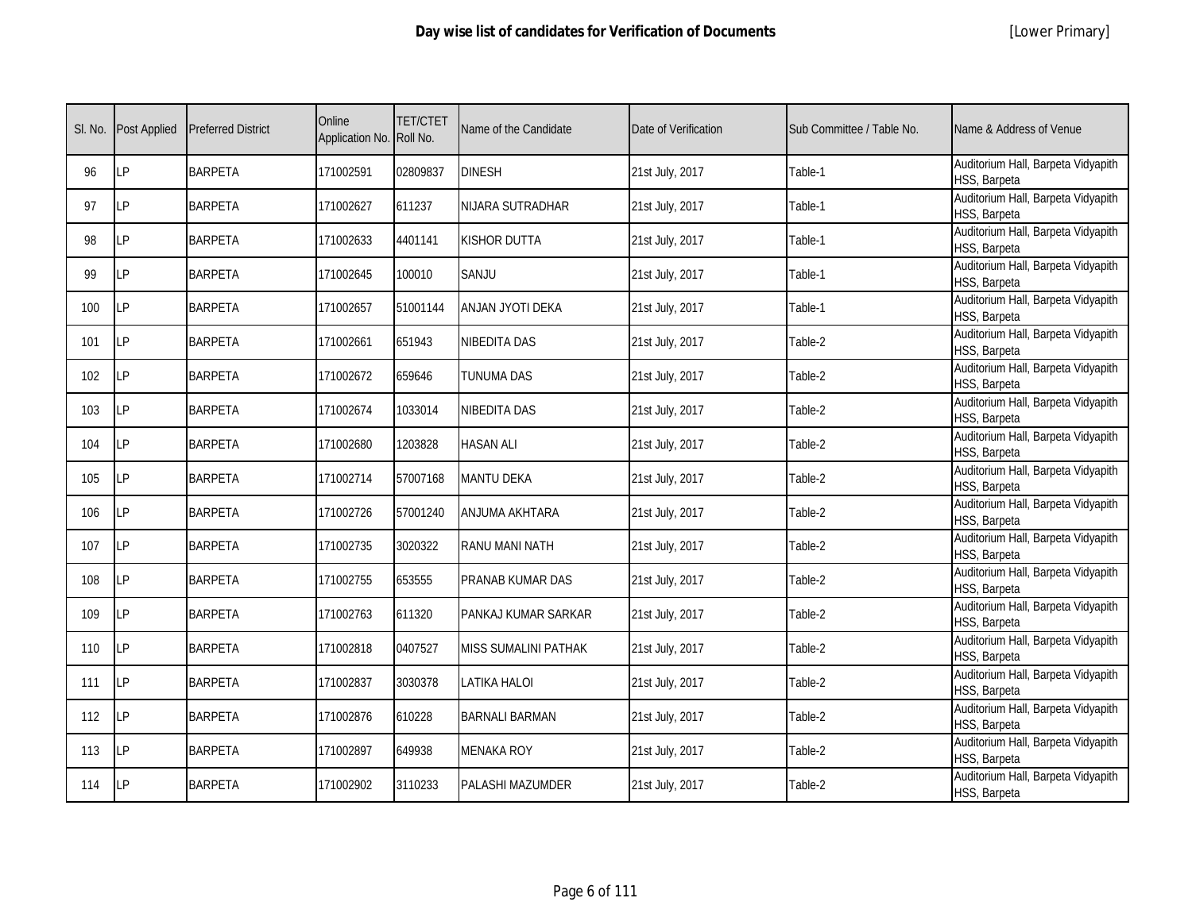# Day wise list of candidates for Verification of Documents

[Lower Primary]

| Sl. No. | Post Applied | Preferred District | Online Application No. | TET/CTET Roll No. | Name of the Candidate | Date of Verification | Sub Committee / Table No. | Name & Address of Venue |
|---|---|---|---|---|---|---|---|---|
| 96 | LP | BARPETA | 171002591 | 02809837 | DINESH | 21st July, 2017 | Table-1 | Auditorium Hall, Barpeta Vidyapith HSS, Barpeta |
| 97 | LP | BARPETA | 171002627 | 611237 | NIJARA SUTRADHAR | 21st July, 2017 | Table-1 | Auditorium Hall, Barpeta Vidyapith HSS, Barpeta |
| 98 | LP | BARPETA | 171002633 | 4401141 | KISHOR DUTTA | 21st July, 2017 | Table-1 | Auditorium Hall, Barpeta Vidyapith HSS, Barpeta |
| 99 | LP | BARPETA | 171002645 | 100010 | SANJU | 21st July, 2017 | Table-1 | Auditorium Hall, Barpeta Vidyapith HSS, Barpeta |
| 100 | LP | BARPETA | 171002657 | 51001144 | ANJAN JYOTI DEKA | 21st July, 2017 | Table-1 | Auditorium Hall, Barpeta Vidyapith HSS, Barpeta |
| 101 | LP | BARPETA | 171002661 | 651943 | NIBEDITA DAS | 21st July, 2017 | Table-2 | Auditorium Hall, Barpeta Vidyapith HSS, Barpeta |
| 102 | LP | BARPETA | 171002672 | 659646 | TUNUMA DAS | 21st July, 2017 | Table-2 | Auditorium Hall, Barpeta Vidyapith HSS, Barpeta |
| 103 | LP | BARPETA | 171002674 | 1033014 | NIBEDITA DAS | 21st July, 2017 | Table-2 | Auditorium Hall, Barpeta Vidyapith HSS, Barpeta |
| 104 | LP | BARPETA | 171002680 | 1203828 | HASAN ALI | 21st July, 2017 | Table-2 | Auditorium Hall, Barpeta Vidyapith HSS, Barpeta |
| 105 | LP | BARPETA | 171002714 | 57007168 | MANTU DEKA | 21st July, 2017 | Table-2 | Auditorium Hall, Barpeta Vidyapith HSS, Barpeta |
| 106 | LP | BARPETA | 171002726 | 57001240 | ANJUMA AKHTARA | 21st July, 2017 | Table-2 | Auditorium Hall, Barpeta Vidyapith HSS, Barpeta |
| 107 | LP | BARPETA | 171002735 | 3020322 | RANU MANI NATH | 21st July, 2017 | Table-2 | Auditorium Hall, Barpeta Vidyapith HSS, Barpeta |
| 108 | LP | BARPETA | 171002755 | 653555 | PRANAB KUMAR DAS | 21st July, 2017 | Table-2 | Auditorium Hall, Barpeta Vidyapith HSS, Barpeta |
| 109 | LP | BARPETA | 171002763 | 611320 | PANKAJ KUMAR SARKAR | 21st July, 2017 | Table-2 | Auditorium Hall, Barpeta Vidyapith HSS, Barpeta |
| 110 | LP | BARPETA | 171002818 | 0407527 | MISS SUMALINI PATHAK | 21st July, 2017 | Table-2 | Auditorium Hall, Barpeta Vidyapith HSS, Barpeta |
| 111 | LP | BARPETA | 171002837 | 3030378 | LATIKA HALOI | 21st July, 2017 | Table-2 | Auditorium Hall, Barpeta Vidyapith HSS, Barpeta |
| 112 | LP | BARPETA | 171002876 | 610228 | BARNALI BARMAN | 21st July, 2017 | Table-2 | Auditorium Hall, Barpeta Vidyapith HSS, Barpeta |
| 113 | LP | BARPETA | 171002897 | 649938 | MENAKA ROY | 21st July, 2017 | Table-2 | Auditorium Hall, Barpeta Vidyapith HSS, Barpeta |
| 114 | LP | BARPETA | 171002902 | 3110233 | PALASHI MAZUMDER | 21st July, 2017 | Table-2 | Auditorium Hall, Barpeta Vidyapith HSS, Barpeta |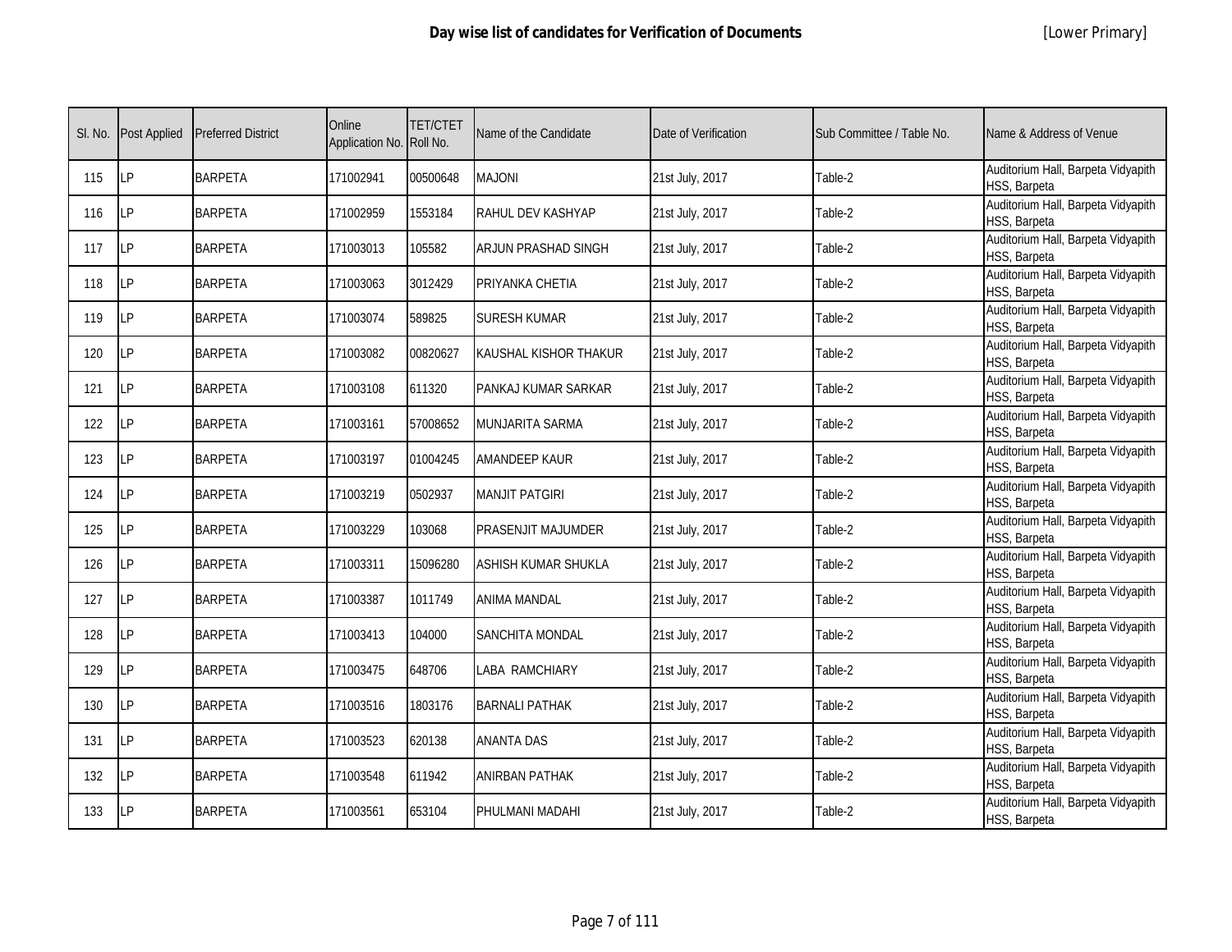# Day wise list of candidates for Verification of Documents

[Lower Primary]

| Sl. No. | Post Applied | Preferred District | Online Application No. | TET/CTET Roll No. | Name of the Candidate | Date of Verification | Sub Committee / Table No. | Name & Address of Venue |
|---|---|---|---|---|---|---|---|---|
| 115 | LP | BARPETA | 171002941 | 00500648 | MAJONI | 21st July, 2017 | Table-2 | Auditorium Hall, Barpeta Vidyapith HSS, Barpeta |
| 116 | LP | BARPETA | 171002959 | 1553184 | RAHUL DEV KASHYAP | 21st July, 2017 | Table-2 | Auditorium Hall, Barpeta Vidyapith HSS, Barpeta |
| 117 | LP | BARPETA | 171003013 | 105582 | ARJUN PRASHAD SINGH | 21st July, 2017 | Table-2 | Auditorium Hall, Barpeta Vidyapith HSS, Barpeta |
| 118 | LP | BARPETA | 171003063 | 3012429 | PRIYANKA CHETIA | 21st July, 2017 | Table-2 | Auditorium Hall, Barpeta Vidyapith HSS, Barpeta |
| 119 | LP | BARPETA | 171003074 | 589825 | SURESH KUMAR | 21st July, 2017 | Table-2 | Auditorium Hall, Barpeta Vidyapith HSS, Barpeta |
| 120 | LP | BARPETA | 171003082 | 00820627 | KAUSHAL KISHOR THAKUR | 21st July, 2017 | Table-2 | Auditorium Hall, Barpeta Vidyapith HSS, Barpeta |
| 121 | LP | BARPETA | 171003108 | 611320 | PANKAJ KUMAR SARKAR | 21st July, 2017 | Table-2 | Auditorium Hall, Barpeta Vidyapith HSS, Barpeta |
| 122 | LP | BARPETA | 171003161 | 57008652 | MUNJARITA SARMA | 21st July, 2017 | Table-2 | Auditorium Hall, Barpeta Vidyapith HSS, Barpeta |
| 123 | LP | BARPETA | 171003197 | 01004245 | AMANDEEP KAUR | 21st July, 2017 | Table-2 | Auditorium Hall, Barpeta Vidyapith HSS, Barpeta |
| 124 | LP | BARPETA | 171003219 | 0502937 | MANJIT PATGIRI | 21st July, 2017 | Table-2 | Auditorium Hall, Barpeta Vidyapith HSS, Barpeta |
| 125 | LP | BARPETA | 171003229 | 103068 | PRASENJIT MAJUMDER | 21st July, 2017 | Table-2 | Auditorium Hall, Barpeta Vidyapith HSS, Barpeta |
| 126 | LP | BARPETA | 171003311 | 15096280 | ASHISH KUMAR SHUKLA | 21st July, 2017 | Table-2 | Auditorium Hall, Barpeta Vidyapith HSS, Barpeta |
| 127 | LP | BARPETA | 171003387 | 1011749 | ANIMA MANDAL | 21st July, 2017 | Table-2 | Auditorium Hall, Barpeta Vidyapith HSS, Barpeta |
| 128 | LP | BARPETA | 171003413 | 104000 | SANCHITA MONDAL | 21st July, 2017 | Table-2 | Auditorium Hall, Barpeta Vidyapith HSS, Barpeta |
| 129 | LP | BARPETA | 171003475 | 648706 | LABA RAMCHIARY | 21st July, 2017 | Table-2 | Auditorium Hall, Barpeta Vidyapith HSS, Barpeta |
| 130 | LP | BARPETA | 171003516 | 1803176 | BARNALI PATHAK | 21st July, 2017 | Table-2 | Auditorium Hall, Barpeta Vidyapith HSS, Barpeta |
| 131 | LP | BARPETA | 171003523 | 620138 | ANANTA DAS | 21st July, 2017 | Table-2 | Auditorium Hall, Barpeta Vidyapith HSS, Barpeta |
| 132 | LP | BARPETA | 171003548 | 611942 | ANIRBAN PATHAK | 21st July, 2017 | Table-2 | Auditorium Hall, Barpeta Vidyapith HSS, Barpeta |
| 133 | LP | BARPETA | 171003561 | 653104 | PHULMANI MADAHI | 21st July, 2017 | Table-2 | Auditorium Hall, Barpeta Vidyapith HSS, Barpeta |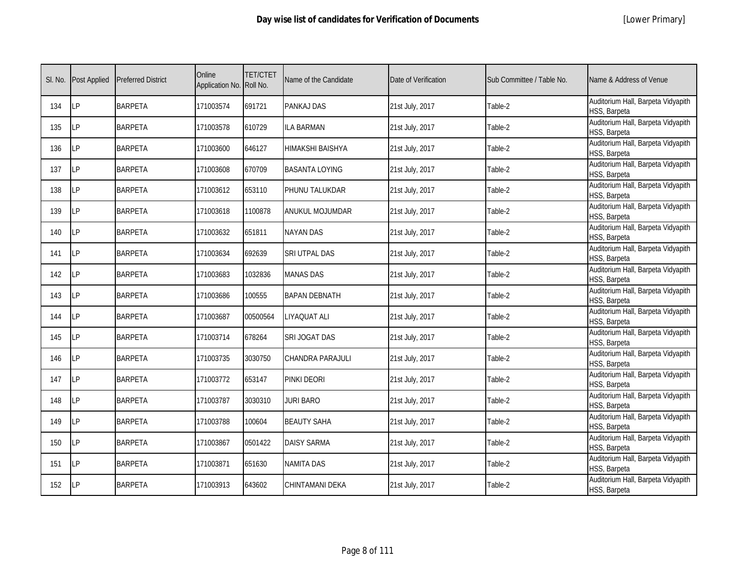# Day wise list of candidates for Verification of Documents

[Lower Primary]

| Sl. No. | Post Applied | Preferred District | Online Application No. | TET/CTET Roll No. | Name of the Candidate | Date of Verification | Sub Committee / Table No. | Name & Address of Venue |
|---|---|---|---|---|---|---|---|---|
| 134 | LP | BARPETA | 171003574 | 691721 | PANKAJ DAS | 21st July, 2017 | Table-2 | Auditorium Hall, Barpeta Vidyapith HSS, Barpeta |
| 135 | LP | BARPETA | 171003578 | 610729 | ILA BARMAN | 21st July, 2017 | Table-2 | Auditorium Hall, Barpeta Vidyapith HSS, Barpeta |
| 136 | LP | BARPETA | 171003600 | 646127 | HIMAKSHI BAISHYA | 21st July, 2017 | Table-2 | Auditorium Hall, Barpeta Vidyapith HSS, Barpeta |
| 137 | LP | BARPETA | 171003608 | 670709 | BASANTA LOYING | 21st July, 2017 | Table-2 | Auditorium Hall, Barpeta Vidyapith HSS, Barpeta |
| 138 | LP | BARPETA | 171003612 | 653110 | PHUNU TALUKDAR | 21st July, 2017 | Table-2 | Auditorium Hall, Barpeta Vidyapith HSS, Barpeta |
| 139 | LP | BARPETA | 171003618 | 1100878 | ANUKUL MOJUMDAR | 21st July, 2017 | Table-2 | Auditorium Hall, Barpeta Vidyapith HSS, Barpeta |
| 140 | LP | BARPETA | 171003632 | 651811 | NAYAN DAS | 21st July, 2017 | Table-2 | Auditorium Hall, Barpeta Vidyapith HSS, Barpeta |
| 141 | LP | BARPETA | 171003634 | 692639 | SRI UTPAL DAS | 21st July, 2017 | Table-2 | Auditorium Hall, Barpeta Vidyapith HSS, Barpeta |
| 142 | LP | BARPETA | 171003683 | 1032836 | MANAS DAS | 21st July, 2017 | Table-2 | Auditorium Hall, Barpeta Vidyapith HSS, Barpeta |
| 143 | LP | BARPETA | 171003686 | 100555 | BAPAN DEBNATH | 21st July, 2017 | Table-2 | Auditorium Hall, Barpeta Vidyapith HSS, Barpeta |
| 144 | LP | BARPETA | 171003687 | 00500564 | LIYAQUAT ALI | 21st July, 2017 | Table-2 | Auditorium Hall, Barpeta Vidyapith HSS, Barpeta |
| 145 | LP | BARPETA | 171003714 | 678264 | SRI JOGAT DAS | 21st July, 2017 | Table-2 | Auditorium Hall, Barpeta Vidyapith HSS, Barpeta |
| 146 | LP | BARPETA | 171003735 | 3030750 | CHANDRA PARAJULI | 21st July, 2017 | Table-2 | Auditorium Hall, Barpeta Vidyapith HSS, Barpeta |
| 147 | LP | BARPETA | 171003772 | 653147 | PINKI DEORI | 21st July, 2017 | Table-2 | Auditorium Hall, Barpeta Vidyapith HSS, Barpeta |
| 148 | LP | BARPETA | 171003787 | 3030310 | JURI BARO | 21st July, 2017 | Table-2 | Auditorium Hall, Barpeta Vidyapith HSS, Barpeta |
| 149 | LP | BARPETA | 171003788 | 100604 | BEAUTY SAHA | 21st July, 2017 | Table-2 | Auditorium Hall, Barpeta Vidyapith HSS, Barpeta |
| 150 | LP | BARPETA | 171003867 | 0501422 | DAISY SARMA | 21st July, 2017 | Table-2 | Auditorium Hall, Barpeta Vidyapith HSS, Barpeta |
| 151 | LP | BARPETA | 171003871 | 651630 | NAMITA DAS | 21st July, 2017 | Table-2 | Auditorium Hall, Barpeta Vidyapith HSS, Barpeta |
| 152 | LP | BARPETA | 171003913 | 643602 | CHINTAMANI DEKA | 21st July, 2017 | Table-2 | Auditorium Hall, Barpeta Vidyapith HSS, Barpeta |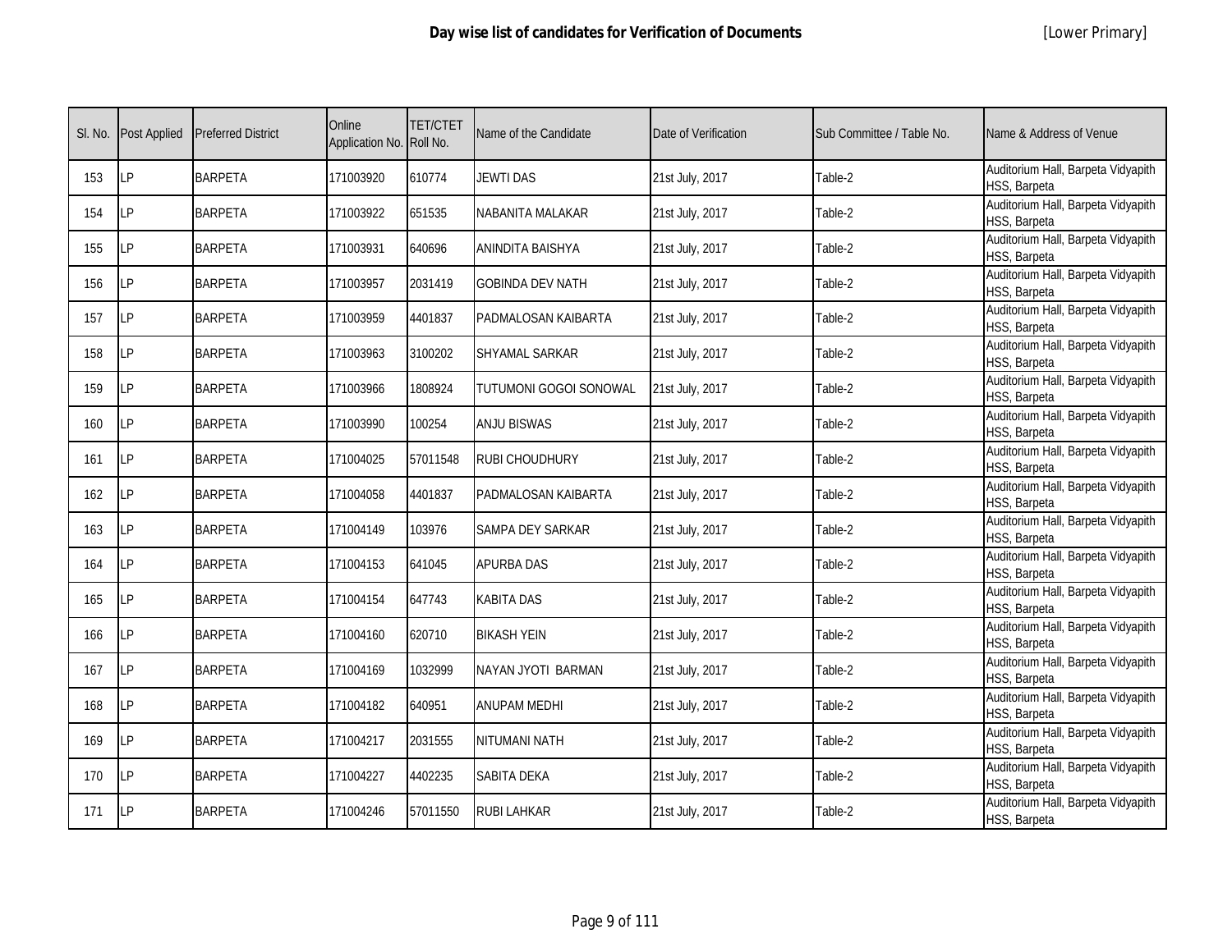# Day wise list of candidates for Verification of Documents

[Lower Primary]

| Sl. No. | Post Applied | Preferred District | Online Application No. | TET/CTET Roll No. | Name of the Candidate | Date of Verification | Sub Committee / Table No. | Name & Address of Venue |
|---|---|---|---|---|---|---|---|---|
| 153 | LP | BARPETA | 171003920 | 610774 | JEWTI DAS | 21st July, 2017 | Table-2 | Auditorium Hall, Barpeta Vidyapith HSS, Barpeta |
| 154 | LP | BARPETA | 171003922 | 651535 | NABANITA MALAKAR | 21st July, 2017 | Table-2 | Auditorium Hall, Barpeta Vidyapith HSS, Barpeta |
| 155 | LP | BARPETA | 171003931 | 640696 | ANINDITA BAISHYA | 21st July, 2017 | Table-2 | Auditorium Hall, Barpeta Vidyapith HSS, Barpeta |
| 156 | LP | BARPETA | 171003957 | 2031419 | GOBINDA DEV NATH | 21st July, 2017 | Table-2 | Auditorium Hall, Barpeta Vidyapith HSS, Barpeta |
| 157 | LP | BARPETA | 171003959 | 4401837 | PADMALOSAN KAIBARTA | 21st July, 2017 | Table-2 | Auditorium Hall, Barpeta Vidyapith HSS, Barpeta |
| 158 | LP | BARPETA | 171003963 | 3100202 | SHYAMAL SARKAR | 21st July, 2017 | Table-2 | Auditorium Hall, Barpeta Vidyapith HSS, Barpeta |
| 159 | LP | BARPETA | 171003966 | 1808924 | TUTUMONI GOGOI SONOWAL | 21st July, 2017 | Table-2 | Auditorium Hall, Barpeta Vidyapith HSS, Barpeta |
| 160 | LP | BARPETA | 171003990 | 100254 | ANJU BISWAS | 21st July, 2017 | Table-2 | Auditorium Hall, Barpeta Vidyapith HSS, Barpeta |
| 161 | LP | BARPETA | 171004025 | 57011548 | RUBI CHOUDHURY | 21st July, 2017 | Table-2 | Auditorium Hall, Barpeta Vidyapith HSS, Barpeta |
| 162 | LP | BARPETA | 171004058 | 4401837 | PADMALOSAN KAIBARTA | 21st July, 2017 | Table-2 | Auditorium Hall, Barpeta Vidyapith HSS, Barpeta |
| 163 | LP | BARPETA | 171004149 | 103976 | SAMPA DEY SARKAR | 21st July, 2017 | Table-2 | Auditorium Hall, Barpeta Vidyapith HSS, Barpeta |
| 164 | LP | BARPETA | 171004153 | 641045 | APURBA DAS | 21st July, 2017 | Table-2 | Auditorium Hall, Barpeta Vidyapith HSS, Barpeta |
| 165 | LP | BARPETA | 171004154 | 647743 | KABITA DAS | 21st July, 2017 | Table-2 | Auditorium Hall, Barpeta Vidyapith HSS, Barpeta |
| 166 | LP | BARPETA | 171004160 | 620710 | BIKASH YEIN | 21st July, 2017 | Table-2 | Auditorium Hall, Barpeta Vidyapith HSS, Barpeta |
| 167 | LP | BARPETA | 171004169 | 1032999 | NAYAN JYOTI BARMAN | 21st July, 2017 | Table-2 | Auditorium Hall, Barpeta Vidyapith HSS, Barpeta |
| 168 | LP | BARPETA | 171004182 | 640951 | ANUPAM MEDHI | 21st July, 2017 | Table-2 | Auditorium Hall, Barpeta Vidyapith HSS, Barpeta |
| 169 | LP | BARPETA | 171004217 | 2031555 | NITUMANI NATH | 21st July, 2017 | Table-2 | Auditorium Hall, Barpeta Vidyapith HSS, Barpeta |
| 170 | LP | BARPETA | 171004227 | 4402235 | SABITA DEKA | 21st July, 2017 | Table-2 | Auditorium Hall, Barpeta Vidyapith HSS, Barpeta |
| 171 | LP | BARPETA | 171004246 | 57011550 | RUBI LAHKAR | 21st July, 2017 | Table-2 | Auditorium Hall, Barpeta Vidyapith HSS, Barpeta |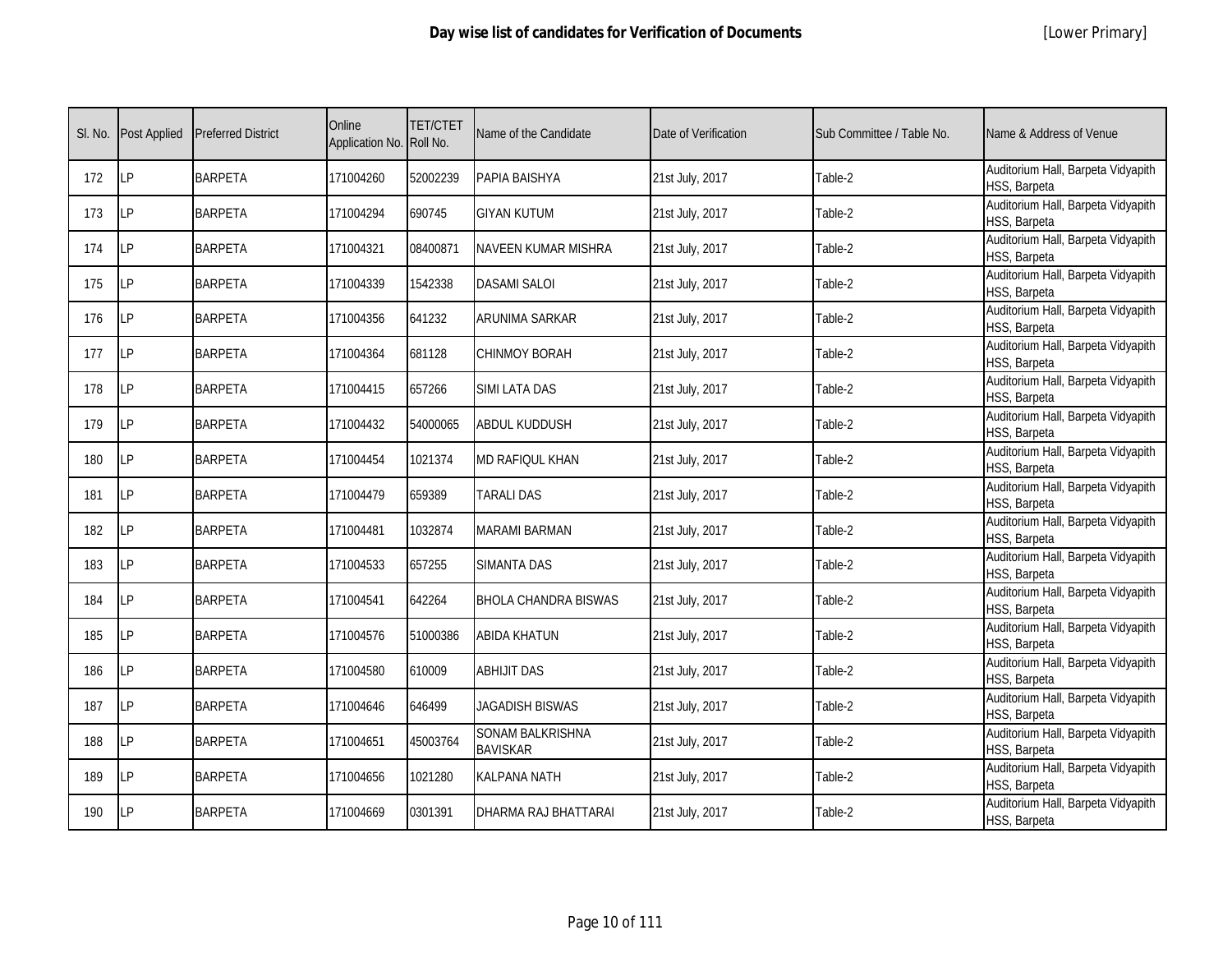# Day wise list of candidates for Verification of Documents

[Lower Primary]

| Sl. No. | Post Applied | Preferred District | Online Application No. | TET/CTET Roll No. | Name of the Candidate | Date of Verification | Sub Committee / Table No. | Name & Address of Venue |
|---|---|---|---|---|---|---|---|---|
| 172 | LP | BARPETA | 171004260 | 52002239 | PAPIA BAISHYA | 21st July, 2017 | Table-2 | Auditorium Hall, Barpeta Vidyapith HSS, Barpeta |
| 173 | LP | BARPETA | 171004294 | 690745 | GIYAN KUTUM | 21st July, 2017 | Table-2 | Auditorium Hall, Barpeta Vidyapith HSS, Barpeta |
| 174 | LP | BARPETA | 171004321 | 08400871 | NAVEEN KUMAR MISHRA | 21st July, 2017 | Table-2 | Auditorium Hall, Barpeta Vidyapith HSS, Barpeta |
| 175 | LP | BARPETA | 171004339 | 1542338 | DASAMI SALOI | 21st July, 2017 | Table-2 | Auditorium Hall, Barpeta Vidyapith HSS, Barpeta |
| 176 | LP | BARPETA | 171004356 | 641232 | ARUNIMA SARKAR | 21st July, 2017 | Table-2 | Auditorium Hall, Barpeta Vidyapith HSS, Barpeta |
| 177 | LP | BARPETA | 171004364 | 681128 | CHINMOY BORAH | 21st July, 2017 | Table-2 | Auditorium Hall, Barpeta Vidyapith HSS, Barpeta |
| 178 | LP | BARPETA | 171004415 | 657266 | SIMI LATA DAS | 21st July, 2017 | Table-2 | Auditorium Hall, Barpeta Vidyapith HSS, Barpeta |
| 179 | LP | BARPETA | 171004432 | 54000065 | ABDUL KUDDUSH | 21st July, 2017 | Table-2 | Auditorium Hall, Barpeta Vidyapith HSS, Barpeta |
| 180 | LP | BARPETA | 171004454 | 1021374 | MD RAFIQUL KHAN | 21st July, 2017 | Table-2 | Auditorium Hall, Barpeta Vidyapith HSS, Barpeta |
| 181 | LP | BARPETA | 171004479 | 659389 | TARALI DAS | 21st July, 2017 | Table-2 | Auditorium Hall, Barpeta Vidyapith HSS, Barpeta |
| 182 | LP | BARPETA | 171004481 | 1032874 | MARAMI BARMAN | 21st July, 2017 | Table-2 | Auditorium Hall, Barpeta Vidyapith HSS, Barpeta |
| 183 | LP | BARPETA | 171004533 | 657255 | SIMANTA DAS | 21st July, 2017 | Table-2 | Auditorium Hall, Barpeta Vidyapith HSS, Barpeta |
| 184 | LP | BARPETA | 171004541 | 642264 | BHOLA CHANDRA BISWAS | 21st July, 2017 | Table-2 | Auditorium Hall, Barpeta Vidyapith HSS, Barpeta |
| 185 | LP | BARPETA | 171004576 | 51000386 | ABIDA KHATUN | 21st July, 2017 | Table-2 | Auditorium Hall, Barpeta Vidyapith HSS, Barpeta |
| 186 | LP | BARPETA | 171004580 | 610009 | ABHIJIT DAS | 21st July, 2017 | Table-2 | Auditorium Hall, Barpeta Vidyapith HSS, Barpeta |
| 187 | LP | BARPETA | 171004646 | 646499 | JAGADISH BISWAS | 21st July, 2017 | Table-2 | Auditorium Hall, Barpeta Vidyapith HSS, Barpeta |
| 188 | LP | BARPETA | 171004651 | 45003764 | SONAM BALKRISHNA BAVISKAR | 21st July, 2017 | Table-2 | Auditorium Hall, Barpeta Vidyapith HSS, Barpeta |
| 189 | LP | BARPETA | 171004656 | 1021280 | KALPANA NATH | 21st July, 2017 | Table-2 | Auditorium Hall, Barpeta Vidyapith HSS, Barpeta |
| 190 | LP | BARPETA | 171004669 | 0301391 | DHARMA RAJ BHATTARAI | 21st July, 2017 | Table-2 | Auditorium Hall, Barpeta Vidyapith HSS, Barpeta |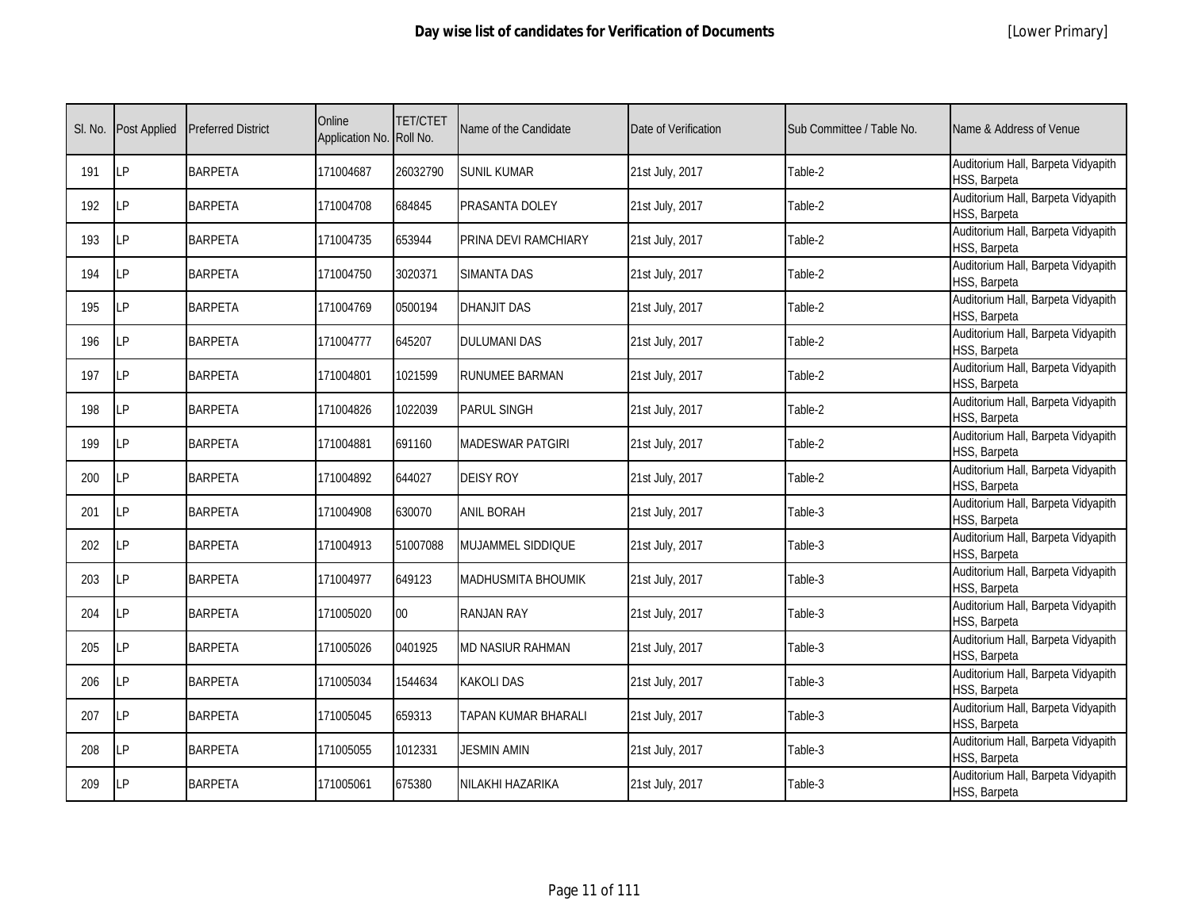| Sl. No. | Post Applied | Preferred District | Online Application No. | TET/CTET Roll No. | Name of the Candidate | Date of Verification | Sub Committee / Table No. | Name & Address of Venue |
|---|---|---|---|---|---|---|---|---|
| 191 | LP | BARPETA | 171004687 | 26032790 | SUNIL KUMAR | 21st July, 2017 | Table-2 | Auditorium Hall, Barpeta Vidyapith HSS, Barpeta |
| 192 | LP | BARPETA | 171004708 | 684845 | PRASANTA DOLEY | 21st July, 2017 | Table-2 | Auditorium Hall, Barpeta Vidyapith HSS, Barpeta |
| 193 | LP | BARPETA | 171004735 | 653944 | PRINA DEVI RAMCHIARY | 21st July, 2017 | Table-2 | Auditorium Hall, Barpeta Vidyapith HSS, Barpeta |
| 194 | LP | BARPETA | 171004750 | 3020371 | SIMANTA DAS | 21st July, 2017 | Table-2 | Auditorium Hall, Barpeta Vidyapith HSS, Barpeta |
| 195 | LP | BARPETA | 171004769 | 0500194 | DHANJIT DAS | 21st July, 2017 | Table-2 | Auditorium Hall, Barpeta Vidyapith HSS, Barpeta |
| 196 | LP | BARPETA | 171004777 | 645207 | DULUMANI DAS | 21st July, 2017 | Table-2 | Auditorium Hall, Barpeta Vidyapith HSS, Barpeta |
| 197 | LP | BARPETA | 171004801 | 1021599 | RUNUMEE BARMAN | 21st July, 2017 | Table-2 | Auditorium Hall, Barpeta Vidyapith HSS, Barpeta |
| 198 | LP | BARPETA | 171004826 | 1022039 | PARUL SINGH | 21st July, 2017 | Table-2 | Auditorium Hall, Barpeta Vidyapith HSS, Barpeta |
| 199 | LP | BARPETA | 171004881 | 691160 | MADESWAR PATGIRI | 21st July, 2017 | Table-2 | Auditorium Hall, Barpeta Vidyapith HSS, Barpeta |
| 200 | LP | BARPETA | 171004892 | 644027 | DEISY ROY | 21st July, 2017 | Table-2 | Auditorium Hall, Barpeta Vidyapith HSS, Barpeta |
| 201 | LP | BARPETA | 171004908 | 630070 | ANIL BORAH | 21st July, 2017 | Table-3 | Auditorium Hall, Barpeta Vidyapith HSS, Barpeta |
| 202 | LP | BARPETA | 171004913 | 51007088 | MUJAMMEL SIDDIQUE | 21st July, 2017 | Table-3 | Auditorium Hall, Barpeta Vidyapith HSS, Barpeta |
| 203 | LP | BARPETA | 171004977 | 649123 | MADHUSMITA BHOUMIK | 21st July, 2017 | Table-3 | Auditorium Hall, Barpeta Vidyapith HSS, Barpeta |
| 204 | LP | BARPETA | 171005020 | 00 | RANJAN RAY | 21st July, 2017 | Table-3 | Auditorium Hall, Barpeta Vidyapith HSS, Barpeta |
| 205 | LP | BARPETA | 171005026 | 0401925 | MD NASIUR RAHMAN | 21st July, 2017 | Table-3 | Auditorium Hall, Barpeta Vidyapith HSS, Barpeta |
| 206 | LP | BARPETA | 171005034 | 1544634 | KAKOLI DAS | 21st July, 2017 | Table-3 | Auditorium Hall, Barpeta Vidyapith HSS, Barpeta |
| 207 | LP | BARPETA | 171005045 | 659313 | TAPAN KUMAR BHARALI | 21st July, 2017 | Table-3 | Auditorium Hall, Barpeta Vidyapith HSS, Barpeta |
| 208 | LP | BARPETA | 171005055 | 1012331 | JESMIN AMIN | 21st July, 2017 | Table-3 | Auditorium Hall, Barpeta Vidyapith HSS, Barpeta |
| 209 | LP | BARPETA | 171005061 | 675380 | NILAKHI HAZARIKA | 21st July, 2017 | Table-3 | Auditorium Hall, Barpeta Vidyapith HSS, Barpeta |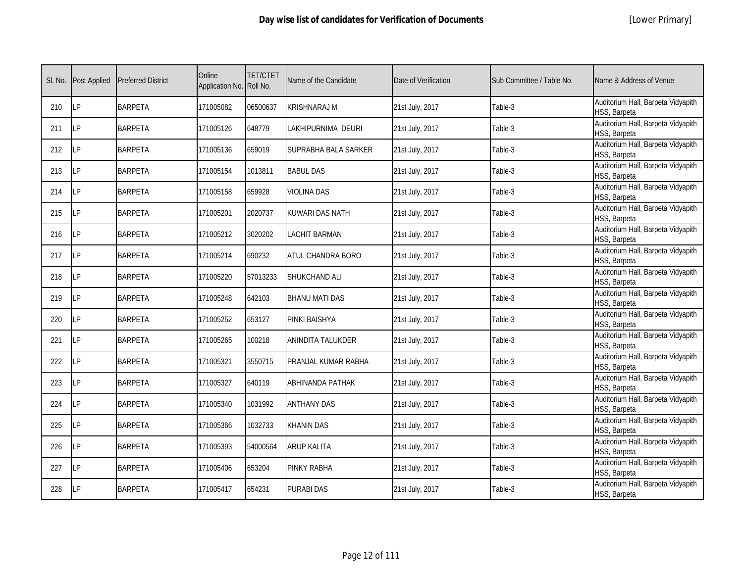| Sl. No. | Post Applied | Preferred District | Online Application No. | TET/CTET Roll No. | Name of the Candidate | Date of Verification | Sub Committee / Table No. | Name & Address of Venue |
|---|---|---|---|---|---|---|---|---|
| 210 | LP | BARPETA | 171005082 | 06500637 | KRISHNARAJ M | 21st July, 2017 | Table-3 | Auditorium Hall, Barpeta Vidyapith HSS, Barpeta |
| 211 | LP | BARPETA | 171005126 | 648779 | LAKHIPURNIMA DEURI | 21st July, 2017 | Table-3 | Auditorium Hall, Barpeta Vidyapith HSS, Barpeta |
| 212 | LP | BARPETA | 171005136 | 659019 | SUPRABHA BALA SARKER | 21st July, 2017 | Table-3 | Auditorium Hall, Barpeta Vidyapith HSS, Barpeta |
| 213 | LP | BARPETA | 171005154 | 1013811 | BABUL DAS | 21st July, 2017 | Table-3 | Auditorium Hall, Barpeta Vidyapith HSS, Barpeta |
| 214 | LP | BARPETA | 171005158 | 659928 | VIOLINA DAS | 21st July, 2017 | Table-3 | Auditorium Hall, Barpeta Vidyapith HSS, Barpeta |
| 215 | LP | BARPETA | 171005201 | 2020737 | KUWARI DAS NATH | 21st July, 2017 | Table-3 | Auditorium Hall, Barpeta Vidyapith HSS, Barpeta |
| 216 | LP | BARPETA | 171005212 | 3020202 | LACHIT BARMAN | 21st July, 2017 | Table-3 | Auditorium Hall, Barpeta Vidyapith HSS, Barpeta |
| 217 | LP | BARPETA | 171005214 | 690232 | ATUL CHANDRA BORO | 21st July, 2017 | Table-3 | Auditorium Hall, Barpeta Vidyapith HSS, Barpeta |
| 218 | LP | BARPETA | 171005220 | 57013233 | SHUKCHAND ALI | 21st July, 2017 | Table-3 | Auditorium Hall, Barpeta Vidyapith HSS, Barpeta |
| 219 | LP | BARPETA | 171005248 | 642103 | BHANU MATI DAS | 21st July, 2017 | Table-3 | Auditorium Hall, Barpeta Vidyapith HSS, Barpeta |
| 220 | LP | BARPETA | 171005252 | 653127 | PINKI BAISHYA | 21st July, 2017 | Table-3 | Auditorium Hall, Barpeta Vidyapith HSS, Barpeta |
| 221 | LP | BARPETA | 171005265 | 100218 | ANINDITA TALUKDER | 21st July, 2017 | Table-3 | Auditorium Hall, Barpeta Vidyapith HSS, Barpeta |
| 222 | LP | BARPETA | 171005321 | 3550715 | PRANJAL KUMAR RABHA | 21st July, 2017 | Table-3 | Auditorium Hall, Barpeta Vidyapith HSS, Barpeta |
| 223 | LP | BARPETA | 171005327 | 640119 | ABHINANDA PATHAK | 21st July, 2017 | Table-3 | Auditorium Hall, Barpeta Vidyapith HSS, Barpeta |
| 224 | LP | BARPETA | 171005340 | 1031992 | ANTHANY DAS | 21st July, 2017 | Table-3 | Auditorium Hall, Barpeta Vidyapith HSS, Barpeta |
| 225 | LP | BARPETA | 171005366 | 1032733 | KHANIN DAS | 21st July, 2017 | Table-3 | Auditorium Hall, Barpeta Vidyapith HSS, Barpeta |
| 226 | LP | BARPETA | 171005393 | 54000564 | ARUP KALITA | 21st July, 2017 | Table-3 | Auditorium Hall, Barpeta Vidyapith HSS, Barpeta |
| 227 | LP | BARPETA | 171005406 | 653204 | PINKY RABHA | 21st July, 2017 | Table-3 | Auditorium Hall, Barpeta Vidyapith HSS, Barpeta |
| 228 | LP | BARPETA | 171005417 | 654231 | PURABI DAS | 21st July, 2017 | Table-3 | Auditorium Hall, Barpeta Vidyapith HSS, Barpeta |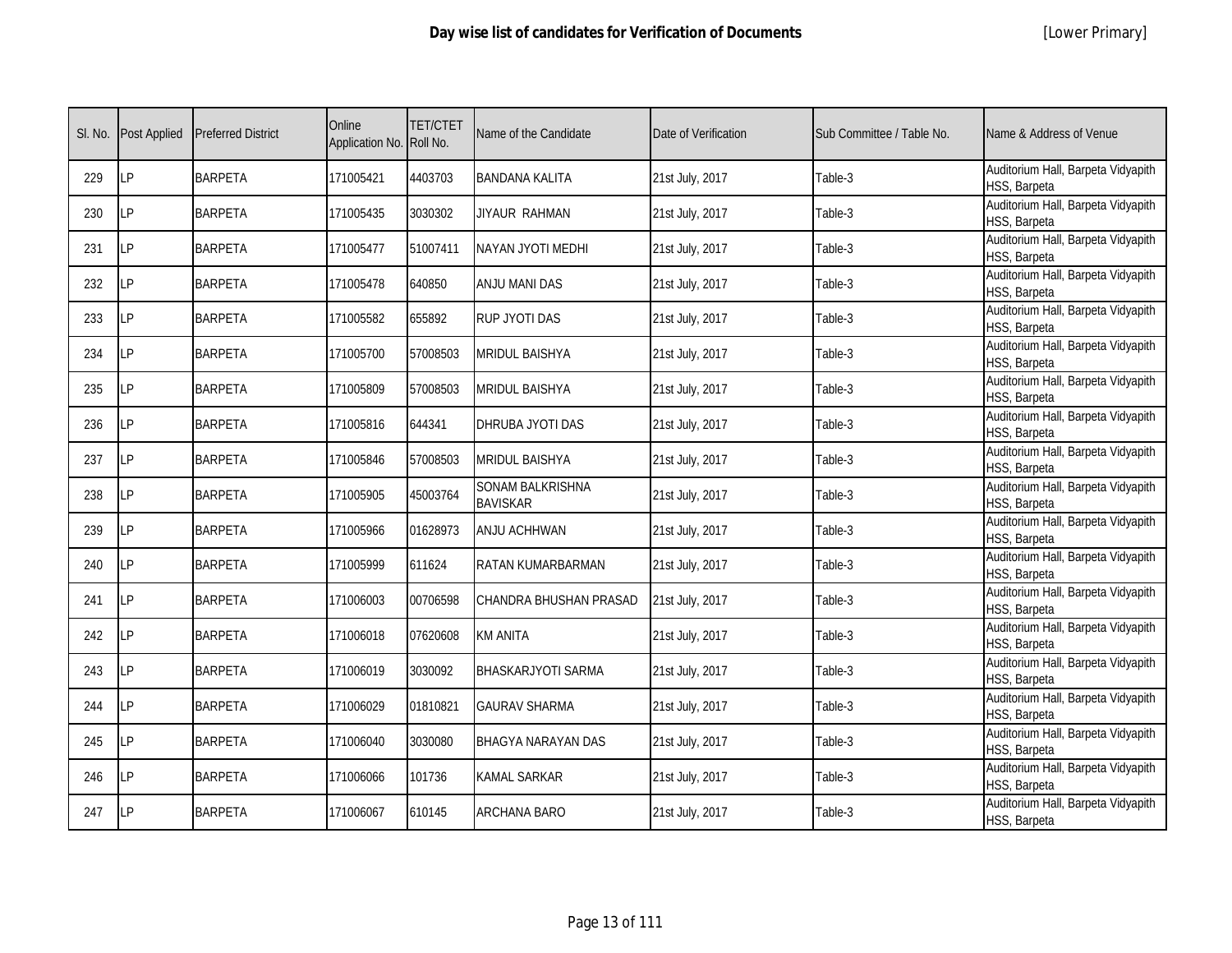| Sl. No. | Post Applied | Preferred District | Online Application No. | TET/CTET Roll No. | Name of the Candidate | Date of Verification | Sub Committee / Table No. | Name & Address of Venue |
|---|---|---|---|---|---|---|---|---|
| 229 | LP | BARPETA | 171005421 | 4403703 | BANDANA KALITA | 21st July, 2017 | Table-3 | Auditorium Hall, Barpeta Vidyapith HSS, Barpeta |
| 230 | LP | BARPETA | 171005435 | 3030302 | JIYAUR RAHMAN | 21st July, 2017 | Table-3 | Auditorium Hall, Barpeta Vidyapith HSS, Barpeta |
| 231 | LP | BARPETA | 171005477 | 51007411 | NAYAN JYOTI MEDHI | 21st July, 2017 | Table-3 | Auditorium Hall, Barpeta Vidyapith HSS, Barpeta |
| 232 | LP | BARPETA | 171005478 | 640850 | ANJU MANI DAS | 21st July, 2017 | Table-3 | Auditorium Hall, Barpeta Vidyapith HSS, Barpeta |
| 233 | LP | BARPETA | 171005582 | 655892 | RUP JYOTI DAS | 21st July, 2017 | Table-3 | Auditorium Hall, Barpeta Vidyapith HSS, Barpeta |
| 234 | LP | BARPETA | 171005700 | 57008503 | MRIDUL BAISHYA | 21st July, 2017 | Table-3 | Auditorium Hall, Barpeta Vidyapith HSS, Barpeta |
| 235 | LP | BARPETA | 171005809 | 57008503 | MRIDUL BAISHYA | 21st July, 2017 | Table-3 | Auditorium Hall, Barpeta Vidyapith HSS, Barpeta |
| 236 | LP | BARPETA | 171005816 | 644341 | DHRUBA JYOTI DAS | 21st July, 2017 | Table-3 | Auditorium Hall, Barpeta Vidyapith HSS, Barpeta |
| 237 | LP | BARPETA | 171005846 | 57008503 | MRIDUL BAISHYA | 21st July, 2017 | Table-3 | Auditorium Hall, Barpeta Vidyapith HSS, Barpeta |
| 238 | LP | BARPETA | 171005905 | 45003764 | SONAM BALKRISHNA BAVISKAR | 21st July, 2017 | Table-3 | Auditorium Hall, Barpeta Vidyapith HSS, Barpeta |
| 239 | LP | BARPETA | 171005966 | 01628973 | ANJU ACHHWAN | 21st July, 2017 | Table-3 | Auditorium Hall, Barpeta Vidyapith HSS, Barpeta |
| 240 | LP | BARPETA | 171005999 | 611624 | RATAN KUMARBARMAN | 21st July, 2017 | Table-3 | Auditorium Hall, Barpeta Vidyapith HSS, Barpeta |
| 241 | LP | BARPETA | 171006003 | 00706598 | CHANDRA BHUSHAN PRASAD | 21st July, 2017 | Table-3 | Auditorium Hall, Barpeta Vidyapith HSS, Barpeta |
| 242 | LP | BARPETA | 171006018 | 07620608 | KM ANITA | 21st July, 2017 | Table-3 | Auditorium Hall, Barpeta Vidyapith HSS, Barpeta |
| 243 | LP | BARPETA | 171006019 | 3030092 | BHASKARJYOTI SARMA | 21st July, 2017 | Table-3 | Auditorium Hall, Barpeta Vidyapith HSS, Barpeta |
| 244 | LP | BARPETA | 171006029 | 01810821 | GAURAV SHARMA | 21st July, 2017 | Table-3 | Auditorium Hall, Barpeta Vidyapith HSS, Barpeta |
| 245 | LP | BARPETA | 171006040 | 3030080 | BHAGYA NARAYAN DAS | 21st July, 2017 | Table-3 | Auditorium Hall, Barpeta Vidyapith HSS, Barpeta |
| 246 | LP | BARPETA | 171006066 | 101736 | KAMAL SARKAR | 21st July, 2017 | Table-3 | Auditorium Hall, Barpeta Vidyapith HSS, Barpeta |
| 247 | LP | BARPETA | 171006067 | 610145 | ARCHANA BARO | 21st July, 2017 | Table-3 | Auditorium Hall, Barpeta Vidyapith HSS, Barpeta |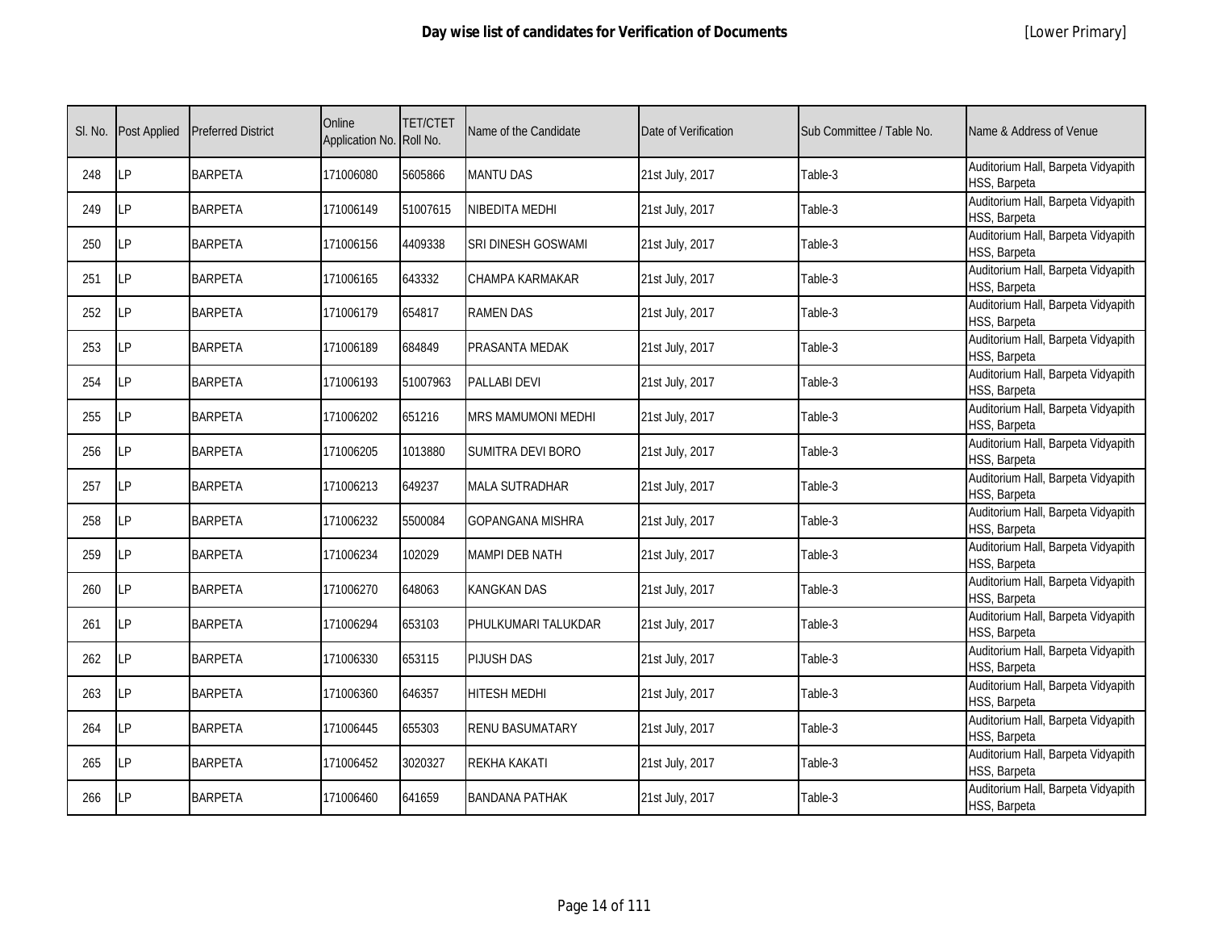# Day wise list of candidates for Verification of Documents

[Lower Primary]

| Sl. No. | Post Applied | Preferred District | Online Application No. | TET/CTET Roll No. | Name of the Candidate | Date of Verification | Sub Committee / Table No. | Name & Address of Venue |
|---|---|---|---|---|---|---|---|---|
| 248 | LP | BARPETA | 171006080 | 5605866 | MANTU DAS | 21st July, 2017 | Table-3 | Auditorium Hall, Barpeta Vidyapith HSS, Barpeta |
| 249 | LP | BARPETA | 171006149 | 51007615 | NIBEDITA MEDHI | 21st July, 2017 | Table-3 | Auditorium Hall, Barpeta Vidyapith HSS, Barpeta |
| 250 | LP | BARPETA | 171006156 | 4409338 | SRI DINESH GOSWAMI | 21st July, 2017 | Table-3 | Auditorium Hall, Barpeta Vidyapith HSS, Barpeta |
| 251 | LP | BARPETA | 171006165 | 643332 | CHAMPA KARMAKAR | 21st July, 2017 | Table-3 | Auditorium Hall, Barpeta Vidyapith HSS, Barpeta |
| 252 | LP | BARPETA | 171006179 | 654817 | RAMEN DAS | 21st July, 2017 | Table-3 | Auditorium Hall, Barpeta Vidyapith HSS, Barpeta |
| 253 | LP | BARPETA | 171006189 | 684849 | PRASANTA MEDAK | 21st July, 2017 | Table-3 | Auditorium Hall, Barpeta Vidyapith HSS, Barpeta |
| 254 | LP | BARPETA | 171006193 | 51007963 | PALLABI DEVI | 21st July, 2017 | Table-3 | Auditorium Hall, Barpeta Vidyapith HSS, Barpeta |
| 255 | LP | BARPETA | 171006202 | 651216 | MRS MAMUMONI MEDHI | 21st July, 2017 | Table-3 | Auditorium Hall, Barpeta Vidyapith HSS, Barpeta |
| 256 | LP | BARPETA | 171006205 | 1013880 | SUMITRA DEVI BORO | 21st July, 2017 | Table-3 | Auditorium Hall, Barpeta Vidyapith HSS, Barpeta |
| 257 | LP | BARPETA | 171006213 | 649237 | MALA SUTRADHAR | 21st July, 2017 | Table-3 | Auditorium Hall, Barpeta Vidyapith HSS, Barpeta |
| 258 | LP | BARPETA | 171006232 | 5500084 | GOPANGANA MISHRA | 21st July, 2017 | Table-3 | Auditorium Hall, Barpeta Vidyapith HSS, Barpeta |
| 259 | LP | BARPETA | 171006234 | 102029 | MAMPI DEB NATH | 21st July, 2017 | Table-3 | Auditorium Hall, Barpeta Vidyapith HSS, Barpeta |
| 260 | LP | BARPETA | 171006270 | 648063 | KANGKAN DAS | 21st July, 2017 | Table-3 | Auditorium Hall, Barpeta Vidyapith HSS, Barpeta |
| 261 | LP | BARPETA | 171006294 | 653103 | PHULKUMARI TALUKDAR | 21st July, 2017 | Table-3 | Auditorium Hall, Barpeta Vidyapith HSS, Barpeta |
| 262 | LP | BARPETA | 171006330 | 653115 | PIJUSH DAS | 21st July, 2017 | Table-3 | Auditorium Hall, Barpeta Vidyapith HSS, Barpeta |
| 263 | LP | BARPETA | 171006360 | 646357 | HITESH MEDHI | 21st July, 2017 | Table-3 | Auditorium Hall, Barpeta Vidyapith HSS, Barpeta |
| 264 | LP | BARPETA | 171006445 | 655303 | RENU BASUMATARY | 21st July, 2017 | Table-3 | Auditorium Hall, Barpeta Vidyapith HSS, Barpeta |
| 265 | LP | BARPETA | 171006452 | 3020327 | REKHA KAKATI | 21st July, 2017 | Table-3 | Auditorium Hall, Barpeta Vidyapith HSS, Barpeta |
| 266 | LP | BARPETA | 171006460 | 641659 | BANDANA PATHAK | 21st July, 2017 | Table-3 | Auditorium Hall, Barpeta Vidyapith HSS, Barpeta |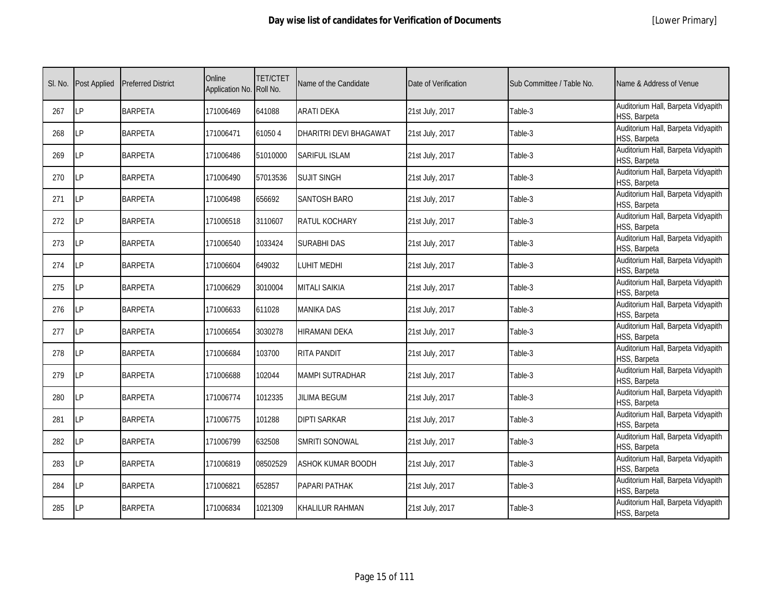# Day wise list of candidates for Verification of Documents

[Lower Primary]

| Sl. No. | Post Applied | Preferred District | Online Application No. | TET/CTET Roll No. | Name of the Candidate | Date of Verification | Sub Committee / Table No. | Name & Address of Venue |
|---|---|---|---|---|---|---|---|---|
| 267 | LP | BARPETA | 171006469 | 641088 | ARATI DEKA | 21st July, 2017 | Table-3 | Auditorium Hall, Barpeta Vidyapith HSS, Barpeta |
| 268 | LP | BARPETA | 171006471 | 61050 4 | DHARITRI DEVI BHAGAWAT | 21st July, 2017 | Table-3 | Auditorium Hall, Barpeta Vidyapith HSS, Barpeta |
| 269 | LP | BARPETA | 171006486 | 51010000 | SARIFUL ISLAM | 21st July, 2017 | Table-3 | Auditorium Hall, Barpeta Vidyapith HSS, Barpeta |
| 270 | LP | BARPETA | 171006490 | 57013536 | SUJIT SINGH | 21st July, 2017 | Table-3 | Auditorium Hall, Barpeta Vidyapith HSS, Barpeta |
| 271 | LP | BARPETA | 171006498 | 656692 | SANTOSH BARO | 21st July, 2017 | Table-3 | Auditorium Hall, Barpeta Vidyapith HSS, Barpeta |
| 272 | LP | BARPETA | 171006518 | 3110607 | RATUL KOCHARY | 21st July, 2017 | Table-3 | Auditorium Hall, Barpeta Vidyapith HSS, Barpeta |
| 273 | LP | BARPETA | 171006540 | 1033424 | SURABHI DAS | 21st July, 2017 | Table-3 | Auditorium Hall, Barpeta Vidyapith HSS, Barpeta |
| 274 | LP | BARPETA | 171006604 | 649032 | LUHIT MEDHI | 21st July, 2017 | Table-3 | Auditorium Hall, Barpeta Vidyapith HSS, Barpeta |
| 275 | LP | BARPETA | 171006629 | 3010004 | MITALI SAIKIA | 21st July, 2017 | Table-3 | Auditorium Hall, Barpeta Vidyapith HSS, Barpeta |
| 276 | LP | BARPETA | 171006633 | 611028 | MANIKA DAS | 21st July, 2017 | Table-3 | Auditorium Hall, Barpeta Vidyapith HSS, Barpeta |
| 277 | LP | BARPETA | 171006654 | 3030278 | HIRAMANI DEKA | 21st July, 2017 | Table-3 | Auditorium Hall, Barpeta Vidyapith HSS, Barpeta |
| 278 | LP | BARPETA | 171006684 | 103700 | RITA PANDIT | 21st July, 2017 | Table-3 | Auditorium Hall, Barpeta Vidyapith HSS, Barpeta |
| 279 | LP | BARPETA | 171006688 | 102044 | MAMPI SUTRADHAR | 21st July, 2017 | Table-3 | Auditorium Hall, Barpeta Vidyapith HSS, Barpeta |
| 280 | LP | BARPETA | 171006774 | 1012335 | JILIMA BEGUM | 21st July, 2017 | Table-3 | Auditorium Hall, Barpeta Vidyapith HSS, Barpeta |
| 281 | LP | BARPETA | 171006775 | 101288 | DIPTI SARKAR | 21st July, 2017 | Table-3 | Auditorium Hall, Barpeta Vidyapith HSS, Barpeta |
| 282 | LP | BARPETA | 171006799 | 632508 | SMRITI SONOWAL | 21st July, 2017 | Table-3 | Auditorium Hall, Barpeta Vidyapith HSS, Barpeta |
| 283 | LP | BARPETA | 171006819 | 08502529 | ASHOK KUMAR BOODH | 21st July, 2017 | Table-3 | Auditorium Hall, Barpeta Vidyapith HSS, Barpeta |
| 284 | LP | BARPETA | 171006821 | 652857 | PAPARI PATHAK | 21st July, 2017 | Table-3 | Auditorium Hall, Barpeta Vidyapith HSS, Barpeta |
| 285 | LP | BARPETA | 171006834 | 1021309 | KHALILUR RAHMAN | 21st July, 2017 | Table-3 | Auditorium Hall, Barpeta Vidyapith HSS, Barpeta |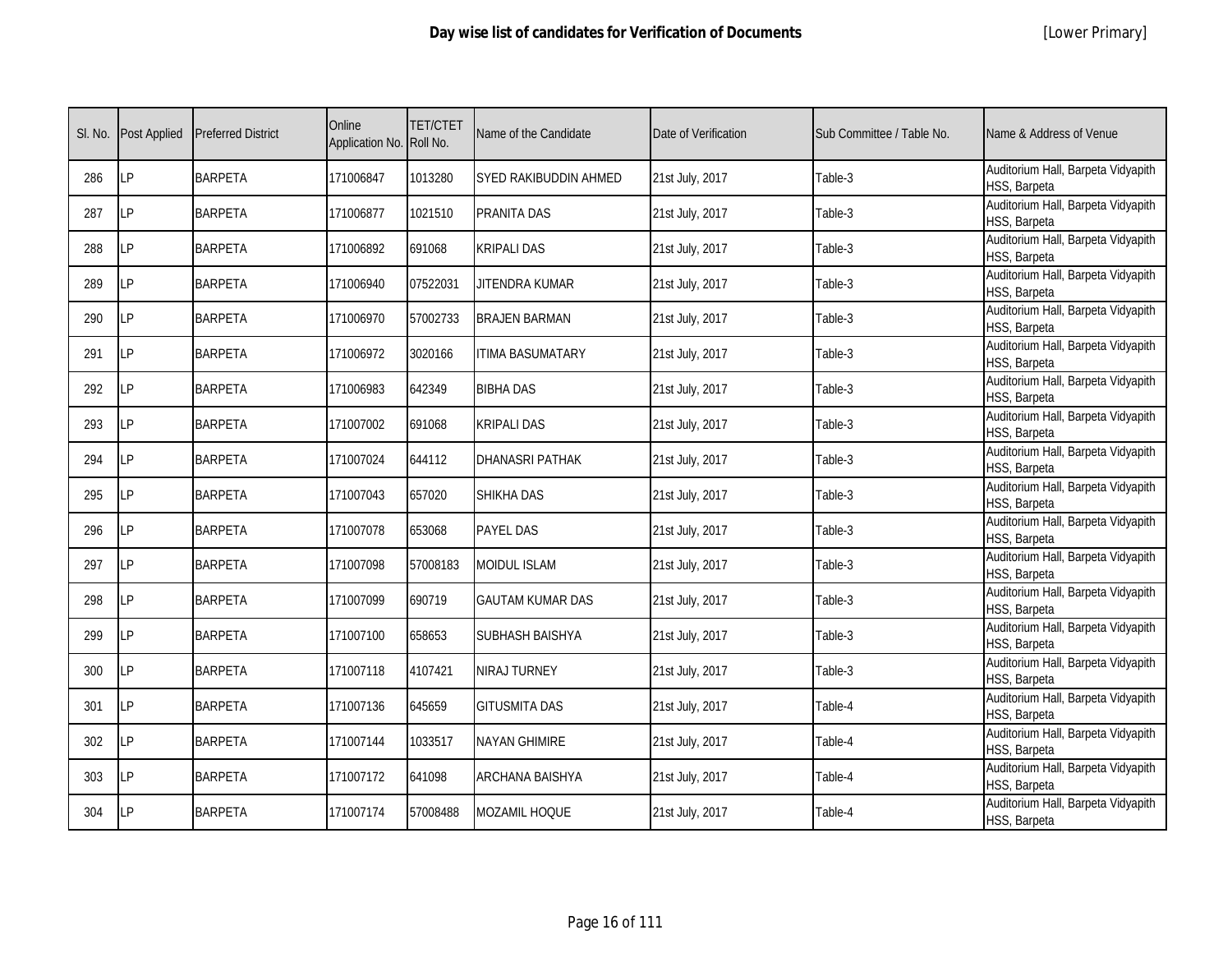| Sl. No. | Post Applied | Preferred District | Online Application No. | TET/CTET Roll No. | Name of the Candidate | Date of Verification | Sub Committee / Table No. | Name & Address of Venue |
|---|---|---|---|---|---|---|---|---|
| 286 | LP | BARPETA | 171006847 | 1013280 | SYED RAKIBUDDIN AHMED | 21st July, 2017 | Table-3 | Auditorium Hall, Barpeta Vidyapith HSS, Barpeta |
| 287 | LP | BARPETA | 171006877 | 1021510 | PRANITA DAS | 21st July, 2017 | Table-3 | Auditorium Hall, Barpeta Vidyapith HSS, Barpeta |
| 288 | LP | BARPETA | 171006892 | 691068 | KRIPALI DAS | 21st July, 2017 | Table-3 | Auditorium Hall, Barpeta Vidyapith HSS, Barpeta |
| 289 | LP | BARPETA | 171006940 | 07522031 | JITENDRA KUMAR | 21st July, 2017 | Table-3 | Auditorium Hall, Barpeta Vidyapith HSS, Barpeta |
| 290 | LP | BARPETA | 171006970 | 57002733 | BRAJEN BARMAN | 21st July, 2017 | Table-3 | Auditorium Hall, Barpeta Vidyapith HSS, Barpeta |
| 291 | LP | BARPETA | 171006972 | 3020166 | ITIMA BASUMATARY | 21st July, 2017 | Table-3 | Auditorium Hall, Barpeta Vidyapith HSS, Barpeta |
| 292 | LP | BARPETA | 171006983 | 642349 | BIBHA DAS | 21st July, 2017 | Table-3 | Auditorium Hall, Barpeta Vidyapith HSS, Barpeta |
| 293 | LP | BARPETA | 171007002 | 691068 | KRIPALI DAS | 21st July, 2017 | Table-3 | Auditorium Hall, Barpeta Vidyapith HSS, Barpeta |
| 294 | LP | BARPETA | 171007024 | 644112 | DHANASRI PATHAK | 21st July, 2017 | Table-3 | Auditorium Hall, Barpeta Vidyapith HSS, Barpeta |
| 295 | LP | BARPETA | 171007043 | 657020 | SHIKHA DAS | 21st July, 2017 | Table-3 | Auditorium Hall, Barpeta Vidyapith HSS, Barpeta |
| 296 | LP | BARPETA | 171007078 | 653068 | PAYEL DAS | 21st July, 2017 | Table-3 | Auditorium Hall, Barpeta Vidyapith HSS, Barpeta |
| 297 | LP | BARPETA | 171007098 | 57008183 | MOIDUL ISLAM | 21st July, 2017 | Table-3 | Auditorium Hall, Barpeta Vidyapith HSS, Barpeta |
| 298 | LP | BARPETA | 171007099 | 690719 | GAUTAM KUMAR DAS | 21st July, 2017 | Table-3 | Auditorium Hall, Barpeta Vidyapith HSS, Barpeta |
| 299 | LP | BARPETA | 171007100 | 658653 | SUBHASH BAISHYA | 21st July, 2017 | Table-3 | Auditorium Hall, Barpeta Vidyapith HSS, Barpeta |
| 300 | LP | BARPETA | 171007118 | 4107421 | NIRAJ TURNEY | 21st July, 2017 | Table-3 | Auditorium Hall, Barpeta Vidyapith HSS, Barpeta |
| 301 | LP | BARPETA | 171007136 | 645659 | GITUSMITA DAS | 21st July, 2017 | Table-4 | Auditorium Hall, Barpeta Vidyapith HSS, Barpeta |
| 302 | LP | BARPETA | 171007144 | 1033517 | NAYAN GHIMIRE | 21st July, 2017 | Table-4 | Auditorium Hall, Barpeta Vidyapith HSS, Barpeta |
| 303 | LP | BARPETA | 171007172 | 641098 | ARCHANA BAISHYA | 21st July, 2017 | Table-4 | Auditorium Hall, Barpeta Vidyapith HSS, Barpeta |
| 304 | LP | BARPETA | 171007174 | 57008488 | MOZAMIL HOQUE | 21st July, 2017 | Table-4 | Auditorium Hall, Barpeta Vidyapith HSS, Barpeta |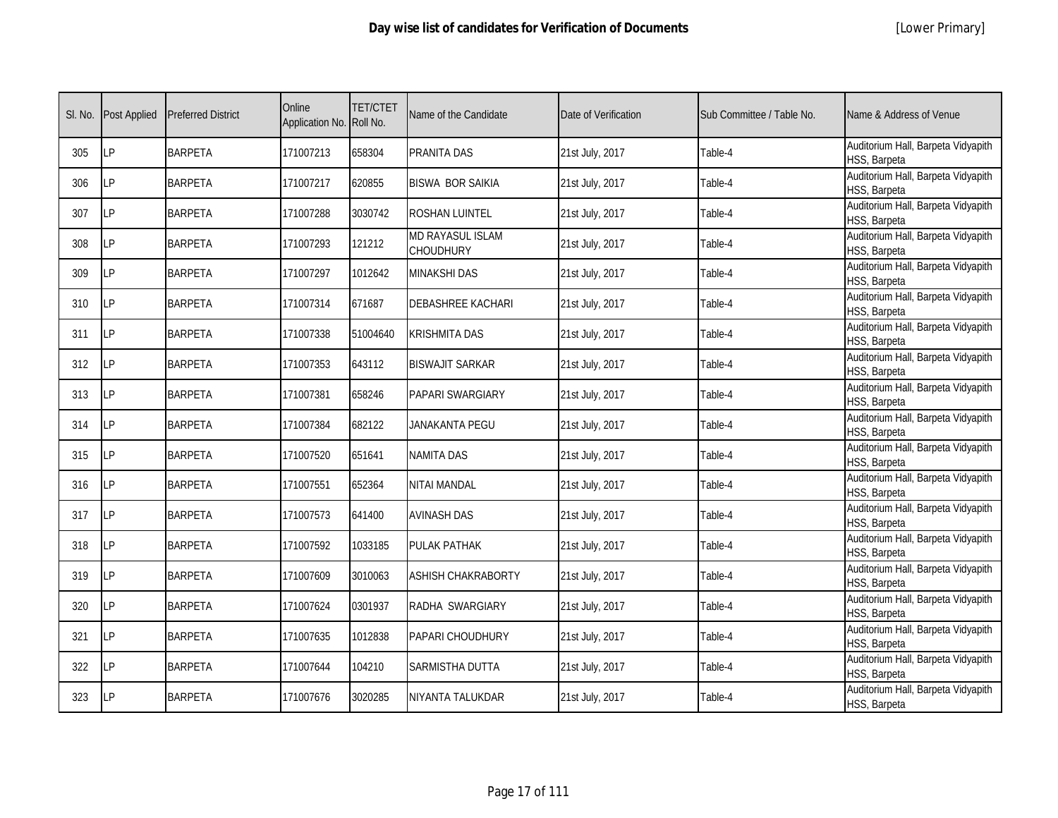# Day wise list of candidates for Verification of Documents

[Lower Primary]

| Sl. No. | Post Applied | Preferred District | Online Application No. | TET/CTET Roll No. | Name of the Candidate | Date of Verification | Sub Committee / Table No. | Name & Address of Venue |
|---|---|---|---|---|---|---|---|---|
| 305 | LP | BARPETA | 171007213 | 658304 | PRANITA DAS | 21st July, 2017 | Table-4 | Auditorium Hall, Barpeta Vidyapith HSS, Barpeta |
| 306 | LP | BARPETA | 171007217 | 620855 | BISWA BOR SAIKIA | 21st July, 2017 | Table-4 | Auditorium Hall, Barpeta Vidyapith HSS, Barpeta |
| 307 | LP | BARPETA | 171007288 | 3030742 | ROSHAN LUINTEL | 21st July, 2017 | Table-4 | Auditorium Hall, Barpeta Vidyapith HSS, Barpeta |
| 308 | LP | BARPETA | 171007293 | 121212 | MD RAYASUL ISLAM CHOUDHURY | 21st July, 2017 | Table-4 | Auditorium Hall, Barpeta Vidyapith HSS, Barpeta |
| 309 | LP | BARPETA | 171007297 | 1012642 | MINAKSHI DAS | 21st July, 2017 | Table-4 | Auditorium Hall, Barpeta Vidyapith HSS, Barpeta |
| 310 | LP | BARPETA | 171007314 | 671687 | DEBASHREE KACHARI | 21st July, 2017 | Table-4 | Auditorium Hall, Barpeta Vidyapith HSS, Barpeta |
| 311 | LP | BARPETA | 171007338 | 51004640 | KRISHMITA DAS | 21st July, 2017 | Table-4 | Auditorium Hall, Barpeta Vidyapith HSS, Barpeta |
| 312 | LP | BARPETA | 171007353 | 643112 | BISWAJIT SARKAR | 21st July, 2017 | Table-4 | Auditorium Hall, Barpeta Vidyapith HSS, Barpeta |
| 313 | LP | BARPETA | 171007381 | 658246 | PAPARI SWARGIARY | 21st July, 2017 | Table-4 | Auditorium Hall, Barpeta Vidyapith HSS, Barpeta |
| 314 | LP | BARPETA | 171007384 | 682122 | JANAKANTA PEGU | 21st July, 2017 | Table-4 | Auditorium Hall, Barpeta Vidyapith HSS, Barpeta |
| 315 | LP | BARPETA | 171007520 | 651641 | NAMITA DAS | 21st July, 2017 | Table-4 | Auditorium Hall, Barpeta Vidyapith HSS, Barpeta |
| 316 | LP | BARPETA | 171007551 | 652364 | NITAI MANDAL | 21st July, 2017 | Table-4 | Auditorium Hall, Barpeta Vidyapith HSS, Barpeta |
| 317 | LP | BARPETA | 171007573 | 641400 | AVINASH DAS | 21st July, 2017 | Table-4 | Auditorium Hall, Barpeta Vidyapith HSS, Barpeta |
| 318 | LP | BARPETA | 171007592 | 1033185 | PULAK PATHAK | 21st July, 2017 | Table-4 | Auditorium Hall, Barpeta Vidyapith HSS, Barpeta |
| 319 | LP | BARPETA | 171007609 | 3010063 | ASHISH CHAKRABORTY | 21st July, 2017 | Table-4 | Auditorium Hall, Barpeta Vidyapith HSS, Barpeta |
| 320 | LP | BARPETA | 171007624 | 0301937 | RADHA SWARGIARY | 21st July, 2017 | Table-4 | Auditorium Hall, Barpeta Vidyapith HSS, Barpeta |
| 321 | LP | BARPETA | 171007635 | 1012838 | PAPARI CHOUDHURY | 21st July, 2017 | Table-4 | Auditorium Hall, Barpeta Vidyapith HSS, Barpeta |
| 322 | LP | BARPETA | 171007644 | 104210 | SARMISTHA DUTTA | 21st July, 2017 | Table-4 | Auditorium Hall, Barpeta Vidyapith HSS, Barpeta |
| 323 | LP | BARPETA | 171007676 | 3020285 | NIYANTA TALUKDAR | 21st July, 2017 | Table-4 | Auditorium Hall, Barpeta Vidyapith HSS, Barpeta |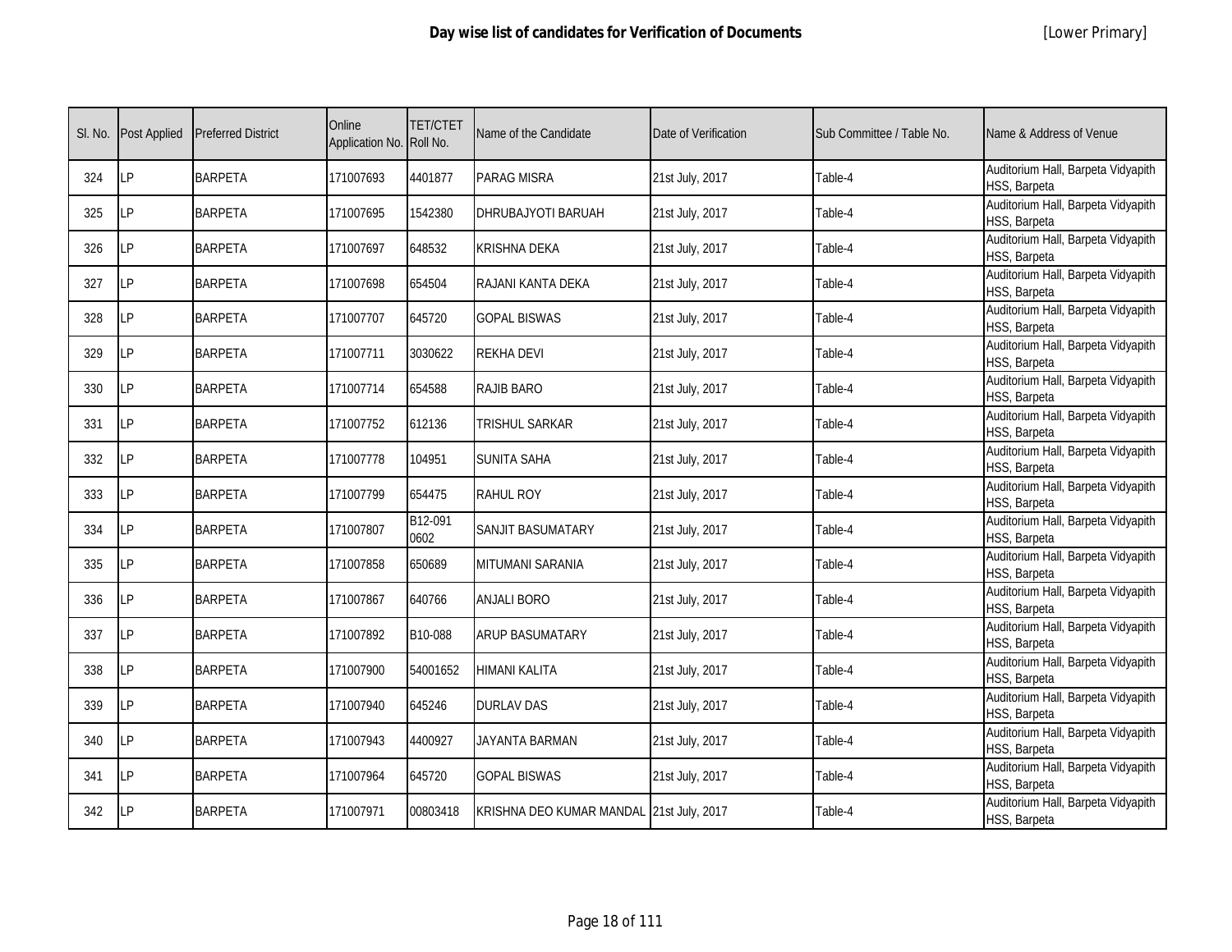# Day wise list of candidates for Verification of Documents

[Lower Primary]

| Sl. No. | Post Applied | Preferred District | Online Application No. | TET/CTET Roll No. | Name of the Candidate | Date of Verification | Sub Committee / Table No. | Name & Address of Venue |
|---|---|---|---|---|---|---|---|---|
| 324 | LP | BARPETA | 171007693 | 4401877 | PARAG MISRA | 21st July, 2017 | Table-4 | Auditorium Hall, Barpeta Vidyapith HSS, Barpeta |
| 325 | LP | BARPETA | 171007695 | 1542380 | DHRUBAJYOTI BARUAH | 21st July, 2017 | Table-4 | Auditorium Hall, Barpeta Vidyapith HSS, Barpeta |
| 326 | LP | BARPETA | 171007697 | 648532 | KRISHNA DEKA | 21st July, 2017 | Table-4 | Auditorium Hall, Barpeta Vidyapith HSS, Barpeta |
| 327 | LP | BARPETA | 171007698 | 654504 | RAJANI KANTA DEKA | 21st July, 2017 | Table-4 | Auditorium Hall, Barpeta Vidyapith HSS, Barpeta |
| 328 | LP | BARPETA | 171007707 | 645720 | GOPAL BISWAS | 21st July, 2017 | Table-4 | Auditorium Hall, Barpeta Vidyapith HSS, Barpeta |
| 329 | LP | BARPETA | 171007711 | 3030622 | REKHA DEVI | 21st July, 2017 | Table-4 | Auditorium Hall, Barpeta Vidyapith HSS, Barpeta |
| 330 | LP | BARPETA | 171007714 | 654588 | RAJIB BARO | 21st July, 2017 | Table-4 | Auditorium Hall, Barpeta Vidyapith HSS, Barpeta |
| 331 | LP | BARPETA | 171007752 | 612136 | TRISHUL SARKAR | 21st July, 2017 | Table-4 | Auditorium Hall, Barpeta Vidyapith HSS, Barpeta |
| 332 | LP | BARPETA | 171007778 | 104951 | SUNITA SAHA | 21st July, 2017 | Table-4 | Auditorium Hall, Barpeta Vidyapith HSS, Barpeta |
| 333 | LP | BARPETA | 171007799 | 654475 | RAHUL ROY | 21st July, 2017 | Table-4 | Auditorium Hall, Barpeta Vidyapith HSS, Barpeta |
| 334 | LP | BARPETA | 171007807 | B12-091 0602 | SANJIT BASUMATARY | 21st July, 2017 | Table-4 | Auditorium Hall, Barpeta Vidyapith HSS, Barpeta |
| 335 | LP | BARPETA | 171007858 | 650689 | MITUMANI SARANIA | 21st July, 2017 | Table-4 | Auditorium Hall, Barpeta Vidyapith HSS, Barpeta |
| 336 | LP | BARPETA | 171007867 | 640766 | ANJALI BORO | 21st July, 2017 | Table-4 | Auditorium Hall, Barpeta Vidyapith HSS, Barpeta |
| 337 | LP | BARPETA | 171007892 | B10-088 | ARUP BASUMATARY | 21st July, 2017 | Table-4 | Auditorium Hall, Barpeta Vidyapith HSS, Barpeta |
| 338 | LP | BARPETA | 171007900 | 54001652 | HIMANI KALITA | 21st July, 2017 | Table-4 | Auditorium Hall, Barpeta Vidyapith HSS, Barpeta |
| 339 | LP | BARPETA | 171007940 | 645246 | DURLAV DAS | 21st July, 2017 | Table-4 | Auditorium Hall, Barpeta Vidyapith HSS, Barpeta |
| 340 | LP | BARPETA | 171007943 | 4400927 | JAYANTA BARMAN | 21st July, 2017 | Table-4 | Auditorium Hall, Barpeta Vidyapith HSS, Barpeta |
| 341 | LP | BARPETA | 171007964 | 645720 | GOPAL BISWAS | 21st July, 2017 | Table-4 | Auditorium Hall, Barpeta Vidyapith HSS, Barpeta |
| 342 | LP | BARPETA | 171007971 | 00803418 | KRISHNA DEO KUMAR MANDAL | 21st July, 2017 | Table-4 | Auditorium Hall, Barpeta Vidyapith HSS, Barpeta |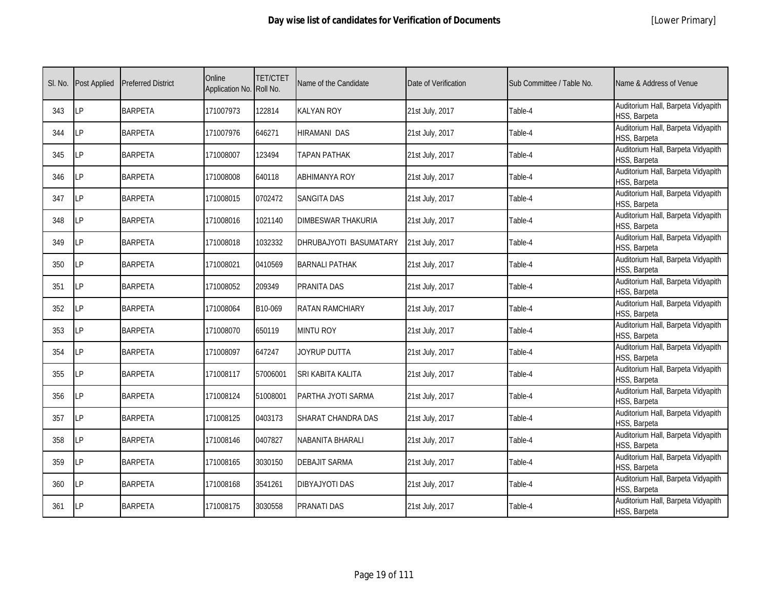# Day wise list of candidates for Verification of Documents

[Lower Primary]

| Sl. No. | Post Applied | Preferred District | Online Application No. | TET/CTET Roll No. | Name of the Candidate | Date of Verification | Sub Committee / Table No. | Name & Address of Venue |
|---|---|---|---|---|---|---|---|---|
| 343 | LP | BARPETA | 171007973 | 122814 | KALYAN ROY | 21st July, 2017 | Table-4 | Auditorium Hall, Barpeta Vidyapith HSS, Barpeta |
| 344 | LP | BARPETA | 171007976 | 646271 | HIRAMANI DAS | 21st July, 2017 | Table-4 | Auditorium Hall, Barpeta Vidyapith HSS, Barpeta |
| 345 | LP | BARPETA | 171008007 | 123494 | TAPAN PATHAK | 21st July, 2017 | Table-4 | Auditorium Hall, Barpeta Vidyapith HSS, Barpeta |
| 346 | LP | BARPETA | 171008008 | 640118 | ABHIMANYA ROY | 21st July, 2017 | Table-4 | Auditorium Hall, Barpeta Vidyapith HSS, Barpeta |
| 347 | LP | BARPETA | 171008015 | 0702472 | SANGITA DAS | 21st July, 2017 | Table-4 | Auditorium Hall, Barpeta Vidyapith HSS, Barpeta |
| 348 | LP | BARPETA | 171008016 | 1021140 | DIMBESWAR THAKURIA | 21st July, 2017 | Table-4 | Auditorium Hall, Barpeta Vidyapith HSS, Barpeta |
| 349 | LP | BARPETA | 171008018 | 1032332 | DHRUBAJYOTI BASUMATARY | 21st July, 2017 | Table-4 | Auditorium Hall, Barpeta Vidyapith HSS, Barpeta |
| 350 | LP | BARPETA | 171008021 | 0410569 | BARNALI PATHAK | 21st July, 2017 | Table-4 | Auditorium Hall, Barpeta Vidyapith HSS, Barpeta |
| 351 | LP | BARPETA | 171008052 | 209349 | PRANITA DAS | 21st July, 2017 | Table-4 | Auditorium Hall, Barpeta Vidyapith HSS, Barpeta |
| 352 | LP | BARPETA | 171008064 | B10-069 | RATAN RAMCHIARY | 21st July, 2017 | Table-4 | Auditorium Hall, Barpeta Vidyapith HSS, Barpeta |
| 353 | LP | BARPETA | 171008070 | 650119 | MINTU ROY | 21st July, 2017 | Table-4 | Auditorium Hall, Barpeta Vidyapith HSS, Barpeta |
| 354 | LP | BARPETA | 171008097 | 647247 | JOYRUP DUTTA | 21st July, 2017 | Table-4 | Auditorium Hall, Barpeta Vidyapith HSS, Barpeta |
| 355 | LP | BARPETA | 171008117 | 57006001 | SRI KABITA KALITA | 21st July, 2017 | Table-4 | Auditorium Hall, Barpeta Vidyapith HSS, Barpeta |
| 356 | LP | BARPETA | 171008124 | 51008001 | PARTHA JYOTI SARMA | 21st July, 2017 | Table-4 | Auditorium Hall, Barpeta Vidyapith HSS, Barpeta |
| 357 | LP | BARPETA | 171008125 | 0403173 | SHARAT CHANDRA DAS | 21st July, 2017 | Table-4 | Auditorium Hall, Barpeta Vidyapith HSS, Barpeta |
| 358 | LP | BARPETA | 171008146 | 0407827 | NABANITA BHARALI | 21st July, 2017 | Table-4 | Auditorium Hall, Barpeta Vidyapith HSS, Barpeta |
| 359 | LP | BARPETA | 171008165 | 3030150 | DEBAJIT SARMA | 21st July, 2017 | Table-4 | Auditorium Hall, Barpeta Vidyapith HSS, Barpeta |
| 360 | LP | BARPETA | 171008168 | 3541261 | DIBYAJYOTI DAS | 21st July, 2017 | Table-4 | Auditorium Hall, Barpeta Vidyapith HSS, Barpeta |
| 361 | LP | BARPETA | 171008175 | 3030558 | PRANATI DAS | 21st July, 2017 | Table-4 | Auditorium Hall, Barpeta Vidyapith HSS, Barpeta |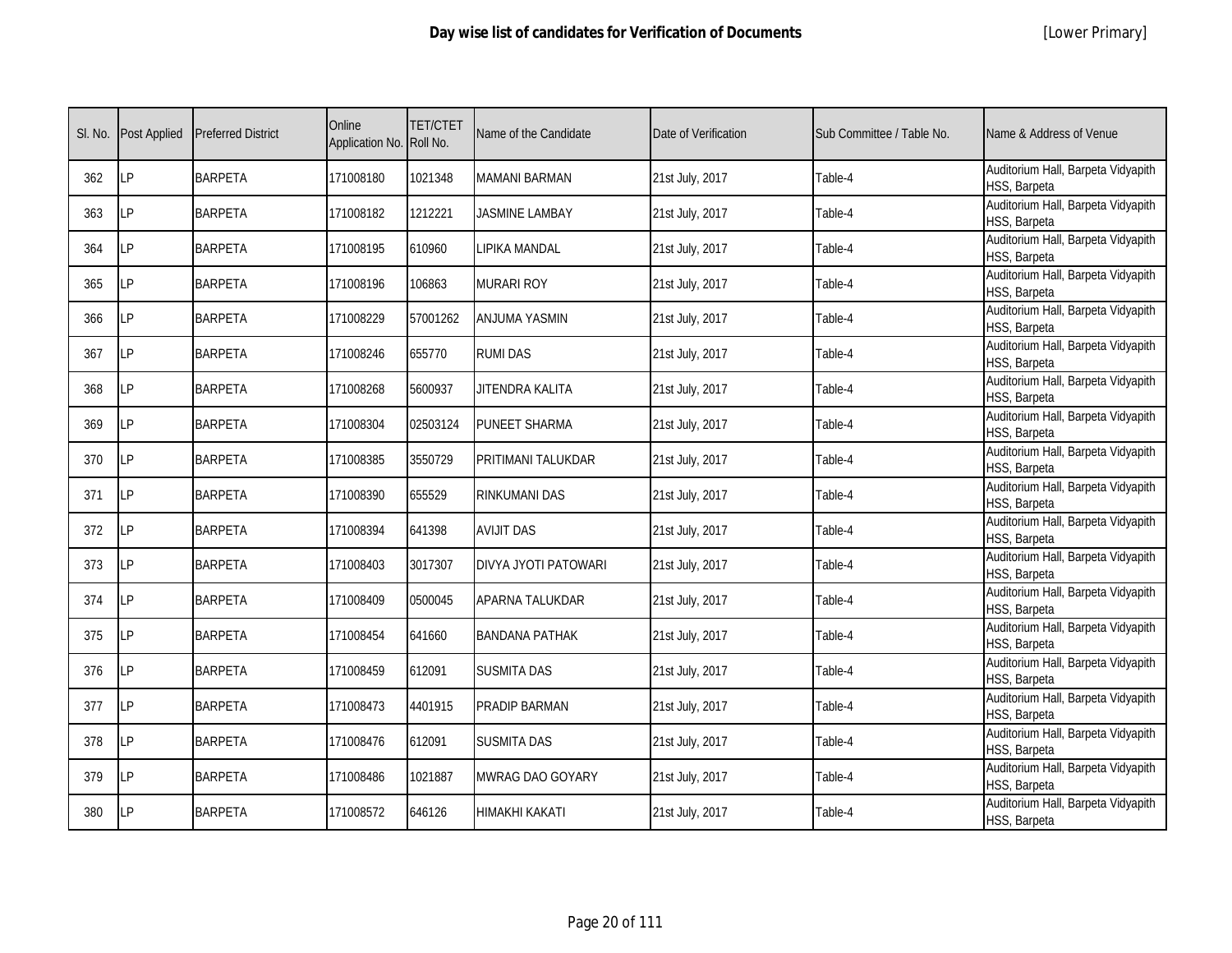# Day wise list of candidates for Verification of Documents

[Lower Primary]

| Sl. No. | Post Applied | Preferred District | Online Application No. | TET/CTET Roll No. | Name of the Candidate | Date of Verification | Sub Committee / Table No. | Name & Address of Venue |
|---|---|---|---|---|---|---|---|---|
| 362 | LP | BARPETA | 171008180 | 1021348 | MAMANI BARMAN | 21st July, 2017 | Table-4 | Auditorium Hall, Barpeta Vidyapith HSS, Barpeta |
| 363 | LP | BARPETA | 171008182 | 1212221 | JASMINE LAMBAY | 21st July, 2017 | Table-4 | Auditorium Hall, Barpeta Vidyapith HSS, Barpeta |
| 364 | LP | BARPETA | 171008195 | 610960 | LIPIKA MANDAL | 21st July, 2017 | Table-4 | Auditorium Hall, Barpeta Vidyapith HSS, Barpeta |
| 365 | LP | BARPETA | 171008196 | 106863 | MURARI ROY | 21st July, 2017 | Table-4 | Auditorium Hall, Barpeta Vidyapith HSS, Barpeta |
| 366 | LP | BARPETA | 171008229 | 57001262 | ANJUMA YASMIN | 21st July, 2017 | Table-4 | Auditorium Hall, Barpeta Vidyapith HSS, Barpeta |
| 367 | LP | BARPETA | 171008246 | 655770 | RUMI DAS | 21st July, 2017 | Table-4 | Auditorium Hall, Barpeta Vidyapith HSS, Barpeta |
| 368 | LP | BARPETA | 171008268 | 5600937 | JITENDRA KALITA | 21st July, 2017 | Table-4 | Auditorium Hall, Barpeta Vidyapith HSS, Barpeta |
| 369 | LP | BARPETA | 171008304 | 02503124 | PUNEET SHARMA | 21st July, 2017 | Table-4 | Auditorium Hall, Barpeta Vidyapith HSS, Barpeta |
| 370 | LP | BARPETA | 171008385 | 3550729 | PRITIMANI TALUKDAR | 21st July, 2017 | Table-4 | Auditorium Hall, Barpeta Vidyapith HSS, Barpeta |
| 371 | LP | BARPETA | 171008390 | 655529 | RINKUMANI DAS | 21st July, 2017 | Table-4 | Auditorium Hall, Barpeta Vidyapith HSS, Barpeta |
| 372 | LP | BARPETA | 171008394 | 641398 | AVIJIT DAS | 21st July, 2017 | Table-4 | Auditorium Hall, Barpeta Vidyapith HSS, Barpeta |
| 373 | LP | BARPETA | 171008403 | 3017307 | DIVYA JYOTI PATOWARI | 21st July, 2017 | Table-4 | Auditorium Hall, Barpeta Vidyapith HSS, Barpeta |
| 374 | LP | BARPETA | 171008409 | 0500045 | APARNA TALUKDAR | 21st July, 2017 | Table-4 | Auditorium Hall, Barpeta Vidyapith HSS, Barpeta |
| 375 | LP | BARPETA | 171008454 | 641660 | BANDANA PATHAK | 21st July, 2017 | Table-4 | Auditorium Hall, Barpeta Vidyapith HSS, Barpeta |
| 376 | LP | BARPETA | 171008459 | 612091 | SUSMITA DAS | 21st July, 2017 | Table-4 | Auditorium Hall, Barpeta Vidyapith HSS, Barpeta |
| 377 | LP | BARPETA | 171008473 | 4401915 | PRADIP BARMAN | 21st July, 2017 | Table-4 | Auditorium Hall, Barpeta Vidyapith HSS, Barpeta |
| 378 | LP | BARPETA | 171008476 | 612091 | SUSMITA DAS | 21st July, 2017 | Table-4 | Auditorium Hall, Barpeta Vidyapith HSS, Barpeta |
| 379 | LP | BARPETA | 171008486 | 1021887 | MWRAG DAO GOYARY | 21st July, 2017 | Table-4 | Auditorium Hall, Barpeta Vidyapith HSS, Barpeta |
| 380 | LP | BARPETA | 171008572 | 646126 | HIMAKHI KAKATI | 21st July, 2017 | Table-4 | Auditorium Hall, Barpeta Vidyapith HSS, Barpeta |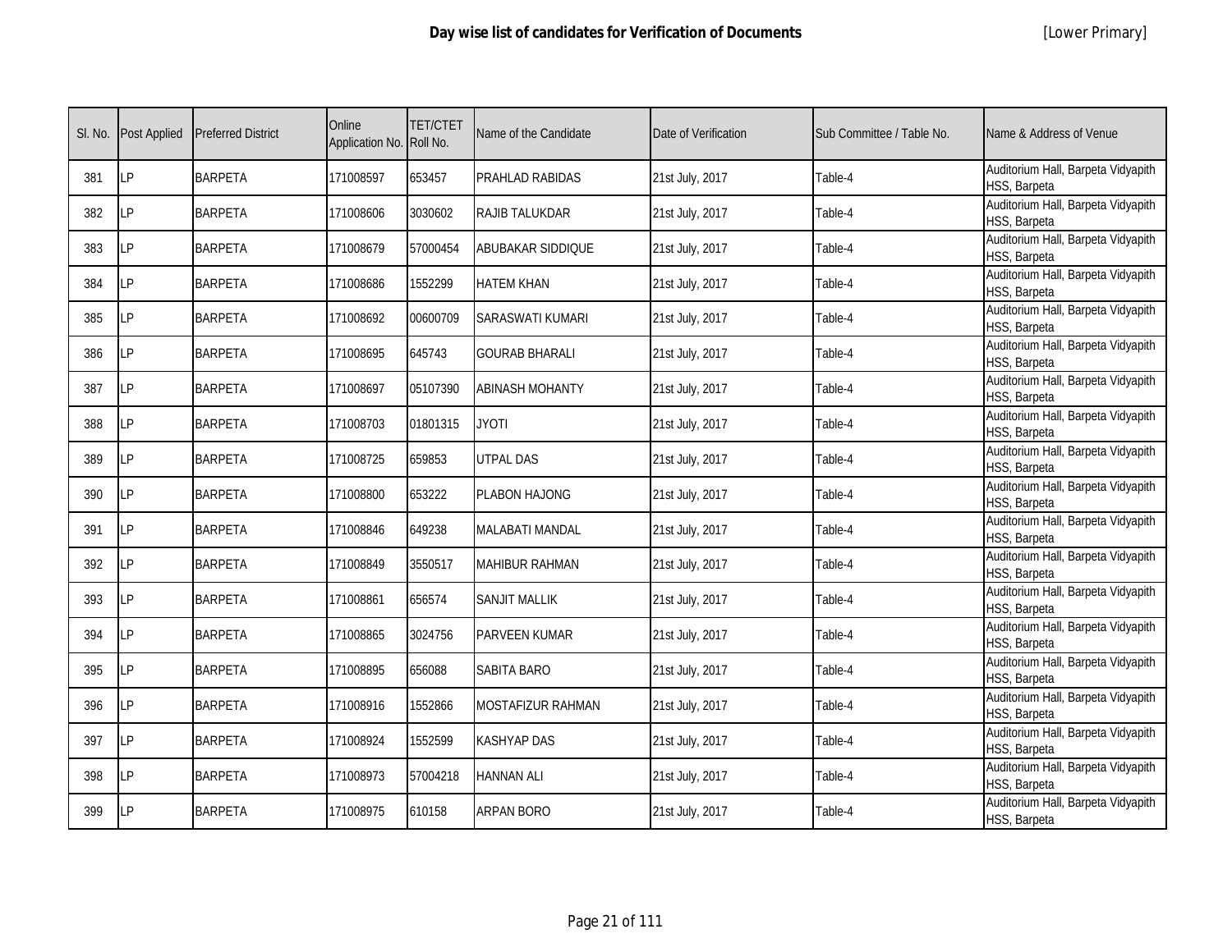# Day wise list of candidates for Verification of Documents

[Lower Primary]

| Sl. No. | Post Applied | Preferred District | Online Application No. | TET/CTET Roll No. | Name of the Candidate | Date of Verification | Sub Committee / Table No. | Name & Address of Venue |
|---|---|---|---|---|---|---|---|---|
| 381 | LP | BARPETA | 171008597 | 653457 | PRAHLAD RABIDAS | 21st July, 2017 | Table-4 | Auditorium Hall, Barpeta Vidyapith HSS, Barpeta |
| 382 | LP | BARPETA | 171008606 | 3030602 | RAJIB TALUKDAR | 21st July, 2017 | Table-4 | Auditorium Hall, Barpeta Vidyapith HSS, Barpeta |
| 383 | LP | BARPETA | 171008679 | 57000454 | ABUBAKAR SIDDIQUE | 21st July, 2017 | Table-4 | Auditorium Hall, Barpeta Vidyapith HSS, Barpeta |
| 384 | LP | BARPETA | 171008686 | 1552299 | HATEM KHAN | 21st July, 2017 | Table-4 | Auditorium Hall, Barpeta Vidyapith HSS, Barpeta |
| 385 | LP | BARPETA | 171008692 | 00600709 | SARASWATI KUMARI | 21st July, 2017 | Table-4 | Auditorium Hall, Barpeta Vidyapith HSS, Barpeta |
| 386 | LP | BARPETA | 171008695 | 645743 | GOURAB BHARALI | 21st July, 2017 | Table-4 | Auditorium Hall, Barpeta Vidyapith HSS, Barpeta |
| 387 | LP | BARPETA | 171008697 | 05107390 | ABINASH MOHANTY | 21st July, 2017 | Table-4 | Auditorium Hall, Barpeta Vidyapith HSS, Barpeta |
| 388 | LP | BARPETA | 171008703 | 01801315 | JYOTI | 21st July, 2017 | Table-4 | Auditorium Hall, Barpeta Vidyapith HSS, Barpeta |
| 389 | LP | BARPETA | 171008725 | 659853 | UTPAL DAS | 21st July, 2017 | Table-4 | Auditorium Hall, Barpeta Vidyapith HSS, Barpeta |
| 390 | LP | BARPETA | 171008800 | 653222 | PLABON HAJONG | 21st July, 2017 | Table-4 | Auditorium Hall, Barpeta Vidyapith HSS, Barpeta |
| 391 | LP | BARPETA | 171008846 | 649238 | MALABATI MANDAL | 21st July, 2017 | Table-4 | Auditorium Hall, Barpeta Vidyapith HSS, Barpeta |
| 392 | LP | BARPETA | 171008849 | 3550517 | MAHIBUR RAHMAN | 21st July, 2017 | Table-4 | Auditorium Hall, Barpeta Vidyapith HSS, Barpeta |
| 393 | LP | BARPETA | 171008861 | 656574 | SANJIT MALLIK | 21st July, 2017 | Table-4 | Auditorium Hall, Barpeta Vidyapith HSS, Barpeta |
| 394 | LP | BARPETA | 171008865 | 3024756 | PARVEEN KUMAR | 21st July, 2017 | Table-4 | Auditorium Hall, Barpeta Vidyapith HSS, Barpeta |
| 395 | LP | BARPETA | 171008895 | 656088 | SABITA BARO | 21st July, 2017 | Table-4 | Auditorium Hall, Barpeta Vidyapith HSS, Barpeta |
| 396 | LP | BARPETA | 171008916 | 1552866 | MOSTAFIZUR RAHMAN | 21st July, 2017 | Table-4 | Auditorium Hall, Barpeta Vidyapith HSS, Barpeta |
| 397 | LP | BARPETA | 171008924 | 1552599 | KASHYAP DAS | 21st July, 2017 | Table-4 | Auditorium Hall, Barpeta Vidyapith HSS, Barpeta |
| 398 | LP | BARPETA | 171008973 | 57004218 | HANNAN ALI | 21st July, 2017 | Table-4 | Auditorium Hall, Barpeta Vidyapith HSS, Barpeta |
| 399 | LP | BARPETA | 171008975 | 610158 | ARPAN BORO | 21st July, 2017 | Table-4 | Auditorium Hall, Barpeta Vidyapith HSS, Barpeta |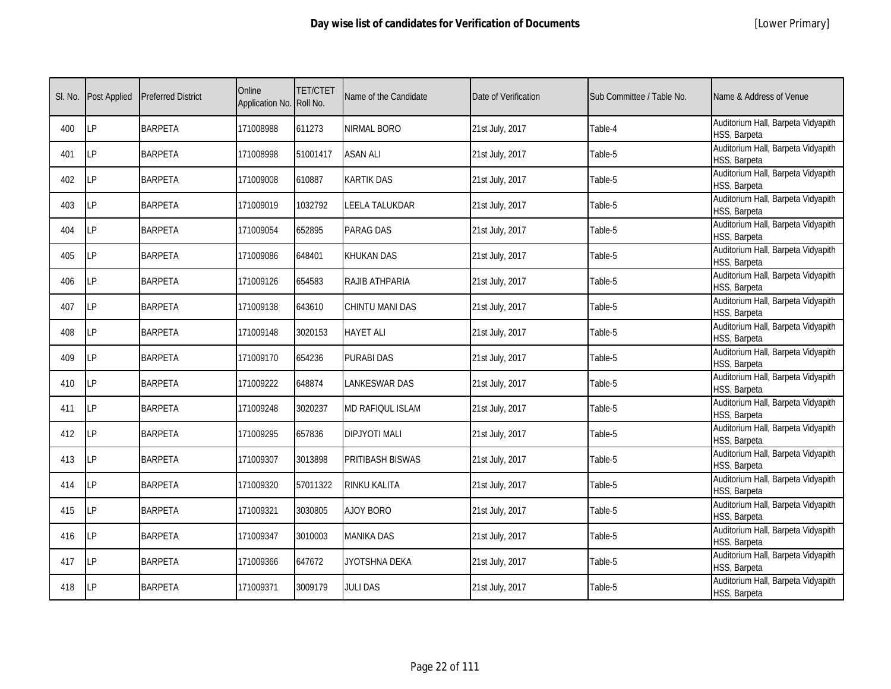# Day wise list of candidates for Verification of Documents

[Lower Primary]

| Sl. No. | Post Applied | Preferred District | Online Application No. | TET/CTET Roll No. | Name of the Candidate | Date of Verification | Sub Committee / Table No. | Name & Address of Venue |
|---|---|---|---|---|---|---|---|---|
| 400 | LP | BARPETA | 171008988 | 611273 | NIRMAL BORO | 21st July, 2017 | Table-4 | Auditorium Hall, Barpeta Vidyapith HSS, Barpeta |
| 401 | LP | BARPETA | 171008998 | 51001417 | ASAN ALI | 21st July, 2017 | Table-5 | Auditorium Hall, Barpeta Vidyapith HSS, Barpeta |
| 402 | LP | BARPETA | 171009008 | 610887 | KARTIK DAS | 21st July, 2017 | Table-5 | Auditorium Hall, Barpeta Vidyapith HSS, Barpeta |
| 403 | LP | BARPETA | 171009019 | 1032792 | LEELA TALUKDAR | 21st July, 2017 | Table-5 | Auditorium Hall, Barpeta Vidyapith HSS, Barpeta |
| 404 | LP | BARPETA | 171009054 | 652895 | PARAG DAS | 21st July, 2017 | Table-5 | Auditorium Hall, Barpeta Vidyapith HSS, Barpeta |
| 405 | LP | BARPETA | 171009086 | 648401 | KHUKAN DAS | 21st July, 2017 | Table-5 | Auditorium Hall, Barpeta Vidyapith HSS, Barpeta |
| 406 | LP | BARPETA | 171009126 | 654583 | RAJIB ATHPARIA | 21st July, 2017 | Table-5 | Auditorium Hall, Barpeta Vidyapith HSS, Barpeta |
| 407 | LP | BARPETA | 171009138 | 643610 | CHINTU MANI DAS | 21st July, 2017 | Table-5 | Auditorium Hall, Barpeta Vidyapith HSS, Barpeta |
| 408 | LP | BARPETA | 171009148 | 3020153 | HAYET ALI | 21st July, 2017 | Table-5 | Auditorium Hall, Barpeta Vidyapith HSS, Barpeta |
| 409 | LP | BARPETA | 171009170 | 654236 | PURABI DAS | 21st July, 2017 | Table-5 | Auditorium Hall, Barpeta Vidyapith HSS, Barpeta |
| 410 | LP | BARPETA | 171009222 | 648874 | LANKESWAR DAS | 21st July, 2017 | Table-5 | Auditorium Hall, Barpeta Vidyapith HSS, Barpeta |
| 411 | LP | BARPETA | 171009248 | 3020237 | MD RAFIQUL ISLAM | 21st July, 2017 | Table-5 | Auditorium Hall, Barpeta Vidyapith HSS, Barpeta |
| 412 | LP | BARPETA | 171009295 | 657836 | DIPJYOTI MALI | 21st July, 2017 | Table-5 | Auditorium Hall, Barpeta Vidyapith HSS, Barpeta |
| 413 | LP | BARPETA | 171009307 | 3013898 | PRITIBASH BISWAS | 21st July, 2017 | Table-5 | Auditorium Hall, Barpeta Vidyapith HSS, Barpeta |
| 414 | LP | BARPETA | 171009320 | 57011322 | RINKU KALITA | 21st July, 2017 | Table-5 | Auditorium Hall, Barpeta Vidyapith HSS, Barpeta |
| 415 | LP | BARPETA | 171009321 | 3030805 | AJOY BORO | 21st July, 2017 | Table-5 | Auditorium Hall, Barpeta Vidyapith HSS, Barpeta |
| 416 | LP | BARPETA | 171009347 | 3010003 | MANIKA DAS | 21st July, 2017 | Table-5 | Auditorium Hall, Barpeta Vidyapith HSS, Barpeta |
| 417 | LP | BARPETA | 171009366 | 647672 | JYOTSHNA DEKA | 21st July, 2017 | Table-5 | Auditorium Hall, Barpeta Vidyapith HSS, Barpeta |
| 418 | LP | BARPETA | 171009371 | 3009179 | JULI DAS | 21st July, 2017 | Table-5 | Auditorium Hall, Barpeta Vidyapith HSS, Barpeta |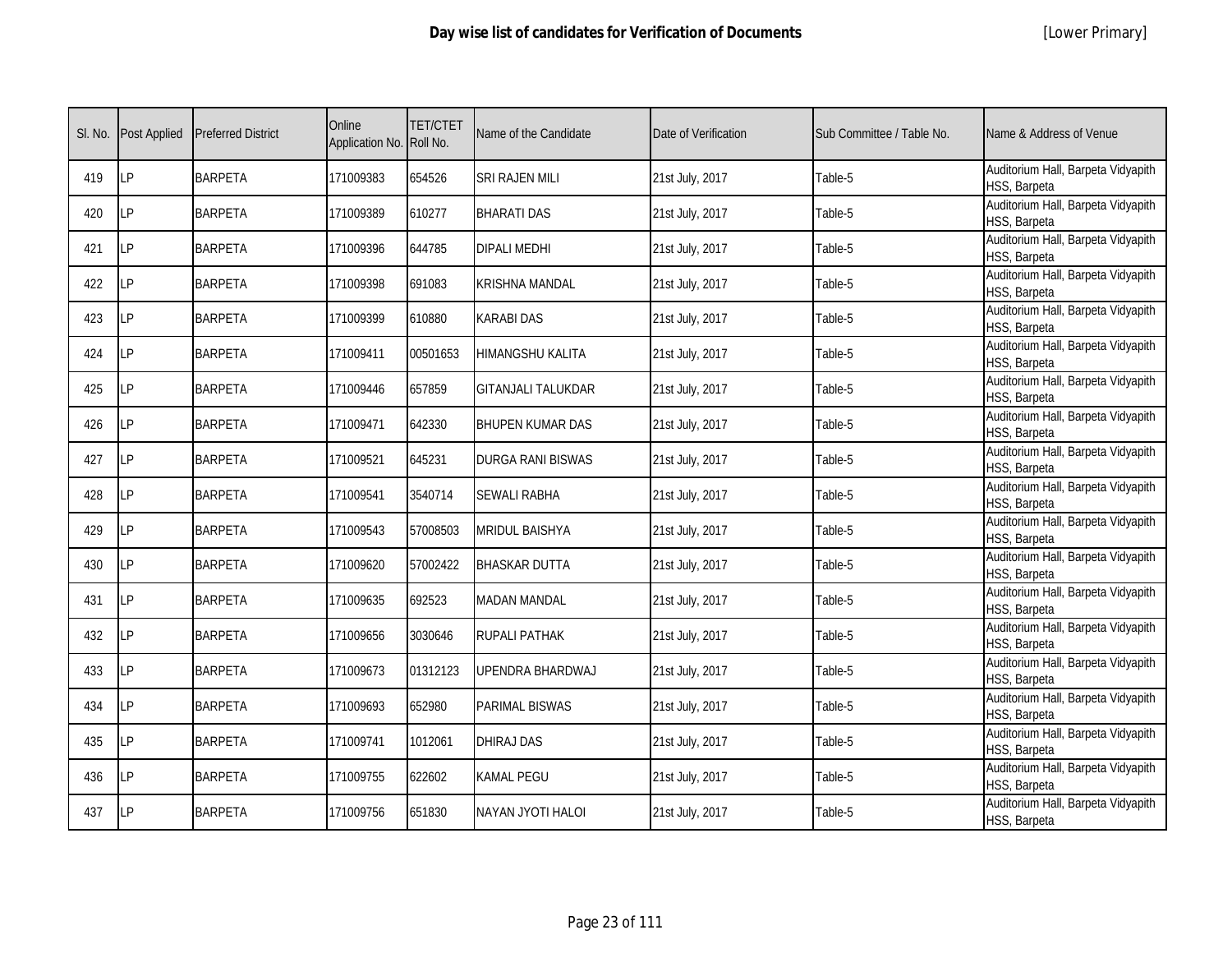# Day wise list of candidates for Verification of Documents

[Lower Primary]

| Sl. No. | Post Applied | Preferred District | Online Application No. | TET/CTET Roll No. | Name of the Candidate | Date of Verification | Sub Committee / Table No. | Name & Address of Venue |
|---|---|---|---|---|---|---|---|---|
| 419 | LP | BARPETA | 171009383 | 654526 | SRI RAJEN MILI | 21st July, 2017 | Table-5 | Auditorium Hall, Barpeta Vidyapith HSS, Barpeta |
| 420 | LP | BARPETA | 171009389 | 610277 | BHARATI DAS | 21st July, 2017 | Table-5 | Auditorium Hall, Barpeta Vidyapith HSS, Barpeta |
| 421 | LP | BARPETA | 171009396 | 644785 | DIPALI MEDHI | 21st July, 2017 | Table-5 | Auditorium Hall, Barpeta Vidyapith HSS, Barpeta |
| 422 | LP | BARPETA | 171009398 | 691083 | KRISHNA MANDAL | 21st July, 2017 | Table-5 | Auditorium Hall, Barpeta Vidyapith HSS, Barpeta |
| 423 | LP | BARPETA | 171009399 | 610880 | KARABI DAS | 21st July, 2017 | Table-5 | Auditorium Hall, Barpeta Vidyapith HSS, Barpeta |
| 424 | LP | BARPETA | 171009411 | 00501653 | HIMANGSHU KALITA | 21st July, 2017 | Table-5 | Auditorium Hall, Barpeta Vidyapith HSS, Barpeta |
| 425 | LP | BARPETA | 171009446 | 657859 | GITANJALI TALUKDAR | 21st July, 2017 | Table-5 | Auditorium Hall, Barpeta Vidyapith HSS, Barpeta |
| 426 | LP | BARPETA | 171009471 | 642330 | BHUPEN KUMAR DAS | 21st July, 2017 | Table-5 | Auditorium Hall, Barpeta Vidyapith HSS, Barpeta |
| 427 | LP | BARPETA | 171009521 | 645231 | DURGA RANI BISWAS | 21st July, 2017 | Table-5 | Auditorium Hall, Barpeta Vidyapith HSS, Barpeta |
| 428 | LP | BARPETA | 171009541 | 3540714 | SEWALI RABHA | 21st July, 2017 | Table-5 | Auditorium Hall, Barpeta Vidyapith HSS, Barpeta |
| 429 | LP | BARPETA | 171009543 | 57008503 | MRIDUL BAISHYA | 21st July, 2017 | Table-5 | Auditorium Hall, Barpeta Vidyapith HSS, Barpeta |
| 430 | LP | BARPETA | 171009620 | 57002422 | BHASKAR DUTTA | 21st July, 2017 | Table-5 | Auditorium Hall, Barpeta Vidyapith HSS, Barpeta |
| 431 | LP | BARPETA | 171009635 | 692523 | MADAN MANDAL | 21st July, 2017 | Table-5 | Auditorium Hall, Barpeta Vidyapith HSS, Barpeta |
| 432 | LP | BARPETA | 171009656 | 3030646 | RUPALI PATHAK | 21st July, 2017 | Table-5 | Auditorium Hall, Barpeta Vidyapith HSS, Barpeta |
| 433 | LP | BARPETA | 171009673 | 01312123 | UPENDRA BHARDWAJ | 21st July, 2017 | Table-5 | Auditorium Hall, Barpeta Vidyapith HSS, Barpeta |
| 434 | LP | BARPETA | 171009693 | 652980 | PARIMAL BISWAS | 21st July, 2017 | Table-5 | Auditorium Hall, Barpeta Vidyapith HSS, Barpeta |
| 435 | LP | BARPETA | 171009741 | 1012061 | DHIRAJ DAS | 21st July, 2017 | Table-5 | Auditorium Hall, Barpeta Vidyapith HSS, Barpeta |
| 436 | LP | BARPETA | 171009755 | 622602 | KAMAL PEGU | 21st July, 2017 | Table-5 | Auditorium Hall, Barpeta Vidyapith HSS, Barpeta |
| 437 | LP | BARPETA | 171009756 | 651830 | NAYAN JYOTI HALOI | 21st July, 2017 | Table-5 | Auditorium Hall, Barpeta Vidyapith HSS, Barpeta |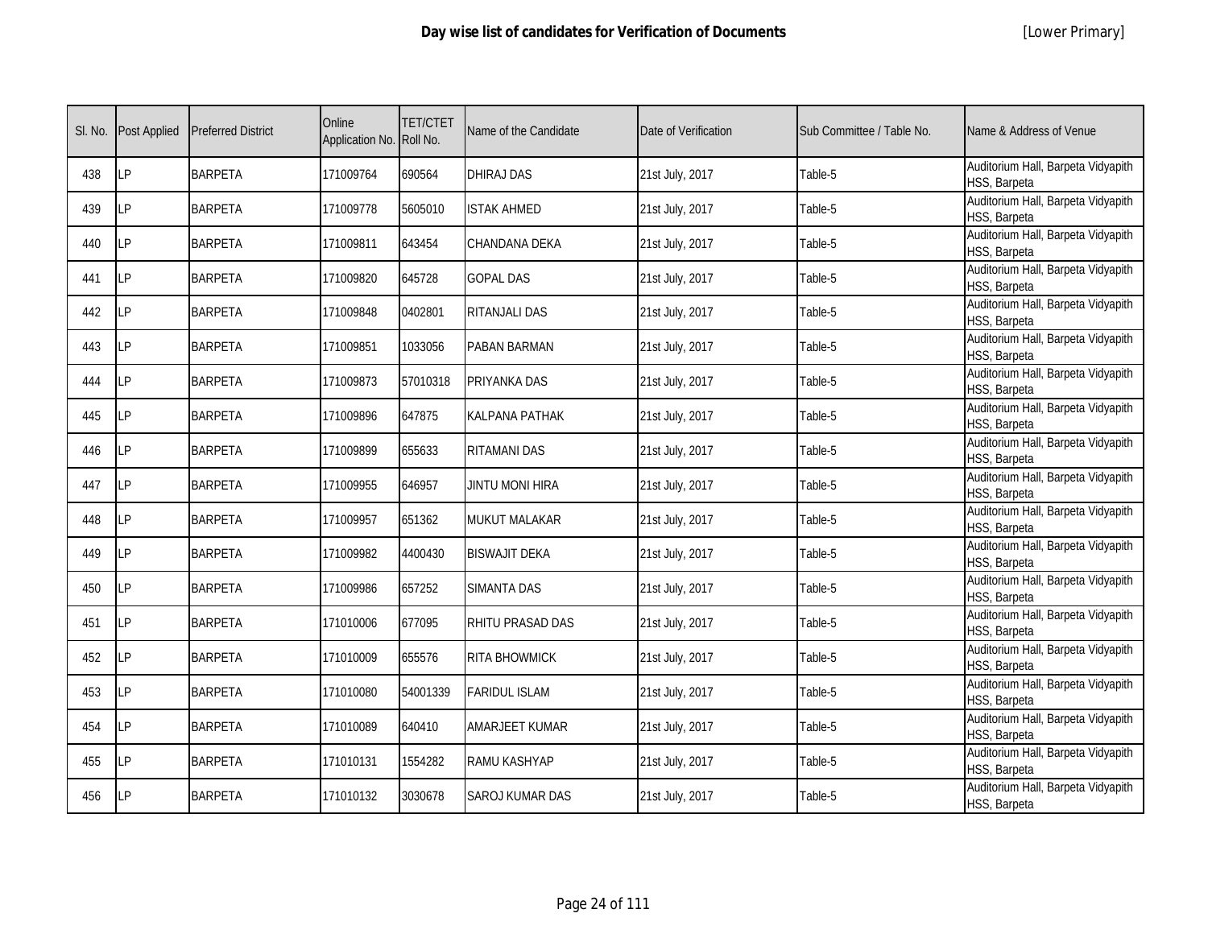# Day wise list of candidates for Verification of Documents

[Lower Primary]

| Sl. No. | Post Applied | Preferred District | Online Application No. | TET/CTET Roll No. | Name of the Candidate | Date of Verification | Sub Committee / Table No. | Name & Address of Venue |
|---|---|---|---|---|---|---|---|---|
| 438 | LP | BARPETA | 171009764 | 690564 | DHIRAJ DAS | 21st July, 2017 | Table-5 | Auditorium Hall, Barpeta Vidyapith HSS, Barpeta |
| 439 | LP | BARPETA | 171009778 | 5605010 | ISTAK AHMED | 21st July, 2017 | Table-5 | Auditorium Hall, Barpeta Vidyapith HSS, Barpeta |
| 440 | LP | BARPETA | 171009811 | 643454 | CHANDANA DEKA | 21st July, 2017 | Table-5 | Auditorium Hall, Barpeta Vidyapith HSS, Barpeta |
| 441 | LP | BARPETA | 171009820 | 645728 | GOPAL DAS | 21st July, 2017 | Table-5 | Auditorium Hall, Barpeta Vidyapith HSS, Barpeta |
| 442 | LP | BARPETA | 171009848 | 0402801 | RITANJALI DAS | 21st July, 2017 | Table-5 | Auditorium Hall, Barpeta Vidyapith HSS, Barpeta |
| 443 | LP | BARPETA | 171009851 | 1033056 | PABAN BARMAN | 21st July, 2017 | Table-5 | Auditorium Hall, Barpeta Vidyapith HSS, Barpeta |
| 444 | LP | BARPETA | 171009873 | 57010318 | PRIYANKA DAS | 21st July, 2017 | Table-5 | Auditorium Hall, Barpeta Vidyapith HSS, Barpeta |
| 445 | LP | BARPETA | 171009896 | 647875 | KALPANA PATHAK | 21st July, 2017 | Table-5 | Auditorium Hall, Barpeta Vidyapith HSS, Barpeta |
| 446 | LP | BARPETA | 171009899 | 655633 | RITAMANI DAS | 21st July, 2017 | Table-5 | Auditorium Hall, Barpeta Vidyapith HSS, Barpeta |
| 447 | LP | BARPETA | 171009955 | 646957 | JINTU MONI HIRA | 21st July, 2017 | Table-5 | Auditorium Hall, Barpeta Vidyapith HSS, Barpeta |
| 448 | LP | BARPETA | 171009957 | 651362 | MUKUT MALAKAR | 21st July, 2017 | Table-5 | Auditorium Hall, Barpeta Vidyapith HSS, Barpeta |
| 449 | LP | BARPETA | 171009982 | 4400430 | BISWAJIT DEKA | 21st July, 2017 | Table-5 | Auditorium Hall, Barpeta Vidyapith HSS, Barpeta |
| 450 | LP | BARPETA | 171009986 | 657252 | SIMANTA DAS | 21st July, 2017 | Table-5 | Auditorium Hall, Barpeta Vidyapith HSS, Barpeta |
| 451 | LP | BARPETA | 171010006 | 677095 | RHITU PRASAD DAS | 21st July, 2017 | Table-5 | Auditorium Hall, Barpeta Vidyapith HSS, Barpeta |
| 452 | LP | BARPETA | 171010009 | 655576 | RITA BHOWMICK | 21st July, 2017 | Table-5 | Auditorium Hall, Barpeta Vidyapith HSS, Barpeta |
| 453 | LP | BARPETA | 171010080 | 54001339 | FARIDUL ISLAM | 21st July, 2017 | Table-5 | Auditorium Hall, Barpeta Vidyapith HSS, Barpeta |
| 454 | LP | BARPETA | 171010089 | 640410 | AMARJEET KUMAR | 21st July, 2017 | Table-5 | Auditorium Hall, Barpeta Vidyapith HSS, Barpeta |
| 455 | LP | BARPETA | 171010131 | 1554282 | RAMU KASHYAP | 21st July, 2017 | Table-5 | Auditorium Hall, Barpeta Vidyapith HSS, Barpeta |
| 456 | LP | BARPETA | 171010132 | 3030678 | SAROJ KUMAR DAS | 21st July, 2017 | Table-5 | Auditorium Hall, Barpeta Vidyapith HSS, Barpeta |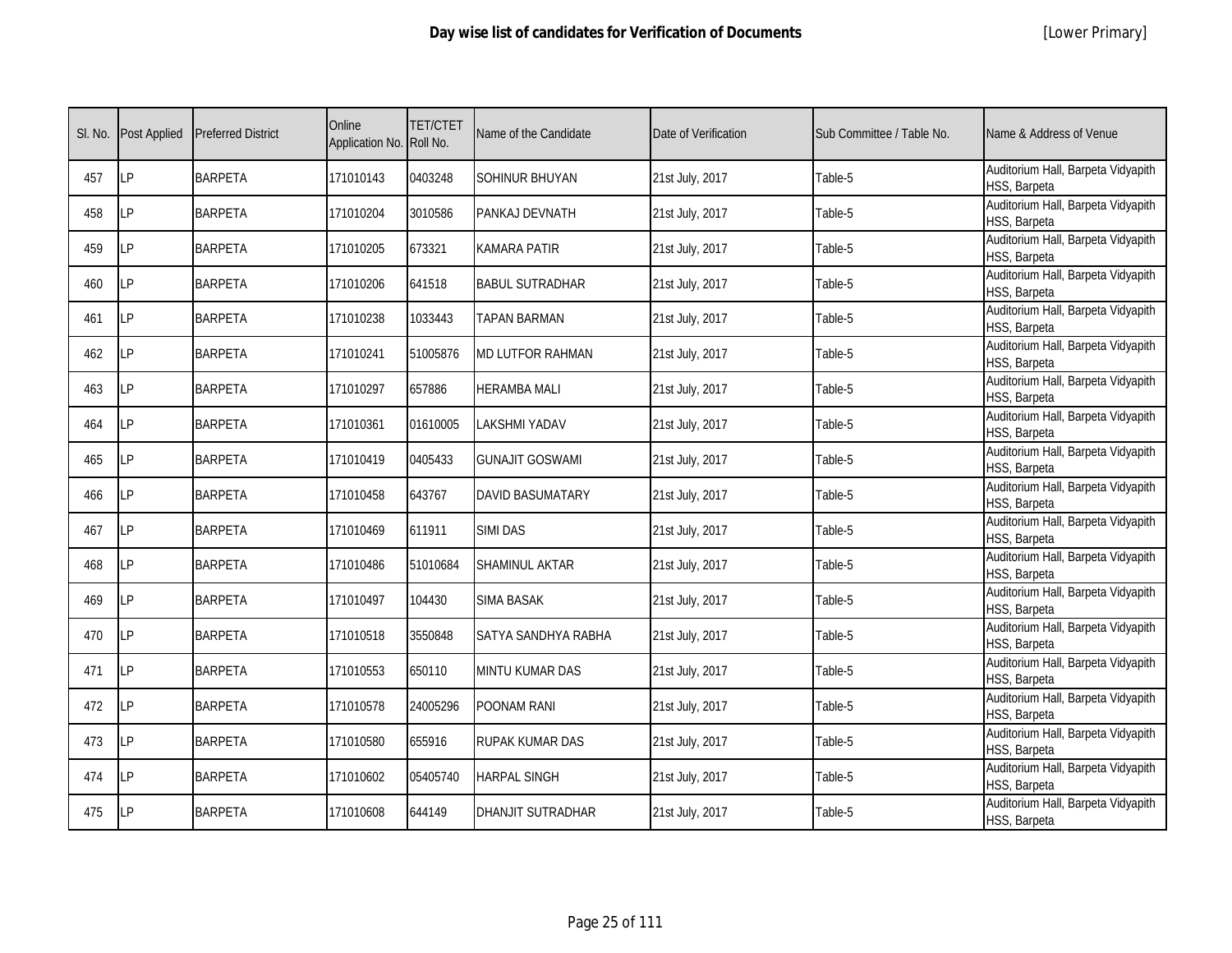# Day wise list of candidates for Verification of Documents

[Lower Primary]

| Sl. No. | Post Applied | Preferred District | Online Application No. | TET/CTET Roll No. | Name of the Candidate | Date of Verification | Sub Committee / Table No. | Name & Address of Venue |
|---|---|---|---|---|---|---|---|---|
| 457 | LP | BARPETA | 171010143 | 0403248 | SOHINUR BHUYAN | 21st July, 2017 | Table-5 | Auditorium Hall, Barpeta Vidyapith HSS, Barpeta |
| 458 | LP | BARPETA | 171010204 | 3010586 | PANKAJ DEVNATH | 21st July, 2017 | Table-5 | Auditorium Hall, Barpeta Vidyapith HSS, Barpeta |
| 459 | LP | BARPETA | 171010205 | 673321 | KAMARA PATIR | 21st July, 2017 | Table-5 | Auditorium Hall, Barpeta Vidyapith HSS, Barpeta |
| 460 | LP | BARPETA | 171010206 | 641518 | BABUL SUTRADHAR | 21st July, 2017 | Table-5 | Auditorium Hall, Barpeta Vidyapith HSS, Barpeta |
| 461 | LP | BARPETA | 171010238 | 1033443 | TAPAN BARMAN | 21st July, 2017 | Table-5 | Auditorium Hall, Barpeta Vidyapith HSS, Barpeta |
| 462 | LP | BARPETA | 171010241 | 51005876 | MD LUTFOR RAHMAN | 21st July, 2017 | Table-5 | Auditorium Hall, Barpeta Vidyapith HSS, Barpeta |
| 463 | LP | BARPETA | 171010297 | 657886 | HERAMBA MALI | 21st July, 2017 | Table-5 | Auditorium Hall, Barpeta Vidyapith HSS, Barpeta |
| 464 | LP | BARPETA | 171010361 | 01610005 | LAKSHMI YADAV | 21st July, 2017 | Table-5 | Auditorium Hall, Barpeta Vidyapith HSS, Barpeta |
| 465 | LP | BARPETA | 171010419 | 0405433 | GUNAJIT GOSWAMI | 21st July, 2017 | Table-5 | Auditorium Hall, Barpeta Vidyapith HSS, Barpeta |
| 466 | LP | BARPETA | 171010458 | 643767 | DAVID BASUMATARY | 21st July, 2017 | Table-5 | Auditorium Hall, Barpeta Vidyapith HSS, Barpeta |
| 467 | LP | BARPETA | 171010469 | 611911 | SIMI DAS | 21st July, 2017 | Table-5 | Auditorium Hall, Barpeta Vidyapith HSS, Barpeta |
| 468 | LP | BARPETA | 171010486 | 51010684 | SHAMINUL AKTAR | 21st July, 2017 | Table-5 | Auditorium Hall, Barpeta Vidyapith HSS, Barpeta |
| 469 | LP | BARPETA | 171010497 | 104430 | SIMA BASAK | 21st July, 2017 | Table-5 | Auditorium Hall, Barpeta Vidyapith HSS, Barpeta |
| 470 | LP | BARPETA | 171010518 | 3550848 | SATYA SANDHYA RABHA | 21st July, 2017 | Table-5 | Auditorium Hall, Barpeta Vidyapith HSS, Barpeta |
| 471 | LP | BARPETA | 171010553 | 650110 | MINTU KUMAR DAS | 21st July, 2017 | Table-5 | Auditorium Hall, Barpeta Vidyapith HSS, Barpeta |
| 472 | LP | BARPETA | 171010578 | 24005296 | POONAM RANI | 21st July, 2017 | Table-5 | Auditorium Hall, Barpeta Vidyapith HSS, Barpeta |
| 473 | LP | BARPETA | 171010580 | 655916 | RUPAK KUMAR DAS | 21st July, 2017 | Table-5 | Auditorium Hall, Barpeta Vidyapith HSS, Barpeta |
| 474 | LP | BARPETA | 171010602 | 05405740 | HARPAL SINGH | 21st July, 2017 | Table-5 | Auditorium Hall, Barpeta Vidyapith HSS, Barpeta |
| 475 | LP | BARPETA | 171010608 | 644149 | DHANJIT SUTRADHAR | 21st July, 2017 | Table-5 | Auditorium Hall, Barpeta Vidyapith HSS, Barpeta |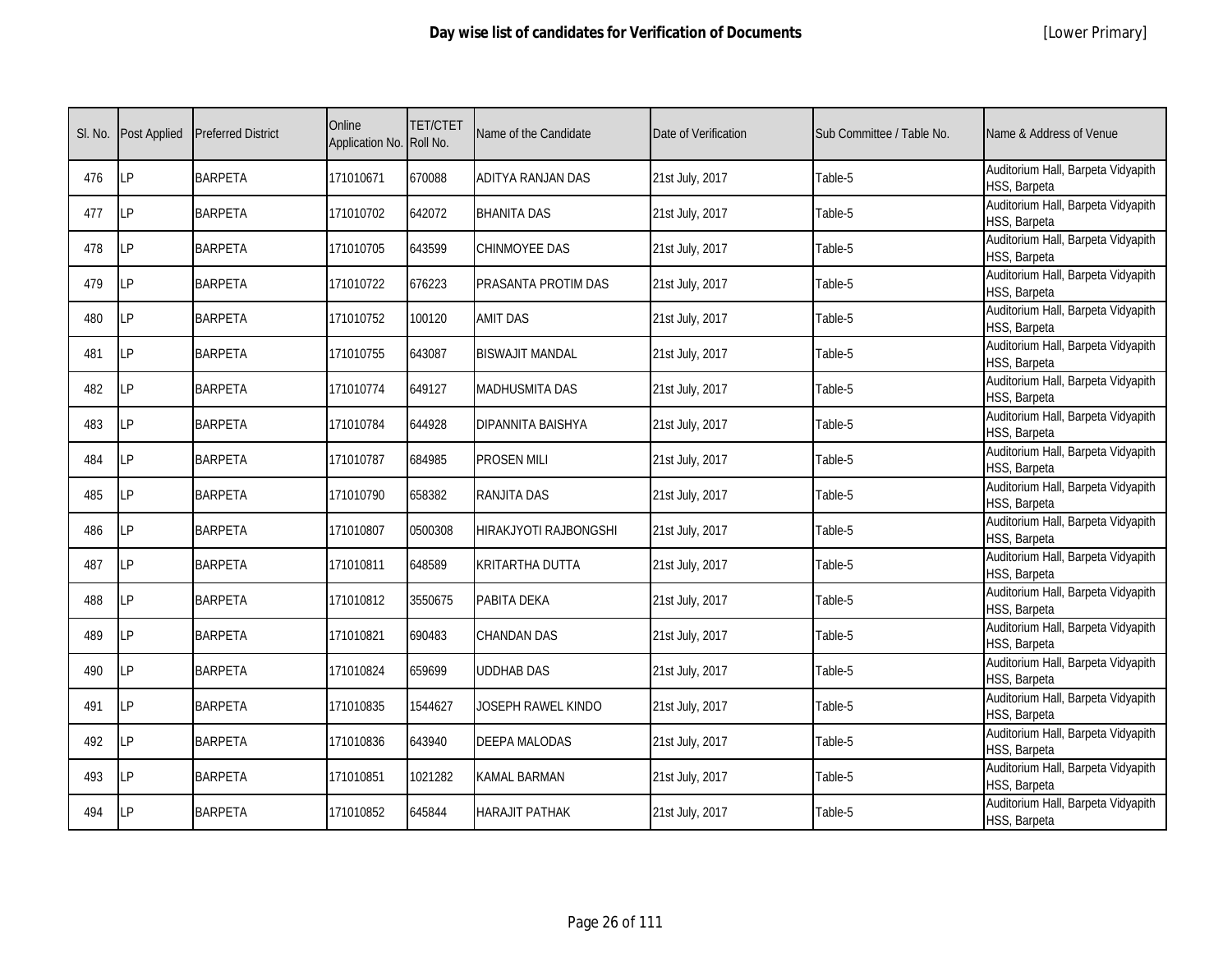# Day wise list of candidates for Verification of Documents

[Lower Primary]

| Sl. No. | Post Applied | Preferred District | Online Application No. | TET/CTET Roll No. | Name of the Candidate | Date of Verification | Sub Committee / Table No. | Name & Address of Venue |
|---|---|---|---|---|---|---|---|---|
| 476 | LP | BARPETA | 171010671 | 670088 | ADITYA RANJAN DAS | 21st July, 2017 | Table-5 | Auditorium Hall, Barpeta Vidyapith HSS, Barpeta |
| 477 | LP | BARPETA | 171010702 | 642072 | BHANITA DAS | 21st July, 2017 | Table-5 | Auditorium Hall, Barpeta Vidyapith HSS, Barpeta |
| 478 | LP | BARPETA | 171010705 | 643599 | CHINMOYEE DAS | 21st July, 2017 | Table-5 | Auditorium Hall, Barpeta Vidyapith HSS, Barpeta |
| 479 | LP | BARPETA | 171010722 | 676223 | PRASANTA PROTIM DAS | 21st July, 2017 | Table-5 | Auditorium Hall, Barpeta Vidyapith HSS, Barpeta |
| 480 | LP | BARPETA | 171010752 | 100120 | AMIT DAS | 21st July, 2017 | Table-5 | Auditorium Hall, Barpeta Vidyapith HSS, Barpeta |
| 481 | LP | BARPETA | 171010755 | 643087 | BISWAJIT MANDAL | 21st July, 2017 | Table-5 | Auditorium Hall, Barpeta Vidyapith HSS, Barpeta |
| 482 | LP | BARPETA | 171010774 | 649127 | MADHUSMITA DAS | 21st July, 2017 | Table-5 | Auditorium Hall, Barpeta Vidyapith HSS, Barpeta |
| 483 | LP | BARPETA | 171010784 | 644928 | DIPANNITA BAISHYA | 21st July, 2017 | Table-5 | Auditorium Hall, Barpeta Vidyapith HSS, Barpeta |
| 484 | LP | BARPETA | 171010787 | 684985 | PROSEN MILI | 21st July, 2017 | Table-5 | Auditorium Hall, Barpeta Vidyapith HSS, Barpeta |
| 485 | LP | BARPETA | 171010790 | 658382 | RANJITA DAS | 21st July, 2017 | Table-5 | Auditorium Hall, Barpeta Vidyapith HSS, Barpeta |
| 486 | LP | BARPETA | 171010807 | 0500308 | HIRAKJYOTI RAJBONGSHI | 21st July, 2017 | Table-5 | Auditorium Hall, Barpeta Vidyapith HSS, Barpeta |
| 487 | LP | BARPETA | 171010811 | 648589 | KRITARTHA DUTTA | 21st July, 2017 | Table-5 | Auditorium Hall, Barpeta Vidyapith HSS, Barpeta |
| 488 | LP | BARPETA | 171010812 | 3550675 | PABITA DEKA | 21st July, 2017 | Table-5 | Auditorium Hall, Barpeta Vidyapith HSS, Barpeta |
| 489 | LP | BARPETA | 171010821 | 690483 | CHANDAN DAS | 21st July, 2017 | Table-5 | Auditorium Hall, Barpeta Vidyapith HSS, Barpeta |
| 490 | LP | BARPETA | 171010824 | 659699 | UDDHAB DAS | 21st July, 2017 | Table-5 | Auditorium Hall, Barpeta Vidyapith HSS, Barpeta |
| 491 | LP | BARPETA | 171010835 | 1544627 | JOSEPH RAWEL KINDO | 21st July, 2017 | Table-5 | Auditorium Hall, Barpeta Vidyapith HSS, Barpeta |
| 492 | LP | BARPETA | 171010836 | 643940 | DEEPA MALODAS | 21st July, 2017 | Table-5 | Auditorium Hall, Barpeta Vidyapith HSS, Barpeta |
| 493 | LP | BARPETA | 171010851 | 1021282 | KAMAL BARMAN | 21st July, 2017 | Table-5 | Auditorium Hall, Barpeta Vidyapith HSS, Barpeta |
| 494 | LP | BARPETA | 171010852 | 645844 | HARAJIT PATHAK | 21st July, 2017 | Table-5 | Auditorium Hall, Barpeta Vidyapith HSS, Barpeta |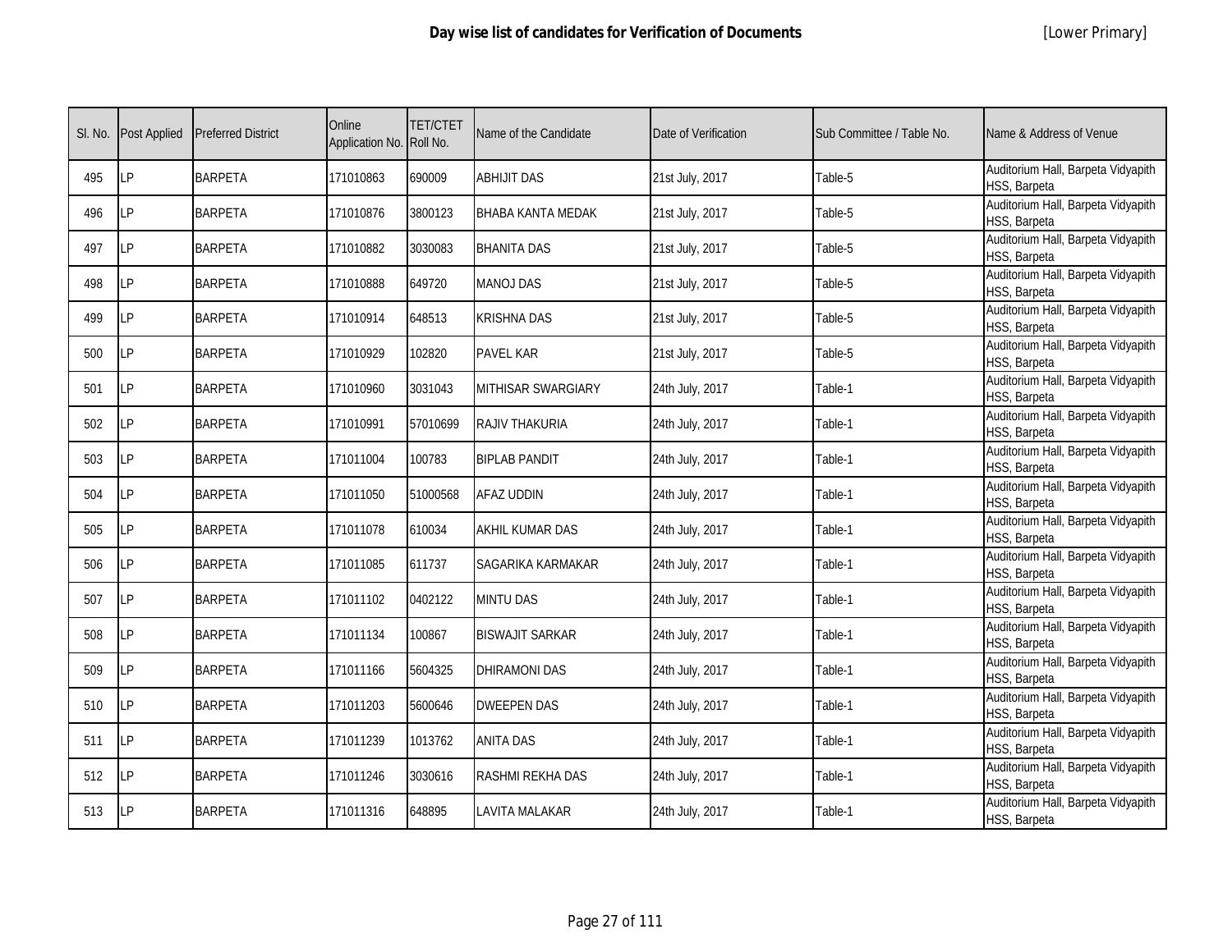## Day wise list of candidates for Verification of Documents

[Lower Primary]

| Sl. No. | Post Applied | Preferred District | Online Application No. | TET/CTET Roll No. | Name of the Candidate | Date of Verification | Sub Committee / Table No. | Name & Address of Venue |
|---|---|---|---|---|---|---|---|---|
| 495 | LP | BARPETA | 171010863 | 690009 | ABHIJIT DAS | 21st July, 2017 | Table-5 | Auditorium Hall, Barpeta Vidyapith HSS, Barpeta |
| 496 | LP | BARPETA | 171010876 | 3800123 | BHABA KANTA MEDAK | 21st July, 2017 | Table-5 | Auditorium Hall, Barpeta Vidyapith HSS, Barpeta |
| 497 | LP | BARPETA | 171010882 | 3030083 | BHANITA DAS | 21st July, 2017 | Table-5 | Auditorium Hall, Barpeta Vidyapith HSS, Barpeta |
| 498 | LP | BARPETA | 171010888 | 649720 | MANOJ DAS | 21st July, 2017 | Table-5 | Auditorium Hall, Barpeta Vidyapith HSS, Barpeta |
| 499 | LP | BARPETA | 171010914 | 648513 | KRISHNA DAS | 21st July, 2017 | Table-5 | Auditorium Hall, Barpeta Vidyapith HSS, Barpeta |
| 500 | LP | BARPETA | 171010929 | 102820 | PAVEL KAR | 21st July, 2017 | Table-5 | Auditorium Hall, Barpeta Vidyapith HSS, Barpeta |
| 501 | LP | BARPETA | 171010960 | 3031043 | MITHISAR SWARGIARY | 24th July, 2017 | Table-1 | Auditorium Hall, Barpeta Vidyapith HSS, Barpeta |
| 502 | LP | BARPETA | 171010991 | 57010699 | RAJIV THAKURIA | 24th July, 2017 | Table-1 | Auditorium Hall, Barpeta Vidyapith HSS, Barpeta |
| 503 | LP | BARPETA | 171011004 | 100783 | BIPLAB PANDIT | 24th July, 2017 | Table-1 | Auditorium Hall, Barpeta Vidyapith HSS, Barpeta |
| 504 | LP | BARPETA | 171011050 | 51000568 | AFAZ UDDIN | 24th July, 2017 | Table-1 | Auditorium Hall, Barpeta Vidyapith HSS, Barpeta |
| 505 | LP | BARPETA | 171011078 | 610034 | AKHIL KUMAR DAS | 24th July, 2017 | Table-1 | Auditorium Hall, Barpeta Vidyapith HSS, Barpeta |
| 506 | LP | BARPETA | 171011085 | 611737 | SAGARIKA KARMAKAR | 24th July, 2017 | Table-1 | Auditorium Hall, Barpeta Vidyapith HSS, Barpeta |
| 507 | LP | BARPETA | 171011102 | 0402122 | MINTU DAS | 24th July, 2017 | Table-1 | Auditorium Hall, Barpeta Vidyapith HSS, Barpeta |
| 508 | LP | BARPETA | 171011134 | 100867 | BISWAJIT SARKAR | 24th July, 2017 | Table-1 | Auditorium Hall, Barpeta Vidyapith HSS, Barpeta |
| 509 | LP | BARPETA | 171011166 | 5604325 | DHIRAMONI DAS | 24th July, 2017 | Table-1 | Auditorium Hall, Barpeta Vidyapith HSS, Barpeta |
| 510 | LP | BARPETA | 171011203 | 5600646 | DWEEPEN DAS | 24th July, 2017 | Table-1 | Auditorium Hall, Barpeta Vidyapith HSS, Barpeta |
| 511 | LP | BARPETA | 171011239 | 1013762 | ANITA DAS | 24th July, 2017 | Table-1 | Auditorium Hall, Barpeta Vidyapith HSS, Barpeta |
| 512 | LP | BARPETA | 171011246 | 3030616 | RASHMI REKHA DAS | 24th July, 2017 | Table-1 | Auditorium Hall, Barpeta Vidyapith HSS, Barpeta |
| 513 | LP | BARPETA | 171011316 | 648895 | LAVITA MALAKAR | 24th July, 2017 | Table-1 | Auditorium Hall, Barpeta Vidyapith HSS, Barpeta |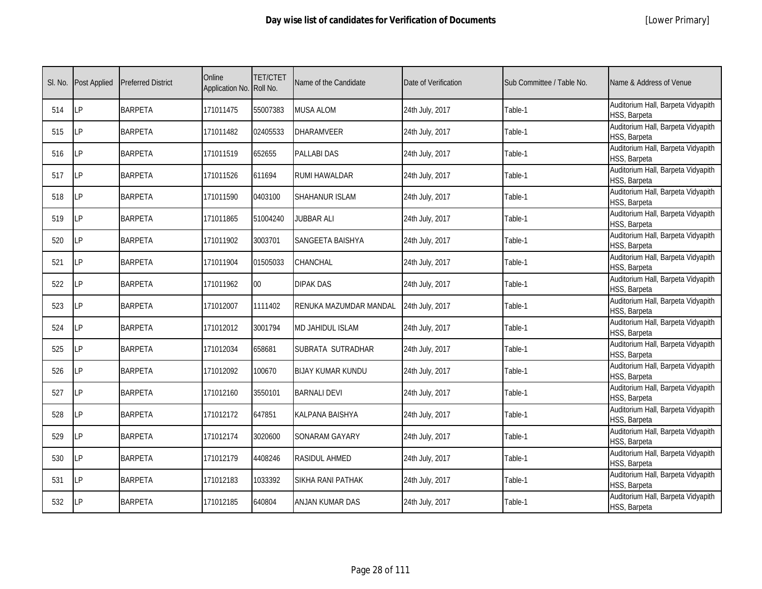# Day wise list of candidates for Verification of Documents

[Lower Primary]

| Sl. No. | Post Applied | Preferred District | Online Application No. | TET/CTET Roll No. | Name of the Candidate | Date of Verification | Sub Committee / Table No. | Name & Address of Venue |
|---|---|---|---|---|---|---|---|---|
| 514 | LP | BARPETA | 171011475 | 55007383 | MUSA ALOM | 24th July, 2017 | Table-1 | Auditorium Hall, Barpeta Vidyapith HSS, Barpeta |
| 515 | LP | BARPETA | 171011482 | 02405533 | DHARAMVEER | 24th July, 2017 | Table-1 | Auditorium Hall, Barpeta Vidyapith HSS, Barpeta |
| 516 | LP | BARPETA | 171011519 | 652655 | PALLABI DAS | 24th July, 2017 | Table-1 | Auditorium Hall, Barpeta Vidyapith HSS, Barpeta |
| 517 | LP | BARPETA | 171011526 | 611694 | RUMI HAWALDAR | 24th July, 2017 | Table-1 | Auditorium Hall, Barpeta Vidyapith HSS, Barpeta |
| 518 | LP | BARPETA | 171011590 | 0403100 | SHAHANUR ISLAM | 24th July, 2017 | Table-1 | Auditorium Hall, Barpeta Vidyapith HSS, Barpeta |
| 519 | LP | BARPETA | 171011865 | 51004240 | JUBBAR ALI | 24th July, 2017 | Table-1 | Auditorium Hall, Barpeta Vidyapith HSS, Barpeta |
| 520 | LP | BARPETA | 171011902 | 3003701 | SANGEETA BAISHYA | 24th July, 2017 | Table-1 | Auditorium Hall, Barpeta Vidyapith HSS, Barpeta |
| 521 | LP | BARPETA | 171011904 | 01505033 | CHANCHAL | 24th July, 2017 | Table-1 | Auditorium Hall, Barpeta Vidyapith HSS, Barpeta |
| 522 | LP | BARPETA | 171011962 | 00 | DIPAK DAS | 24th July, 2017 | Table-1 | Auditorium Hall, Barpeta Vidyapith HSS, Barpeta |
| 523 | LP | BARPETA | 171012007 | 1111402 | RENUKA MAZUMDAR MANDAL | 24th July, 2017 | Table-1 | Auditorium Hall, Barpeta Vidyapith HSS, Barpeta |
| 524 | LP | BARPETA | 171012012 | 3001794 | MD JAHIDUL ISLAM | 24th July, 2017 | Table-1 | Auditorium Hall, Barpeta Vidyapith HSS, Barpeta |
| 525 | LP | BARPETA | 171012034 | 658681 | SUBRATA SUTRADHAR | 24th July, 2017 | Table-1 | Auditorium Hall, Barpeta Vidyapith HSS, Barpeta |
| 526 | LP | BARPETA | 171012092 | 100670 | BIJAY KUMAR KUNDU | 24th July, 2017 | Table-1 | Auditorium Hall, Barpeta Vidyapith HSS, Barpeta |
| 527 | LP | BARPETA | 171012160 | 3550101 | BARNALI DEVI | 24th July, 2017 | Table-1 | Auditorium Hall, Barpeta Vidyapith HSS, Barpeta |
| 528 | LP | BARPETA | 171012172 | 647851 | KALPANA BAISHYA | 24th July, 2017 | Table-1 | Auditorium Hall, Barpeta Vidyapith HSS, Barpeta |
| 529 | LP | BARPETA | 171012174 | 3020600 | SONARAM GAYARY | 24th July, 2017 | Table-1 | Auditorium Hall, Barpeta Vidyapith HSS, Barpeta |
| 530 | LP | BARPETA | 171012179 | 4408246 | RASIDUL AHMED | 24th July, 2017 | Table-1 | Auditorium Hall, Barpeta Vidyapith HSS, Barpeta |
| 531 | LP | BARPETA | 171012183 | 1033392 | SIKHA RANI PATHAK | 24th July, 2017 | Table-1 | Auditorium Hall, Barpeta Vidyapith HSS, Barpeta |
| 532 | LP | BARPETA | 171012185 | 640804 | ANJAN KUMAR DAS | 24th July, 2017 | Table-1 | Auditorium Hall, Barpeta Vidyapith HSS, Barpeta |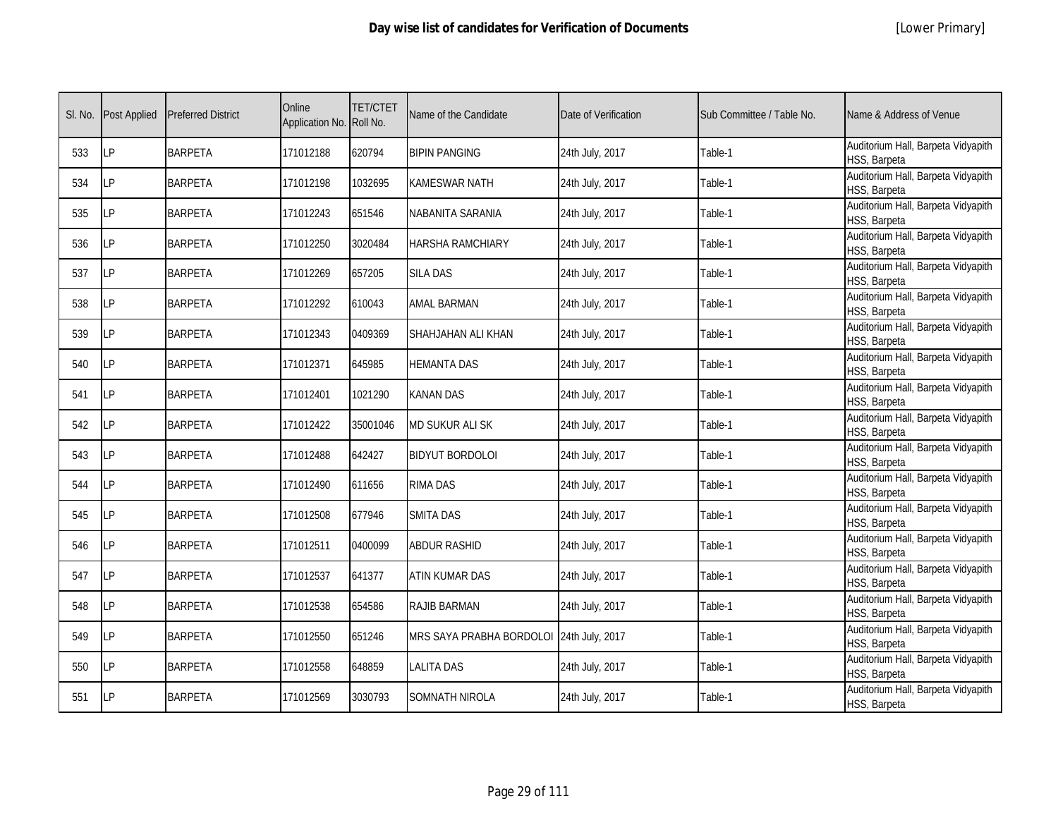# Day wise list of candidates for Verification of Documents

[Lower Primary]

| Sl. No. | Post Applied | Preferred District | Online Application No. | TET/CTET Roll No. | Name of the Candidate | Date of Verification | Sub Committee / Table No. | Name & Address of Venue |
|---|---|---|---|---|---|---|---|---|
| 533 | LP | BARPETA | 171012188 | 620794 | BIPIN PANGING | 24th July, 2017 | Table-1 | Auditorium Hall, Barpeta Vidyapith HSS, Barpeta |
| 534 | LP | BARPETA | 171012198 | 1032695 | KAMESWAR NATH | 24th July, 2017 | Table-1 | Auditorium Hall, Barpeta Vidyapith HSS, Barpeta |
| 535 | LP | BARPETA | 171012243 | 651546 | NABANITA SARANIA | 24th July, 2017 | Table-1 | Auditorium Hall, Barpeta Vidyapith HSS, Barpeta |
| 536 | LP | BARPETA | 171012250 | 3020484 | HARSHA RAMCHIARY | 24th July, 2017 | Table-1 | Auditorium Hall, Barpeta Vidyapith HSS, Barpeta |
| 537 | LP | BARPETA | 171012269 | 657205 | SILA DAS | 24th July, 2017 | Table-1 | Auditorium Hall, Barpeta Vidyapith HSS, Barpeta |
| 538 | LP | BARPETA | 171012292 | 610043 | AMAL BARMAN | 24th July, 2017 | Table-1 | Auditorium Hall, Barpeta Vidyapith HSS, Barpeta |
| 539 | LP | BARPETA | 171012343 | 0409369 | SHAHJAHAN ALI KHAN | 24th July, 2017 | Table-1 | Auditorium Hall, Barpeta Vidyapith HSS, Barpeta |
| 540 | LP | BARPETA | 171012371 | 645985 | HEMANTA DAS | 24th July, 2017 | Table-1 | Auditorium Hall, Barpeta Vidyapith HSS, Barpeta |
| 541 | LP | BARPETA | 171012401 | 1021290 | KANAN DAS | 24th July, 2017 | Table-1 | Auditorium Hall, Barpeta Vidyapith HSS, Barpeta |
| 542 | LP | BARPETA | 171012422 | 35001046 | MD SUKUR ALI SK | 24th July, 2017 | Table-1 | Auditorium Hall, Barpeta Vidyapith HSS, Barpeta |
| 543 | LP | BARPETA | 171012488 | 642427 | BIDYUT BORDOLOI | 24th July, 2017 | Table-1 | Auditorium Hall, Barpeta Vidyapith HSS, Barpeta |
| 544 | LP | BARPETA | 171012490 | 611656 | RIMA DAS | 24th July, 2017 | Table-1 | Auditorium Hall, Barpeta Vidyapith HSS, Barpeta |
| 545 | LP | BARPETA | 171012508 | 677946 | SMITA DAS | 24th July, 2017 | Table-1 | Auditorium Hall, Barpeta Vidyapith HSS, Barpeta |
| 546 | LP | BARPETA | 171012511 | 0400099 | ABDUR RASHID | 24th July, 2017 | Table-1 | Auditorium Hall, Barpeta Vidyapith HSS, Barpeta |
| 547 | LP | BARPETA | 171012537 | 641377 | ATIN KUMAR DAS | 24th July, 2017 | Table-1 | Auditorium Hall, Barpeta Vidyapith HSS, Barpeta |
| 548 | LP | BARPETA | 171012538 | 654586 | RAJIB BARMAN | 24th July, 2017 | Table-1 | Auditorium Hall, Barpeta Vidyapith HSS, Barpeta |
| 549 | LP | BARPETA | 171012550 | 651246 | MRS SAYA PRABHA BORDOLOI | 24th July, 2017 | Table-1 | Auditorium Hall, Barpeta Vidyapith HSS, Barpeta |
| 550 | LP | BARPETA | 171012558 | 648859 | LALITA DAS | 24th July, 2017 | Table-1 | Auditorium Hall, Barpeta Vidyapith HSS, Barpeta |
| 551 | LP | BARPETA | 171012569 | 3030793 | SOMNATH NIROLA | 24th July, 2017 | Table-1 | Auditorium Hall, Barpeta Vidyapith HSS, Barpeta |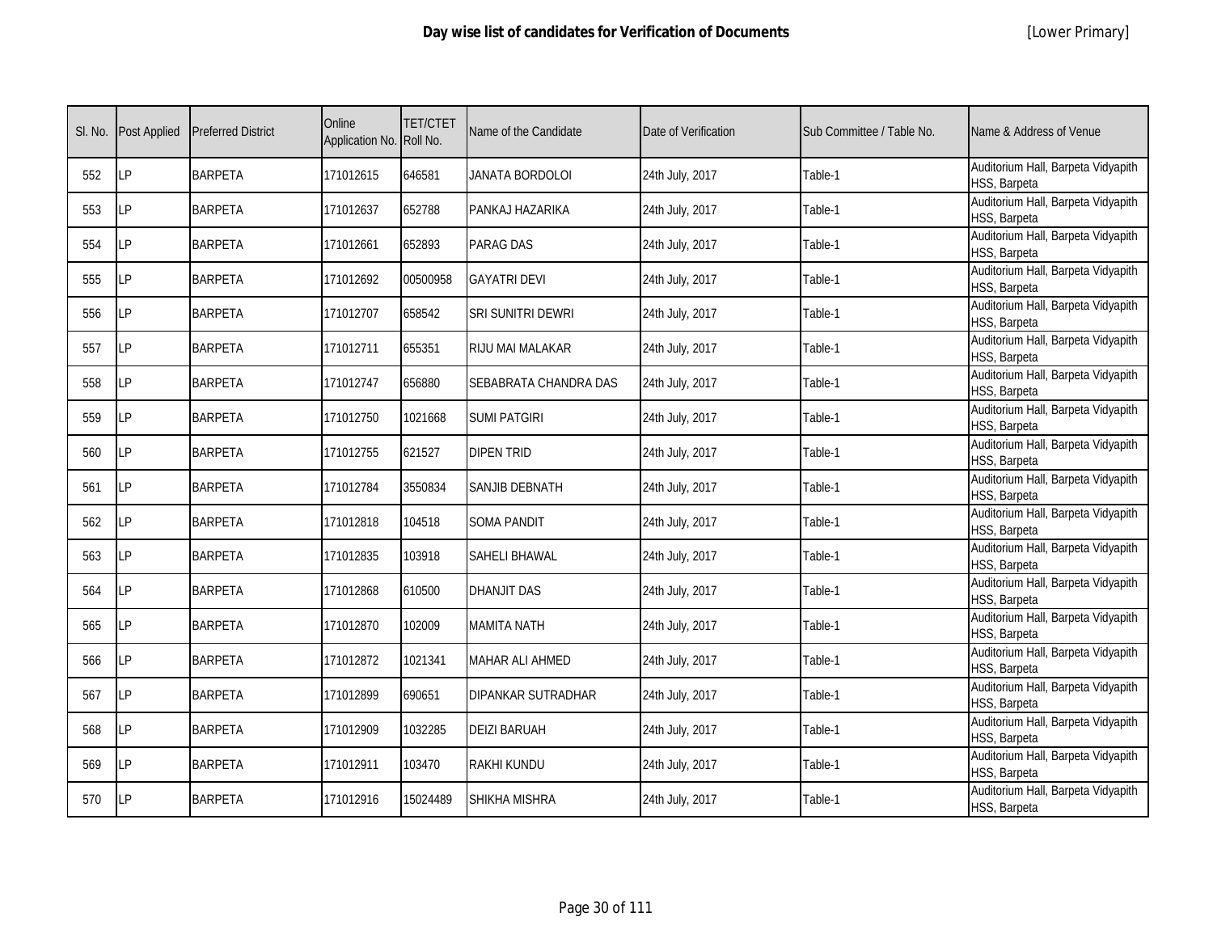# Day wise list of candidates for Verification of Documents

[Lower Primary]

| Sl. No. | Post Applied | Preferred District | Online Application No. | TET/CTET Roll No. | Name of the Candidate | Date of Verification | Sub Committee / Table No. | Name & Address of Venue |
|---|---|---|---|---|---|---|---|---|
| 552 | LP | BARPETA | 171012615 | 646581 | JANATA BORDOLOI | 24th July, 2017 | Table-1 | Auditorium Hall, Barpeta Vidyapith HSS, Barpeta |
| 553 | LP | BARPETA | 171012637 | 652788 | PANKAJ HAZARIKA | 24th July, 2017 | Table-1 | Auditorium Hall, Barpeta Vidyapith HSS, Barpeta |
| 554 | LP | BARPETA | 171012661 | 652893 | PARAG DAS | 24th July, 2017 | Table-1 | Auditorium Hall, Barpeta Vidyapith HSS, Barpeta |
| 555 | LP | BARPETA | 171012692 | 00500958 | GAYATRI DEVI | 24th July, 2017 | Table-1 | Auditorium Hall, Barpeta Vidyapith HSS, Barpeta |
| 556 | LP | BARPETA | 171012707 | 658542 | SRI SUNITRI DEWRI | 24th July, 2017 | Table-1 | Auditorium Hall, Barpeta Vidyapith HSS, Barpeta |
| 557 | LP | BARPETA | 171012711 | 655351 | RIJU MAI MALAKAR | 24th July, 2017 | Table-1 | Auditorium Hall, Barpeta Vidyapith HSS, Barpeta |
| 558 | LP | BARPETA | 171012747 | 656880 | SEBABRATA CHANDRA DAS | 24th July, 2017 | Table-1 | Auditorium Hall, Barpeta Vidyapith HSS, Barpeta |
| 559 | LP | BARPETA | 171012750 | 1021668 | SUMI PATGIRI | 24th July, 2017 | Table-1 | Auditorium Hall, Barpeta Vidyapith HSS, Barpeta |
| 560 | LP | BARPETA | 171012755 | 621527 | DIPEN TRID | 24th July, 2017 | Table-1 | Auditorium Hall, Barpeta Vidyapith HSS, Barpeta |
| 561 | LP | BARPETA | 171012784 | 3550834 | SANJIB DEBNATH | 24th July, 2017 | Table-1 | Auditorium Hall, Barpeta Vidyapith HSS, Barpeta |
| 562 | LP | BARPETA | 171012818 | 104518 | SOMA PANDIT | 24th July, 2017 | Table-1 | Auditorium Hall, Barpeta Vidyapith HSS, Barpeta |
| 563 | LP | BARPETA | 171012835 | 103918 | SAHELI BHAWAL | 24th July, 2017 | Table-1 | Auditorium Hall, Barpeta Vidyapith HSS, Barpeta |
| 564 | LP | BARPETA | 171012868 | 610500 | DHANJIT DAS | 24th July, 2017 | Table-1 | Auditorium Hall, Barpeta Vidyapith HSS, Barpeta |
| 565 | LP | BARPETA | 171012870 | 102009 | MAMITA NATH | 24th July, 2017 | Table-1 | Auditorium Hall, Barpeta Vidyapith HSS, Barpeta |
| 566 | LP | BARPETA | 171012872 | 1021341 | MAHAR ALI AHMED | 24th July, 2017 | Table-1 | Auditorium Hall, Barpeta Vidyapith HSS, Barpeta |
| 567 | LP | BARPETA | 171012899 | 690651 | DIPANKAR SUTRADHAR | 24th July, 2017 | Table-1 | Auditorium Hall, Barpeta Vidyapith HSS, Barpeta |
| 568 | LP | BARPETA | 171012909 | 1032285 | DEIZI BARUAH | 24th July, 2017 | Table-1 | Auditorium Hall, Barpeta Vidyapith HSS, Barpeta |
| 569 | LP | BARPETA | 171012911 | 103470 | RAKHI KUNDU | 24th July, 2017 | Table-1 | Auditorium Hall, Barpeta Vidyapith HSS, Barpeta |
| 570 | LP | BARPETA | 171012916 | 15024489 | SHIKHA MISHRA | 24th July, 2017 | Table-1 | Auditorium Hall, Barpeta Vidyapith HSS, Barpeta |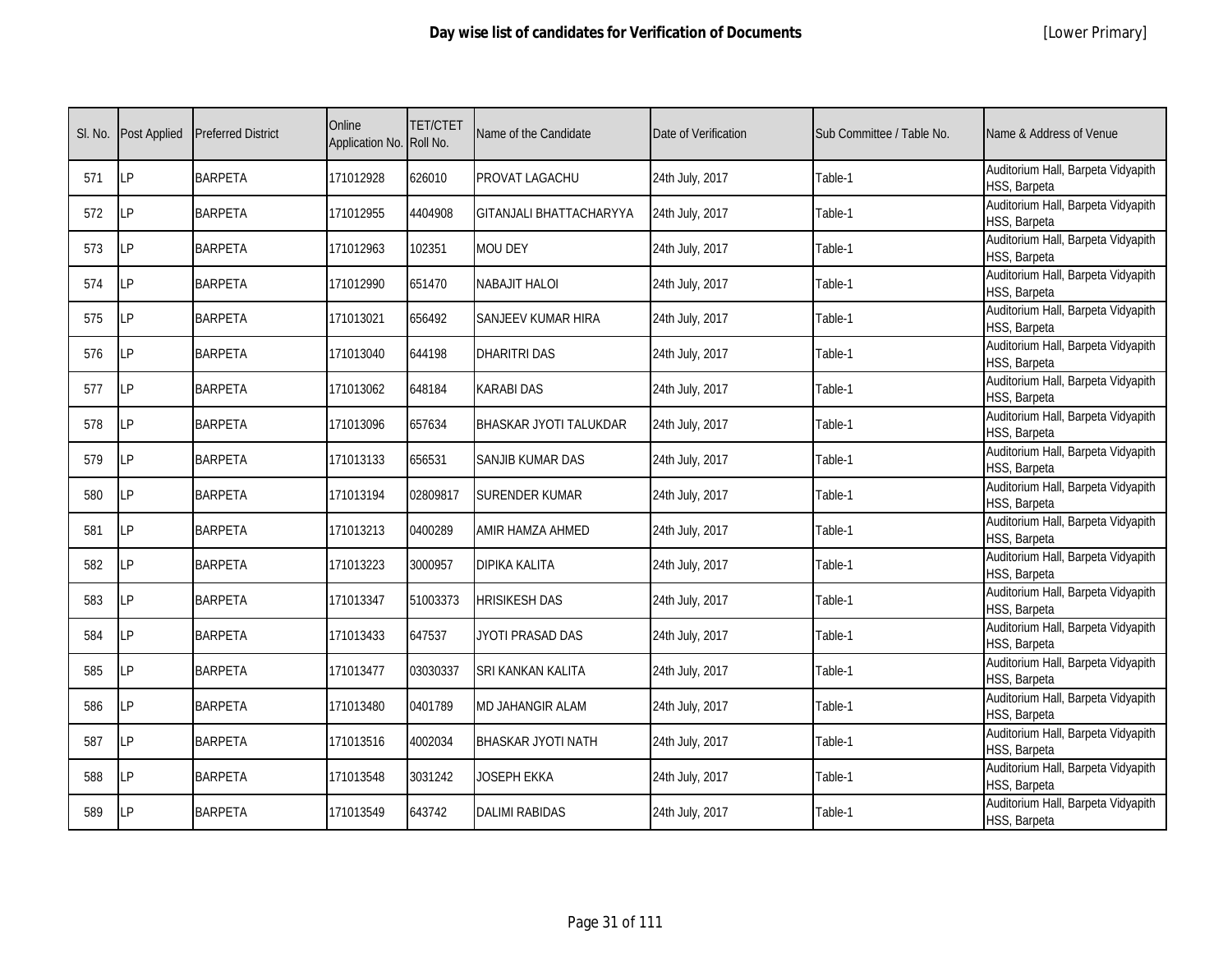# Day wise list of candidates for Verification of Documents

[Lower Primary]

| Sl. No. | Post Applied | Preferred District | Online Application No. | TET/CTET Roll No. | Name of the Candidate | Date of Verification | Sub Committee / Table No. | Name & Address of Venue |
|---|---|---|---|---|---|---|---|---|
| 571 | LP | BARPETA | 171012928 | 626010 | PROVAT LAGACHU | 24th July, 2017 | Table-1 | Auditorium Hall, Barpeta Vidyapith HSS, Barpeta |
| 572 | LP | BARPETA | 171012955 | 4404908 | GITANJALI BHATTACHARYYA | 24th July, 2017 | Table-1 | Auditorium Hall, Barpeta Vidyapith HSS, Barpeta |
| 573 | LP | BARPETA | 171012963 | 102351 | MOU DEY | 24th July, 2017 | Table-1 | Auditorium Hall, Barpeta Vidyapith HSS, Barpeta |
| 574 | LP | BARPETA | 171012990 | 651470 | NABAJIT HALOI | 24th July, 2017 | Table-1 | Auditorium Hall, Barpeta Vidyapith HSS, Barpeta |
| 575 | LP | BARPETA | 171013021 | 656492 | SANJEEV KUMAR HIRA | 24th July, 2017 | Table-1 | Auditorium Hall, Barpeta Vidyapith HSS, Barpeta |
| 576 | LP | BARPETA | 171013040 | 644198 | DHARITRI DAS | 24th July, 2017 | Table-1 | Auditorium Hall, Barpeta Vidyapith HSS, Barpeta |
| 577 | LP | BARPETA | 171013062 | 648184 | KARABI DAS | 24th July, 2017 | Table-1 | Auditorium Hall, Barpeta Vidyapith HSS, Barpeta |
| 578 | LP | BARPETA | 171013096 | 657634 | BHASKAR JYOTI TALUKDAR | 24th July, 2017 | Table-1 | Auditorium Hall, Barpeta Vidyapith HSS, Barpeta |
| 579 | LP | BARPETA | 171013133 | 656531 | SANJIB KUMAR DAS | 24th July, 2017 | Table-1 | Auditorium Hall, Barpeta Vidyapith HSS, Barpeta |
| 580 | LP | BARPETA | 171013194 | 02809817 | SURENDER KUMAR | 24th July, 2017 | Table-1 | Auditorium Hall, Barpeta Vidyapith HSS, Barpeta |
| 581 | LP | BARPETA | 171013213 | 0400289 | AMIR HAMZA AHMED | 24th July, 2017 | Table-1 | Auditorium Hall, Barpeta Vidyapith HSS, Barpeta |
| 582 | LP | BARPETA | 171013223 | 3000957 | DIPIKA KALITA | 24th July, 2017 | Table-1 | Auditorium Hall, Barpeta Vidyapith HSS, Barpeta |
| 583 | LP | BARPETA | 171013347 | 51003373 | HRISIKESH DAS | 24th July, 2017 | Table-1 | Auditorium Hall, Barpeta Vidyapith HSS, Barpeta |
| 584 | LP | BARPETA | 171013433 | 647537 | JYOTI PRASAD DAS | 24th July, 2017 | Table-1 | Auditorium Hall, Barpeta Vidyapith HSS, Barpeta |
| 585 | LP | BARPETA | 171013477 | 03030337 | SRI KANKAN KALITA | 24th July, 2017 | Table-1 | Auditorium Hall, Barpeta Vidyapith HSS, Barpeta |
| 586 | LP | BARPETA | 171013480 | 0401789 | MD JAHANGIR ALAM | 24th July, 2017 | Table-1 | Auditorium Hall, Barpeta Vidyapith HSS, Barpeta |
| 587 | LP | BARPETA | 171013516 | 4002034 | BHASKAR JYOTI NATH | 24th July, 2017 | Table-1 | Auditorium Hall, Barpeta Vidyapith HSS, Barpeta |
| 588 | LP | BARPETA | 171013548 | 3031242 | JOSEPH EKKA | 24th July, 2017 | Table-1 | Auditorium Hall, Barpeta Vidyapith HSS, Barpeta |
| 589 | LP | BARPETA | 171013549 | 643742 | DALIMI RABIDAS | 24th July, 2017 | Table-1 | Auditorium Hall, Barpeta Vidyapith HSS, Barpeta |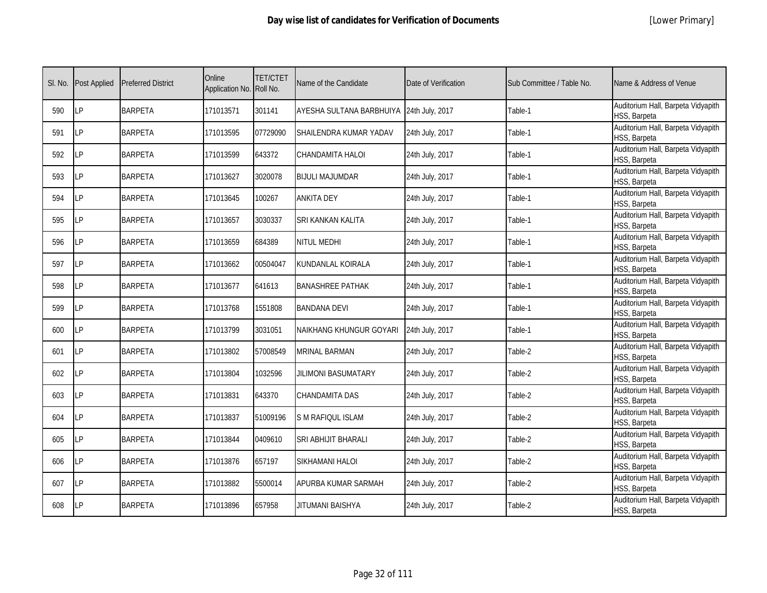# Day wise list of candidates for Verification of Documents

[Lower Primary]

| Sl. No. | Post Applied | Preferred District | Online Application No. | TET/CTET Roll No. | Name of the Candidate | Date of Verification | Sub Committee / Table No. | Name & Address of Venue |
|---|---|---|---|---|---|---|---|---|
| 590 | LP | BARPETA | 171013571 | 301141 | AYESHA SULTANA BARBHUIYA | 24th July, 2017 | Table-1 | Auditorium Hall, Barpeta Vidyapith HSS, Barpeta |
| 591 | LP | BARPETA | 171013595 | 07729090 | SHAILENDRA KUMAR YADAV | 24th July, 2017 | Table-1 | Auditorium Hall, Barpeta Vidyapith HSS, Barpeta |
| 592 | LP | BARPETA | 171013599 | 643372 | CHANDAMITA HALOI | 24th July, 2017 | Table-1 | Auditorium Hall, Barpeta Vidyapith HSS, Barpeta |
| 593 | LP | BARPETA | 171013627 | 3020078 | BIJULI MAJUMDAR | 24th July, 2017 | Table-1 | Auditorium Hall, Barpeta Vidyapith HSS, Barpeta |
| 594 | LP | BARPETA | 171013645 | 100267 | ANKITA DEY | 24th July, 2017 | Table-1 | Auditorium Hall, Barpeta Vidyapith HSS, Barpeta |
| 595 | LP | BARPETA | 171013657 | 3030337 | SRI KANKAN KALITA | 24th July, 2017 | Table-1 | Auditorium Hall, Barpeta Vidyapith HSS, Barpeta |
| 596 | LP | BARPETA | 171013659 | 684389 | NITUL MEDHI | 24th July, 2017 | Table-1 | Auditorium Hall, Barpeta Vidyapith HSS, Barpeta |
| 597 | LP | BARPETA | 171013662 | 00504047 | KUNDANLAL KOIRALA | 24th July, 2017 | Table-1 | Auditorium Hall, Barpeta Vidyapith HSS, Barpeta |
| 598 | LP | BARPETA | 171013677 | 641613 | BANASHREE PATHAK | 24th July, 2017 | Table-1 | Auditorium Hall, Barpeta Vidyapith HSS, Barpeta |
| 599 | LP | BARPETA | 171013768 | 1551808 | BANDANA DEVI | 24th July, 2017 | Table-1 | Auditorium Hall, Barpeta Vidyapith HSS, Barpeta |
| 600 | LP | BARPETA | 171013799 | 3031051 | NAIKHANG KHUNGUR GOYARI | 24th July, 2017 | Table-1 | Auditorium Hall, Barpeta Vidyapith HSS, Barpeta |
| 601 | LP | BARPETA | 171013802 | 57008549 | MRINAL BARMAN | 24th July, 2017 | Table-2 | Auditorium Hall, Barpeta Vidyapith HSS, Barpeta |
| 602 | LP | BARPETA | 171013804 | 1032596 | JILIMONI BASUMATARY | 24th July, 2017 | Table-2 | Auditorium Hall, Barpeta Vidyapith HSS, Barpeta |
| 603 | LP | BARPETA | 171013831 | 643370 | CHANDAMITA DAS | 24th July, 2017 | Table-2 | Auditorium Hall, Barpeta Vidyapith HSS, Barpeta |
| 604 | LP | BARPETA | 171013837 | 51009196 | S M RAFIQUL ISLAM | 24th July, 2017 | Table-2 | Auditorium Hall, Barpeta Vidyapith HSS, Barpeta |
| 605 | LP | BARPETA | 171013844 | 0409610 | SRI ABHIJIT BHARALI | 24th July, 2017 | Table-2 | Auditorium Hall, Barpeta Vidyapith HSS, Barpeta |
| 606 | LP | BARPETA | 171013876 | 657197 | SIKHAMANI HALOI | 24th July, 2017 | Table-2 | Auditorium Hall, Barpeta Vidyapith HSS, Barpeta |
| 607 | LP | BARPETA | 171013882 | 5500014 | APURBA KUMAR SARMAH | 24th July, 2017 | Table-2 | Auditorium Hall, Barpeta Vidyapith HSS, Barpeta |
| 608 | LP | BARPETA | 171013896 | 657958 | JITUMANI BAISHYA | 24th July, 2017 | Table-2 | Auditorium Hall, Barpeta Vidyapith HSS, Barpeta |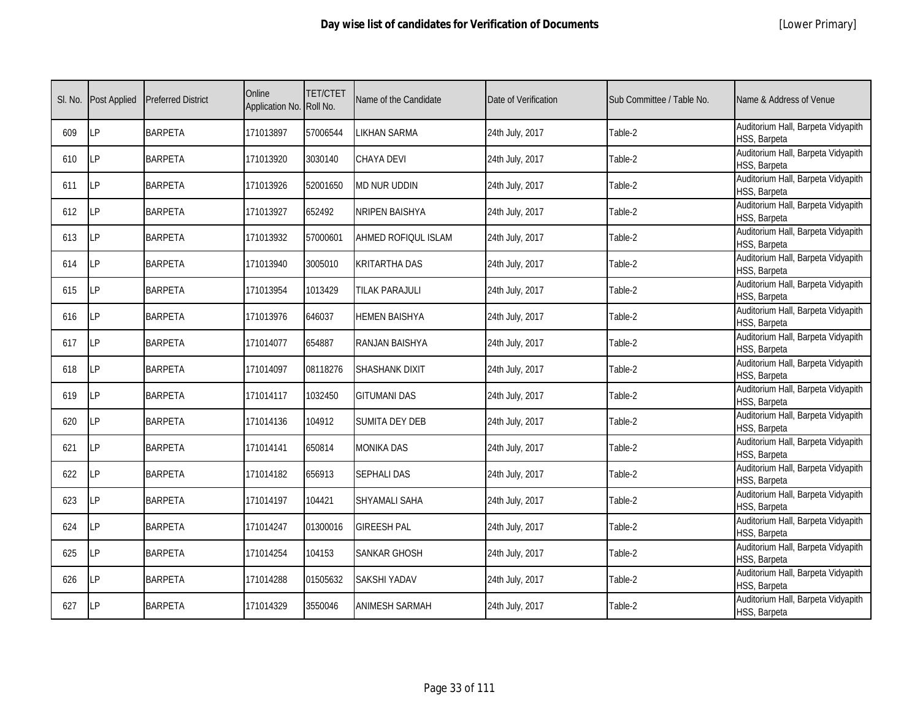# Day wise list of candidates for Verification of Documents

[Lower Primary]

| Sl. No. | Post Applied | Preferred District | Online Application No. | TET/CTET Roll No. | Name of the Candidate | Date of Verification | Sub Committee / Table No. | Name & Address of Venue |
|---|---|---|---|---|---|---|---|---|
| 609 | LP | BARPETA | 171013897 | 57006544 | LIKHAN SARMA | 24th July, 2017 | Table-2 | Auditorium Hall, Barpeta Vidyapith HSS, Barpeta |
| 610 | LP | BARPETA | 171013920 | 3030140 | CHAYA DEVI | 24th July, 2017 | Table-2 | Auditorium Hall, Barpeta Vidyapith HSS, Barpeta |
| 611 | LP | BARPETA | 171013926 | 52001650 | MD NUR UDDIN | 24th July, 2017 | Table-2 | Auditorium Hall, Barpeta Vidyapith HSS, Barpeta |
| 612 | LP | BARPETA | 171013927 | 652492 | NRIPEN BAISHYA | 24th July, 2017 | Table-2 | Auditorium Hall, Barpeta Vidyapith HSS, Barpeta |
| 613 | LP | BARPETA | 171013932 | 57000601 | AHMED ROFIQUL ISLAM | 24th July, 2017 | Table-2 | Auditorium Hall, Barpeta Vidyapith HSS, Barpeta |
| 614 | LP | BARPETA | 171013940 | 3005010 | KRITARTHA DAS | 24th July, 2017 | Table-2 | Auditorium Hall, Barpeta Vidyapith HSS, Barpeta |
| 615 | LP | BARPETA | 171013954 | 1013429 | TILAK PARAJULI | 24th July, 2017 | Table-2 | Auditorium Hall, Barpeta Vidyapith HSS, Barpeta |
| 616 | LP | BARPETA | 171013976 | 646037 | HEMEN BAISHYA | 24th July, 2017 | Table-2 | Auditorium Hall, Barpeta Vidyapith HSS, Barpeta |
| 617 | LP | BARPETA | 171014077 | 654887 | RANJAN BAISHYA | 24th July, 2017 | Table-2 | Auditorium Hall, Barpeta Vidyapith HSS, Barpeta |
| 618 | LP | BARPETA | 171014097 | 08118276 | SHASHANK DIXIT | 24th July, 2017 | Table-2 | Auditorium Hall, Barpeta Vidyapith HSS, Barpeta |
| 619 | LP | BARPETA | 171014117 | 1032450 | GITUMANI DAS | 24th July, 2017 | Table-2 | Auditorium Hall, Barpeta Vidyapith HSS, Barpeta |
| 620 | LP | BARPETA | 171014136 | 104912 | SUMITA DEY DEB | 24th July, 2017 | Table-2 | Auditorium Hall, Barpeta Vidyapith HSS, Barpeta |
| 621 | LP | BARPETA | 171014141 | 650814 | MONIKA DAS | 24th July, 2017 | Table-2 | Auditorium Hall, Barpeta Vidyapith HSS, Barpeta |
| 622 | LP | BARPETA | 171014182 | 656913 | SEPHALI DAS | 24th July, 2017 | Table-2 | Auditorium Hall, Barpeta Vidyapith HSS, Barpeta |
| 623 | LP | BARPETA | 171014197 | 104421 | SHYAMALI SAHA | 24th July, 2017 | Table-2 | Auditorium Hall, Barpeta Vidyapith HSS, Barpeta |
| 624 | LP | BARPETA | 171014247 | 01300016 | GIREESH PAL | 24th July, 2017 | Table-2 | Auditorium Hall, Barpeta Vidyapith HSS, Barpeta |
| 625 | LP | BARPETA | 171014254 | 104153 | SANKAR GHOSH | 24th July, 2017 | Table-2 | Auditorium Hall, Barpeta Vidyapith HSS, Barpeta |
| 626 | LP | BARPETA | 171014288 | 01505632 | SAKSHI YADAV | 24th July, 2017 | Table-2 | Auditorium Hall, Barpeta Vidyapith HSS, Barpeta |
| 627 | LP | BARPETA | 171014329 | 3550046 | ANIMESH SARMAH | 24th July, 2017 | Table-2 | Auditorium Hall, Barpeta Vidyapith HSS, Barpeta |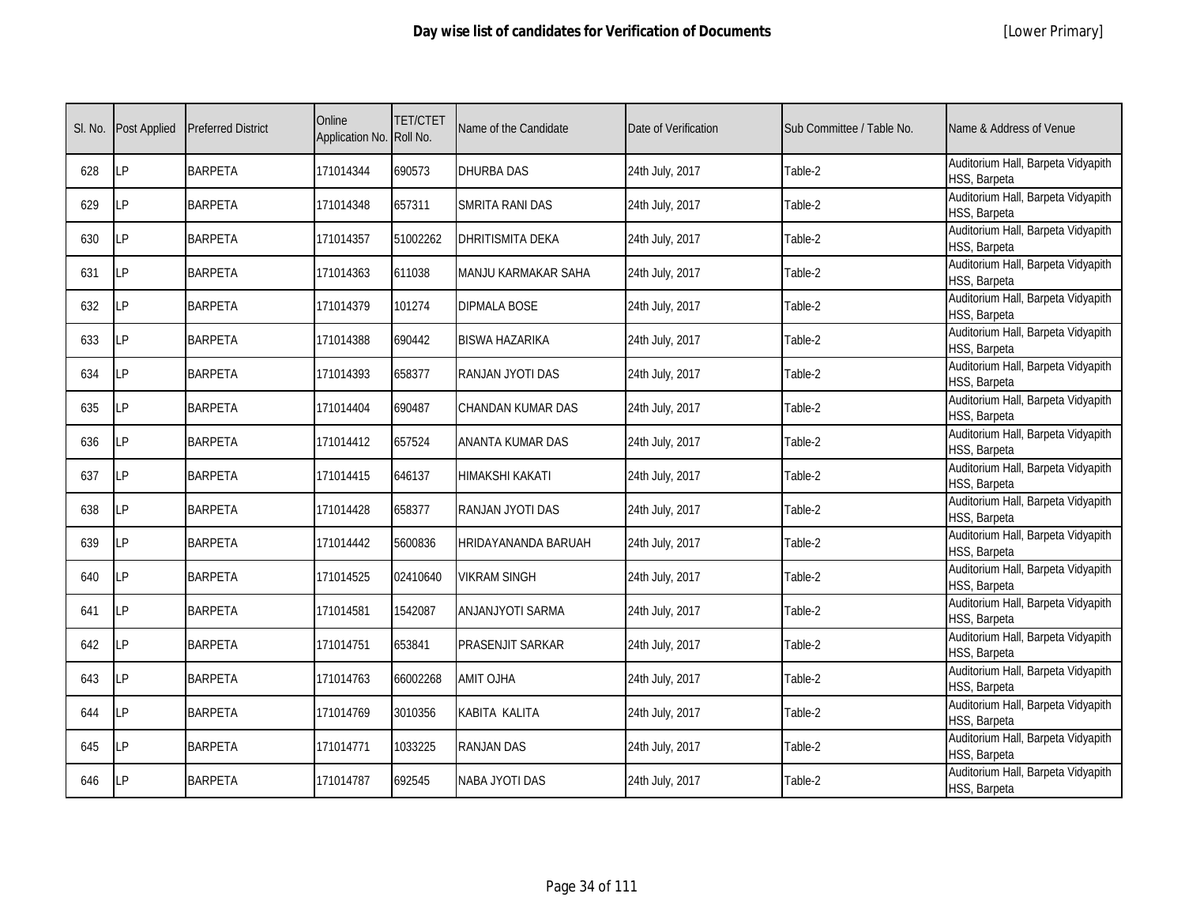# Day wise list of candidates for Verification of Documents

[Lower Primary]

| Sl. No. | Post Applied | Preferred District | Online Application No. | TET/CTET Roll No. | Name of the Candidate | Date of Verification | Sub Committee / Table No. | Name & Address of Venue |
|---|---|---|---|---|---|---|---|---|
| 628 | LP | BARPETA | 171014344 | 690573 | DHURBA DAS | 24th July, 2017 | Table-2 | Auditorium Hall, Barpeta Vidyapith HSS, Barpeta |
| 629 | LP | BARPETA | 171014348 | 657311 | SMRITA RANI DAS | 24th July, 2017 | Table-2 | Auditorium Hall, Barpeta Vidyapith HSS, Barpeta |
| 630 | LP | BARPETA | 171014357 | 51002262 | DHRITISMITA DEKA | 24th July, 2017 | Table-2 | Auditorium Hall, Barpeta Vidyapith HSS, Barpeta |
| 631 | LP | BARPETA | 171014363 | 611038 | MANJU KARMAKAR SAHA | 24th July, 2017 | Table-2 | Auditorium Hall, Barpeta Vidyapith HSS, Barpeta |
| 632 | LP | BARPETA | 171014379 | 101274 | DIPMALA BOSE | 24th July, 2017 | Table-2 | Auditorium Hall, Barpeta Vidyapith HSS, Barpeta |
| 633 | LP | BARPETA | 171014388 | 690442 | BISWA HAZARIKA | 24th July, 2017 | Table-2 | Auditorium Hall, Barpeta Vidyapith HSS, Barpeta |
| 634 | LP | BARPETA | 171014393 | 658377 | RANJAN JYOTI DAS | 24th July, 2017 | Table-2 | Auditorium Hall, Barpeta Vidyapith HSS, Barpeta |
| 635 | LP | BARPETA | 171014404 | 690487 | CHANDAN KUMAR DAS | 24th July, 2017 | Table-2 | Auditorium Hall, Barpeta Vidyapith HSS, Barpeta |
| 636 | LP | BARPETA | 171014412 | 657524 | ANANTA KUMAR DAS | 24th July, 2017 | Table-2 | Auditorium Hall, Barpeta Vidyapith HSS, Barpeta |
| 637 | LP | BARPETA | 171014415 | 646137 | HIMAKSHI KAKATI | 24th July, 2017 | Table-2 | Auditorium Hall, Barpeta Vidyapith HSS, Barpeta |
| 638 | LP | BARPETA | 171014428 | 658377 | RANJAN JYOTI DAS | 24th July, 2017 | Table-2 | Auditorium Hall, Barpeta Vidyapith HSS, Barpeta |
| 639 | LP | BARPETA | 171014442 | 5600836 | HRIDAYANANDA BARUAH | 24th July, 2017 | Table-2 | Auditorium Hall, Barpeta Vidyapith HSS, Barpeta |
| 640 | LP | BARPETA | 171014525 | 02410640 | VIKRAM SINGH | 24th July, 2017 | Table-2 | Auditorium Hall, Barpeta Vidyapith HSS, Barpeta |
| 641 | LP | BARPETA | 171014581 | 1542087 | ANJANJYOTI SARMA | 24th July, 2017 | Table-2 | Auditorium Hall, Barpeta Vidyapith HSS, Barpeta |
| 642 | LP | BARPETA | 171014751 | 653841 | PRASENJIT SARKAR | 24th July, 2017 | Table-2 | Auditorium Hall, Barpeta Vidyapith HSS, Barpeta |
| 643 | LP | BARPETA | 171014763 | 66002268 | AMIT OJHA | 24th July, 2017 | Table-2 | Auditorium Hall, Barpeta Vidyapith HSS, Barpeta |
| 644 | LP | BARPETA | 171014769 | 3010356 | KABITA KALITA | 24th July, 2017 | Table-2 | Auditorium Hall, Barpeta Vidyapith HSS, Barpeta |
| 645 | LP | BARPETA | 171014771 | 1033225 | RANJAN DAS | 24th July, 2017 | Table-2 | Auditorium Hall, Barpeta Vidyapith HSS, Barpeta |
| 646 | LP | BARPETA | 171014787 | 692545 | NABA JYOTI DAS | 24th July, 2017 | Table-2 | Auditorium Hall, Barpeta Vidyapith HSS, Barpeta |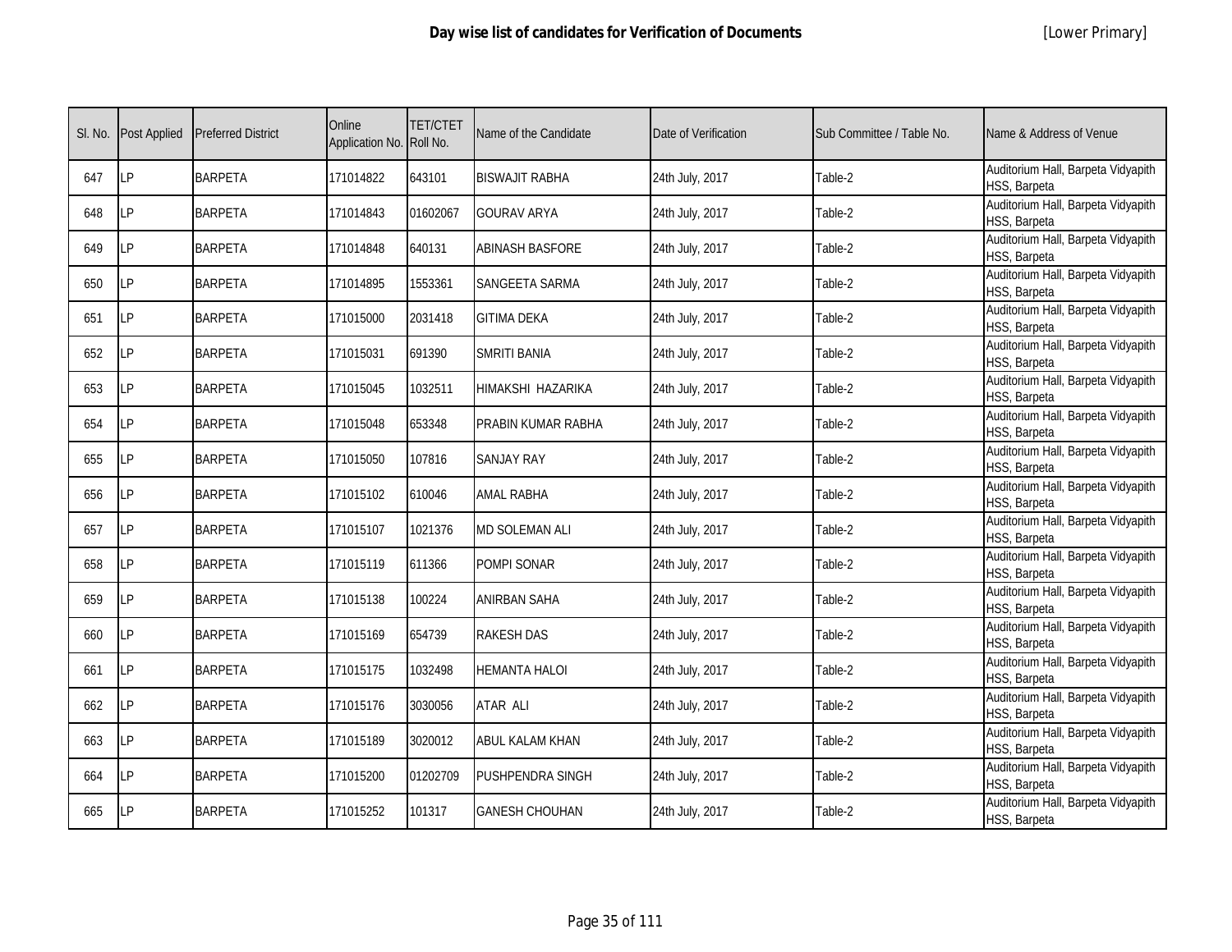# Day wise list of candidates for Verification of Documents

[Lower Primary]

| Sl. No. | Post Applied | Preferred District | Online Application No. | TET/CTET Roll No. | Name of the Candidate | Date of Verification | Sub Committee / Table No. | Name & Address of Venue |
|---|---|---|---|---|---|---|---|---|
| 647 | LP | BARPETA | 171014822 | 643101 | BISWAJIT RABHA | 24th July, 2017 | Table-2 | Auditorium Hall, Barpeta Vidyapith HSS, Barpeta |
| 648 | LP | BARPETA | 171014843 | 01602067 | GOURAV ARYA | 24th July, 2017 | Table-2 | Auditorium Hall, Barpeta Vidyapith HSS, Barpeta |
| 649 | LP | BARPETA | 171014848 | 640131 | ABINASH BASFORE | 24th July, 2017 | Table-2 | Auditorium Hall, Barpeta Vidyapith HSS, Barpeta |
| 650 | LP | BARPETA | 171014895 | 1553361 | SANGEETA SARMA | 24th July, 2017 | Table-2 | Auditorium Hall, Barpeta Vidyapith HSS, Barpeta |
| 651 | LP | BARPETA | 171015000 | 2031418 | GITIMA DEKA | 24th July, 2017 | Table-2 | Auditorium Hall, Barpeta Vidyapith HSS, Barpeta |
| 652 | LP | BARPETA | 171015031 | 691390 | SMRITI BANIA | 24th July, 2017 | Table-2 | Auditorium Hall, Barpeta Vidyapith HSS, Barpeta |
| 653 | LP | BARPETA | 171015045 | 1032511 | HIMAKSHI HAZARIKA | 24th July, 2017 | Table-2 | Auditorium Hall, Barpeta Vidyapith HSS, Barpeta |
| 654 | LP | BARPETA | 171015048 | 653348 | PRABIN KUMAR RABHA | 24th July, 2017 | Table-2 | Auditorium Hall, Barpeta Vidyapith HSS, Barpeta |
| 655 | LP | BARPETA | 171015050 | 107816 | SANJAY RAY | 24th July, 2017 | Table-2 | Auditorium Hall, Barpeta Vidyapith HSS, Barpeta |
| 656 | LP | BARPETA | 171015102 | 610046 | AMAL RABHA | 24th July, 2017 | Table-2 | Auditorium Hall, Barpeta Vidyapith HSS, Barpeta |
| 657 | LP | BARPETA | 171015107 | 1021376 | MD SOLEMAN ALI | 24th July, 2017 | Table-2 | Auditorium Hall, Barpeta Vidyapith HSS, Barpeta |
| 658 | LP | BARPETA | 171015119 | 611366 | POMPI SONAR | 24th July, 2017 | Table-2 | Auditorium Hall, Barpeta Vidyapith HSS, Barpeta |
| 659 | LP | BARPETA | 171015138 | 100224 | ANIRBAN SAHA | 24th July, 2017 | Table-2 | Auditorium Hall, Barpeta Vidyapith HSS, Barpeta |
| 660 | LP | BARPETA | 171015169 | 654739 | RAKESH DAS | 24th July, 2017 | Table-2 | Auditorium Hall, Barpeta Vidyapith HSS, Barpeta |
| 661 | LP | BARPETA | 171015175 | 1032498 | HEMANTA HALOI | 24th July, 2017 | Table-2 | Auditorium Hall, Barpeta Vidyapith HSS, Barpeta |
| 662 | LP | BARPETA | 171015176 | 3030056 | ATAR ALI | 24th July, 2017 | Table-2 | Auditorium Hall, Barpeta Vidyapith HSS, Barpeta |
| 663 | LP | BARPETA | 171015189 | 3020012 | ABUL KALAM KHAN | 24th July, 2017 | Table-2 | Auditorium Hall, Barpeta Vidyapith HSS, Barpeta |
| 664 | LP | BARPETA | 171015200 | 01202709 | PUSHPENDRA SINGH | 24th July, 2017 | Table-2 | Auditorium Hall, Barpeta Vidyapith HSS, Barpeta |
| 665 | LP | BARPETA | 171015252 | 101317 | GANESH CHOUHAN | 24th July, 2017 | Table-2 | Auditorium Hall, Barpeta Vidyapith HSS, Barpeta |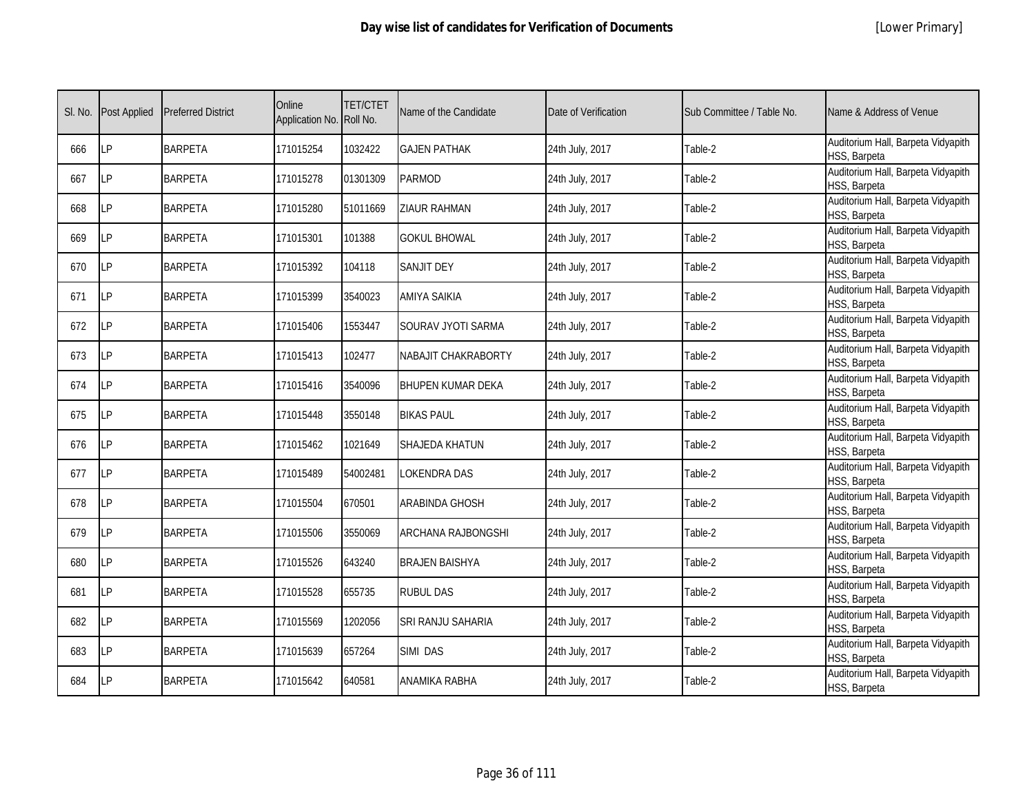# Day wise list of candidates for Verification of Documents

[Lower Primary]

| Sl. No. | Post Applied | Preferred District | Online Application No. | TET/CTET Roll No. | Name of the Candidate | Date of Verification | Sub Committee / Table No. | Name & Address of Venue |
|---|---|---|---|---|---|---|---|---|
| 666 | LP | BARPETA | 171015254 | 1032422 | GAJEN PATHAK | 24th July, 2017 | Table-2 | Auditorium Hall, Barpeta Vidyapith HSS, Barpeta |
| 667 | LP | BARPETA | 171015278 | 01301309 | PARMOD | 24th July, 2017 | Table-2 | Auditorium Hall, Barpeta Vidyapith HSS, Barpeta |
| 668 | LP | BARPETA | 171015280 | 51011669 | ZIAUR RAHMAN | 24th July, 2017 | Table-2 | Auditorium Hall, Barpeta Vidyapith HSS, Barpeta |
| 669 | LP | BARPETA | 171015301 | 101388 | GOKUL BHOWAL | 24th July, 2017 | Table-2 | Auditorium Hall, Barpeta Vidyapith HSS, Barpeta |
| 670 | LP | BARPETA | 171015392 | 104118 | SANJIT DEY | 24th July, 2017 | Table-2 | Auditorium Hall, Barpeta Vidyapith HSS, Barpeta |
| 671 | LP | BARPETA | 171015399 | 3540023 | AMIYA SAIKIA | 24th July, 2017 | Table-2 | Auditorium Hall, Barpeta Vidyapith HSS, Barpeta |
| 672 | LP | BARPETA | 171015406 | 1553447 | SOURAV JYOTI SARMA | 24th July, 2017 | Table-2 | Auditorium Hall, Barpeta Vidyapith HSS, Barpeta |
| 673 | LP | BARPETA | 171015413 | 102477 | NABAJIT CHAKRABORTY | 24th July, 2017 | Table-2 | Auditorium Hall, Barpeta Vidyapith HSS, Barpeta |
| 674 | LP | BARPETA | 171015416 | 3540096 | BHUPEN KUMAR DEKA | 24th July, 2017 | Table-2 | Auditorium Hall, Barpeta Vidyapith HSS, Barpeta |
| 675 | LP | BARPETA | 171015448 | 3550148 | BIKAS PAUL | 24th July, 2017 | Table-2 | Auditorium Hall, Barpeta Vidyapith HSS, Barpeta |
| 676 | LP | BARPETA | 171015462 | 1021649 | SHAJEDA KHATUN | 24th July, 2017 | Table-2 | Auditorium Hall, Barpeta Vidyapith HSS, Barpeta |
| 677 | LP | BARPETA | 171015489 | 54002481 | LOKENDRA DAS | 24th July, 2017 | Table-2 | Auditorium Hall, Barpeta Vidyapith HSS, Barpeta |
| 678 | LP | BARPETA | 171015504 | 670501 | ARABINDA GHOSH | 24th July, 2017 | Table-2 | Auditorium Hall, Barpeta Vidyapith HSS, Barpeta |
| 679 | LP | BARPETA | 171015506 | 3550069 | ARCHANA RAJBONGSHI | 24th July, 2017 | Table-2 | Auditorium Hall, Barpeta Vidyapith HSS, Barpeta |
| 680 | LP | BARPETA | 171015526 | 643240 | BRAJEN BAISHYA | 24th July, 2017 | Table-2 | Auditorium Hall, Barpeta Vidyapith HSS, Barpeta |
| 681 | LP | BARPETA | 171015528 | 655735 | RUBUL DAS | 24th July, 2017 | Table-2 | Auditorium Hall, Barpeta Vidyapith HSS, Barpeta |
| 682 | LP | BARPETA | 171015569 | 1202056 | SRI RANJU SAHARIA | 24th July, 2017 | Table-2 | Auditorium Hall, Barpeta Vidyapith HSS, Barpeta |
| 683 | LP | BARPETA | 171015639 | 657264 | SIMI DAS | 24th July, 2017 | Table-2 | Auditorium Hall, Barpeta Vidyapith HSS, Barpeta |
| 684 | LP | BARPETA | 171015642 | 640581 | ANAMIKA RABHA | 24th July, 2017 | Table-2 | Auditorium Hall, Barpeta Vidyapith HSS, Barpeta |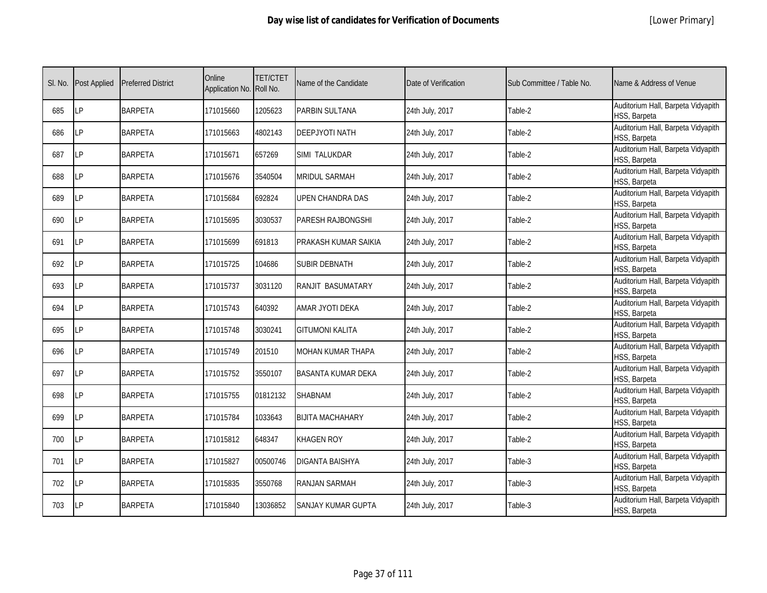# Day wise list of candidates for Verification of Documents

[Lower Primary]

| Sl. No. | Post Applied | Preferred District | Online Application No. | TET/CTET Roll No. | Name of the Candidate | Date of Verification | Sub Committee / Table No. | Name & Address of Venue |
|---|---|---|---|---|---|---|---|---|
| 685 | LP | BARPETA | 171015660 | 1205623 | PARBIN SULTANA | 24th July, 2017 | Table-2 | Auditorium Hall, Barpeta Vidyapith HSS, Barpeta |
| 686 | LP | BARPETA | 171015663 | 4802143 | DEEPJYOTI NATH | 24th July, 2017 | Table-2 | Auditorium Hall, Barpeta Vidyapith HSS, Barpeta |
| 687 | LP | BARPETA | 171015671 | 657269 | SIMI TALUKDAR | 24th July, 2017 | Table-2 | Auditorium Hall, Barpeta Vidyapith HSS, Barpeta |
| 688 | LP | BARPETA | 171015676 | 3540504 | MRIDUL SARMAH | 24th July, 2017 | Table-2 | Auditorium Hall, Barpeta Vidyapith HSS, Barpeta |
| 689 | LP | BARPETA | 171015684 | 692824 | UPEN CHANDRA DAS | 24th July, 2017 | Table-2 | Auditorium Hall, Barpeta Vidyapith HSS, Barpeta |
| 690 | LP | BARPETA | 171015695 | 3030537 | PARESH RAJBONGSHI | 24th July, 2017 | Table-2 | Auditorium Hall, Barpeta Vidyapith HSS, Barpeta |
| 691 | LP | BARPETA | 171015699 | 691813 | PRAKASH KUMAR SAIKIA | 24th July, 2017 | Table-2 | Auditorium Hall, Barpeta Vidyapith HSS, Barpeta |
| 692 | LP | BARPETA | 171015725 | 104686 | SUBIR DEBNATH | 24th July, 2017 | Table-2 | Auditorium Hall, Barpeta Vidyapith HSS, Barpeta |
| 693 | LP | BARPETA | 171015737 | 3031120 | RANJIT BASUMATARY | 24th July, 2017 | Table-2 | Auditorium Hall, Barpeta Vidyapith HSS, Barpeta |
| 694 | LP | BARPETA | 171015743 | 640392 | AMAR JYOTI DEKA | 24th July, 2017 | Table-2 | Auditorium Hall, Barpeta Vidyapith HSS, Barpeta |
| 695 | LP | BARPETA | 171015748 | 3030241 | GITUMONI KALITA | 24th July, 2017 | Table-2 | Auditorium Hall, Barpeta Vidyapith HSS, Barpeta |
| 696 | LP | BARPETA | 171015749 | 201510 | MOHAN KUMAR THAPA | 24th July, 2017 | Table-2 | Auditorium Hall, Barpeta Vidyapith HSS, Barpeta |
| 697 | LP | BARPETA | 171015752 | 3550107 | BASANTA KUMAR DEKA | 24th July, 2017 | Table-2 | Auditorium Hall, Barpeta Vidyapith HSS, Barpeta |
| 698 | LP | BARPETA | 171015755 | 01812132 | SHABNAM | 24th July, 2017 | Table-2 | Auditorium Hall, Barpeta Vidyapith HSS, Barpeta |
| 699 | LP | BARPETA | 171015784 | 1033643 | BIJITA MACHAHARY | 24th July, 2017 | Table-2 | Auditorium Hall, Barpeta Vidyapith HSS, Barpeta |
| 700 | LP | BARPETA | 171015812 | 648347 | KHAGEN ROY | 24th July, 2017 | Table-2 | Auditorium Hall, Barpeta Vidyapith HSS, Barpeta |
| 701 | LP | BARPETA | 171015827 | 00500746 | DIGANTA BAISHYA | 24th July, 2017 | Table-3 | Auditorium Hall, Barpeta Vidyapith HSS, Barpeta |
| 702 | LP | BARPETA | 171015835 | 3550768 | RANJAN SARMAH | 24th July, 2017 | Table-3 | Auditorium Hall, Barpeta Vidyapith HSS, Barpeta |
| 703 | LP | BARPETA | 171015840 | 13036852 | SANJAY KUMAR GUPTA | 24th July, 2017 | Table-3 | Auditorium Hall, Barpeta Vidyapith HSS, Barpeta |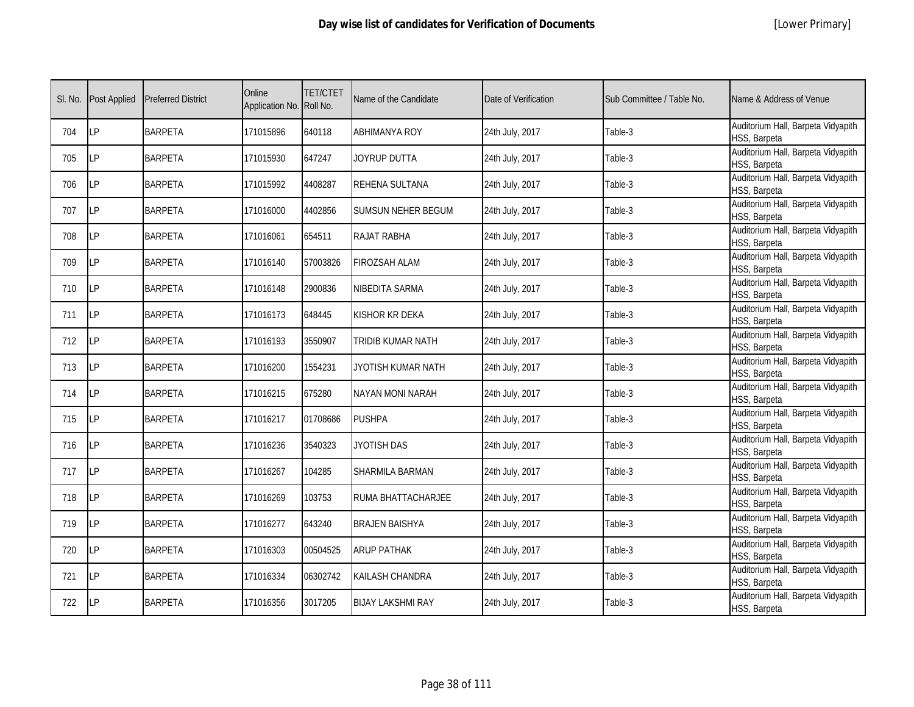| Sl. No. | Post Applied | Preferred District | Online Application No. | TET/CTET Roll No. | Name of the Candidate | Date of Verification | Sub Committee / Table No. | Name & Address of Venue |
|---|---|---|---|---|---|---|---|---|
| 704 | LP | BARPETA | 171015896 | 640118 | ABHIMANYA ROY | 24th July, 2017 | Table-3 | Auditorium Hall, Barpeta Vidyapith HSS, Barpeta |
| 705 | LP | BARPETA | 171015930 | 647247 | JOYRUP DUTTA | 24th July, 2017 | Table-3 | Auditorium Hall, Barpeta Vidyapith HSS, Barpeta |
| 706 | LP | BARPETA | 171015992 | 4408287 | REHENA SULTANA | 24th July, 2017 | Table-3 | Auditorium Hall, Barpeta Vidyapith HSS, Barpeta |
| 707 | LP | BARPETA | 171016000 | 4402856 | SUMSUN NEHER BEGUM | 24th July, 2017 | Table-3 | Auditorium Hall, Barpeta Vidyapith HSS, Barpeta |
| 708 | LP | BARPETA | 171016061 | 654511 | RAJAT RABHA | 24th July, 2017 | Table-3 | Auditorium Hall, Barpeta Vidyapith HSS, Barpeta |
| 709 | LP | BARPETA | 171016140 | 57003826 | FIROZSAH ALAM | 24th July, 2017 | Table-3 | Auditorium Hall, Barpeta Vidyapith HSS, Barpeta |
| 710 | LP | BARPETA | 171016148 | 2900836 | NIBEDITA SARMA | 24th July, 2017 | Table-3 | Auditorium Hall, Barpeta Vidyapith HSS, Barpeta |
| 711 | LP | BARPETA | 171016173 | 648445 | KISHOR KR DEKA | 24th July, 2017 | Table-3 | Auditorium Hall, Barpeta Vidyapith HSS, Barpeta |
| 712 | LP | BARPETA | 171016193 | 3550907 | TRIDIB KUMAR NATH | 24th July, 2017 | Table-3 | Auditorium Hall, Barpeta Vidyapith HSS, Barpeta |
| 713 | LP | BARPETA | 171016200 | 1554231 | JYOTISH KUMAR NATH | 24th July, 2017 | Table-3 | Auditorium Hall, Barpeta Vidyapith HSS, Barpeta |
| 714 | LP | BARPETA | 171016215 | 675280 | NAYAN MONI NARAH | 24th July, 2017 | Table-3 | Auditorium Hall, Barpeta Vidyapith HSS, Barpeta |
| 715 | LP | BARPETA | 171016217 | 01708686 | PUSHPA | 24th July, 2017 | Table-3 | Auditorium Hall, Barpeta Vidyapith HSS, Barpeta |
| 716 | LP | BARPETA | 171016236 | 3540323 | JYOTISH DAS | 24th July, 2017 | Table-3 | Auditorium Hall, Barpeta Vidyapith HSS, Barpeta |
| 717 | LP | BARPETA | 171016267 | 104285 | SHARMILA BARMAN | 24th July, 2017 | Table-3 | Auditorium Hall, Barpeta Vidyapith HSS, Barpeta |
| 718 | LP | BARPETA | 171016269 | 103753 | RUMA BHATTACHARJEE | 24th July, 2017 | Table-3 | Auditorium Hall, Barpeta Vidyapith HSS, Barpeta |
| 719 | LP | BARPETA | 171016277 | 643240 | BRAJEN BAISHYA | 24th July, 2017 | Table-3 | Auditorium Hall, Barpeta Vidyapith HSS, Barpeta |
| 720 | LP | BARPETA | 171016303 | 00504525 | ARUP PATHAK | 24th July, 2017 | Table-3 | Auditorium Hall, Barpeta Vidyapith HSS, Barpeta |
| 721 | LP | BARPETA | 171016334 | 06302742 | KAILASH CHANDRA | 24th July, 2017 | Table-3 | Auditorium Hall, Barpeta Vidyapith HSS, Barpeta |
| 722 | LP | BARPETA | 171016356 | 3017205 | BIJAY LAKSHMI RAY | 24th July, 2017 | Table-3 | Auditorium Hall, Barpeta Vidyapith HSS, Barpeta |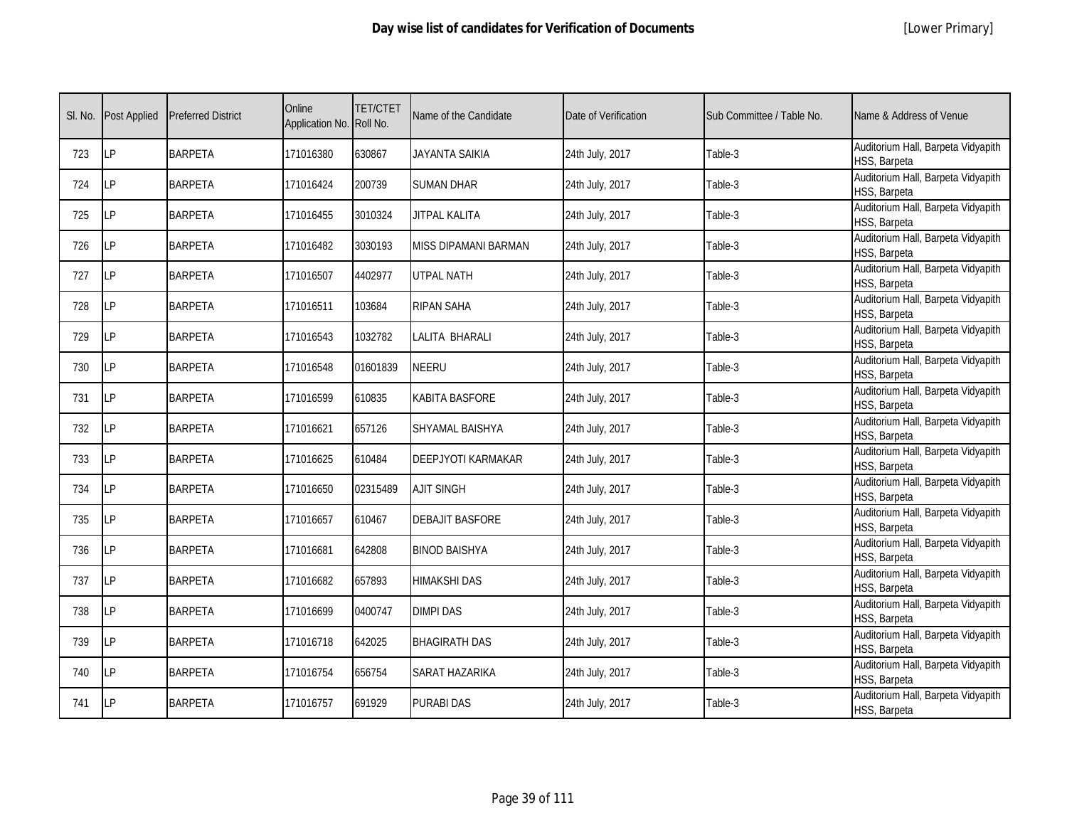# Day wise list of candidates for Verification of Documents

[Lower Primary]

| Sl. No. | Post Applied | Preferred District | Online Application No. | TET/CTET Roll No. | Name of the Candidate | Date of Verification | Sub Committee / Table No. | Name & Address of Venue |
|---|---|---|---|---|---|---|---|---|
| 723 | LP | BARPETA | 171016380 | 630867 | JAYANTA SAIKIA | 24th July, 2017 | Table-3 | Auditorium Hall, Barpeta Vidyapith HSS, Barpeta |
| 724 | LP | BARPETA | 171016424 | 200739 | SUMAN DHAR | 24th July, 2017 | Table-3 | Auditorium Hall, Barpeta Vidyapith HSS, Barpeta |
| 725 | LP | BARPETA | 171016455 | 3010324 | JITPAL KALITA | 24th July, 2017 | Table-3 | Auditorium Hall, Barpeta Vidyapith HSS, Barpeta |
| 726 | LP | BARPETA | 171016482 | 3030193 | MISS DIPAMANI BARMAN | 24th July, 2017 | Table-3 | Auditorium Hall, Barpeta Vidyapith HSS, Barpeta |
| 727 | LP | BARPETA | 171016507 | 4402977 | UTPAL NATH | 24th July, 2017 | Table-3 | Auditorium Hall, Barpeta Vidyapith HSS, Barpeta |
| 728 | LP | BARPETA | 171016511 | 103684 | RIPAN SAHA | 24th July, 2017 | Table-3 | Auditorium Hall, Barpeta Vidyapith HSS, Barpeta |
| 729 | LP | BARPETA | 171016543 | 1032782 | LALITA BHARALI | 24th July, 2017 | Table-3 | Auditorium Hall, Barpeta Vidyapith HSS, Barpeta |
| 730 | LP | BARPETA | 171016548 | 01601839 | NEERU | 24th July, 2017 | Table-3 | Auditorium Hall, Barpeta Vidyapith HSS, Barpeta |
| 731 | LP | BARPETA | 171016599 | 610835 | KABITA BASFORE | 24th July, 2017 | Table-3 | Auditorium Hall, Barpeta Vidyapith HSS, Barpeta |
| 732 | LP | BARPETA | 171016621 | 657126 | SHYAMAL BAISHYA | 24th July, 2017 | Table-3 | Auditorium Hall, Barpeta Vidyapith HSS, Barpeta |
| 733 | LP | BARPETA | 171016625 | 610484 | DEEPJYOTI KARMAKAR | 24th July, 2017 | Table-3 | Auditorium Hall, Barpeta Vidyapith HSS, Barpeta |
| 734 | LP | BARPETA | 171016650 | 02315489 | AJIT SINGH | 24th July, 2017 | Table-3 | Auditorium Hall, Barpeta Vidyapith HSS, Barpeta |
| 735 | LP | BARPETA | 171016657 | 610467 | DEBAJIT BASFORE | 24th July, 2017 | Table-3 | Auditorium Hall, Barpeta Vidyapith HSS, Barpeta |
| 736 | LP | BARPETA | 171016681 | 642808 | BINOD BAISHYA | 24th July, 2017 | Table-3 | Auditorium Hall, Barpeta Vidyapith HSS, Barpeta |
| 737 | LP | BARPETA | 171016682 | 657893 | HIMAKSHI DAS | 24th July, 2017 | Table-3 | Auditorium Hall, Barpeta Vidyapith HSS, Barpeta |
| 738 | LP | BARPETA | 171016699 | 0400747 | DIMPI DAS | 24th July, 2017 | Table-3 | Auditorium Hall, Barpeta Vidyapith HSS, Barpeta |
| 739 | LP | BARPETA | 171016718 | 642025 | BHAGIRATH DAS | 24th July, 2017 | Table-3 | Auditorium Hall, Barpeta Vidyapith HSS, Barpeta |
| 740 | LP | BARPETA | 171016754 | 656754 | SARAT HAZARIKA | 24th July, 2017 | Table-3 | Auditorium Hall, Barpeta Vidyapith HSS, Barpeta |
| 741 | LP | BARPETA | 171016757 | 691929 | PURABI DAS | 24th July, 2017 | Table-3 | Auditorium Hall, Barpeta Vidyapith HSS, Barpeta |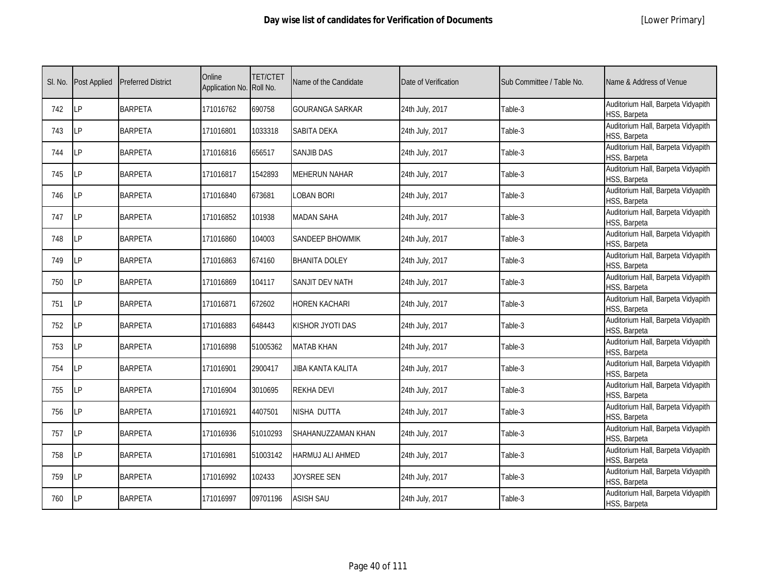# Day wise list of candidates for Verification of Documents

[Lower Primary]

| Sl. No. | Post Applied | Preferred District | Online Application No. | TET/CTET Roll No. | Name of the Candidate | Date of Verification | Sub Committee / Table No. | Name & Address of Venue |
|---|---|---|---|---|---|---|---|---|
| 742 | LP | BARPETA | 171016762 | 690758 | GOURANGA SARKAR | 24th July, 2017 | Table-3 | Auditorium Hall, Barpeta Vidyapith HSS, Barpeta |
| 743 | LP | BARPETA | 171016801 | 1033318 | SABITA DEKA | 24th July, 2017 | Table-3 | Auditorium Hall, Barpeta Vidyapith HSS, Barpeta |
| 744 | LP | BARPETA | 171016816 | 656517 | SANJIB DAS | 24th July, 2017 | Table-3 | Auditorium Hall, Barpeta Vidyapith HSS, Barpeta |
| 745 | LP | BARPETA | 171016817 | 1542893 | MEHERUN NAHAR | 24th July, 2017 | Table-3 | Auditorium Hall, Barpeta Vidyapith HSS, Barpeta |
| 746 | LP | BARPETA | 171016840 | 673681 | LOBAN BORI | 24th July, 2017 | Table-3 | Auditorium Hall, Barpeta Vidyapith HSS, Barpeta |
| 747 | LP | BARPETA | 171016852 | 101938 | MADAN SAHA | 24th July, 2017 | Table-3 | Auditorium Hall, Barpeta Vidyapith HSS, Barpeta |
| 748 | LP | BARPETA | 171016860 | 104003 | SANDEEP BHOWMIK | 24th July, 2017 | Table-3 | Auditorium Hall, Barpeta Vidyapith HSS, Barpeta |
| 749 | LP | BARPETA | 171016863 | 674160 | BHANITA DOLEY | 24th July, 2017 | Table-3 | Auditorium Hall, Barpeta Vidyapith HSS, Barpeta |
| 750 | LP | BARPETA | 171016869 | 104117 | SANJIT DEV NATH | 24th July, 2017 | Table-3 | Auditorium Hall, Barpeta Vidyapith HSS, Barpeta |
| 751 | LP | BARPETA | 171016871 | 672602 | HOREN KACHARI | 24th July, 2017 | Table-3 | Auditorium Hall, Barpeta Vidyapith HSS, Barpeta |
| 752 | LP | BARPETA | 171016883 | 648443 | KISHOR JYOTI DAS | 24th July, 2017 | Table-3 | Auditorium Hall, Barpeta Vidyapith HSS, Barpeta |
| 753 | LP | BARPETA | 171016898 | 51005362 | MATAB KHAN | 24th July, 2017 | Table-3 | Auditorium Hall, Barpeta Vidyapith HSS, Barpeta |
| 754 | LP | BARPETA | 171016901 | 2900417 | JIBA KANTA KALITA | 24th July, 2017 | Table-3 | Auditorium Hall, Barpeta Vidyapith HSS, Barpeta |
| 755 | LP | BARPETA | 171016904 | 3010695 | REKHA DEVI | 24th July, 2017 | Table-3 | Auditorium Hall, Barpeta Vidyapith HSS, Barpeta |
| 756 | LP | BARPETA | 171016921 | 4407501 | NISHA DUTTA | 24th July, 2017 | Table-3 | Auditorium Hall, Barpeta Vidyapith HSS, Barpeta |
| 757 | LP | BARPETA | 171016936 | 51010293 | SHAHANUZZAMAN KHAN | 24th July, 2017 | Table-3 | Auditorium Hall, Barpeta Vidyapith HSS, Barpeta |
| 758 | LP | BARPETA | 171016981 | 51003142 | HARMUJ ALI AHMED | 24th July, 2017 | Table-3 | Auditorium Hall, Barpeta Vidyapith HSS, Barpeta |
| 759 | LP | BARPETA | 171016992 | 102433 | JOYSREE SEN | 24th July, 2017 | Table-3 | Auditorium Hall, Barpeta Vidyapith HSS, Barpeta |
| 760 | LP | BARPETA | 171016997 | 09701196 | ASISH SAU | 24th July, 2017 | Table-3 | Auditorium Hall, Barpeta Vidyapith HSS, Barpeta |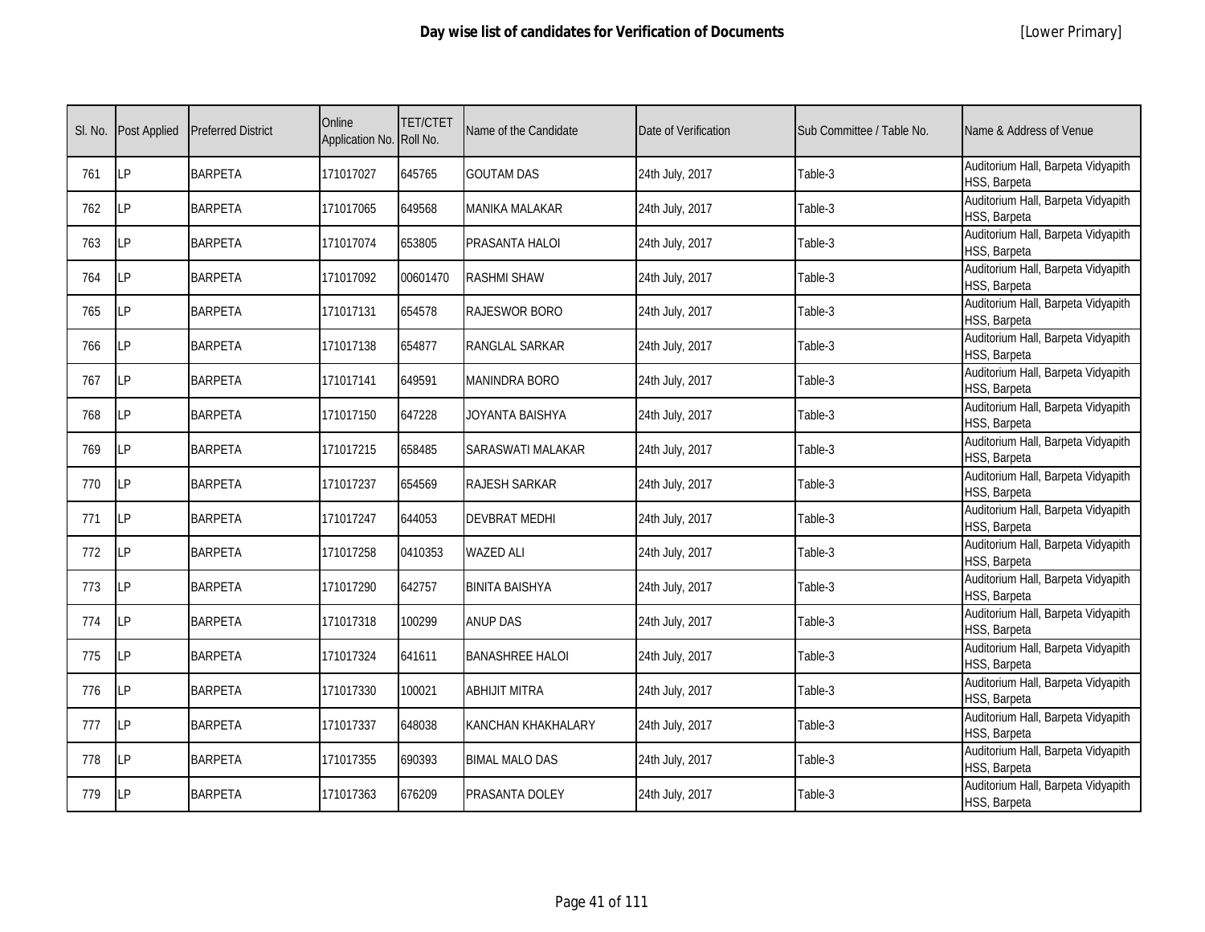# Day wise list of candidates for Verification of Documents

[Lower Primary]

| Sl. No. | Post Applied | Preferred District | Online Application No. | TET/CTET Roll No. | Name of the Candidate | Date of Verification | Sub Committee / Table No. | Name & Address of Venue |
|---|---|---|---|---|---|---|---|---|
| 761 | LP | BARPETA | 171017027 | 645765 | GOUTAM DAS | 24th July, 2017 | Table-3 | Auditorium Hall, Barpeta Vidyapith HSS, Barpeta |
| 762 | LP | BARPETA | 171017065 | 649568 | MANIKA MALAKAR | 24th July, 2017 | Table-3 | Auditorium Hall, Barpeta Vidyapith HSS, Barpeta |
| 763 | LP | BARPETA | 171017074 | 653805 | PRASANTA HALOI | 24th July, 2017 | Table-3 | Auditorium Hall, Barpeta Vidyapith HSS, Barpeta |
| 764 | LP | BARPETA | 171017092 | 00601470 | RASHMI SHAW | 24th July, 2017 | Table-3 | Auditorium Hall, Barpeta Vidyapith HSS, Barpeta |
| 765 | LP | BARPETA | 171017131 | 654578 | RAJESWOR BORO | 24th July, 2017 | Table-3 | Auditorium Hall, Barpeta Vidyapith HSS, Barpeta |
| 766 | LP | BARPETA | 171017138 | 654877 | RANGLAL SARKAR | 24th July, 2017 | Table-3 | Auditorium Hall, Barpeta Vidyapith HSS, Barpeta |
| 767 | LP | BARPETA | 171017141 | 649591 | MANINDRA BORO | 24th July, 2017 | Table-3 | Auditorium Hall, Barpeta Vidyapith HSS, Barpeta |
| 768 | LP | BARPETA | 171017150 | 647228 | JOYANTA BAISHYA | 24th July, 2017 | Table-3 | Auditorium Hall, Barpeta Vidyapith HSS, Barpeta |
| 769 | LP | BARPETA | 171017215 | 658485 | SARASWATI MALAKAR | 24th July, 2017 | Table-3 | Auditorium Hall, Barpeta Vidyapith HSS, Barpeta |
| 770 | LP | BARPETA | 171017237 | 654569 | RAJESH SARKAR | 24th July, 2017 | Table-3 | Auditorium Hall, Barpeta Vidyapith HSS, Barpeta |
| 771 | LP | BARPETA | 171017247 | 644053 | DEVBRAT MEDHI | 24th July, 2017 | Table-3 | Auditorium Hall, Barpeta Vidyapith HSS, Barpeta |
| 772 | LP | BARPETA | 171017258 | 0410353 | WAZED ALI | 24th July, 2017 | Table-3 | Auditorium Hall, Barpeta Vidyapith HSS, Barpeta |
| 773 | LP | BARPETA | 171017290 | 642757 | BINITA BAISHYA | 24th July, 2017 | Table-3 | Auditorium Hall, Barpeta Vidyapith HSS, Barpeta |
| 774 | LP | BARPETA | 171017318 | 100299 | ANUP DAS | 24th July, 2017 | Table-3 | Auditorium Hall, Barpeta Vidyapith HSS, Barpeta |
| 775 | LP | BARPETA | 171017324 | 641611 | BANASHREE HALOI | 24th July, 2017 | Table-3 | Auditorium Hall, Barpeta Vidyapith HSS, Barpeta |
| 776 | LP | BARPETA | 171017330 | 100021 | ABHIJIT MITRA | 24th July, 2017 | Table-3 | Auditorium Hall, Barpeta Vidyapith HSS, Barpeta |
| 777 | LP | BARPETA | 171017337 | 648038 | KANCHAN KHAKHALARY | 24th July, 2017 | Table-3 | Auditorium Hall, Barpeta Vidyapith HSS, Barpeta |
| 778 | LP | BARPETA | 171017355 | 690393 | BIMAL MALO DAS | 24th July, 2017 | Table-3 | Auditorium Hall, Barpeta Vidyapith HSS, Barpeta |
| 779 | LP | BARPETA | 171017363 | 676209 | PRASANTA DOLEY | 24th July, 2017 | Table-3 | Auditorium Hall, Barpeta Vidyapith HSS, Barpeta |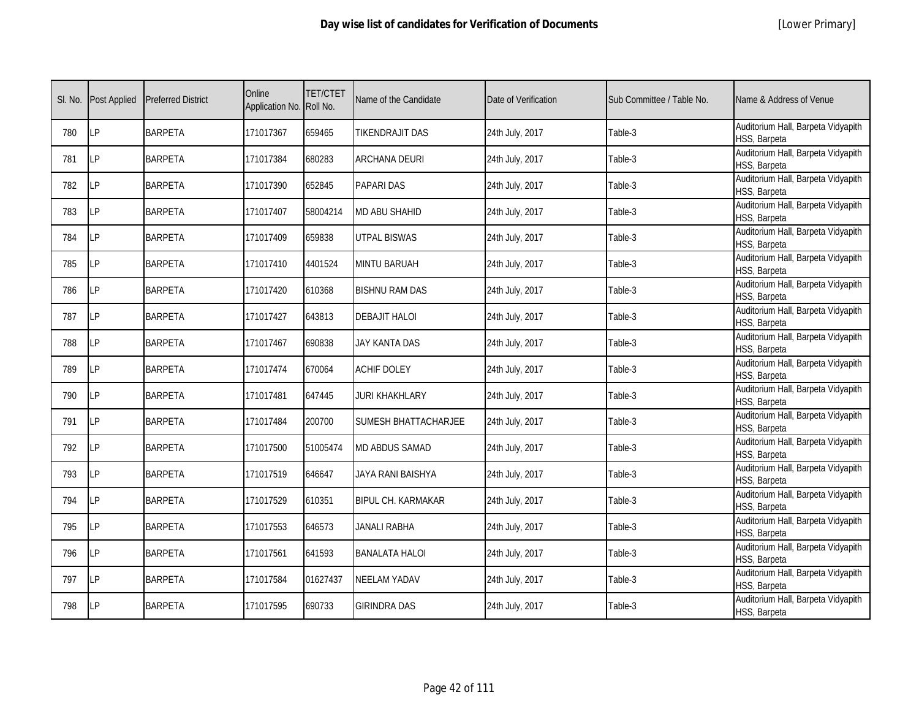| Sl. No. | Post Applied | Preferred District | Online Application No. | TET/CTET Roll No. | Name of the Candidate | Date of Verification | Sub Committee / Table No. | Name & Address of Venue |
|---|---|---|---|---|---|---|---|---|
| 780 | LP | BARPETA | 171017367 | 659465 | TIKENDRAJIT DAS | 24th July, 2017 | Table-3 | Auditorium Hall, Barpeta Vidyapith HSS, Barpeta |
| 781 | LP | BARPETA | 171017384 | 680283 | ARCHANA DEURI | 24th July, 2017 | Table-3 | Auditorium Hall, Barpeta Vidyapith HSS, Barpeta |
| 782 | LP | BARPETA | 171017390 | 652845 | PAPARI DAS | 24th July, 2017 | Table-3 | Auditorium Hall, Barpeta Vidyapith HSS, Barpeta |
| 783 | LP | BARPETA | 171017407 | 58004214 | MD ABU SHAHID | 24th July, 2017 | Table-3 | Auditorium Hall, Barpeta Vidyapith HSS, Barpeta |
| 784 | LP | BARPETA | 171017409 | 659838 | UTPAL BISWAS | 24th July, 2017 | Table-3 | Auditorium Hall, Barpeta Vidyapith HSS, Barpeta |
| 785 | LP | BARPETA | 171017410 | 4401524 | MINTU BARUAH | 24th July, 2017 | Table-3 | Auditorium Hall, Barpeta Vidyapith HSS, Barpeta |
| 786 | LP | BARPETA | 171017420 | 610368 | BISHNU RAM DAS | 24th July, 2017 | Table-3 | Auditorium Hall, Barpeta Vidyapith HSS, Barpeta |
| 787 | LP | BARPETA | 171017427 | 643813 | DEBAJIT HALOI | 24th July, 2017 | Table-3 | Auditorium Hall, Barpeta Vidyapith HSS, Barpeta |
| 788 | LP | BARPETA | 171017467 | 690838 | JAY KANTA DAS | 24th July, 2017 | Table-3 | Auditorium Hall, Barpeta Vidyapith HSS, Barpeta |
| 789 | LP | BARPETA | 171017474 | 670064 | ACHIF DOLEY | 24th July, 2017 | Table-3 | Auditorium Hall, Barpeta Vidyapith HSS, Barpeta |
| 790 | LP | BARPETA | 171017481 | 647445 | JURI KHAKHLARY | 24th July, 2017 | Table-3 | Auditorium Hall, Barpeta Vidyapith HSS, Barpeta |
| 791 | LP | BARPETA | 171017484 | 200700 | SUMESH BHATTACHARJEE | 24th July, 2017 | Table-3 | Auditorium Hall, Barpeta Vidyapith HSS, Barpeta |
| 792 | LP | BARPETA | 171017500 | 51005474 | MD ABDUS SAMAD | 24th July, 2017 | Table-3 | Auditorium Hall, Barpeta Vidyapith HSS, Barpeta |
| 793 | LP | BARPETA | 171017519 | 646647 | JAYA RANI BAISHYA | 24th July, 2017 | Table-3 | Auditorium Hall, Barpeta Vidyapith HSS, Barpeta |
| 794 | LP | BARPETA | 171017529 | 610351 | BIPUL CH. KARMAKAR | 24th July, 2017 | Table-3 | Auditorium Hall, Barpeta Vidyapith HSS, Barpeta |
| 795 | LP | BARPETA | 171017553 | 646573 | JANALI RABHA | 24th July, 2017 | Table-3 | Auditorium Hall, Barpeta Vidyapith HSS, Barpeta |
| 796 | LP | BARPETA | 171017561 | 641593 | BANALATA HALOI | 24th July, 2017 | Table-3 | Auditorium Hall, Barpeta Vidyapith HSS, Barpeta |
| 797 | LP | BARPETA | 171017584 | 01627437 | NEELAM YADAV | 24th July, 2017 | Table-3 | Auditorium Hall, Barpeta Vidyapith HSS, Barpeta |
| 798 | LP | BARPETA | 171017595 | 690733 | GIRINDRA DAS | 24th July, 2017 | Table-3 | Auditorium Hall, Barpeta Vidyapith HSS, Barpeta |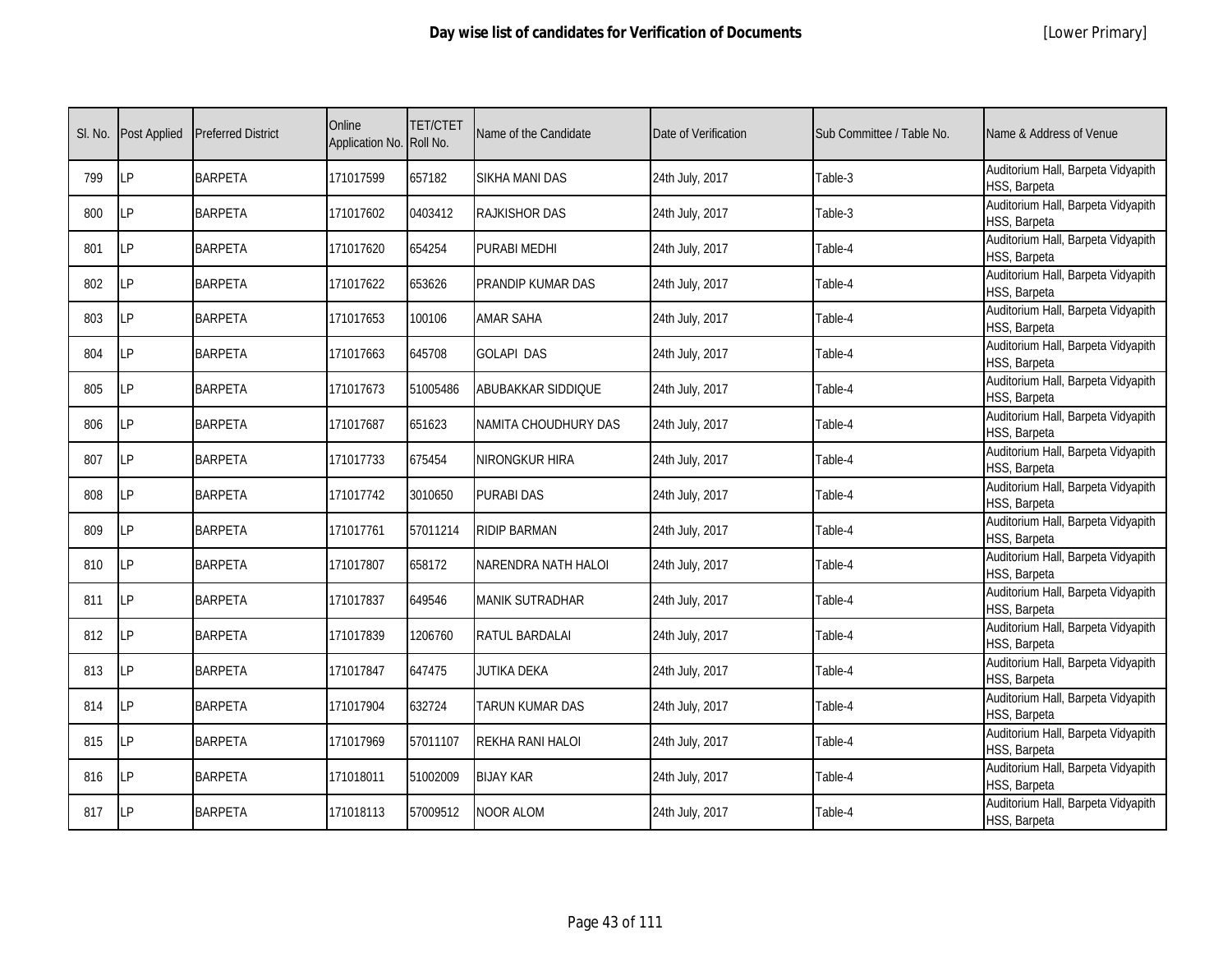# Day wise list of candidates for Verification of Documents

[Lower Primary]

| Sl. No. | Post Applied | Preferred District | Online Application No. | TET/CTET Roll No. | Name of the Candidate | Date of Verification | Sub Committee / Table No. | Name & Address of Venue |
|---|---|---|---|---|---|---|---|---|
| 799 | LP | BARPETA | 171017599 | 657182 | SIKHA MANI DAS | 24th July, 2017 | Table-3 | Auditorium Hall, Barpeta Vidyapith HSS, Barpeta |
| 800 | LP | BARPETA | 171017602 | 0403412 | RAJKISHOR DAS | 24th July, 2017 | Table-3 | Auditorium Hall, Barpeta Vidyapith HSS, Barpeta |
| 801 | LP | BARPETA | 171017620 | 654254 | PURABI MEDHI | 24th July, 2017 | Table-4 | Auditorium Hall, Barpeta Vidyapith HSS, Barpeta |
| 802 | LP | BARPETA | 171017622 | 653626 | PRANDIP KUMAR DAS | 24th July, 2017 | Table-4 | Auditorium Hall, Barpeta Vidyapith HSS, Barpeta |
| 803 | LP | BARPETA | 171017653 | 100106 | AMAR SAHA | 24th July, 2017 | Table-4 | Auditorium Hall, Barpeta Vidyapith HSS, Barpeta |
| 804 | LP | BARPETA | 171017663 | 645708 | GOLAPI DAS | 24th July, 2017 | Table-4 | Auditorium Hall, Barpeta Vidyapith HSS, Barpeta |
| 805 | LP | BARPETA | 171017673 | 51005486 | ABUBAKKAR SIDDIQUE | 24th July, 2017 | Table-4 | Auditorium Hall, Barpeta Vidyapith HSS, Barpeta |
| 806 | LP | BARPETA | 171017687 | 651623 | NAMITA CHOUDHURY DAS | 24th July, 2017 | Table-4 | Auditorium Hall, Barpeta Vidyapith HSS, Barpeta |
| 807 | LP | BARPETA | 171017733 | 675454 | NIRONGKUR HIRA | 24th July, 2017 | Table-4 | Auditorium Hall, Barpeta Vidyapith HSS, Barpeta |
| 808 | LP | BARPETA | 171017742 | 3010650 | PURABI DAS | 24th July, 2017 | Table-4 | Auditorium Hall, Barpeta Vidyapith HSS, Barpeta |
| 809 | LP | BARPETA | 171017761 | 57011214 | RIDIP BARMAN | 24th July, 2017 | Table-4 | Auditorium Hall, Barpeta Vidyapith HSS, Barpeta |
| 810 | LP | BARPETA | 171017807 | 658172 | NARENDRA NATH HALOI | 24th July, 2017 | Table-4 | Auditorium Hall, Barpeta Vidyapith HSS, Barpeta |
| 811 | LP | BARPETA | 171017837 | 649546 | MANIK SUTRADHAR | 24th July, 2017 | Table-4 | Auditorium Hall, Barpeta Vidyapith HSS, Barpeta |
| 812 | LP | BARPETA | 171017839 | 1206760 | RATUL BARDALAI | 24th July, 2017 | Table-4 | Auditorium Hall, Barpeta Vidyapith HSS, Barpeta |
| 813 | LP | BARPETA | 171017847 | 647475 | JUTIKA DEKA | 24th July, 2017 | Table-4 | Auditorium Hall, Barpeta Vidyapith HSS, Barpeta |
| 814 | LP | BARPETA | 171017904 | 632724 | TARUN KUMAR DAS | 24th July, 2017 | Table-4 | Auditorium Hall, Barpeta Vidyapith HSS, Barpeta |
| 815 | LP | BARPETA | 171017969 | 57011107 | REKHA RANI HALOI | 24th July, 2017 | Table-4 | Auditorium Hall, Barpeta Vidyapith HSS, Barpeta |
| 816 | LP | BARPETA | 171018011 | 51002009 | BIJAY KAR | 24th July, 2017 | Table-4 | Auditorium Hall, Barpeta Vidyapith HSS, Barpeta |
| 817 | LP | BARPETA | 171018113 | 57009512 | NOOR ALOM | 24th July, 2017 | Table-4 | Auditorium Hall, Barpeta Vidyapith HSS, Barpeta |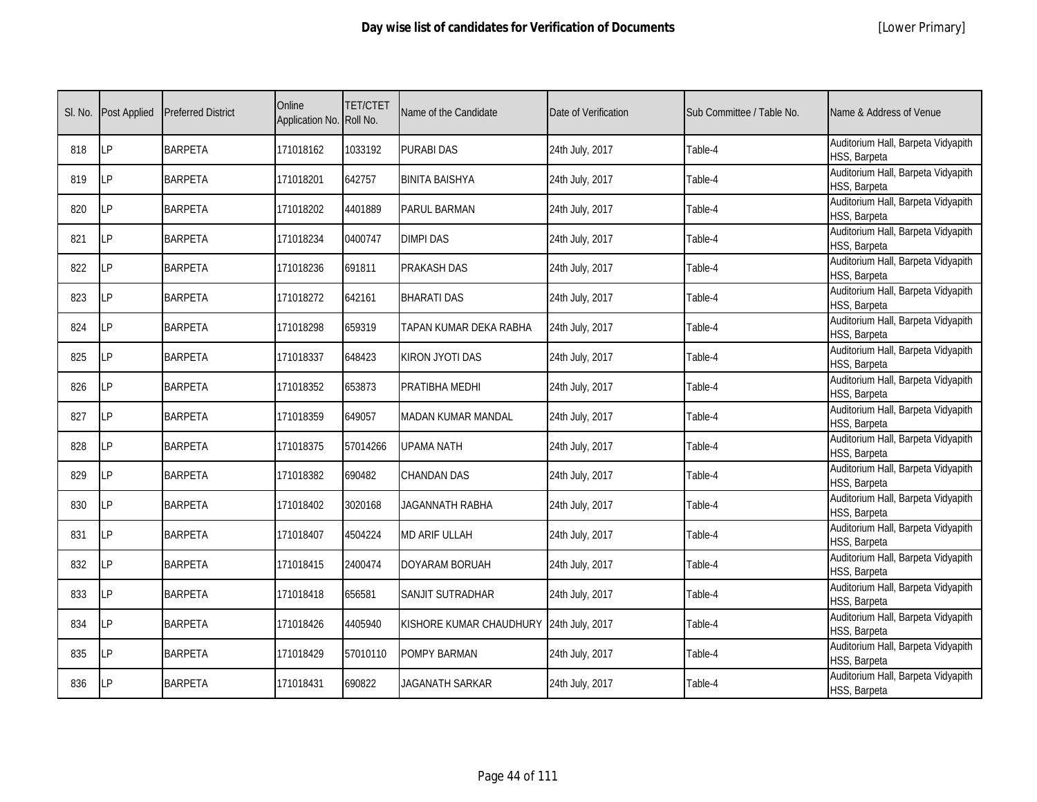# Day wise list of candidates for Verification of Documents

[Lower Primary]

| Sl. No. | Post Applied | Preferred District | Online Application No. | TET/CTET Roll No. | Name of the Candidate | Date of Verification | Sub Committee / Table No. | Name & Address of Venue |
|---|---|---|---|---|---|---|---|---|
| 818 | LP | BARPETA | 171018162 | 1033192 | PURABI DAS | 24th July, 2017 | Table-4 | Auditorium Hall, Barpeta Vidyapith HSS, Barpeta |
| 819 | LP | BARPETA | 171018201 | 642757 | BINITA BAISHYA | 24th July, 2017 | Table-4 | Auditorium Hall, Barpeta Vidyapith HSS, Barpeta |
| 820 | LP | BARPETA | 171018202 | 4401889 | PARUL BARMAN | 24th July, 2017 | Table-4 | Auditorium Hall, Barpeta Vidyapith HSS, Barpeta |
| 821 | LP | BARPETA | 171018234 | 0400747 | DIMPI DAS | 24th July, 2017 | Table-4 | Auditorium Hall, Barpeta Vidyapith HSS, Barpeta |
| 822 | LP | BARPETA | 171018236 | 691811 | PRAKASH DAS | 24th July, 2017 | Table-4 | Auditorium Hall, Barpeta Vidyapith HSS, Barpeta |
| 823 | LP | BARPETA | 171018272 | 642161 | BHARATI DAS | 24th July, 2017 | Table-4 | Auditorium Hall, Barpeta Vidyapith HSS, Barpeta |
| 824 | LP | BARPETA | 171018298 | 659319 | TAPAN KUMAR DEKA RABHA | 24th July, 2017 | Table-4 | Auditorium Hall, Barpeta Vidyapith HSS, Barpeta |
| 825 | LP | BARPETA | 171018337 | 648423 | KIRON JYOTI DAS | 24th July, 2017 | Table-4 | Auditorium Hall, Barpeta Vidyapith HSS, Barpeta |
| 826 | LP | BARPETA | 171018352 | 653873 | PRATIBHA MEDHI | 24th July, 2017 | Table-4 | Auditorium Hall, Barpeta Vidyapith HSS, Barpeta |
| 827 | LP | BARPETA | 171018359 | 649057 | MADAN KUMAR MANDAL | 24th July, 2017 | Table-4 | Auditorium Hall, Barpeta Vidyapith HSS, Barpeta |
| 828 | LP | BARPETA | 171018375 | 57014266 | UPAMA NATH | 24th July, 2017 | Table-4 | Auditorium Hall, Barpeta Vidyapith HSS, Barpeta |
| 829 | LP | BARPETA | 171018382 | 690482 | CHANDAN DAS | 24th July, 2017 | Table-4 | Auditorium Hall, Barpeta Vidyapith HSS, Barpeta |
| 830 | LP | BARPETA | 171018402 | 3020168 | JAGANNATH RABHA | 24th July, 2017 | Table-4 | Auditorium Hall, Barpeta Vidyapith HSS, Barpeta |
| 831 | LP | BARPETA | 171018407 | 4504224 | MD ARIF ULLAH | 24th July, 2017 | Table-4 | Auditorium Hall, Barpeta Vidyapith HSS, Barpeta |
| 832 | LP | BARPETA | 171018415 | 2400474 | DOYARAM BORUAH | 24th July, 2017 | Table-4 | Auditorium Hall, Barpeta Vidyapith HSS, Barpeta |
| 833 | LP | BARPETA | 171018418 | 656581 | SANJIT SUTRADHAR | 24th July, 2017 | Table-4 | Auditorium Hall, Barpeta Vidyapith HSS, Barpeta |
| 834 | LP | BARPETA | 171018426 | 4405940 | KISHORE KUMAR CHAUDHURY | 24th July, 2017 | Table-4 | Auditorium Hall, Barpeta Vidyapith HSS, Barpeta |
| 835 | LP | BARPETA | 171018429 | 57010110 | POMPY BARMAN | 24th July, 2017 | Table-4 | Auditorium Hall, Barpeta Vidyapith HSS, Barpeta |
| 836 | LP | BARPETA | 171018431 | 690822 | JAGANATH SARKAR | 24th July, 2017 | Table-4 | Auditorium Hall, Barpeta Vidyapith HSS, Barpeta |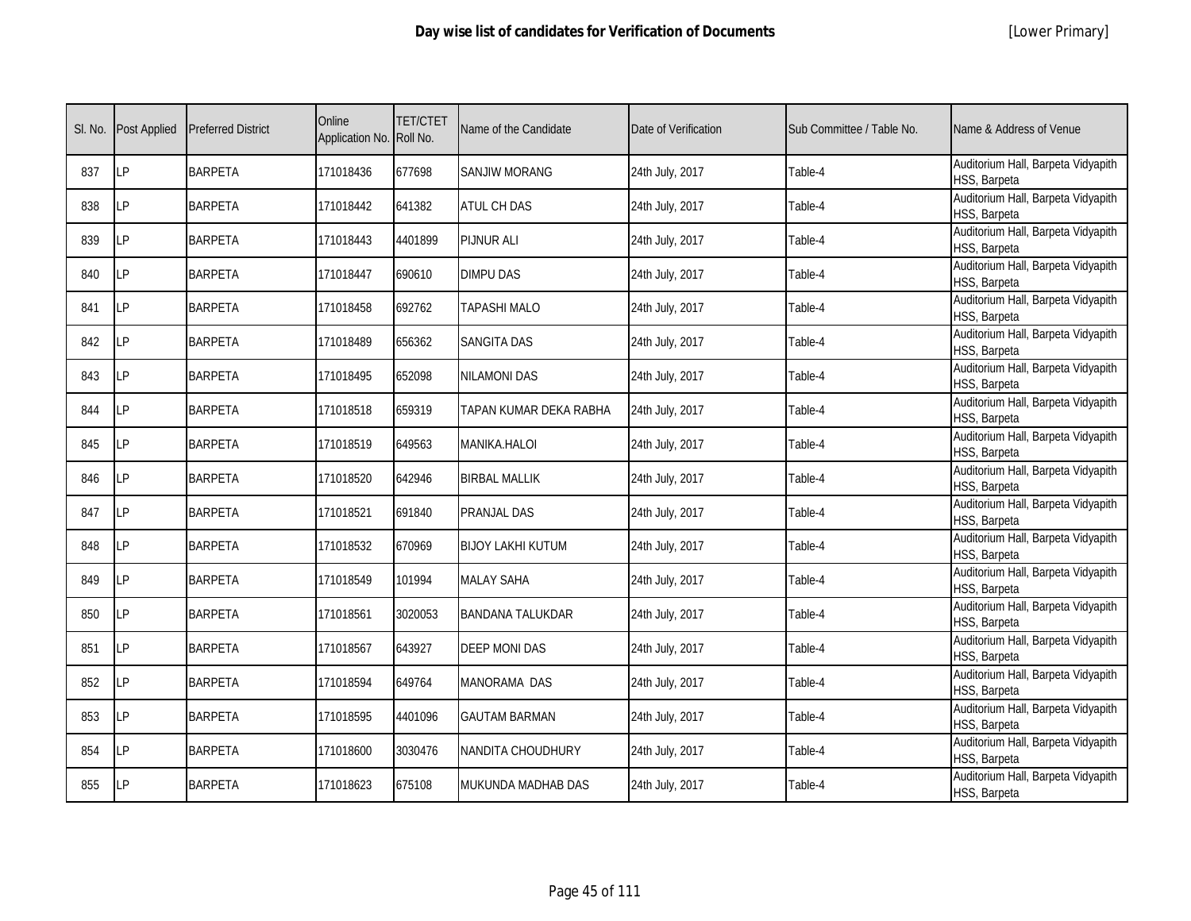# Day wise list of candidates for Verification of Documents

[Lower Primary]

| Sl. No. | Post Applied | Preferred District | Online Application No. | TET/CTET Roll No. | Name of the Candidate | Date of Verification | Sub Committee / Table No. | Name & Address of Venue |
|---|---|---|---|---|---|---|---|---|
| 837 | LP | BARPETA | 171018436 | 677698 | SANJIW MORANG | 24th July, 2017 | Table-4 | Auditorium Hall, Barpeta Vidyapith HSS, Barpeta |
| 838 | LP | BARPETA | 171018442 | 641382 | ATUL CH DAS | 24th July, 2017 | Table-4 | Auditorium Hall, Barpeta Vidyapith HSS, Barpeta |
| 839 | LP | BARPETA | 171018443 | 4401899 | PIJNUR ALI | 24th July, 2017 | Table-4 | Auditorium Hall, Barpeta Vidyapith HSS, Barpeta |
| 840 | LP | BARPETA | 171018447 | 690610 | DIMPU DAS | 24th July, 2017 | Table-4 | Auditorium Hall, Barpeta Vidyapith HSS, Barpeta |
| 841 | LP | BARPETA | 171018458 | 692762 | TAPASHI MALO | 24th July, 2017 | Table-4 | Auditorium Hall, Barpeta Vidyapith HSS, Barpeta |
| 842 | LP | BARPETA | 171018489 | 656362 | SANGITA DAS | 24th July, 2017 | Table-4 | Auditorium Hall, Barpeta Vidyapith HSS, Barpeta |
| 843 | LP | BARPETA | 171018495 | 652098 | NILAMONI DAS | 24th July, 2017 | Table-4 | Auditorium Hall, Barpeta Vidyapith HSS, Barpeta |
| 844 | LP | BARPETA | 171018518 | 659319 | TAPAN KUMAR DEKA RABHA | 24th July, 2017 | Table-4 | Auditorium Hall, Barpeta Vidyapith HSS, Barpeta |
| 845 | LP | BARPETA | 171018519 | 649563 | MANIKA.HALOI | 24th July, 2017 | Table-4 | Auditorium Hall, Barpeta Vidyapith HSS, Barpeta |
| 846 | LP | BARPETA | 171018520 | 642946 | BIRBAL MALLIK | 24th July, 2017 | Table-4 | Auditorium Hall, Barpeta Vidyapith HSS, Barpeta |
| 847 | LP | BARPETA | 171018521 | 691840 | PRANJAL DAS | 24th July, 2017 | Table-4 | Auditorium Hall, Barpeta Vidyapith HSS, Barpeta |
| 848 | LP | BARPETA | 171018532 | 670969 | BIJOY LAKHI KUTUM | 24th July, 2017 | Table-4 | Auditorium Hall, Barpeta Vidyapith HSS, Barpeta |
| 849 | LP | BARPETA | 171018549 | 101994 | MALAY SAHA | 24th July, 2017 | Table-4 | Auditorium Hall, Barpeta Vidyapith HSS, Barpeta |
| 850 | LP | BARPETA | 171018561 | 3020053 | BANDANA TALUKDAR | 24th July, 2017 | Table-4 | Auditorium Hall, Barpeta Vidyapith HSS, Barpeta |
| 851 | LP | BARPETA | 171018567 | 643927 | DEEP MONI DAS | 24th July, 2017 | Table-4 | Auditorium Hall, Barpeta Vidyapith HSS, Barpeta |
| 852 | LP | BARPETA | 171018594 | 649764 | MANORAMA DAS | 24th July, 2017 | Table-4 | Auditorium Hall, Barpeta Vidyapith HSS, Barpeta |
| 853 | LP | BARPETA | 171018595 | 4401096 | GAUTAM BARMAN | 24th July, 2017 | Table-4 | Auditorium Hall, Barpeta Vidyapith HSS, Barpeta |
| 854 | LP | BARPETA | 171018600 | 3030476 | NANDITA CHOUDHURY | 24th July, 2017 | Table-4 | Auditorium Hall, Barpeta Vidyapith HSS, Barpeta |
| 855 | LP | BARPETA | 171018623 | 675108 | MUKUNDA MADHAB DAS | 24th July, 2017 | Table-4 | Auditorium Hall, Barpeta Vidyapith HSS, Barpeta |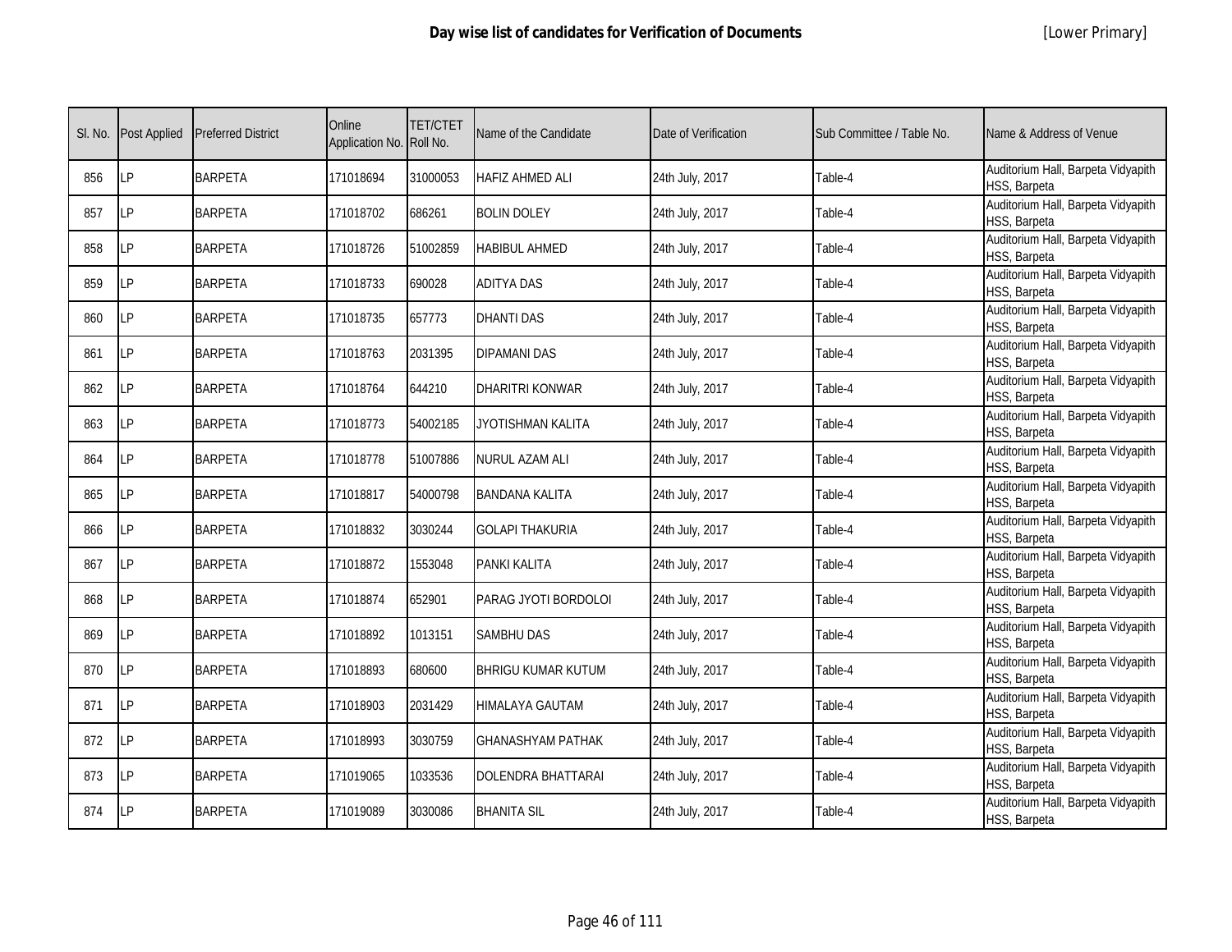# Day wise list of candidates for Verification of Documents

[Lower Primary]

| Sl. No. | Post Applied | Preferred District | Online Application No. | TET/CTET Roll No. | Name of the Candidate | Date of Verification | Sub Committee / Table No. | Name & Address of Venue |
|---|---|---|---|---|---|---|---|---|
| 856 | LP | BARPETA | 171018694 | 31000053 | HAFIZ AHMED ALI | 24th July, 2017 | Table-4 | Auditorium Hall, Barpeta Vidyapith HSS, Barpeta |
| 857 | LP | BARPETA | 171018702 | 686261 | BOLIN DOLEY | 24th July, 2017 | Table-4 | Auditorium Hall, Barpeta Vidyapith HSS, Barpeta |
| 858 | LP | BARPETA | 171018726 | 51002859 | HABIBUL AHMED | 24th July, 2017 | Table-4 | Auditorium Hall, Barpeta Vidyapith HSS, Barpeta |
| 859 | LP | BARPETA | 171018733 | 690028 | ADITYA DAS | 24th July, 2017 | Table-4 | Auditorium Hall, Barpeta Vidyapith HSS, Barpeta |
| 860 | LP | BARPETA | 171018735 | 657773 | DHANTI DAS | 24th July, 2017 | Table-4 | Auditorium Hall, Barpeta Vidyapith HSS, Barpeta |
| 861 | LP | BARPETA | 171018763 | 2031395 | DIPAMANI DAS | 24th July, 2017 | Table-4 | Auditorium Hall, Barpeta Vidyapith HSS, Barpeta |
| 862 | LP | BARPETA | 171018764 | 644210 | DHARITRI KONWAR | 24th July, 2017 | Table-4 | Auditorium Hall, Barpeta Vidyapith HSS, Barpeta |
| 863 | LP | BARPETA | 171018773 | 54002185 | JYOTISHMAN KALITA | 24th July, 2017 | Table-4 | Auditorium Hall, Barpeta Vidyapith HSS, Barpeta |
| 864 | LP | BARPETA | 171018778 | 51007886 | NURUL AZAM ALI | 24th July, 2017 | Table-4 | Auditorium Hall, Barpeta Vidyapith HSS, Barpeta |
| 865 | LP | BARPETA | 171018817 | 54000798 | BANDANA KALITA | 24th July, 2017 | Table-4 | Auditorium Hall, Barpeta Vidyapith HSS, Barpeta |
| 866 | LP | BARPETA | 171018832 | 3030244 | GOLAPI THAKURIA | 24th July, 2017 | Table-4 | Auditorium Hall, Barpeta Vidyapith HSS, Barpeta |
| 867 | LP | BARPETA | 171018872 | 1553048 | PANKI KALITA | 24th July, 2017 | Table-4 | Auditorium Hall, Barpeta Vidyapith HSS, Barpeta |
| 868 | LP | BARPETA | 171018874 | 652901 | PARAG JYOTI BORDOLOI | 24th July, 2017 | Table-4 | Auditorium Hall, Barpeta Vidyapith HSS, Barpeta |
| 869 | LP | BARPETA | 171018892 | 1013151 | SAMBHU DAS | 24th July, 2017 | Table-4 | Auditorium Hall, Barpeta Vidyapith HSS, Barpeta |
| 870 | LP | BARPETA | 171018893 | 680600 | BHRIGU KUMAR KUTUM | 24th July, 2017 | Table-4 | Auditorium Hall, Barpeta Vidyapith HSS, Barpeta |
| 871 | LP | BARPETA | 171018903 | 2031429 | HIMALAYA GAUTAM | 24th July, 2017 | Table-4 | Auditorium Hall, Barpeta Vidyapith HSS, Barpeta |
| 872 | LP | BARPETA | 171018993 | 3030759 | GHANASHYAM PATHAK | 24th July, 2017 | Table-4 | Auditorium Hall, Barpeta Vidyapith HSS, Barpeta |
| 873 | LP | BARPETA | 171019065 | 1033536 | DOLENDRA BHATTARAI | 24th July, 2017 | Table-4 | Auditorium Hall, Barpeta Vidyapith HSS, Barpeta |
| 874 | LP | BARPETA | 171019089 | 3030086 | BHANITA SIL | 24th July, 2017 | Table-4 | Auditorium Hall, Barpeta Vidyapith HSS, Barpeta |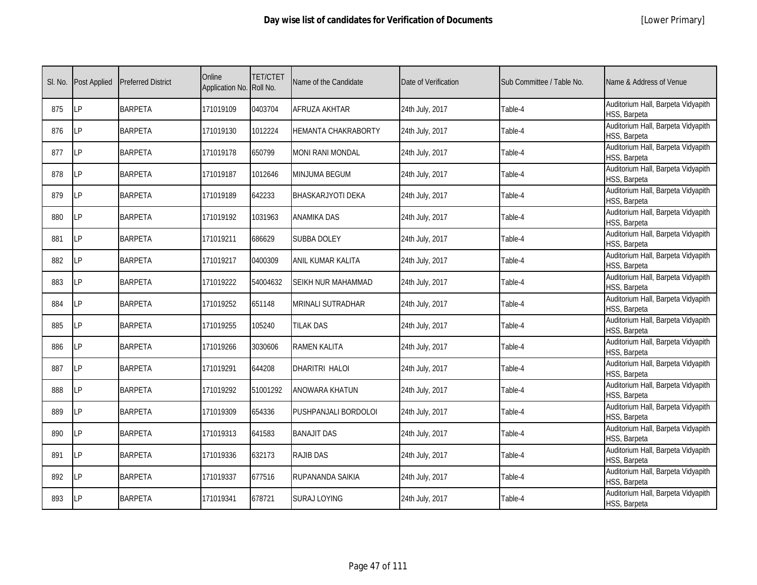# Day wise list of candidates for Verification of Documents

[Lower Primary]

| Sl. No. | Post Applied | Preferred District | Online Application No. | TET/CTET Roll No. | Name of the Candidate | Date of Verification | Sub Committee / Table No. | Name & Address of Venue |
|---|---|---|---|---|---|---|---|---|
| 875 | LP | BARPETA | 171019109 | 0403704 | AFRUZA AKHTAR | 24th July, 2017 | Table-4 | Auditorium Hall, Barpeta Vidyapith HSS, Barpeta |
| 876 | LP | BARPETA | 171019130 | 1012224 | HEMANTA CHAKRABORTY | 24th July, 2017 | Table-4 | Auditorium Hall, Barpeta Vidyapith HSS, Barpeta |
| 877 | LP | BARPETA | 171019178 | 650799 | MONI RANI MONDAL | 24th July, 2017 | Table-4 | Auditorium Hall, Barpeta Vidyapith HSS, Barpeta |
| 878 | LP | BARPETA | 171019187 | 1012646 | MINJUMA BEGUM | 24th July, 2017 | Table-4 | Auditorium Hall, Barpeta Vidyapith HSS, Barpeta |
| 879 | LP | BARPETA | 171019189 | 642233 | BHASKARJYOTI DEKA | 24th July, 2017 | Table-4 | Auditorium Hall, Barpeta Vidyapith HSS, Barpeta |
| 880 | LP | BARPETA | 171019192 | 1031963 | ANAMIKA DAS | 24th July, 2017 | Table-4 | Auditorium Hall, Barpeta Vidyapith HSS, Barpeta |
| 881 | LP | BARPETA | 171019211 | 686629 | SUBBA DOLEY | 24th July, 2017 | Table-4 | Auditorium Hall, Barpeta Vidyapith HSS, Barpeta |
| 882 | LP | BARPETA | 171019217 | 0400309 | ANIL KUMAR KALITA | 24th July, 2017 | Table-4 | Auditorium Hall, Barpeta Vidyapith HSS, Barpeta |
| 883 | LP | BARPETA | 171019222 | 54004632 | SEIKH NUR MAHAMMAD | 24th July, 2017 | Table-4 | Auditorium Hall, Barpeta Vidyapith HSS, Barpeta |
| 884 | LP | BARPETA | 171019252 | 651148 | MRINALI SUTRADHAR | 24th July, 2017 | Table-4 | Auditorium Hall, Barpeta Vidyapith HSS, Barpeta |
| 885 | LP | BARPETA | 171019255 | 105240 | TILAK DAS | 24th July, 2017 | Table-4 | Auditorium Hall, Barpeta Vidyapith HSS, Barpeta |
| 886 | LP | BARPETA | 171019266 | 3030606 | RAMEN KALITA | 24th July, 2017 | Table-4 | Auditorium Hall, Barpeta Vidyapith HSS, Barpeta |
| 887 | LP | BARPETA | 171019291 | 644208 | DHARITRI HALOI | 24th July, 2017 | Table-4 | Auditorium Hall, Barpeta Vidyapith HSS, Barpeta |
| 888 | LP | BARPETA | 171019292 | 51001292 | ANOWARA KHATUN | 24th July, 2017 | Table-4 | Auditorium Hall, Barpeta Vidyapith HSS, Barpeta |
| 889 | LP | BARPETA | 171019309 | 654336 | PUSHPANJALI BORDOLOI | 24th July, 2017 | Table-4 | Auditorium Hall, Barpeta Vidyapith HSS, Barpeta |
| 890 | LP | BARPETA | 171019313 | 641583 | BANAJIT DAS | 24th July, 2017 | Table-4 | Auditorium Hall, Barpeta Vidyapith HSS, Barpeta |
| 891 | LP | BARPETA | 171019336 | 632173 | RAJIB DAS | 24th July, 2017 | Table-4 | Auditorium Hall, Barpeta Vidyapith HSS, Barpeta |
| 892 | LP | BARPETA | 171019337 | 677516 | RUPANANDA SAIKIA | 24th July, 2017 | Table-4 | Auditorium Hall, Barpeta Vidyapith HSS, Barpeta |
| 893 | LP | BARPETA | 171019341 | 678721 | SURAJ LOYING | 24th July, 2017 | Table-4 | Auditorium Hall, Barpeta Vidyapith HSS, Barpeta |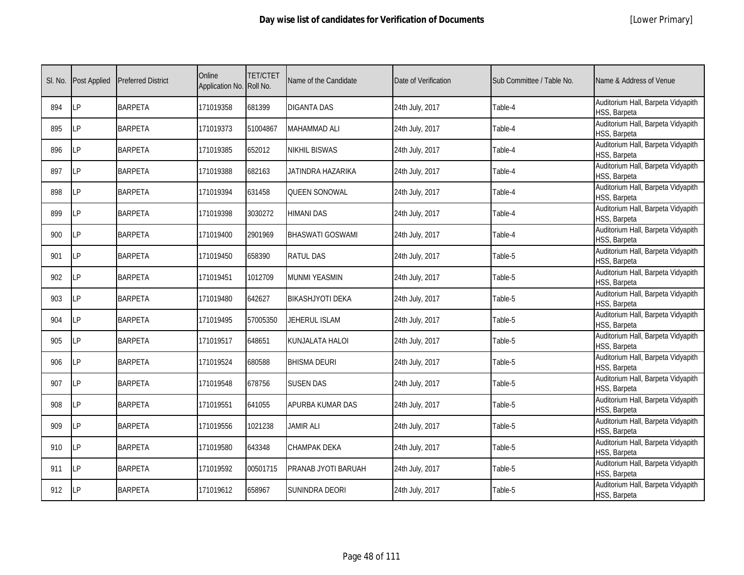| Sl. No. | Post Applied | Preferred District | Online Application No. | TET/CTET Roll No. | Name of the Candidate | Date of Verification | Sub Committee / Table No. | Name & Address of Venue |
|---|---|---|---|---|---|---|---|---|
| 894 | LP | BARPETA | 171019358 | 681399 | DIGANTA DAS | 24th July, 2017 | Table-4 | Auditorium Hall, Barpeta Vidyapith HSS, Barpeta |
| 895 | LP | BARPETA | 171019373 | 51004867 | MAHAMMAD ALI | 24th July, 2017 | Table-4 | Auditorium Hall, Barpeta Vidyapith HSS, Barpeta |
| 896 | LP | BARPETA | 171019385 | 652012 | NIKHIL BISWAS | 24th July, 2017 | Table-4 | Auditorium Hall, Barpeta Vidyapith HSS, Barpeta |
| 897 | LP | BARPETA | 171019388 | 682163 | JATINDRA HAZARIKA | 24th July, 2017 | Table-4 | Auditorium Hall, Barpeta Vidyapith HSS, Barpeta |
| 898 | LP | BARPETA | 171019394 | 631458 | QUEEN SONOWAL | 24th July, 2017 | Table-4 | Auditorium Hall, Barpeta Vidyapith HSS, Barpeta |
| 899 | LP | BARPETA | 171019398 | 3030272 | HIMANI DAS | 24th July, 2017 | Table-4 | Auditorium Hall, Barpeta Vidyapith HSS, Barpeta |
| 900 | LP | BARPETA | 171019400 | 2901969 | BHASWATI GOSWAMI | 24th July, 2017 | Table-4 | Auditorium Hall, Barpeta Vidyapith HSS, Barpeta |
| 901 | LP | BARPETA | 171019450 | 658390 | RATUL DAS | 24th July, 2017 | Table-5 | Auditorium Hall, Barpeta Vidyapith HSS, Barpeta |
| 902 | LP | BARPETA | 171019451 | 1012709 | MUNMI YEASMIN | 24th July, 2017 | Table-5 | Auditorium Hall, Barpeta Vidyapith HSS, Barpeta |
| 903 | LP | BARPETA | 171019480 | 642627 | BIKASHJYOTI DEKA | 24th July, 2017 | Table-5 | Auditorium Hall, Barpeta Vidyapith HSS, Barpeta |
| 904 | LP | BARPETA | 171019495 | 57005350 | JEHERUL ISLAM | 24th July, 2017 | Table-5 | Auditorium Hall, Barpeta Vidyapith HSS, Barpeta |
| 905 | LP | BARPETA | 171019517 | 648651 | KUNJALATA HALOI | 24th July, 2017 | Table-5 | Auditorium Hall, Barpeta Vidyapith HSS, Barpeta |
| 906 | LP | BARPETA | 171019524 | 680588 | BHISMA DEURI | 24th July, 2017 | Table-5 | Auditorium Hall, Barpeta Vidyapith HSS, Barpeta |
| 907 | LP | BARPETA | 171019548 | 678756 | SUSEN DAS | 24th July, 2017 | Table-5 | Auditorium Hall, Barpeta Vidyapith HSS, Barpeta |
| 908 | LP | BARPETA | 171019551 | 641055 | APURBA KUMAR DAS | 24th July, 2017 | Table-5 | Auditorium Hall, Barpeta Vidyapith HSS, Barpeta |
| 909 | LP | BARPETA | 171019556 | 1021238 | JAMIR ALI | 24th July, 2017 | Table-5 | Auditorium Hall, Barpeta Vidyapith HSS, Barpeta |
| 910 | LP | BARPETA | 171019580 | 643348 | CHAMPAK DEKA | 24th July, 2017 | Table-5 | Auditorium Hall, Barpeta Vidyapith HSS, Barpeta |
| 911 | LP | BARPETA | 171019592 | 00501715 | PRANAB JYOTI BARUAH | 24th July, 2017 | Table-5 | Auditorium Hall, Barpeta Vidyapith HSS, Barpeta |
| 912 | LP | BARPETA | 171019612 | 658967 | SUNINDRA DEORI | 24th July, 2017 | Table-5 | Auditorium Hall, Barpeta Vidyapith HSS, Barpeta |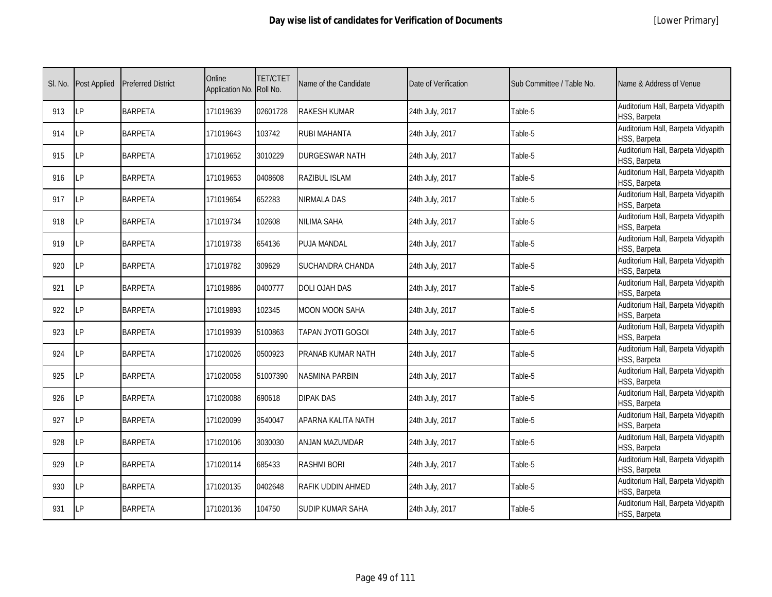# Day wise list of candidates for Verification of Documents

[Lower Primary]

| Sl. No. | Post Applied | Preferred District | Online Application No. | TET/CTET Roll No. | Name of the Candidate | Date of Verification | Sub Committee / Table No. | Name & Address of Venue |
|---|---|---|---|---|---|---|---|---|
| 913 | LP | BARPETA | 171019639 | 02601728 | RAKESH KUMAR | 24th July, 2017 | Table-5 | Auditorium Hall, Barpeta Vidyapith HSS, Barpeta |
| 914 | LP | BARPETA | 171019643 | 103742 | RUBI MAHANTA | 24th July, 2017 | Table-5 | Auditorium Hall, Barpeta Vidyapith HSS, Barpeta |
| 915 | LP | BARPETA | 171019652 | 3010229 | DURGESWAR NATH | 24th July, 2017 | Table-5 | Auditorium Hall, Barpeta Vidyapith HSS, Barpeta |
| 916 | LP | BARPETA | 171019653 | 0408608 | RAZIBUL ISLAM | 24th July, 2017 | Table-5 | Auditorium Hall, Barpeta Vidyapith HSS, Barpeta |
| 917 | LP | BARPETA | 171019654 | 652283 | NIRMALA DAS | 24th July, 2017 | Table-5 | Auditorium Hall, Barpeta Vidyapith HSS, Barpeta |
| 918 | LP | BARPETA | 171019734 | 102608 | NILIMA SAHA | 24th July, 2017 | Table-5 | Auditorium Hall, Barpeta Vidyapith HSS, Barpeta |
| 919 | LP | BARPETA | 171019738 | 654136 | PUJA MANDAL | 24th July, 2017 | Table-5 | Auditorium Hall, Barpeta Vidyapith HSS, Barpeta |
| 920 | LP | BARPETA | 171019782 | 309629 | SUCHANDRA CHANDA | 24th July, 2017 | Table-5 | Auditorium Hall, Barpeta Vidyapith HSS, Barpeta |
| 921 | LP | BARPETA | 171019886 | 0400777 | DOLI OJAH DAS | 24th July, 2017 | Table-5 | Auditorium Hall, Barpeta Vidyapith HSS, Barpeta |
| 922 | LP | BARPETA | 171019893 | 102345 | MOON MOON SAHA | 24th July, 2017 | Table-5 | Auditorium Hall, Barpeta Vidyapith HSS, Barpeta |
| 923 | LP | BARPETA | 171019939 | 5100863 | TAPAN JYOTI GOGOI | 24th July, 2017 | Table-5 | Auditorium Hall, Barpeta Vidyapith HSS, Barpeta |
| 924 | LP | BARPETA | 171020026 | 0500923 | PRANAB KUMAR NATH | 24th July, 2017 | Table-5 | Auditorium Hall, Barpeta Vidyapith HSS, Barpeta |
| 925 | LP | BARPETA | 171020058 | 51007390 | NASMINA PARBIN | 24th July, 2017 | Table-5 | Auditorium Hall, Barpeta Vidyapith HSS, Barpeta |
| 926 | LP | BARPETA | 171020088 | 690618 | DIPAK DAS | 24th July, 2017 | Table-5 | Auditorium Hall, Barpeta Vidyapith HSS, Barpeta |
| 927 | LP | BARPETA | 171020099 | 3540047 | APARNA KALITA NATH | 24th July, 2017 | Table-5 | Auditorium Hall, Barpeta Vidyapith HSS, Barpeta |
| 928 | LP | BARPETA | 171020106 | 3030030 | ANJAN MAZUMDAR | 24th July, 2017 | Table-5 | Auditorium Hall, Barpeta Vidyapith HSS, Barpeta |
| 929 | LP | BARPETA | 171020114 | 685433 | RASHMI BORI | 24th July, 2017 | Table-5 | Auditorium Hall, Barpeta Vidyapith HSS, Barpeta |
| 930 | LP | BARPETA | 171020135 | 0402648 | RAFIK UDDIN AHMED | 24th July, 2017 | Table-5 | Auditorium Hall, Barpeta Vidyapith HSS, Barpeta |
| 931 | LP | BARPETA | 171020136 | 104750 | SUDIP KUMAR SAHA | 24th July, 2017 | Table-5 | Auditorium Hall, Barpeta Vidyapith HSS, Barpeta |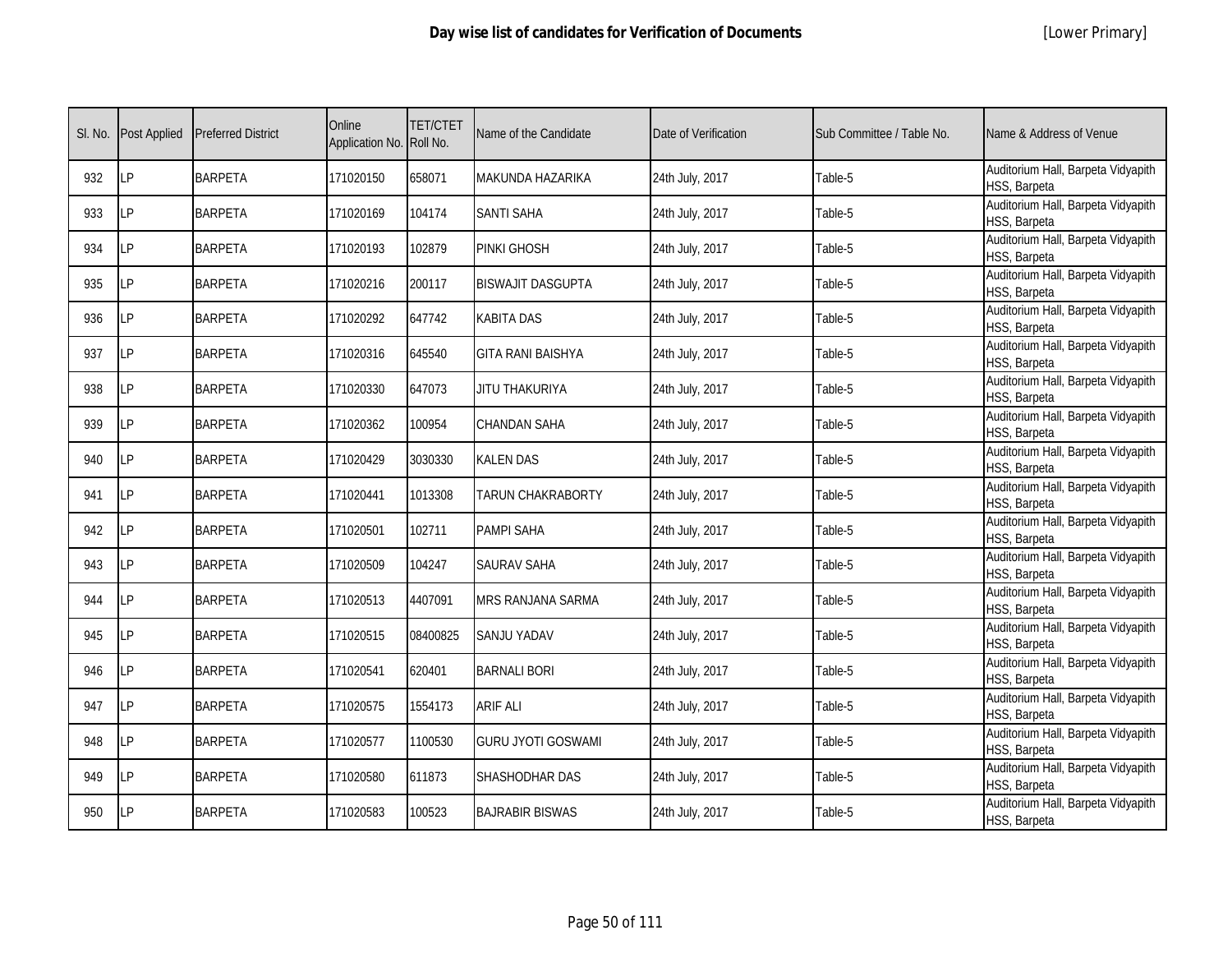# Day wise list of candidates for Verification of Documents

[Lower Primary]

| Sl. No. | Post Applied | Preferred District | Online Application No. | TET/CTET Roll No. | Name of the Candidate | Date of Verification | Sub Committee / Table No. | Name & Address of Venue |
|---|---|---|---|---|---|---|---|---|
| 932 | LP | BARPETA | 171020150 | 658071 | MAKUNDA HAZARIKA | 24th July, 2017 | Table-5 | Auditorium Hall, Barpeta Vidyapith HSS, Barpeta |
| 933 | LP | BARPETA | 171020169 | 104174 | SANTI SAHA | 24th July, 2017 | Table-5 | Auditorium Hall, Barpeta Vidyapith HSS, Barpeta |
| 934 | LP | BARPETA | 171020193 | 102879 | PINKI GHOSH | 24th July, 2017 | Table-5 | Auditorium Hall, Barpeta Vidyapith HSS, Barpeta |
| 935 | LP | BARPETA | 171020216 | 200117 | BISWAJIT DASGUPTA | 24th July, 2017 | Table-5 | Auditorium Hall, Barpeta Vidyapith HSS, Barpeta |
| 936 | LP | BARPETA | 171020292 | 647742 | KABITA DAS | 24th July, 2017 | Table-5 | Auditorium Hall, Barpeta Vidyapith HSS, Barpeta |
| 937 | LP | BARPETA | 171020316 | 645540 | GITA RANI BAISHYA | 24th July, 2017 | Table-5 | Auditorium Hall, Barpeta Vidyapith HSS, Barpeta |
| 938 | LP | BARPETA | 171020330 | 647073 | JITU THAKURIYA | 24th July, 2017 | Table-5 | Auditorium Hall, Barpeta Vidyapith HSS, Barpeta |
| 939 | LP | BARPETA | 171020362 | 100954 | CHANDAN SAHA | 24th July, 2017 | Table-5 | Auditorium Hall, Barpeta Vidyapith HSS, Barpeta |
| 940 | LP | BARPETA | 171020429 | 3030330 | KALEN DAS | 24th July, 2017 | Table-5 | Auditorium Hall, Barpeta Vidyapith HSS, Barpeta |
| 941 | LP | BARPETA | 171020441 | 1013308 | TARUN CHAKRABORTY | 24th July, 2017 | Table-5 | Auditorium Hall, Barpeta Vidyapith HSS, Barpeta |
| 942 | LP | BARPETA | 171020501 | 102711 | PAMPI SAHA | 24th July, 2017 | Table-5 | Auditorium Hall, Barpeta Vidyapith HSS, Barpeta |
| 943 | LP | BARPETA | 171020509 | 104247 | SAURAV SAHA | 24th July, 2017 | Table-5 | Auditorium Hall, Barpeta Vidyapith HSS, Barpeta |
| 944 | LP | BARPETA | 171020513 | 4407091 | MRS RANJANA SARMA | 24th July, 2017 | Table-5 | Auditorium Hall, Barpeta Vidyapith HSS, Barpeta |
| 945 | LP | BARPETA | 171020515 | 08400825 | SANJU YADAV | 24th July, 2017 | Table-5 | Auditorium Hall, Barpeta Vidyapith HSS, Barpeta |
| 946 | LP | BARPETA | 171020541 | 620401 | BARNALI BORI | 24th July, 2017 | Table-5 | Auditorium Hall, Barpeta Vidyapith HSS, Barpeta |
| 947 | LP | BARPETA | 171020575 | 1554173 | ARIF ALI | 24th July, 2017 | Table-5 | Auditorium Hall, Barpeta Vidyapith HSS, Barpeta |
| 948 | LP | BARPETA | 171020577 | 1100530 | GURU JYOTI GOSWAMI | 24th July, 2017 | Table-5 | Auditorium Hall, Barpeta Vidyapith HSS, Barpeta |
| 949 | LP | BARPETA | 171020580 | 611873 | SHASHODHAR DAS | 24th July, 2017 | Table-5 | Auditorium Hall, Barpeta Vidyapith HSS, Barpeta |
| 950 | LP | BARPETA | 171020583 | 100523 | BAJRABIR BISWAS | 24th July, 2017 | Table-5 | Auditorium Hall, Barpeta Vidyapith HSS, Barpeta |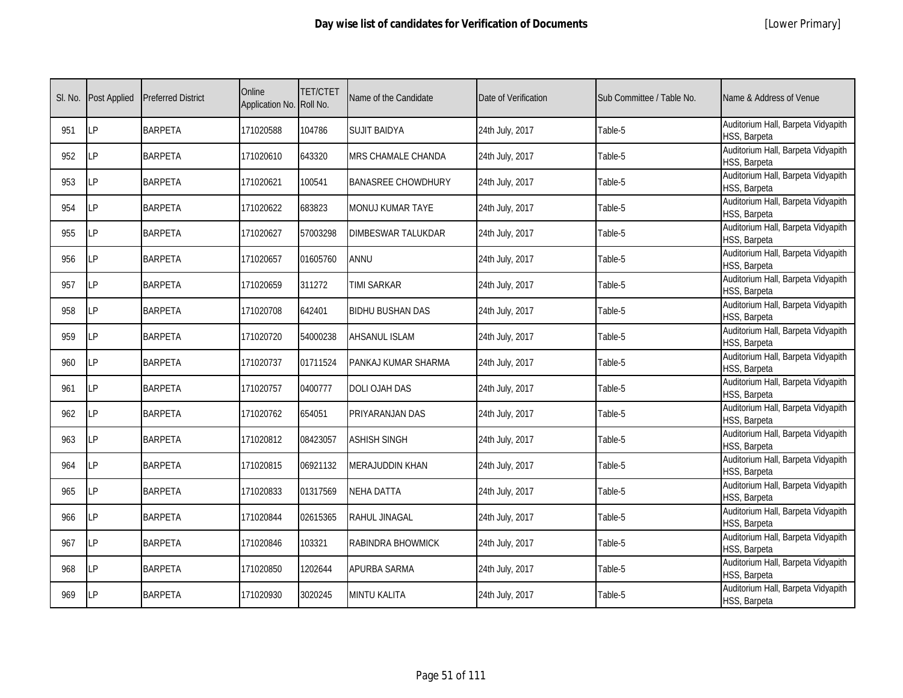# Day wise list of candidates for Verification of Documents

[Lower Primary]

| Sl. No. | Post Applied | Preferred District | Online Application No. | TET/CTET Roll No. | Name of the Candidate | Date of Verification | Sub Committee / Table No. | Name & Address of Venue |
|---|---|---|---|---|---|---|---|---|
| 951 | LP | BARPETA | 171020588 | 104786 | SUJIT BAIDYA | 24th July, 2017 | Table-5 | Auditorium Hall, Barpeta Vidyapith HSS, Barpeta |
| 952 | LP | BARPETA | 171020610 | 643320 | MRS CHAMALE CHANDA | 24th July, 2017 | Table-5 | Auditorium Hall, Barpeta Vidyapith HSS, Barpeta |
| 953 | LP | BARPETA | 171020621 | 100541 | BANASREE CHOWDHURY | 24th July, 2017 | Table-5 | Auditorium Hall, Barpeta Vidyapith HSS, Barpeta |
| 954 | LP | BARPETA | 171020622 | 683823 | MONUJ KUMAR TAYE | 24th July, 2017 | Table-5 | Auditorium Hall, Barpeta Vidyapith HSS, Barpeta |
| 955 | LP | BARPETA | 171020627 | 57003298 | DIMBESWAR TALUKDAR | 24th July, 2017 | Table-5 | Auditorium Hall, Barpeta Vidyapith HSS, Barpeta |
| 956 | LP | BARPETA | 171020657 | 01605760 | ANNU | 24th July, 2017 | Table-5 | Auditorium Hall, Barpeta Vidyapith HSS, Barpeta |
| 957 | LP | BARPETA | 171020659 | 311272 | TIMI SARKAR | 24th July, 2017 | Table-5 | Auditorium Hall, Barpeta Vidyapith HSS, Barpeta |
| 958 | LP | BARPETA | 171020708 | 642401 | BIDHU BUSHAN DAS | 24th July, 2017 | Table-5 | Auditorium Hall, Barpeta Vidyapith HSS, Barpeta |
| 959 | LP | BARPETA | 171020720 | 54000238 | AHSANUL ISLAM | 24th July, 2017 | Table-5 | Auditorium Hall, Barpeta Vidyapith HSS, Barpeta |
| 960 | LP | BARPETA | 171020737 | 01711524 | PANKAJ KUMAR SHARMA | 24th July, 2017 | Table-5 | Auditorium Hall, Barpeta Vidyapith HSS, Barpeta |
| 961 | LP | BARPETA | 171020757 | 0400777 | DOLI OJAH DAS | 24th July, 2017 | Table-5 | Auditorium Hall, Barpeta Vidyapith HSS, Barpeta |
| 962 | LP | BARPETA | 171020762 | 654051 | PRIYARANJAN DAS | 24th July, 2017 | Table-5 | Auditorium Hall, Barpeta Vidyapith HSS, Barpeta |
| 963 | LP | BARPETA | 171020812 | 08423057 | ASHISH SINGH | 24th July, 2017 | Table-5 | Auditorium Hall, Barpeta Vidyapith HSS, Barpeta |
| 964 | LP | BARPETA | 171020815 | 06921132 | MERAJUDDIN KHAN | 24th July, 2017 | Table-5 | Auditorium Hall, Barpeta Vidyapith HSS, Barpeta |
| 965 | LP | BARPETA | 171020833 | 01317569 | NEHA DATTA | 24th July, 2017 | Table-5 | Auditorium Hall, Barpeta Vidyapith HSS, Barpeta |
| 966 | LP | BARPETA | 171020844 | 02615365 | RAHUL JINAGAL | 24th July, 2017 | Table-5 | Auditorium Hall, Barpeta Vidyapith HSS, Barpeta |
| 967 | LP | BARPETA | 171020846 | 103321 | RABINDRA BHOWMICK | 24th July, 2017 | Table-5 | Auditorium Hall, Barpeta Vidyapith HSS, Barpeta |
| 968 | LP | BARPETA | 171020850 | 1202644 | APURBA SARMA | 24th July, 2017 | Table-5 | Auditorium Hall, Barpeta Vidyapith HSS, Barpeta |
| 969 | LP | BARPETA | 171020930 | 3020245 | MINTU KALITA | 24th July, 2017 | Table-5 | Auditorium Hall, Barpeta Vidyapith HSS, Barpeta |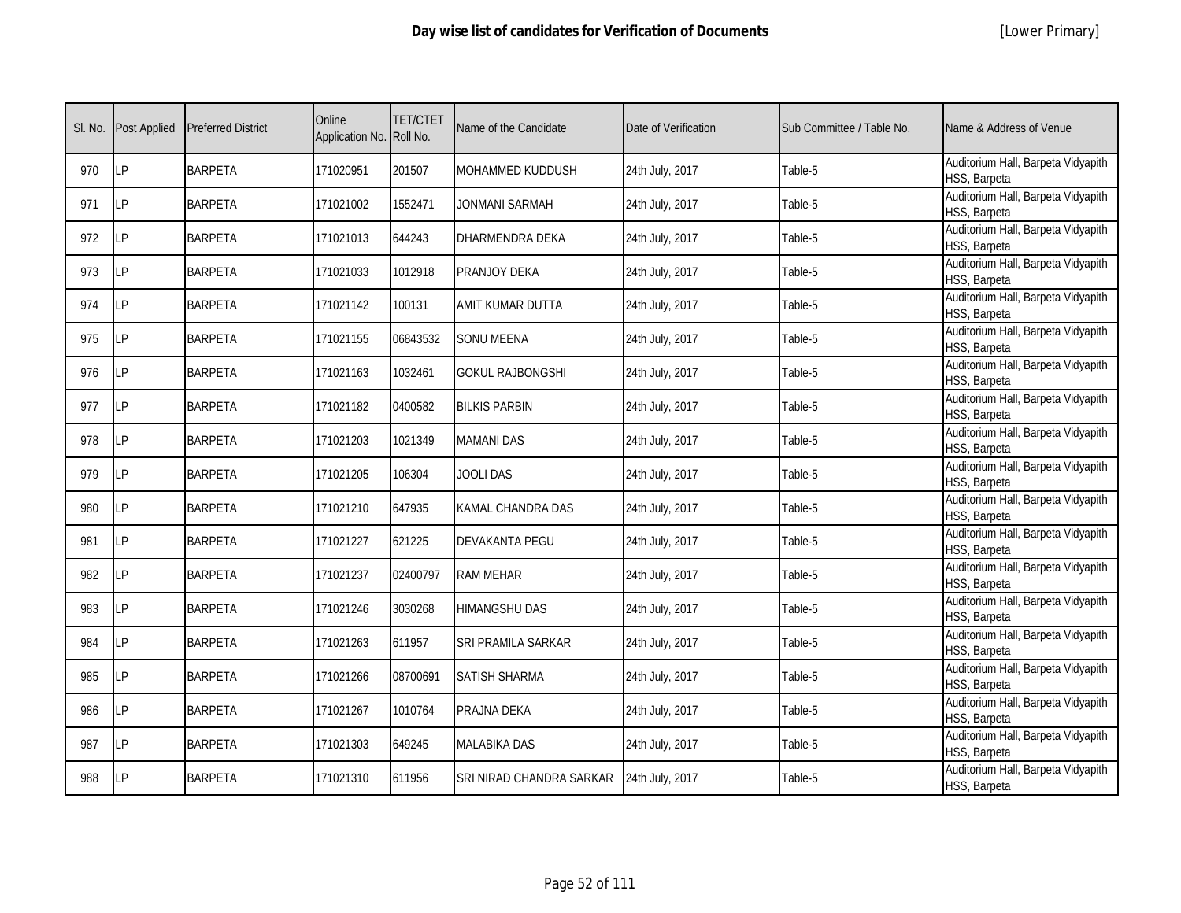# Day wise list of candidates for Verification of Documents

[Lower Primary]

| Sl. No. | Post Applied | Preferred District | Online Application No. | TET/CTET Roll No. | Name of the Candidate | Date of Verification | Sub Committee / Table No. | Name & Address of Venue |
|---|---|---|---|---|---|---|---|---|
| 970 | LP | BARPETA | 171020951 | 201507 | MOHAMMED KUDDUSH | 24th July, 2017 | Table-5 | Auditorium Hall, Barpeta Vidyapith HSS, Barpeta |
| 971 | LP | BARPETA | 171021002 | 1552471 | JONMANI SARMAH | 24th July, 2017 | Table-5 | Auditorium Hall, Barpeta Vidyapith HSS, Barpeta |
| 972 | LP | BARPETA | 171021013 | 644243 | DHARMENDRA DEKA | 24th July, 2017 | Table-5 | Auditorium Hall, Barpeta Vidyapith HSS, Barpeta |
| 973 | LP | BARPETA | 171021033 | 1012918 | PRANJOY DEKA | 24th July, 2017 | Table-5 | Auditorium Hall, Barpeta Vidyapith HSS, Barpeta |
| 974 | LP | BARPETA | 171021142 | 100131 | AMIT KUMAR DUTTA | 24th July, 2017 | Table-5 | Auditorium Hall, Barpeta Vidyapith HSS, Barpeta |
| 975 | LP | BARPETA | 171021155 | 06843532 | SONU MEENA | 24th July, 2017 | Table-5 | Auditorium Hall, Barpeta Vidyapith HSS, Barpeta |
| 976 | LP | BARPETA | 171021163 | 1032461 | GOKUL RAJBONGSHI | 24th July, 2017 | Table-5 | Auditorium Hall, Barpeta Vidyapith HSS, Barpeta |
| 977 | LP | BARPETA | 171021182 | 0400582 | BILKIS PARBIN | 24th July, 2017 | Table-5 | Auditorium Hall, Barpeta Vidyapith HSS, Barpeta |
| 978 | LP | BARPETA | 171021203 | 1021349 | MAMANI DAS | 24th July, 2017 | Table-5 | Auditorium Hall, Barpeta Vidyapith HSS, Barpeta |
| 979 | LP | BARPETA | 171021205 | 106304 | JOOLI DAS | 24th July, 2017 | Table-5 | Auditorium Hall, Barpeta Vidyapith HSS, Barpeta |
| 980 | LP | BARPETA | 171021210 | 647935 | KAMAL CHANDRA DAS | 24th July, 2017 | Table-5 | Auditorium Hall, Barpeta Vidyapith HSS, Barpeta |
| 981 | LP | BARPETA | 171021227 | 621225 | DEVAKANTA PEGU | 24th July, 2017 | Table-5 | Auditorium Hall, Barpeta Vidyapith HSS, Barpeta |
| 982 | LP | BARPETA | 171021237 | 02400797 | RAM MEHAR | 24th July, 2017 | Table-5 | Auditorium Hall, Barpeta Vidyapith HSS, Barpeta |
| 983 | LP | BARPETA | 171021246 | 3030268 | HIMANGSHU DAS | 24th July, 2017 | Table-5 | Auditorium Hall, Barpeta Vidyapith HSS, Barpeta |
| 984 | LP | BARPETA | 171021263 | 611957 | SRI PRAMILA SARKAR | 24th July, 2017 | Table-5 | Auditorium Hall, Barpeta Vidyapith HSS, Barpeta |
| 985 | LP | BARPETA | 171021266 | 08700691 | SATISH SHARMA | 24th July, 2017 | Table-5 | Auditorium Hall, Barpeta Vidyapith HSS, Barpeta |
| 986 | LP | BARPETA | 171021267 | 1010764 | PRAJNA DEKA | 24th July, 2017 | Table-5 | Auditorium Hall, Barpeta Vidyapith HSS, Barpeta |
| 987 | LP | BARPETA | 171021303 | 649245 | MALABIKA DAS | 24th July, 2017 | Table-5 | Auditorium Hall, Barpeta Vidyapith HSS, Barpeta |
| 988 | LP | BARPETA | 171021310 | 611956 | SRI NIRAD CHANDRA SARKAR | 24th July, 2017 | Table-5 | Auditorium Hall, Barpeta Vidyapith HSS, Barpeta |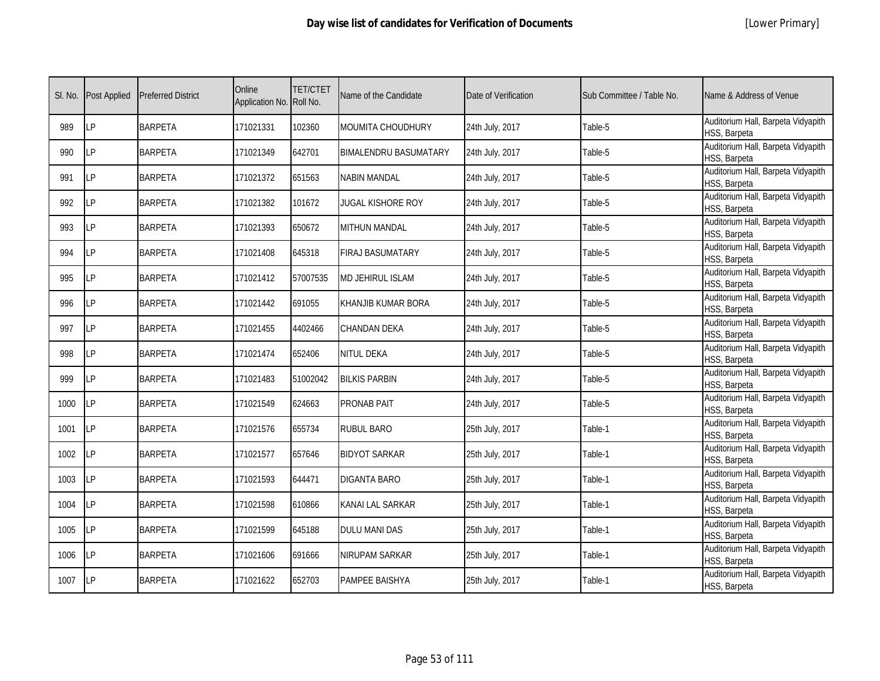# Day wise list of candidates for Verification of Documents

[Lower Primary]

| Sl. No. | Post Applied | Preferred District | Online Application No. | TET/CTET Roll No. | Name of the Candidate | Date of Verification | Sub Committee / Table No. | Name & Address of Venue |
|---|---|---|---|---|---|---|---|---|
| 989 | LP | BARPETA | 171021331 | 102360 | MOUMITA CHOUDHURY | 24th July, 2017 | Table-5 | Auditorium Hall, Barpeta Vidyapith HSS, Barpeta |
| 990 | LP | BARPETA | 171021349 | 642701 | BIMALENDRU BASUMATARY | 24th July, 2017 | Table-5 | Auditorium Hall, Barpeta Vidyapith HSS, Barpeta |
| 991 | LP | BARPETA | 171021372 | 651563 | NABIN MANDAL | 24th July, 2017 | Table-5 | Auditorium Hall, Barpeta Vidyapith HSS, Barpeta |
| 992 | LP | BARPETA | 171021382 | 101672 | JUGAL KISHORE ROY | 24th July, 2017 | Table-5 | Auditorium Hall, Barpeta Vidyapith HSS, Barpeta |
| 993 | LP | BARPETA | 171021393 | 650672 | MITHUN MANDAL | 24th July, 2017 | Table-5 | Auditorium Hall, Barpeta Vidyapith HSS, Barpeta |
| 994 | LP | BARPETA | 171021408 | 645318 | FIRAJ BASUMATARY | 24th July, 2017 | Table-5 | Auditorium Hall, Barpeta Vidyapith HSS, Barpeta |
| 995 | LP | BARPETA | 171021412 | 57007535 | MD JEHIRUL ISLAM | 24th July, 2017 | Table-5 | Auditorium Hall, Barpeta Vidyapith HSS, Barpeta |
| 996 | LP | BARPETA | 171021442 | 691055 | KHANJIB KUMAR BORA | 24th July, 2017 | Table-5 | Auditorium Hall, Barpeta Vidyapith HSS, Barpeta |
| 997 | LP | BARPETA | 171021455 | 4402466 | CHANDAN DEKA | 24th July, 2017 | Table-5 | Auditorium Hall, Barpeta Vidyapith HSS, Barpeta |
| 998 | LP | BARPETA | 171021474 | 652406 | NITUL DEKA | 24th July, 2017 | Table-5 | Auditorium Hall, Barpeta Vidyapith HSS, Barpeta |
| 999 | LP | BARPETA | 171021483 | 51002042 | BILKIS PARBIN | 24th July, 2017 | Table-5 | Auditorium Hall, Barpeta Vidyapith HSS, Barpeta |
| 1000 | LP | BARPETA | 171021549 | 624663 | PRONAB PAIT | 24th July, 2017 | Table-5 | Auditorium Hall, Barpeta Vidyapith HSS, Barpeta |
| 1001 | LP | BARPETA | 171021576 | 655734 | RUBUL BARO | 25th July, 2017 | Table-1 | Auditorium Hall, Barpeta Vidyapith HSS, Barpeta |
| 1002 | LP | BARPETA | 171021577 | 657646 | BIDYOT SARKAR | 25th July, 2017 | Table-1 | Auditorium Hall, Barpeta Vidyapith HSS, Barpeta |
| 1003 | LP | BARPETA | 171021593 | 644471 | DIGANTA BARO | 25th July, 2017 | Table-1 | Auditorium Hall, Barpeta Vidyapith HSS, Barpeta |
| 1004 | LP | BARPETA | 171021598 | 610866 | KANAI LAL SARKAR | 25th July, 2017 | Table-1 | Auditorium Hall, Barpeta Vidyapith HSS, Barpeta |
| 1005 | LP | BARPETA | 171021599 | 645188 | DULU MANI DAS | 25th July, 2017 | Table-1 | Auditorium Hall, Barpeta Vidyapith HSS, Barpeta |
| 1006 | LP | BARPETA | 171021606 | 691666 | NIRUPAM SARKAR | 25th July, 2017 | Table-1 | Auditorium Hall, Barpeta Vidyapith HSS, Barpeta |
| 1007 | LP | BARPETA | 171021622 | 652703 | PAMPEE BAISHYA | 25th July, 2017 | Table-1 | Auditorium Hall, Barpeta Vidyapith HSS, Barpeta |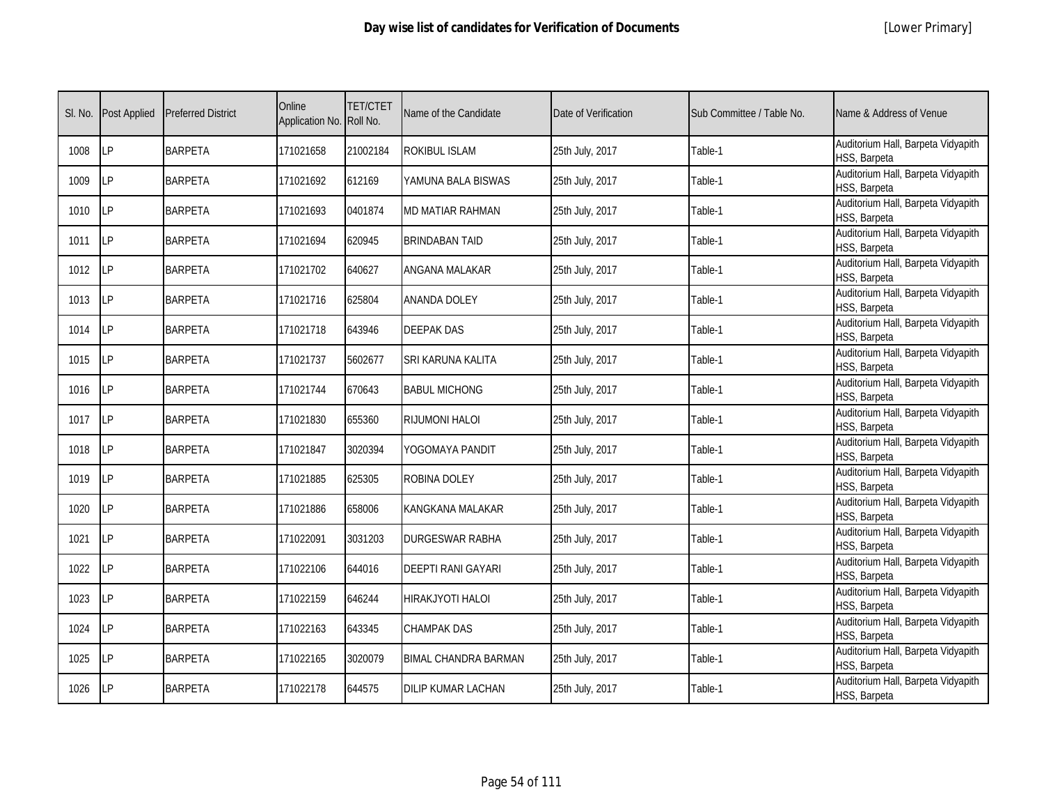# Day wise list of candidates for Verification of Documents

[Lower Primary]

| Sl. No. | Post Applied | Preferred District | Online Application No. | TET/CTET Roll No. | Name of the Candidate | Date of Verification | Sub Committee / Table No. | Name & Address of Venue |
|---|---|---|---|---|---|---|---|---|
| 1008 | LP | BARPETA | 171021658 | 21002184 | ROKIBUL ISLAM | 25th July, 2017 | Table-1 | Auditorium Hall, Barpeta Vidyapith HSS, Barpeta |
| 1009 | LP | BARPETA | 171021692 | 612169 | YAMUNA BALA BISWAS | 25th July, 2017 | Table-1 | Auditorium Hall, Barpeta Vidyapith HSS, Barpeta |
| 1010 | LP | BARPETA | 171021693 | 0401874 | MD MATIAR RAHMAN | 25th July, 2017 | Table-1 | Auditorium Hall, Barpeta Vidyapith HSS, Barpeta |
| 1011 | LP | BARPETA | 171021694 | 620945 | BRINDABAN TAID | 25th July, 2017 | Table-1 | Auditorium Hall, Barpeta Vidyapith HSS, Barpeta |
| 1012 | LP | BARPETA | 171021702 | 640627 | ANGANA MALAKAR | 25th July, 2017 | Table-1 | Auditorium Hall, Barpeta Vidyapith HSS, Barpeta |
| 1013 | LP | BARPETA | 171021716 | 625804 | ANANDA DOLEY | 25th July, 2017 | Table-1 | Auditorium Hall, Barpeta Vidyapith HSS, Barpeta |
| 1014 | LP | BARPETA | 171021718 | 643946 | DEEPAK DAS | 25th July, 2017 | Table-1 | Auditorium Hall, Barpeta Vidyapith HSS, Barpeta |
| 1015 | LP | BARPETA | 171021737 | 5602677 | SRI KARUNA KALITA | 25th July, 2017 | Table-1 | Auditorium Hall, Barpeta Vidyapith HSS, Barpeta |
| 1016 | LP | BARPETA | 171021744 | 670643 | BABUL MICHONG | 25th July, 2017 | Table-1 | Auditorium Hall, Barpeta Vidyapith HSS, Barpeta |
| 1017 | LP | BARPETA | 171021830 | 655360 | RIJUMONI HALOI | 25th July, 2017 | Table-1 | Auditorium Hall, Barpeta Vidyapith HSS, Barpeta |
| 1018 | LP | BARPETA | 171021847 | 3020394 | YOGOMAYA PANDIT | 25th July, 2017 | Table-1 | Auditorium Hall, Barpeta Vidyapith HSS, Barpeta |
| 1019 | LP | BARPETA | 171021885 | 625305 | ROBINA DOLEY | 25th July, 2017 | Table-1 | Auditorium Hall, Barpeta Vidyapith HSS, Barpeta |
| 1020 | LP | BARPETA | 171021886 | 658006 | KANGKANA MALAKAR | 25th July, 2017 | Table-1 | Auditorium Hall, Barpeta Vidyapith HSS, Barpeta |
| 1021 | LP | BARPETA | 171022091 | 3031203 | DURGESWAR RABHA | 25th July, 2017 | Table-1 | Auditorium Hall, Barpeta Vidyapith HSS, Barpeta |
| 1022 | LP | BARPETA | 171022106 | 644016 | DEEPTI RANI GAYARI | 25th July, 2017 | Table-1 | Auditorium Hall, Barpeta Vidyapith HSS, Barpeta |
| 1023 | LP | BARPETA | 171022159 | 646244 | HIRAKJYOTI HALOI | 25th July, 2017 | Table-1 | Auditorium Hall, Barpeta Vidyapith HSS, Barpeta |
| 1024 | LP | BARPETA | 171022163 | 643345 | CHAMPAK DAS | 25th July, 2017 | Table-1 | Auditorium Hall, Barpeta Vidyapith HSS, Barpeta |
| 1025 | LP | BARPETA | 171022165 | 3020079 | BIMAL CHANDRA BARMAN | 25th July, 2017 | Table-1 | Auditorium Hall, Barpeta Vidyapith HSS, Barpeta |
| 1026 | LP | BARPETA | 171022178 | 644575 | DILIP KUMAR LACHAN | 25th July, 2017 | Table-1 | Auditorium Hall, Barpeta Vidyapith HSS, Barpeta |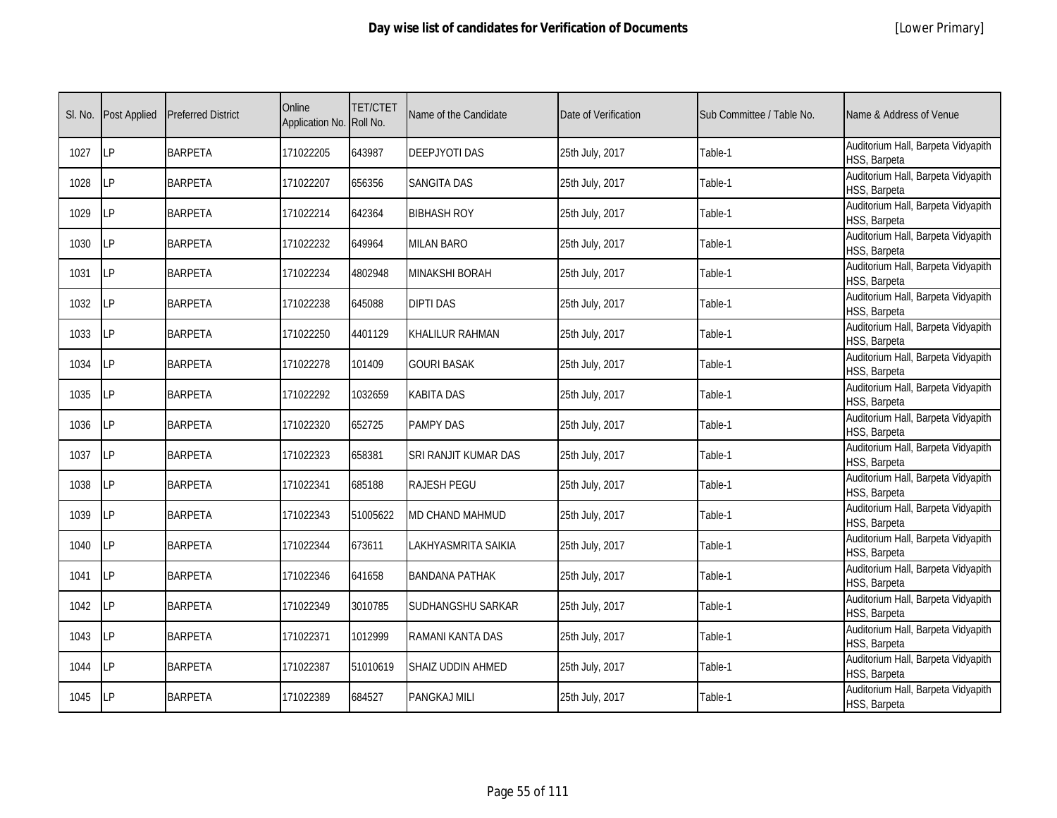# Day wise list of candidates for Verification of Documents

[Lower Primary]

| Sl. No. | Post Applied | Preferred District | Online Application No. | TET/CTET Roll No. | Name of the Candidate | Date of Verification | Sub Committee / Table No. | Name & Address of Venue |
|---|---|---|---|---|---|---|---|---|
| 1027 | LP | BARPETA | 171022205 | 643987 | DEEPJYOTI DAS | 25th July, 2017 | Table-1 | Auditorium Hall, Barpeta Vidyapith HSS, Barpeta |
| 1028 | LP | BARPETA | 171022207 | 656356 | SANGITA DAS | 25th July, 2017 | Table-1 | Auditorium Hall, Barpeta Vidyapith HSS, Barpeta |
| 1029 | LP | BARPETA | 171022214 | 642364 | BIBHASH ROY | 25th July, 2017 | Table-1 | Auditorium Hall, Barpeta Vidyapith HSS, Barpeta |
| 1030 | LP | BARPETA | 171022232 | 649964 | MILAN BARO | 25th July, 2017 | Table-1 | Auditorium Hall, Barpeta Vidyapith HSS, Barpeta |
| 1031 | LP | BARPETA | 171022234 | 4802948 | MINAKSHI BORAH | 25th July, 2017 | Table-1 | Auditorium Hall, Barpeta Vidyapith HSS, Barpeta |
| 1032 | LP | BARPETA | 171022238 | 645088 | DIPTI DAS | 25th July, 2017 | Table-1 | Auditorium Hall, Barpeta Vidyapith HSS, Barpeta |
| 1033 | LP | BARPETA | 171022250 | 4401129 | KHALILUR RAHMAN | 25th July, 2017 | Table-1 | Auditorium Hall, Barpeta Vidyapith HSS, Barpeta |
| 1034 | LP | BARPETA | 171022278 | 101409 | GOURI BASAK | 25th July, 2017 | Table-1 | Auditorium Hall, Barpeta Vidyapith HSS, Barpeta |
| 1035 | LP | BARPETA | 171022292 | 1032659 | KABITA DAS | 25th July, 2017 | Table-1 | Auditorium Hall, Barpeta Vidyapith HSS, Barpeta |
| 1036 | LP | BARPETA | 171022320 | 652725 | PAMPY DAS | 25th July, 2017 | Table-1 | Auditorium Hall, Barpeta Vidyapith HSS, Barpeta |
| 1037 | LP | BARPETA | 171022323 | 658381 | SRI RANJIT KUMAR DAS | 25th July, 2017 | Table-1 | Auditorium Hall, Barpeta Vidyapith HSS, Barpeta |
| 1038 | LP | BARPETA | 171022341 | 685188 | RAJESH PEGU | 25th July, 2017 | Table-1 | Auditorium Hall, Barpeta Vidyapith HSS, Barpeta |
| 1039 | LP | BARPETA | 171022343 | 51005622 | MD CHAND MAHMUD | 25th July, 2017 | Table-1 | Auditorium Hall, Barpeta Vidyapith HSS, Barpeta |
| 1040 | LP | BARPETA | 171022344 | 673611 | LAKHYASMRITA SAIKIA | 25th July, 2017 | Table-1 | Auditorium Hall, Barpeta Vidyapith HSS, Barpeta |
| 1041 | LP | BARPETA | 171022346 | 641658 | BANDANA PATHAK | 25th July, 2017 | Table-1 | Auditorium Hall, Barpeta Vidyapith HSS, Barpeta |
| 1042 | LP | BARPETA | 171022349 | 3010785 | SUDHANGSHU SARKAR | 25th July, 2017 | Table-1 | Auditorium Hall, Barpeta Vidyapith HSS, Barpeta |
| 1043 | LP | BARPETA | 171022371 | 1012999 | RAMANI KANTA DAS | 25th July, 2017 | Table-1 | Auditorium Hall, Barpeta Vidyapith HSS, Barpeta |
| 1044 | LP | BARPETA | 171022387 | 51010619 | SHAIZ UDDIN AHMED | 25th July, 2017 | Table-1 | Auditorium Hall, Barpeta Vidyapith HSS, Barpeta |
| 1045 | LP | BARPETA | 171022389 | 684527 | PANGKAJ MILI | 25th July, 2017 | Table-1 | Auditorium Hall, Barpeta Vidyapith HSS, Barpeta |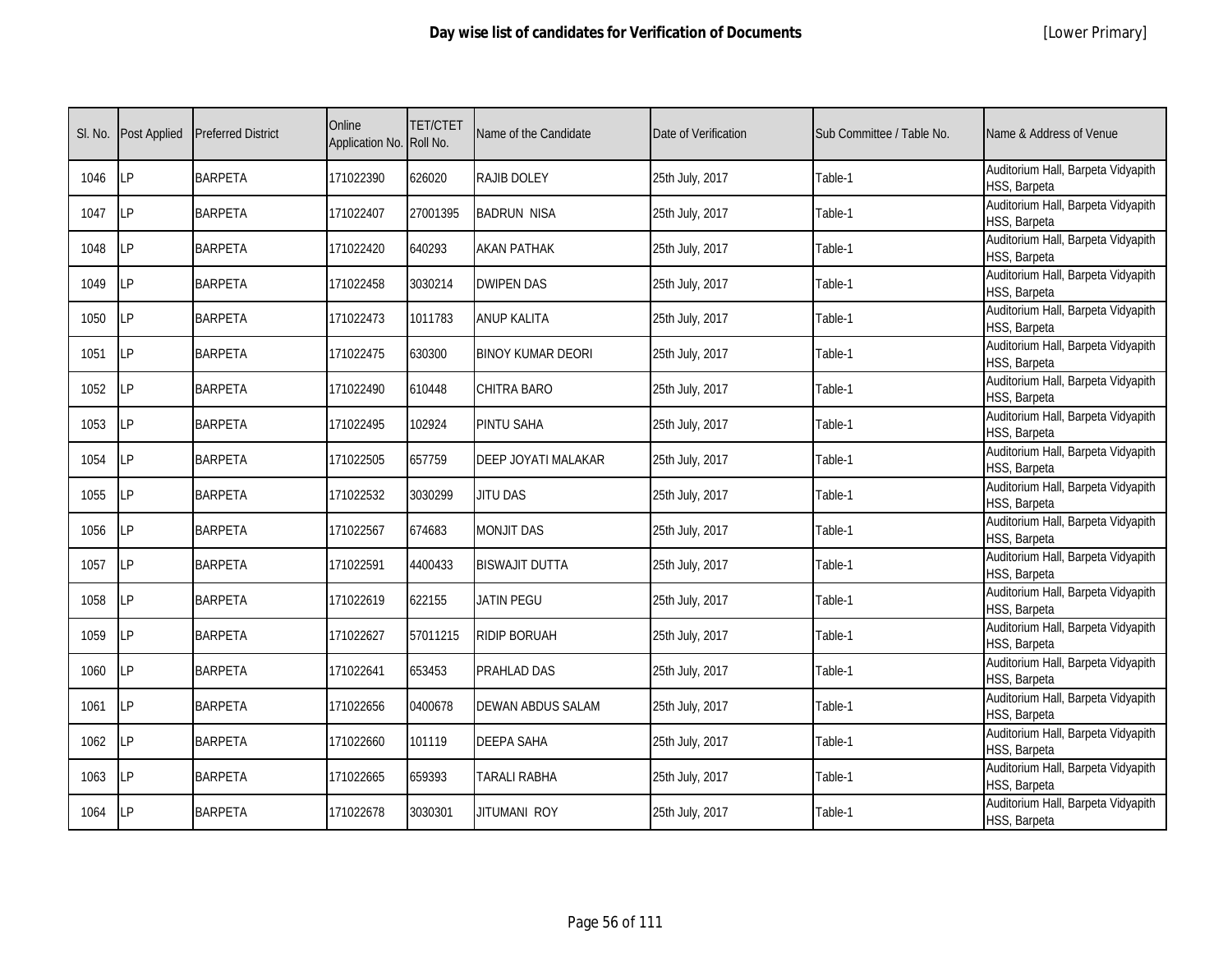# Day wise list of candidates for Verification of Documents

[Lower Primary]

| Sl. No. | Post Applied | Preferred District | Online Application No. | TET/CTET Roll No. | Name of the Candidate | Date of Verification | Sub Committee / Table No. | Name & Address of Venue |
|---|---|---|---|---|---|---|---|---|
| 1046 | LP | BARPETA | 171022390 | 626020 | RAJIB DOLEY | 25th July, 2017 | Table-1 | Auditorium Hall, Barpeta Vidyapith HSS, Barpeta |
| 1047 | LP | BARPETA | 171022407 | 27001395 | BADRUN NISA | 25th July, 2017 | Table-1 | Auditorium Hall, Barpeta Vidyapith HSS, Barpeta |
| 1048 | LP | BARPETA | 171022420 | 640293 | AKAN PATHAK | 25th July, 2017 | Table-1 | Auditorium Hall, Barpeta Vidyapith HSS, Barpeta |
| 1049 | LP | BARPETA | 171022458 | 3030214 | DWIPEN DAS | 25th July, 2017 | Table-1 | Auditorium Hall, Barpeta Vidyapith HSS, Barpeta |
| 1050 | LP | BARPETA | 171022473 | 1011783 | ANUP KALITA | 25th July, 2017 | Table-1 | Auditorium Hall, Barpeta Vidyapith HSS, Barpeta |
| 1051 | LP | BARPETA | 171022475 | 630300 | BINOY KUMAR DEORI | 25th July, 2017 | Table-1 | Auditorium Hall, Barpeta Vidyapith HSS, Barpeta |
| 1052 | LP | BARPETA | 171022490 | 610448 | CHITRA BARO | 25th July, 2017 | Table-1 | Auditorium Hall, Barpeta Vidyapith HSS, Barpeta |
| 1053 | LP | BARPETA | 171022495 | 102924 | PINTU SAHA | 25th July, 2017 | Table-1 | Auditorium Hall, Barpeta Vidyapith HSS, Barpeta |
| 1054 | LP | BARPETA | 171022505 | 657759 | DEEP JOYATI MALAKAR | 25th July, 2017 | Table-1 | Auditorium Hall, Barpeta Vidyapith HSS, Barpeta |
| 1055 | LP | BARPETA | 171022532 | 3030299 | JITU DAS | 25th July, 2017 | Table-1 | Auditorium Hall, Barpeta Vidyapith HSS, Barpeta |
| 1056 | LP | BARPETA | 171022567 | 674683 | MONJIT DAS | 25th July, 2017 | Table-1 | Auditorium Hall, Barpeta Vidyapith HSS, Barpeta |
| 1057 | LP | BARPETA | 171022591 | 4400433 | BISWAJIT DUTTA | 25th July, 2017 | Table-1 | Auditorium Hall, Barpeta Vidyapith HSS, Barpeta |
| 1058 | LP | BARPETA | 171022619 | 622155 | JATIN PEGU | 25th July, 2017 | Table-1 | Auditorium Hall, Barpeta Vidyapith HSS, Barpeta |
| 1059 | LP | BARPETA | 171022627 | 57011215 | RIDIP BORUAH | 25th July, 2017 | Table-1 | Auditorium Hall, Barpeta Vidyapith HSS, Barpeta |
| 1060 | LP | BARPETA | 171022641 | 653453 | PRAHLAD DAS | 25th July, 2017 | Table-1 | Auditorium Hall, Barpeta Vidyapith HSS, Barpeta |
| 1061 | LP | BARPETA | 171022656 | 0400678 | DEWAN ABDUS SALAM | 25th July, 2017 | Table-1 | Auditorium Hall, Barpeta Vidyapith HSS, Barpeta |
| 1062 | LP | BARPETA | 171022660 | 101119 | DEEPA SAHA | 25th July, 2017 | Table-1 | Auditorium Hall, Barpeta Vidyapith HSS, Barpeta |
| 1063 | LP | BARPETA | 171022665 | 659393 | TARALI RABHA | 25th July, 2017 | Table-1 | Auditorium Hall, Barpeta Vidyapith HSS, Barpeta |
| 1064 | LP | BARPETA | 171022678 | 3030301 | JITUMANI ROY | 25th July, 2017 | Table-1 | Auditorium Hall, Barpeta Vidyapith HSS, Barpeta |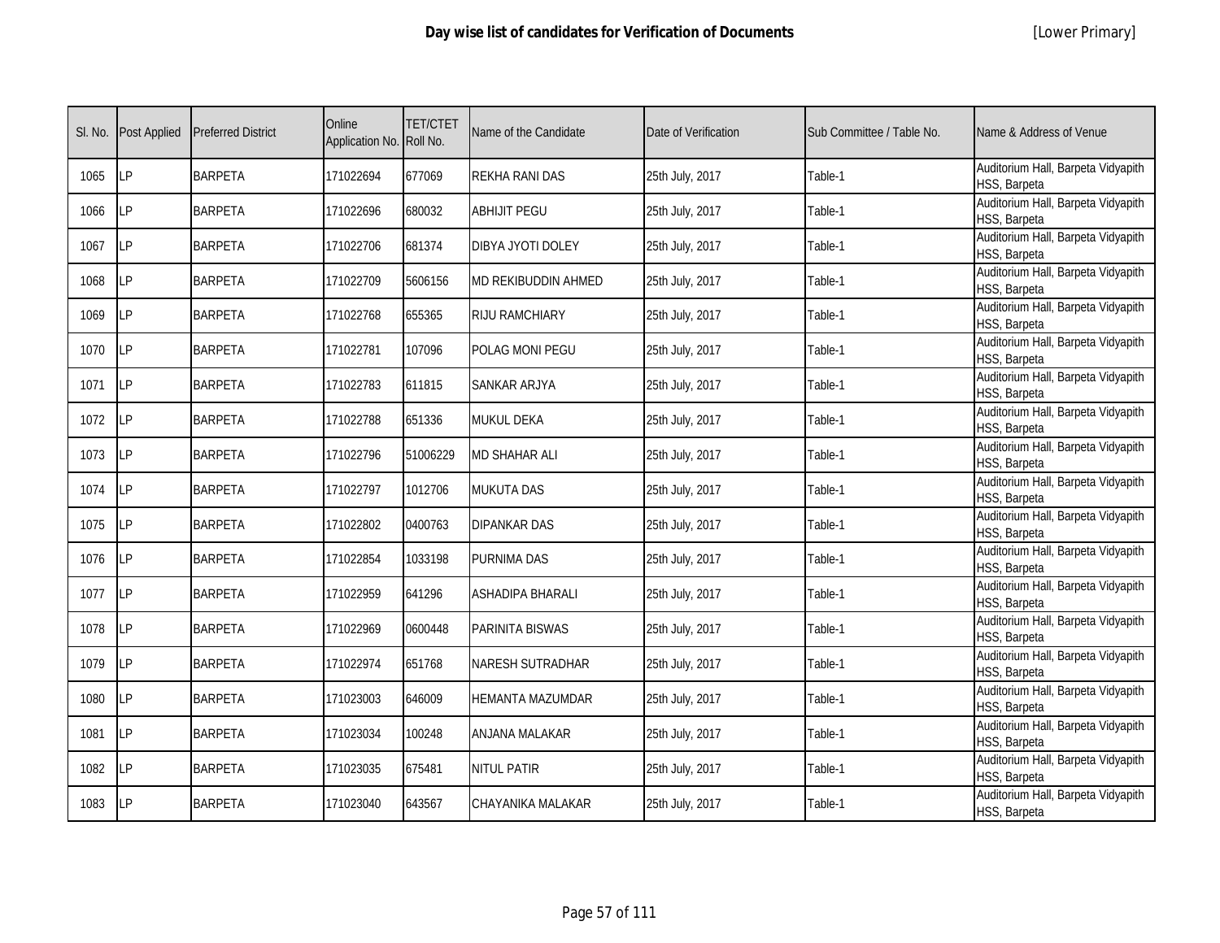# Day wise list of candidates for Verification of Documents

[Lower Primary]

| Sl. No. | Post Applied | Preferred District | Online Application No. | TET/CTET Roll No. | Name of the Candidate | Date of Verification | Sub Committee / Table No. | Name & Address of Venue |
|---|---|---|---|---|---|---|---|---|
| 1065 | LP | BARPETA | 171022694 | 677069 | REKHA RANI DAS | 25th July, 2017 | Table-1 | Auditorium Hall, Barpeta Vidyapith HSS, Barpeta |
| 1066 | LP | BARPETA | 171022696 | 680032 | ABHIJIT PEGU | 25th July, 2017 | Table-1 | Auditorium Hall, Barpeta Vidyapith HSS, Barpeta |
| 1067 | LP | BARPETA | 171022706 | 681374 | DIBYA JYOTI DOLEY | 25th July, 2017 | Table-1 | Auditorium Hall, Barpeta Vidyapith HSS, Barpeta |
| 1068 | LP | BARPETA | 171022709 | 5606156 | MD REKIBUDDIN AHMED | 25th July, 2017 | Table-1 | Auditorium Hall, Barpeta Vidyapith HSS, Barpeta |
| 1069 | LP | BARPETA | 171022768 | 655365 | RIJU RAMCHIARY | 25th July, 2017 | Table-1 | Auditorium Hall, Barpeta Vidyapith HSS, Barpeta |
| 1070 | LP | BARPETA | 171022781 | 107096 | POLAG MONI PEGU | 25th July, 2017 | Table-1 | Auditorium Hall, Barpeta Vidyapith HSS, Barpeta |
| 1071 | LP | BARPETA | 171022783 | 611815 | SANKAR ARJYA | 25th July, 2017 | Table-1 | Auditorium Hall, Barpeta Vidyapith HSS, Barpeta |
| 1072 | LP | BARPETA | 171022788 | 651336 | MUKUL DEKA | 25th July, 2017 | Table-1 | Auditorium Hall, Barpeta Vidyapith HSS, Barpeta |
| 1073 | LP | BARPETA | 171022796 | 51006229 | MD SHAHAR ALI | 25th July, 2017 | Table-1 | Auditorium Hall, Barpeta Vidyapith HSS, Barpeta |
| 1074 | LP | BARPETA | 171022797 | 1012706 | MUKUTA DAS | 25th July, 2017 | Table-1 | Auditorium Hall, Barpeta Vidyapith HSS, Barpeta |
| 1075 | LP | BARPETA | 171022802 | 0400763 | DIPANKAR DAS | 25th July, 2017 | Table-1 | Auditorium Hall, Barpeta Vidyapith HSS, Barpeta |
| 1076 | LP | BARPETA | 171022854 | 1033198 | PURNIMA DAS | 25th July, 2017 | Table-1 | Auditorium Hall, Barpeta Vidyapith HSS, Barpeta |
| 1077 | LP | BARPETA | 171022959 | 641296 | ASHADIPA BHARALI | 25th July, 2017 | Table-1 | Auditorium Hall, Barpeta Vidyapith HSS, Barpeta |
| 1078 | LP | BARPETA | 171022969 | 0600448 | PARINITA BISWAS | 25th July, 2017 | Table-1 | Auditorium Hall, Barpeta Vidyapith HSS, Barpeta |
| 1079 | LP | BARPETA | 171022974 | 651768 | NARESH SUTRADHAR | 25th July, 2017 | Table-1 | Auditorium Hall, Barpeta Vidyapith HSS, Barpeta |
| 1080 | LP | BARPETA | 171023003 | 646009 | HEMANTA MAZUMDAR | 25th July, 2017 | Table-1 | Auditorium Hall, Barpeta Vidyapith HSS, Barpeta |
| 1081 | LP | BARPETA | 171023034 | 100248 | ANJANA MALAKAR | 25th July, 2017 | Table-1 | Auditorium Hall, Barpeta Vidyapith HSS, Barpeta |
| 1082 | LP | BARPETA | 171023035 | 675481 | NITUL PATIR | 25th July, 2017 | Table-1 | Auditorium Hall, Barpeta Vidyapith HSS, Barpeta |
| 1083 | LP | BARPETA | 171023040 | 643567 | CHAYANIKA MALAKAR | 25th July, 2017 | Table-1 | Auditorium Hall, Barpeta Vidyapith HSS, Barpeta |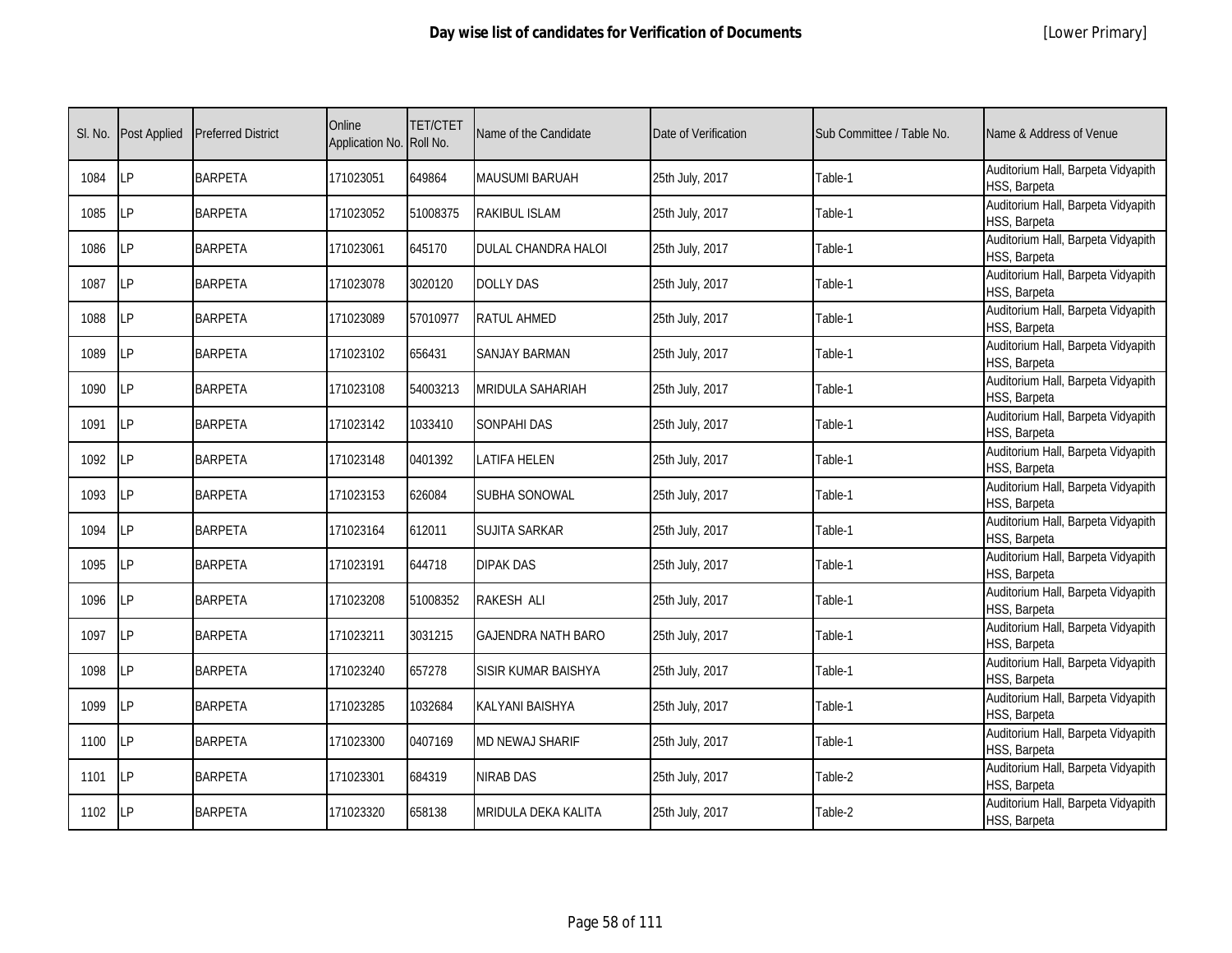# Day wise list of candidates for Verification of Documents

[Lower Primary]

| Sl. No. | Post Applied | Preferred District | Online Application No. | TET/CTET Roll No. | Name of the Candidate | Date of Verification | Sub Committee / Table No. | Name & Address of Venue |
|---|---|---|---|---|---|---|---|---|
| 1084 | LP | BARPETA | 171023051 | 649864 | MAUSUMI BARUAH | 25th July, 2017 | Table-1 | Auditorium Hall, Barpeta Vidyapith HSS, Barpeta |
| 1085 | LP | BARPETA | 171023052 | 51008375 | RAKIBUL ISLAM | 25th July, 2017 | Table-1 | Auditorium Hall, Barpeta Vidyapith HSS, Barpeta |
| 1086 | LP | BARPETA | 171023061 | 645170 | DULAL CHANDRA HALOI | 25th July, 2017 | Table-1 | Auditorium Hall, Barpeta Vidyapith HSS, Barpeta |
| 1087 | LP | BARPETA | 171023078 | 3020120 | DOLLY DAS | 25th July, 2017 | Table-1 | Auditorium Hall, Barpeta Vidyapith HSS, Barpeta |
| 1088 | LP | BARPETA | 171023089 | 57010977 | RATUL AHMED | 25th July, 2017 | Table-1 | Auditorium Hall, Barpeta Vidyapith HSS, Barpeta |
| 1089 | LP | BARPETA | 171023102 | 656431 | SANJAY BARMAN | 25th July, 2017 | Table-1 | Auditorium Hall, Barpeta Vidyapith HSS, Barpeta |
| 1090 | LP | BARPETA | 171023108 | 54003213 | MRIDULA SAHARIAH | 25th July, 2017 | Table-1 | Auditorium Hall, Barpeta Vidyapith HSS, Barpeta |
| 1091 | LP | BARPETA | 171023142 | 1033410 | SONPAHI DAS | 25th July, 2017 | Table-1 | Auditorium Hall, Barpeta Vidyapith HSS, Barpeta |
| 1092 | LP | BARPETA | 171023148 | 0401392 | LATIFA HELEN | 25th July, 2017 | Table-1 | Auditorium Hall, Barpeta Vidyapith HSS, Barpeta |
| 1093 | LP | BARPETA | 171023153 | 626084 | SUBHA SONOWAL | 25th July, 2017 | Table-1 | Auditorium Hall, Barpeta Vidyapith HSS, Barpeta |
| 1094 | LP | BARPETA | 171023164 | 612011 | SUJITA SARKAR | 25th July, 2017 | Table-1 | Auditorium Hall, Barpeta Vidyapith HSS, Barpeta |
| 1095 | LP | BARPETA | 171023191 | 644718 | DIPAK DAS | 25th July, 2017 | Table-1 | Auditorium Hall, Barpeta Vidyapith HSS, Barpeta |
| 1096 | LP | BARPETA | 171023208 | 51008352 | RAKESH ALI | 25th July, 2017 | Table-1 | Auditorium Hall, Barpeta Vidyapith HSS, Barpeta |
| 1097 | LP | BARPETA | 171023211 | 3031215 | GAJENDRA NATH BARO | 25th July, 2017 | Table-1 | Auditorium Hall, Barpeta Vidyapith HSS, Barpeta |
| 1098 | LP | BARPETA | 171023240 | 657278 | SISIR KUMAR BAISHYA | 25th July, 2017 | Table-1 | Auditorium Hall, Barpeta Vidyapith HSS, Barpeta |
| 1099 | LP | BARPETA | 171023285 | 1032684 | KALYANI BAISHYA | 25th July, 2017 | Table-1 | Auditorium Hall, Barpeta Vidyapith HSS, Barpeta |
| 1100 | LP | BARPETA | 171023300 | 0407169 | MD NEWAJ SHARIF | 25th July, 2017 | Table-1 | Auditorium Hall, Barpeta Vidyapith HSS, Barpeta |
| 1101 | LP | BARPETA | 171023301 | 684319 | NIRAB DAS | 25th July, 2017 | Table-2 | Auditorium Hall, Barpeta Vidyapith HSS, Barpeta |
| 1102 | LP | BARPETA | 171023320 | 658138 | MRIDULA DEKA KALITA | 25th July, 2017 | Table-2 | Auditorium Hall, Barpeta Vidyapith HSS, Barpeta |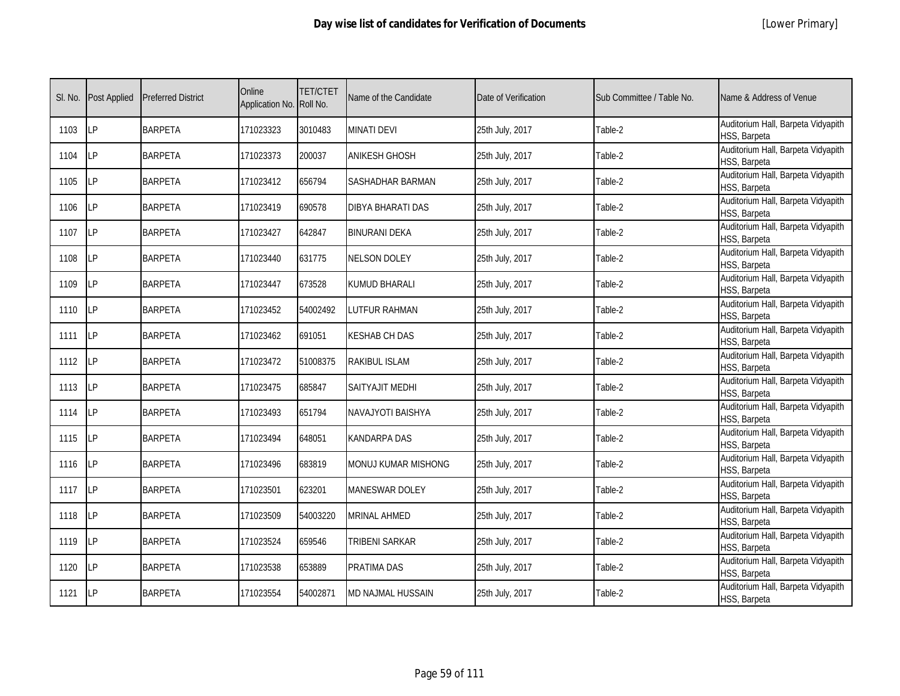# Day wise list of candidates for Verification of Documents

[Lower Primary]

| Sl. No. | Post Applied | Preferred District | Online Application No. | TET/CTET Roll No. | Name of the Candidate | Date of Verification | Sub Committee / Table No. | Name & Address of Venue |
|---|---|---|---|---|---|---|---|---|
| 1103 | LP | BARPETA | 171023323 | 3010483 | MINATI DEVI | 25th July, 2017 | Table-2 | Auditorium Hall, Barpeta Vidyapith HSS, Barpeta |
| 1104 | LP | BARPETA | 171023373 | 200037 | ANIKESH GHOSH | 25th July, 2017 | Table-2 | Auditorium Hall, Barpeta Vidyapith HSS, Barpeta |
| 1105 | LP | BARPETA | 171023412 | 656794 | SASHADHAR BARMAN | 25th July, 2017 | Table-2 | Auditorium Hall, Barpeta Vidyapith HSS, Barpeta |
| 1106 | LP | BARPETA | 171023419 | 690578 | DIBYA BHARATI DAS | 25th July, 2017 | Table-2 | Auditorium Hall, Barpeta Vidyapith HSS, Barpeta |
| 1107 | LP | BARPETA | 171023427 | 642847 | BINURANI DEKA | 25th July, 2017 | Table-2 | Auditorium Hall, Barpeta Vidyapith HSS, Barpeta |
| 1108 | LP | BARPETA | 171023440 | 631775 | NELSON DOLEY | 25th July, 2017 | Table-2 | Auditorium Hall, Barpeta Vidyapith HSS, Barpeta |
| 1109 | LP | BARPETA | 171023447 | 673528 | KUMUD BHARALI | 25th July, 2017 | Table-2 | Auditorium Hall, Barpeta Vidyapith HSS, Barpeta |
| 1110 | LP | BARPETA | 171023452 | 54002492 | LUTFUR RAHMAN | 25th July, 2017 | Table-2 | Auditorium Hall, Barpeta Vidyapith HSS, Barpeta |
| 1111 | LP | BARPETA | 171023462 | 691051 | KESHAB CH DAS | 25th July, 2017 | Table-2 | Auditorium Hall, Barpeta Vidyapith HSS, Barpeta |
| 1112 | LP | BARPETA | 171023472 | 51008375 | RAKIBUL ISLAM | 25th July, 2017 | Table-2 | Auditorium Hall, Barpeta Vidyapith HSS, Barpeta |
| 1113 | LP | BARPETA | 171023475 | 685847 | SAITYAJIT MEDHI | 25th July, 2017 | Table-2 | Auditorium Hall, Barpeta Vidyapith HSS, Barpeta |
| 1114 | LP | BARPETA | 171023493 | 651794 | NAVAJYOTI BAISHYA | 25th July, 2017 | Table-2 | Auditorium Hall, Barpeta Vidyapith HSS, Barpeta |
| 1115 | LP | BARPETA | 171023494 | 648051 | KANDARPA DAS | 25th July, 2017 | Table-2 | Auditorium Hall, Barpeta Vidyapith HSS, Barpeta |
| 1116 | LP | BARPETA | 171023496 | 683819 | MONUJ KUMAR MISHONG | 25th July, 2017 | Table-2 | Auditorium Hall, Barpeta Vidyapith HSS, Barpeta |
| 1117 | LP | BARPETA | 171023501 | 623201 | MANESWAR DOLEY | 25th July, 2017 | Table-2 | Auditorium Hall, Barpeta Vidyapith HSS, Barpeta |
| 1118 | LP | BARPETA | 171023509 | 54003220 | MRINAL AHMED | 25th July, 2017 | Table-2 | Auditorium Hall, Barpeta Vidyapith HSS, Barpeta |
| 1119 | LP | BARPETA | 171023524 | 659546 | TRIBENI SARKAR | 25th July, 2017 | Table-2 | Auditorium Hall, Barpeta Vidyapith HSS, Barpeta |
| 1120 | LP | BARPETA | 171023538 | 653889 | PRATIMA DAS | 25th July, 2017 | Table-2 | Auditorium Hall, Barpeta Vidyapith HSS, Barpeta |
| 1121 | LP | BARPETA | 171023554 | 54002871 | MD NAJMAL HUSSAIN | 25th July, 2017 | Table-2 | Auditorium Hall, Barpeta Vidyapith HSS, Barpeta |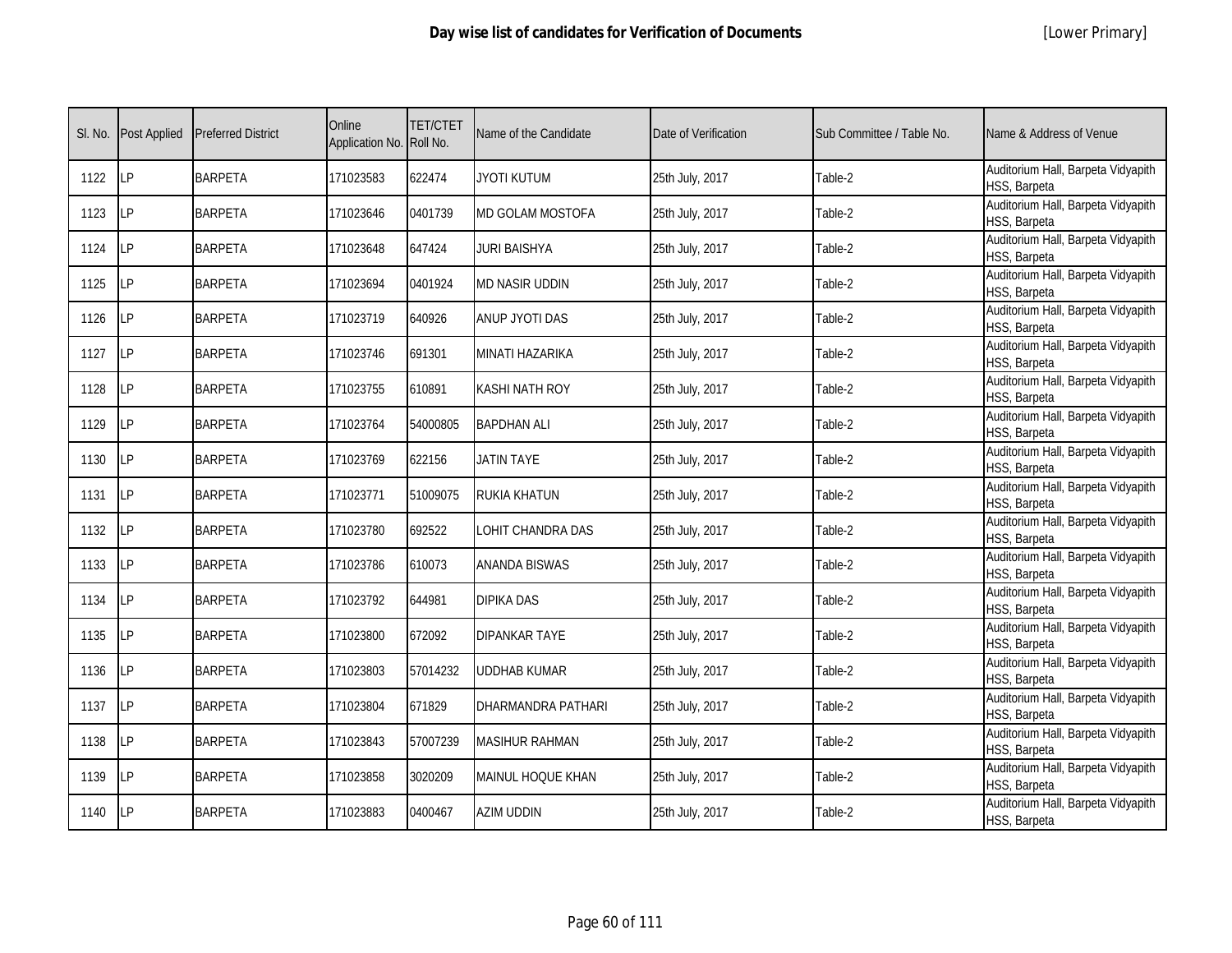# Day wise list of candidates for Verification of Documents

[Lower Primary]

| Sl. No. | Post Applied | Preferred District | Online Application No. | TET/CTET Roll No. | Name of the Candidate | Date of Verification | Sub Committee / Table No. | Name & Address of Venue |
|---|---|---|---|---|---|---|---|---|
| 1122 | LP | BARPETA | 171023583 | 622474 | JYOTI KUTUM | 25th July, 2017 | Table-2 | Auditorium Hall, Barpeta Vidyapith HSS, Barpeta |
| 1123 | LP | BARPETA | 171023646 | 0401739 | MD GOLAM MOSTOFA | 25th July, 2017 | Table-2 | Auditorium Hall, Barpeta Vidyapith HSS, Barpeta |
| 1124 | LP | BARPETA | 171023648 | 647424 | JURI BAISHYA | 25th July, 2017 | Table-2 | Auditorium Hall, Barpeta Vidyapith HSS, Barpeta |
| 1125 | LP | BARPETA | 171023694 | 0401924 | MD NASIR UDDIN | 25th July, 2017 | Table-2 | Auditorium Hall, Barpeta Vidyapith HSS, Barpeta |
| 1126 | LP | BARPETA | 171023719 | 640926 | ANUP JYOTI DAS | 25th July, 2017 | Table-2 | Auditorium Hall, Barpeta Vidyapith HSS, Barpeta |
| 1127 | LP | BARPETA | 171023746 | 691301 | MINATI HAZARIKA | 25th July, 2017 | Table-2 | Auditorium Hall, Barpeta Vidyapith HSS, Barpeta |
| 1128 | LP | BARPETA | 171023755 | 610891 | KASHI NATH ROY | 25th July, 2017 | Table-2 | Auditorium Hall, Barpeta Vidyapith HSS, Barpeta |
| 1129 | LP | BARPETA | 171023764 | 54000805 | BAPDHAN ALI | 25th July, 2017 | Table-2 | Auditorium Hall, Barpeta Vidyapith HSS, Barpeta |
| 1130 | LP | BARPETA | 171023769 | 622156 | JATIN TAYE | 25th July, 2017 | Table-2 | Auditorium Hall, Barpeta Vidyapith HSS, Barpeta |
| 1131 | LP | BARPETA | 171023771 | 51009075 | RUKIA KHATUN | 25th July, 2017 | Table-2 | Auditorium Hall, Barpeta Vidyapith HSS, Barpeta |
| 1132 | LP | BARPETA | 171023780 | 692522 | LOHIT CHANDRA DAS | 25th July, 2017 | Table-2 | Auditorium Hall, Barpeta Vidyapith HSS, Barpeta |
| 1133 | LP | BARPETA | 171023786 | 610073 | ANANDA BISWAS | 25th July, 2017 | Table-2 | Auditorium Hall, Barpeta Vidyapith HSS, Barpeta |
| 1134 | LP | BARPETA | 171023792 | 644981 | DIPIKA DAS | 25th July, 2017 | Table-2 | Auditorium Hall, Barpeta Vidyapith HSS, Barpeta |
| 1135 | LP | BARPETA | 171023800 | 672092 | DIPANKAR TAYE | 25th July, 2017 | Table-2 | Auditorium Hall, Barpeta Vidyapith HSS, Barpeta |
| 1136 | LP | BARPETA | 171023803 | 57014232 | UDDHAB KUMAR | 25th July, 2017 | Table-2 | Auditorium Hall, Barpeta Vidyapith HSS, Barpeta |
| 1137 | LP | BARPETA | 171023804 | 671829 | DHARMANDRA PATHARI | 25th July, 2017 | Table-2 | Auditorium Hall, Barpeta Vidyapith HSS, Barpeta |
| 1138 | LP | BARPETA | 171023843 | 57007239 | MASIHUR RAHMAN | 25th July, 2017 | Table-2 | Auditorium Hall, Barpeta Vidyapith HSS, Barpeta |
| 1139 | LP | BARPETA | 171023858 | 3020209 | MAINUL HOQUE KHAN | 25th July, 2017 | Table-2 | Auditorium Hall, Barpeta Vidyapith HSS, Barpeta |
| 1140 | LP | BARPETA | 171023883 | 0400467 | AZIM UDDIN | 25th July, 2017 | Table-2 | Auditorium Hall, Barpeta Vidyapith HSS, Barpeta |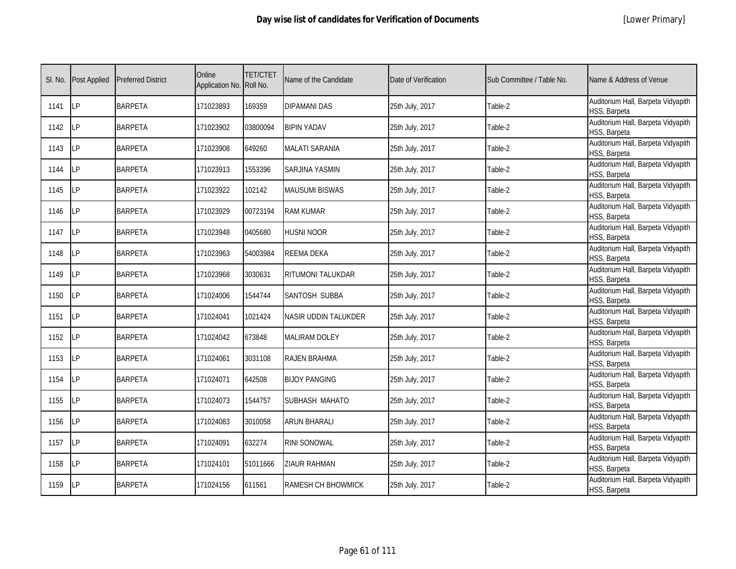# Day wise list of candidates for Verification of Documents

[Lower Primary]

| Sl. No. | Post Applied | Preferred District | Online Application No. | TET/CTET Roll No. | Name of the Candidate | Date of Verification | Sub Committee / Table No. | Name & Address of Venue |
|---|---|---|---|---|---|---|---|---|
| 1141 | LP | BARPETA | 171023893 | 169359 | DIPAMANI DAS | 25th July, 2017 | Table-2 | Auditorium Hall, Barpeta Vidyapith HSS, Barpeta |
| 1142 | LP | BARPETA | 171023902 | 03800094 | BIPIN YADAV | 25th July, 2017 | Table-2 | Auditorium Hall, Barpeta Vidyapith HSS, Barpeta |
| 1143 | LP | BARPETA | 171023908 | 649260 | MALATI SARANIA | 25th July, 2017 | Table-2 | Auditorium Hall, Barpeta Vidyapith HSS, Barpeta |
| 1144 | LP | BARPETA | 171023913 | 1553396 | SARJINA YASMIN | 25th July, 2017 | Table-2 | Auditorium Hall, Barpeta Vidyapith HSS, Barpeta |
| 1145 | LP | BARPETA | 171023922 | 102142 | MAUSUMI BISWAS | 25th July, 2017 | Table-2 | Auditorium Hall, Barpeta Vidyapith HSS, Barpeta |
| 1146 | LP | BARPETA | 171023929 | 00723194 | RAM KUMAR | 25th July, 2017 | Table-2 | Auditorium Hall, Barpeta Vidyapith HSS, Barpeta |
| 1147 | LP | BARPETA | 171023948 | 0405680 | HUSNI NOOR | 25th July, 2017 | Table-2 | Auditorium Hall, Barpeta Vidyapith HSS, Barpeta |
| 1148 | LP | BARPETA | 171023963 | 54003984 | REEMA DEKA | 25th July, 2017 | Table-2 | Auditorium Hall, Barpeta Vidyapith HSS, Barpeta |
| 1149 | LP | BARPETA | 171023968 | 3030631 | RITUMONI TALUKDAR | 25th July, 2017 | Table-2 | Auditorium Hall, Barpeta Vidyapith HSS, Barpeta |
| 1150 | LP | BARPETA | 171024006 | 1544744 | SANTOSH SUBBA | 25th July, 2017 | Table-2 | Auditorium Hall, Barpeta Vidyapith HSS, Barpeta |
| 1151 | LP | BARPETA | 171024041 | 1021424 | NASIR UDDIN TALUKDER | 25th July, 2017 | Table-2 | Auditorium Hall, Barpeta Vidyapith HSS, Barpeta |
| 1152 | LP | BARPETA | 171024042 | 673848 | MALIRAM DOLEY | 25th July, 2017 | Table-2 | Auditorium Hall, Barpeta Vidyapith HSS, Barpeta |
| 1153 | LP | BARPETA | 171024061 | 3031108 | RAJEN BRAHMA | 25th July, 2017 | Table-2 | Auditorium Hall, Barpeta Vidyapith HSS, Barpeta |
| 1154 | LP | BARPETA | 171024071 | 642508 | BIJOY PANGING | 25th July, 2017 | Table-2 | Auditorium Hall, Barpeta Vidyapith HSS, Barpeta |
| 1155 | LP | BARPETA | 171024073 | 1544757 | SUBHASH MAHATO | 25th July, 2017 | Table-2 | Auditorium Hall, Barpeta Vidyapith HSS, Barpeta |
| 1156 | LP | BARPETA | 171024083 | 3010058 | ARUN BHARALI | 25th July, 2017 | Table-2 | Auditorium Hall, Barpeta Vidyapith HSS, Barpeta |
| 1157 | LP | BARPETA | 171024091 | 632274 | RINI SONOWAL | 25th July, 2017 | Table-2 | Auditorium Hall, Barpeta Vidyapith HSS, Barpeta |
| 1158 | LP | BARPETA | 171024101 | 51011666 | ZIAUR RAHMAN | 25th July, 2017 | Table-2 | Auditorium Hall, Barpeta Vidyapith HSS, Barpeta |
| 1159 | LP | BARPETA | 171024156 | 611561 | RAMESH CH BHOWMICK | 25th July, 2017 | Table-2 | Auditorium Hall, Barpeta Vidyapith HSS, Barpeta |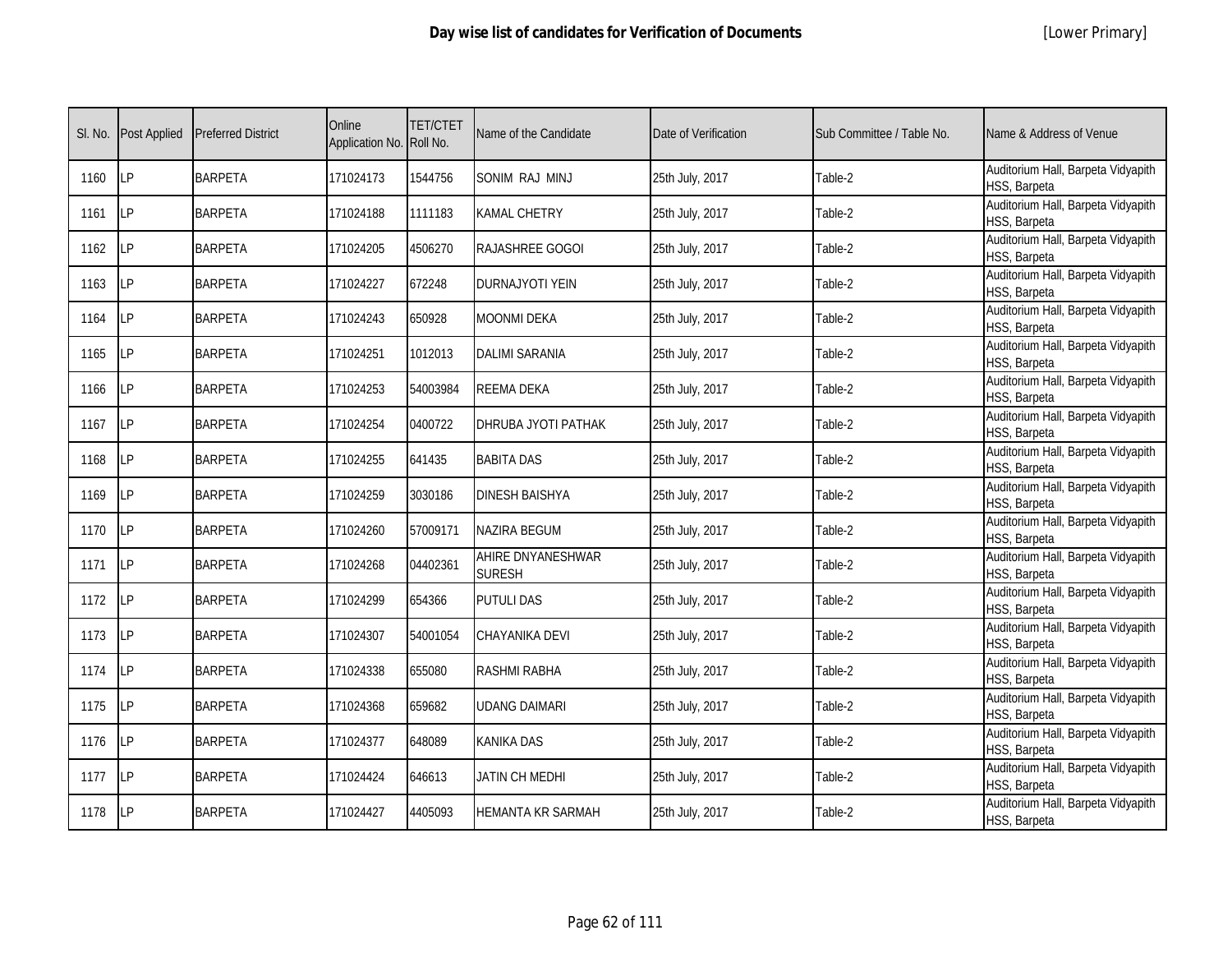| Sl. No. | Post Applied | Preferred District | Online Application No. | TET/CTET Roll No. | Name of the Candidate | Date of Verification | Sub Committee / Table No. | Name & Address of Venue |
|---|---|---|---|---|---|---|---|---|
| 1160 | LP | BARPETA | 171024173 | 1544756 | SONIM RAJ MINJ | 25th July, 2017 | Table-2 | Auditorium Hall, Barpeta Vidyapith HSS, Barpeta |
| 1161 | LP | BARPETA | 171024188 | 1111183 | KAMAL CHETRY | 25th July, 2017 | Table-2 | Auditorium Hall, Barpeta Vidyapith HSS, Barpeta |
| 1162 | LP | BARPETA | 171024205 | 4506270 | RAJASHREE GOGOI | 25th July, 2017 | Table-2 | Auditorium Hall, Barpeta Vidyapith HSS, Barpeta |
| 1163 | LP | BARPETA | 171024227 | 672248 | DURNAJYOTI YEIN | 25th July, 2017 | Table-2 | Auditorium Hall, Barpeta Vidyapith HSS, Barpeta |
| 1164 | LP | BARPETA | 171024243 | 650928 | MOONMI DEKA | 25th July, 2017 | Table-2 | Auditorium Hall, Barpeta Vidyapith HSS, Barpeta |
| 1165 | LP | BARPETA | 171024251 | 1012013 | DALIMI SARANIA | 25th July, 2017 | Table-2 | Auditorium Hall, Barpeta Vidyapith HSS, Barpeta |
| 1166 | LP | BARPETA | 171024253 | 54003984 | REEMA DEKA | 25th July, 2017 | Table-2 | Auditorium Hall, Barpeta Vidyapith HSS, Barpeta |
| 1167 | LP | BARPETA | 171024254 | 0400722 | DHRUBA JYOTI PATHAK | 25th July, 2017 | Table-2 | Auditorium Hall, Barpeta Vidyapith HSS, Barpeta |
| 1168 | LP | BARPETA | 171024255 | 641435 | BABITA DAS | 25th July, 2017 | Table-2 | Auditorium Hall, Barpeta Vidyapith HSS, Barpeta |
| 1169 | LP | BARPETA | 171024259 | 3030186 | DINESH BAISHYA | 25th July, 2017 | Table-2 | Auditorium Hall, Barpeta Vidyapith HSS, Barpeta |
| 1170 | LP | BARPETA | 171024260 | 57009171 | NAZIRA BEGUM | 25th July, 2017 | Table-2 | Auditorium Hall, Barpeta Vidyapith HSS, Barpeta |
| 1171 | LP | BARPETA | 171024268 | 04402361 | AHIRE DNYANESHWAR SURESH | 25th July, 2017 | Table-2 | Auditorium Hall, Barpeta Vidyapith HSS, Barpeta |
| 1172 | LP | BARPETA | 171024299 | 654366 | PUTULI DAS | 25th July, 2017 | Table-2 | Auditorium Hall, Barpeta Vidyapith HSS, Barpeta |
| 1173 | LP | BARPETA | 171024307 | 54001054 | CHAYANIKA DEVI | 25th July, 2017 | Table-2 | Auditorium Hall, Barpeta Vidyapith HSS, Barpeta |
| 1174 | LP | BARPETA | 171024338 | 655080 | RASHMI RABHA | 25th July, 2017 | Table-2 | Auditorium Hall, Barpeta Vidyapith HSS, Barpeta |
| 1175 | LP | BARPETA | 171024368 | 659682 | UDANG DAIMARI | 25th July, 2017 | Table-2 | Auditorium Hall, Barpeta Vidyapith HSS, Barpeta |
| 1176 | LP | BARPETA | 171024377 | 648089 | KANIKA DAS | 25th July, 2017 | Table-2 | Auditorium Hall, Barpeta Vidyapith HSS, Barpeta |
| 1177 | LP | BARPETA | 171024424 | 646613 | JATIN CH MEDHI | 25th July, 2017 | Table-2 | Auditorium Hall, Barpeta Vidyapith HSS, Barpeta |
| 1178 | LP | BARPETA | 171024427 | 4405093 | HEMANTA KR SARMAH | 25th July, 2017 | Table-2 | Auditorium Hall, Barpeta Vidyapith HSS, Barpeta |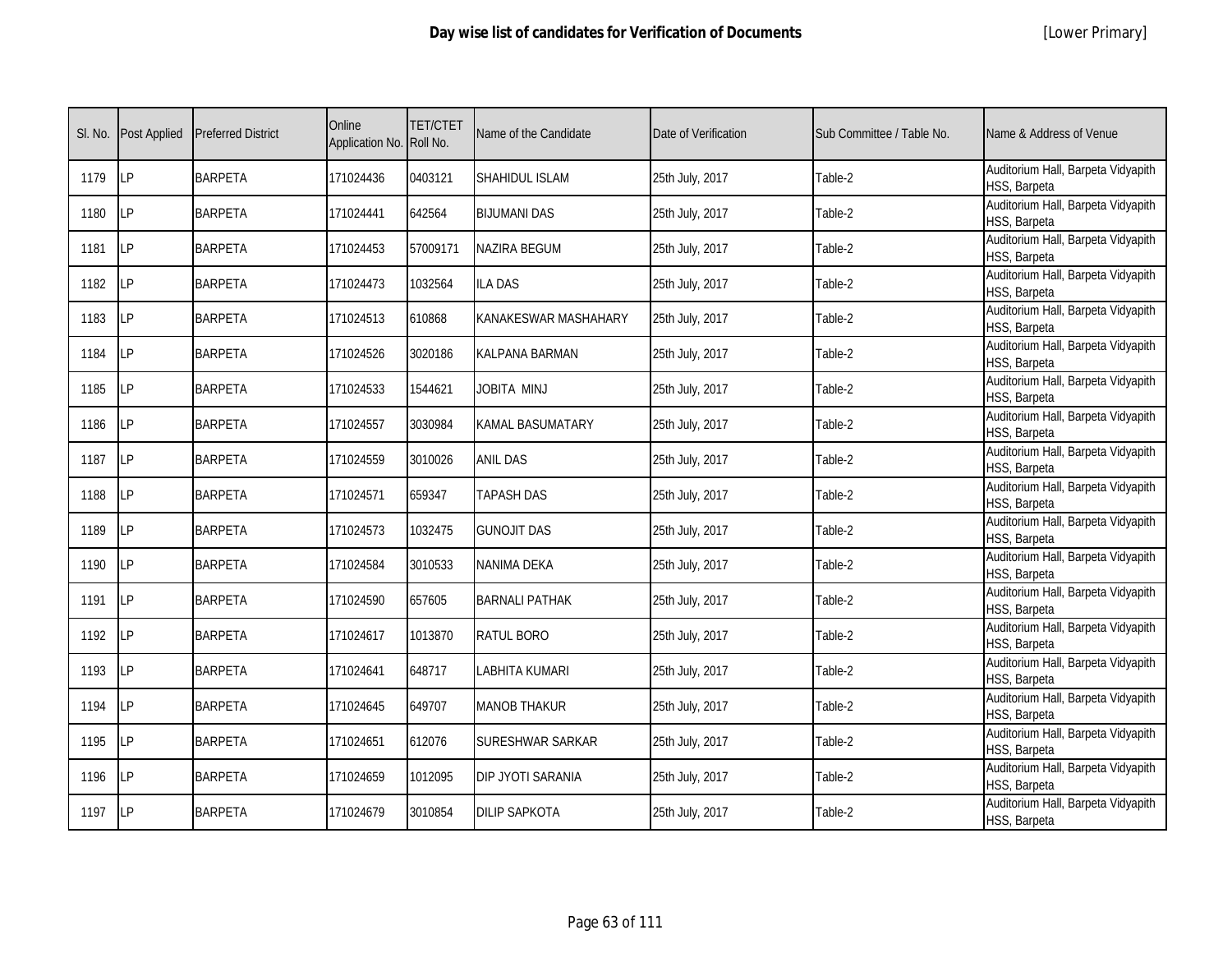| Sl. No. | Post Applied | Preferred District | Online Application No. | TET/CTET Roll No. | Name of the Candidate | Date of Verification | Sub Committee / Table No. | Name & Address of Venue |
|---|---|---|---|---|---|---|---|---|
| 1179 | LP | BARPETA | 171024436 | 0403121 | SHAHIDUL ISLAM | 25th July, 2017 | Table-2 | Auditorium Hall, Barpeta Vidyapith HSS, Barpeta |
| 1180 | LP | BARPETA | 171024441 | 642564 | BIJUMANI DAS | 25th July, 2017 | Table-2 | Auditorium Hall, Barpeta Vidyapith HSS, Barpeta |
| 1181 | LP | BARPETA | 171024453 | 57009171 | NAZIRA BEGUM | 25th July, 2017 | Table-2 | Auditorium Hall, Barpeta Vidyapith HSS, Barpeta |
| 1182 | LP | BARPETA | 171024473 | 1032564 | ILA DAS | 25th July, 2017 | Table-2 | Auditorium Hall, Barpeta Vidyapith HSS, Barpeta |
| 1183 | LP | BARPETA | 171024513 | 610868 | KANAKESWAR MASHAHARY | 25th July, 2017 | Table-2 | Auditorium Hall, Barpeta Vidyapith HSS, Barpeta |
| 1184 | LP | BARPETA | 171024526 | 3020186 | KALPANA BARMAN | 25th July, 2017 | Table-2 | Auditorium Hall, Barpeta Vidyapith HSS, Barpeta |
| 1185 | LP | BARPETA | 171024533 | 1544621 | JOBITA MINJ | 25th July, 2017 | Table-2 | Auditorium Hall, Barpeta Vidyapith HSS, Barpeta |
| 1186 | LP | BARPETA | 171024557 | 3030984 | KAMAL BASUMATARY | 25th July, 2017 | Table-2 | Auditorium Hall, Barpeta Vidyapith HSS, Barpeta |
| 1187 | LP | BARPETA | 171024559 | 3010026 | ANIL DAS | 25th July, 2017 | Table-2 | Auditorium Hall, Barpeta Vidyapith HSS, Barpeta |
| 1188 | LP | BARPETA | 171024571 | 659347 | TAPASH DAS | 25th July, 2017 | Table-2 | Auditorium Hall, Barpeta Vidyapith HSS, Barpeta |
| 1189 | LP | BARPETA | 171024573 | 1032475 | GUNOJIT DAS | 25th July, 2017 | Table-2 | Auditorium Hall, Barpeta Vidyapith HSS, Barpeta |
| 1190 | LP | BARPETA | 171024584 | 3010533 | NANIMA DEKA | 25th July, 2017 | Table-2 | Auditorium Hall, Barpeta Vidyapith HSS, Barpeta |
| 1191 | LP | BARPETA | 171024590 | 657605 | BARNALI PATHAK | 25th July, 2017 | Table-2 | Auditorium Hall, Barpeta Vidyapith HSS, Barpeta |
| 1192 | LP | BARPETA | 171024617 | 1013870 | RATUL BORO | 25th July, 2017 | Table-2 | Auditorium Hall, Barpeta Vidyapith HSS, Barpeta |
| 1193 | LP | BARPETA | 171024641 | 648717 | LABHITA KUMARI | 25th July, 2017 | Table-2 | Auditorium Hall, Barpeta Vidyapith HSS, Barpeta |
| 1194 | LP | BARPETA | 171024645 | 649707 | MANOB THAKUR | 25th July, 2017 | Table-2 | Auditorium Hall, Barpeta Vidyapith HSS, Barpeta |
| 1195 | LP | BARPETA | 171024651 | 612076 | SURESHWAR SARKAR | 25th July, 2017 | Table-2 | Auditorium Hall, Barpeta Vidyapith HSS, Barpeta |
| 1196 | LP | BARPETA | 171024659 | 1012095 | DIP JYOTI SARANIA | 25th July, 2017 | Table-2 | Auditorium Hall, Barpeta Vidyapith HSS, Barpeta |
| 1197 | LP | BARPETA | 171024679 | 3010854 | DILIP SAPKOTA | 25th July, 2017 | Table-2 | Auditorium Hall, Barpeta Vidyapith HSS, Barpeta |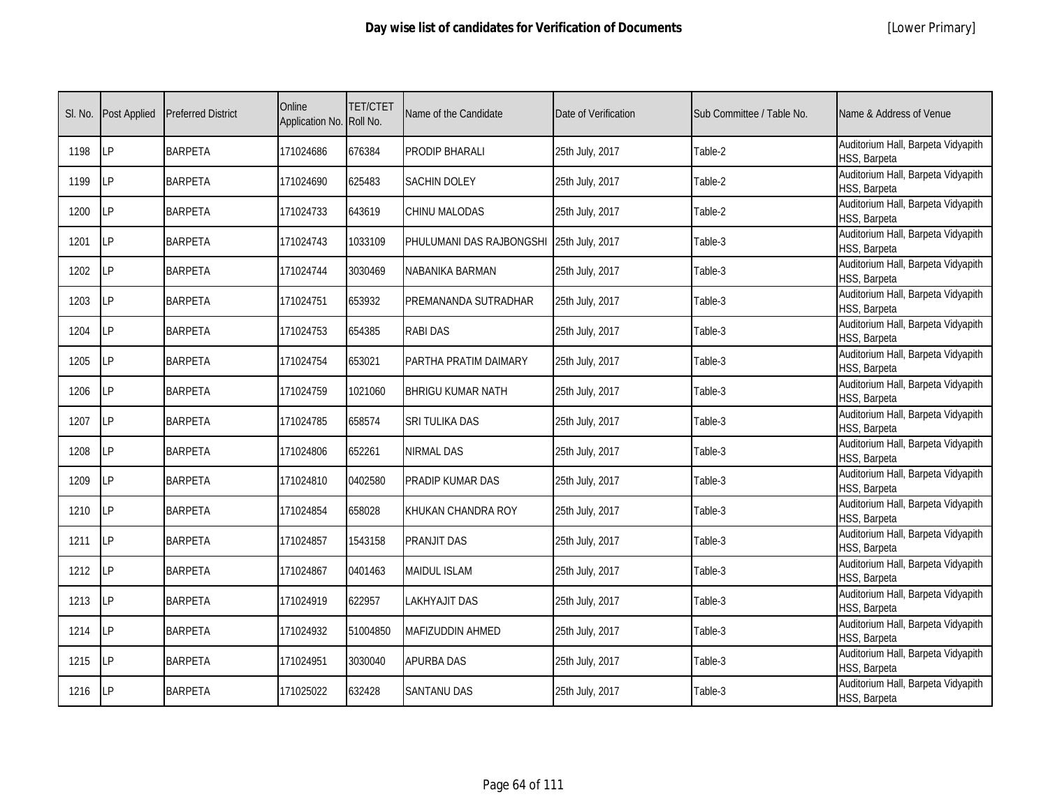# Day wise list of candidates for Verification of Documents

[Lower Primary]

| Sl. No. | Post Applied | Preferred District | Online Application No. | TET/CTET Roll No. | Name of the Candidate | Date of Verification | Sub Committee / Table No. | Name & Address of Venue |
|---|---|---|---|---|---|---|---|---|
| 1198 | LP | BARPETA | 171024686 | 676384 | PRODIP BHARALI | 25th July, 2017 | Table-2 | Auditorium Hall, Barpeta Vidyapith HSS, Barpeta |
| 1199 | LP | BARPETA | 171024690 | 625483 | SACHIN DOLEY | 25th July, 2017 | Table-2 | Auditorium Hall, Barpeta Vidyapith HSS, Barpeta |
| 1200 | LP | BARPETA | 171024733 | 643619 | CHINU MALODAS | 25th July, 2017 | Table-2 | Auditorium Hall, Barpeta Vidyapith HSS, Barpeta |
| 1201 | LP | BARPETA | 171024743 | 1033109 | PHULUMANI DAS RAJBONGSHI | 25th July, 2017 | Table-3 | Auditorium Hall, Barpeta Vidyapith HSS, Barpeta |
| 1202 | LP | BARPETA | 171024744 | 3030469 | NABANIKA BARMAN | 25th July, 2017 | Table-3 | Auditorium Hall, Barpeta Vidyapith HSS, Barpeta |
| 1203 | LP | BARPETA | 171024751 | 653932 | PREMANANDA SUTRADHAR | 25th July, 2017 | Table-3 | Auditorium Hall, Barpeta Vidyapith HSS, Barpeta |
| 1204 | LP | BARPETA | 171024753 | 654385 | RABI DAS | 25th July, 2017 | Table-3 | Auditorium Hall, Barpeta Vidyapith HSS, Barpeta |
| 1205 | LP | BARPETA | 171024754 | 653021 | PARTHA PRATIM DAIMARY | 25th July, 2017 | Table-3 | Auditorium Hall, Barpeta Vidyapith HSS, Barpeta |
| 1206 | LP | BARPETA | 171024759 | 1021060 | BHRIGU KUMAR NATH | 25th July, 2017 | Table-3 | Auditorium Hall, Barpeta Vidyapith HSS, Barpeta |
| 1207 | LP | BARPETA | 171024785 | 658574 | SRI TULIKA DAS | 25th July, 2017 | Table-3 | Auditorium Hall, Barpeta Vidyapith HSS, Barpeta |
| 1208 | LP | BARPETA | 171024806 | 652261 | NIRMAL DAS | 25th July, 2017 | Table-3 | Auditorium Hall, Barpeta Vidyapith HSS, Barpeta |
| 1209 | LP | BARPETA | 171024810 | 0402580 | PRADIP KUMAR DAS | 25th July, 2017 | Table-3 | Auditorium Hall, Barpeta Vidyapith HSS, Barpeta |
| 1210 | LP | BARPETA | 171024854 | 658028 | KHUKAN CHANDRA ROY | 25th July, 2017 | Table-3 | Auditorium Hall, Barpeta Vidyapith HSS, Barpeta |
| 1211 | LP | BARPETA | 171024857 | 1543158 | PRANJIT DAS | 25th July, 2017 | Table-3 | Auditorium Hall, Barpeta Vidyapith HSS, Barpeta |
| 1212 | LP | BARPETA | 171024867 | 0401463 | MAIDUL ISLAM | 25th July, 2017 | Table-3 | Auditorium Hall, Barpeta Vidyapith HSS, Barpeta |
| 1213 | LP | BARPETA | 171024919 | 622957 | LAKHYAJIT DAS | 25th July, 2017 | Table-3 | Auditorium Hall, Barpeta Vidyapith HSS, Barpeta |
| 1214 | LP | BARPETA | 171024932 | 51004850 | MAFIZUDDIN AHMED | 25th July, 2017 | Table-3 | Auditorium Hall, Barpeta Vidyapith HSS, Barpeta |
| 1215 | LP | BARPETA | 171024951 | 3030040 | APURBA DAS | 25th July, 2017 | Table-3 | Auditorium Hall, Barpeta Vidyapith HSS, Barpeta |
| 1216 | LP | BARPETA | 171025022 | 632428 | SANTANU DAS | 25th July, 2017 | Table-3 | Auditorium Hall, Barpeta Vidyapith HSS, Barpeta |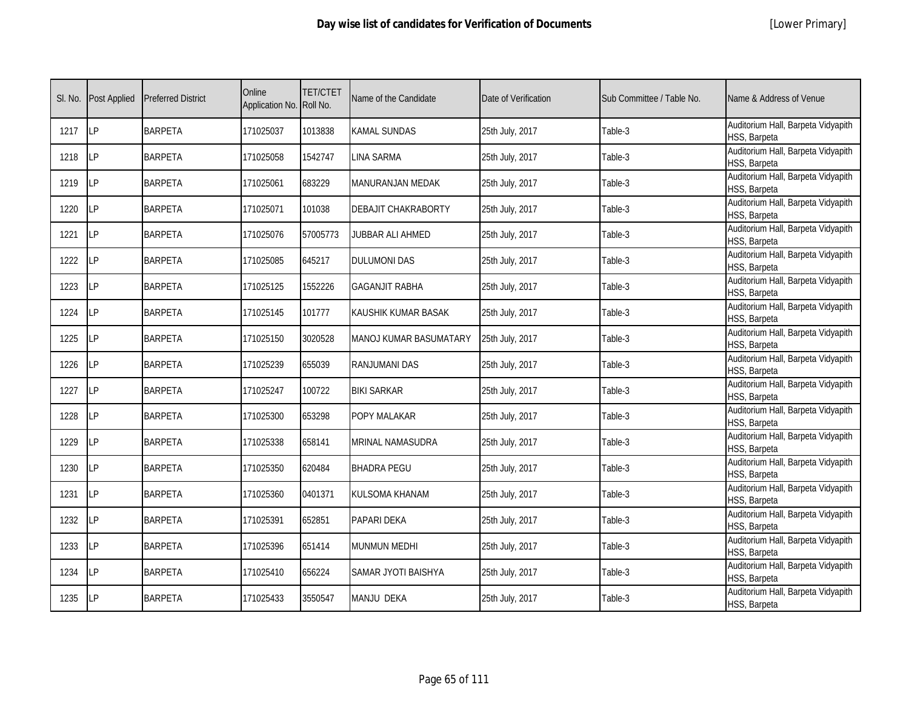# Day wise list of candidates for Verification of Documents

[Lower Primary]

| Sl. No. | Post Applied | Preferred District | Online Application No. | TET/CTET Roll No. | Name of the Candidate | Date of Verification | Sub Committee / Table No. | Name & Address of Venue |
|---|---|---|---|---|---|---|---|---|
| 1217 | LP | BARPETA | 171025037 | 1013838 | KAMAL SUNDAS | 25th July, 2017 | Table-3 | Auditorium Hall, Barpeta Vidyapith HSS, Barpeta |
| 1218 | LP | BARPETA | 171025058 | 1542747 | LINA SARMA | 25th July, 2017 | Table-3 | Auditorium Hall, Barpeta Vidyapith HSS, Barpeta |
| 1219 | LP | BARPETA | 171025061 | 683229 | MANURANJAN MEDAK | 25th July, 2017 | Table-3 | Auditorium Hall, Barpeta Vidyapith HSS, Barpeta |
| 1220 | LP | BARPETA | 171025071 | 101038 | DEBAJIT CHAKRABORTY | 25th July, 2017 | Table-3 | Auditorium Hall, Barpeta Vidyapith HSS, Barpeta |
| 1221 | LP | BARPETA | 171025076 | 57005773 | JUBBAR ALI AHMED | 25th July, 2017 | Table-3 | Auditorium Hall, Barpeta Vidyapith HSS, Barpeta |
| 1222 | LP | BARPETA | 171025085 | 645217 | DULUMONI DAS | 25th July, 2017 | Table-3 | Auditorium Hall, Barpeta Vidyapith HSS, Barpeta |
| 1223 | LP | BARPETA | 171025125 | 1552226 | GAGANJIT RABHA | 25th July, 2017 | Table-3 | Auditorium Hall, Barpeta Vidyapith HSS, Barpeta |
| 1224 | LP | BARPETA | 171025145 | 101777 | KAUSHIK KUMAR BASAK | 25th July, 2017 | Table-3 | Auditorium Hall, Barpeta Vidyapith HSS, Barpeta |
| 1225 | LP | BARPETA | 171025150 | 3020528 | MANOJ KUMAR BASUMATARY | 25th July, 2017 | Table-3 | Auditorium Hall, Barpeta Vidyapith HSS, Barpeta |
| 1226 | LP | BARPETA | 171025239 | 655039 | RANJUMANI DAS | 25th July, 2017 | Table-3 | Auditorium Hall, Barpeta Vidyapith HSS, Barpeta |
| 1227 | LP | BARPETA | 171025247 | 100722 | BIKI SARKAR | 25th July, 2017 | Table-3 | Auditorium Hall, Barpeta Vidyapith HSS, Barpeta |
| 1228 | LP | BARPETA | 171025300 | 653298 | POPY MALAKAR | 25th July, 2017 | Table-3 | Auditorium Hall, Barpeta Vidyapith HSS, Barpeta |
| 1229 | LP | BARPETA | 171025338 | 658141 | MRINAL NAMASUDRA | 25th July, 2017 | Table-3 | Auditorium Hall, Barpeta Vidyapith HSS, Barpeta |
| 1230 | LP | BARPETA | 171025350 | 620484 | BHADRA PEGU | 25th July, 2017 | Table-3 | Auditorium Hall, Barpeta Vidyapith HSS, Barpeta |
| 1231 | LP | BARPETA | 171025360 | 0401371 | KULSOMA KHANAM | 25th July, 2017 | Table-3 | Auditorium Hall, Barpeta Vidyapith HSS, Barpeta |
| 1232 | LP | BARPETA | 171025391 | 652851 | PAPARI DEKA | 25th July, 2017 | Table-3 | Auditorium Hall, Barpeta Vidyapith HSS, Barpeta |
| 1233 | LP | BARPETA | 171025396 | 651414 | MUNMUN MEDHI | 25th July, 2017 | Table-3 | Auditorium Hall, Barpeta Vidyapith HSS, Barpeta |
| 1234 | LP | BARPETA | 171025410 | 656224 | SAMAR JYOTI BAISHYA | 25th July, 2017 | Table-3 | Auditorium Hall, Barpeta Vidyapith HSS, Barpeta |
| 1235 | LP | BARPETA | 171025433 | 3550547 | MANJU DEKA | 25th July, 2017 | Table-3 | Auditorium Hall, Barpeta Vidyapith HSS, Barpeta |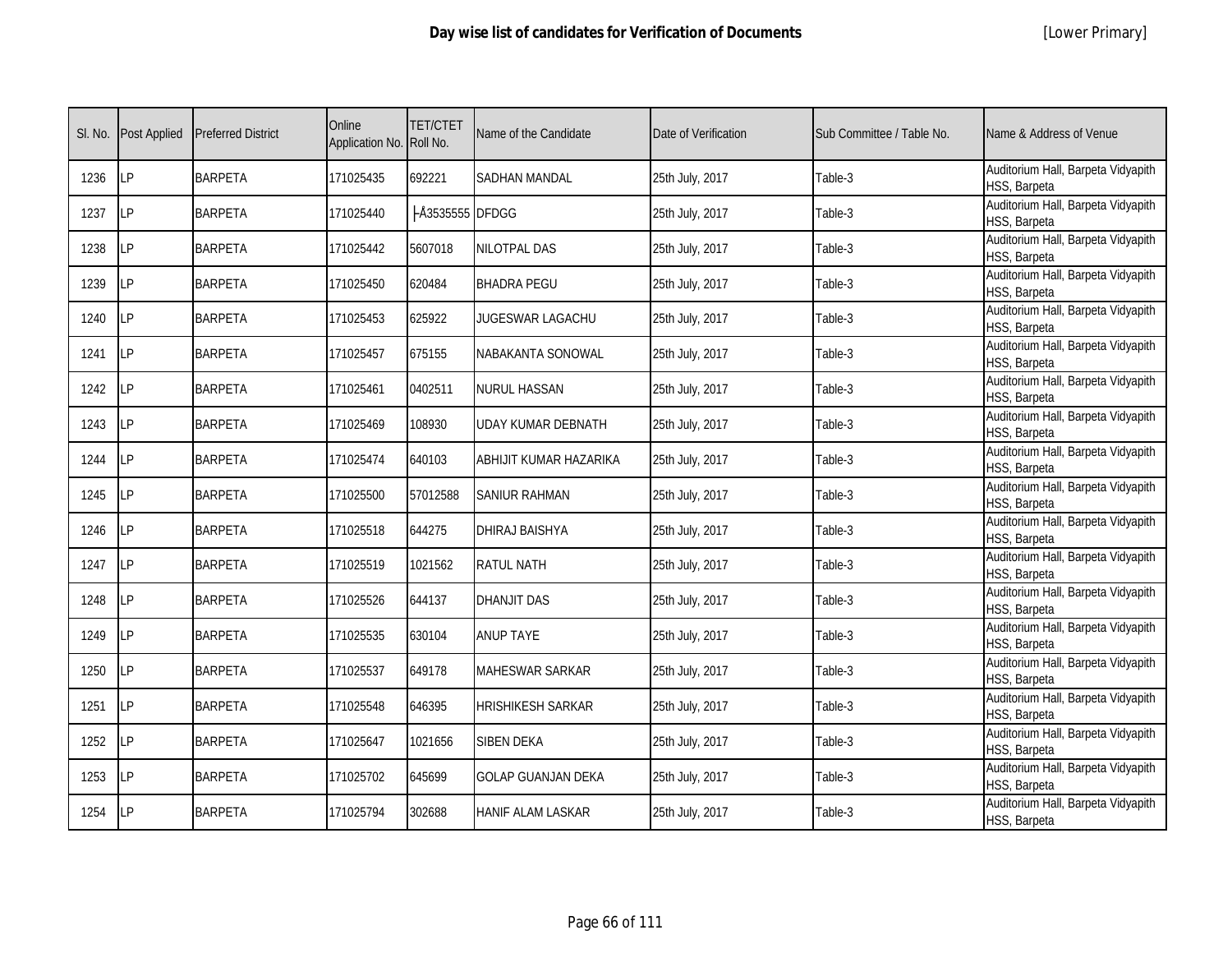| Sl. No. | Post Applied | Preferred District | Online Application No. | TET/CTET Roll No. | Name of the Candidate | Date of Verification | Sub Committee / Table No. | Name & Address of Venue |
|---|---|---|---|---|---|---|---|---|
| 1236 | LP | BARPETA | 171025435 | 692221 | SADHAN MANDAL | 25th July, 2017 | Table-3 | Auditorium Hall, Barpeta Vidyapith HSS, Barpeta |
| 1237 | LP | BARPETA | 171025440 | ├Å3535555 | DFDGG | 25th July, 2017 | Table-3 | Auditorium Hall, Barpeta Vidyapith HSS, Barpeta |
| 1238 | LP | BARPETA | 171025442 | 5607018 | NILOTPAL DAS | 25th July, 2017 | Table-3 | Auditorium Hall, Barpeta Vidyapith HSS, Barpeta |
| 1239 | LP | BARPETA | 171025450 | 620484 | BHADRA PEGU | 25th July, 2017 | Table-3 | Auditorium Hall, Barpeta Vidyapith HSS, Barpeta |
| 1240 | LP | BARPETA | 171025453 | 625922 | JUGESWAR LAGACHU | 25th July, 2017 | Table-3 | Auditorium Hall, Barpeta Vidyapith HSS, Barpeta |
| 1241 | LP | BARPETA | 171025457 | 675155 | NABAKANTA SONOWAL | 25th July, 2017 | Table-3 | Auditorium Hall, Barpeta Vidyapith HSS, Barpeta |
| 1242 | LP | BARPETA | 171025461 | 0402511 | NURUL HASSAN | 25th July, 2017 | Table-3 | Auditorium Hall, Barpeta Vidyapith HSS, Barpeta |
| 1243 | LP | BARPETA | 171025469 | 108930 | UDAY KUMAR DEBNATH | 25th July, 2017 | Table-3 | Auditorium Hall, Barpeta Vidyapith HSS, Barpeta |
| 1244 | LP | BARPETA | 171025474 | 640103 | ABHIJIT KUMAR HAZARIKA | 25th July, 2017 | Table-3 | Auditorium Hall, Barpeta Vidyapith HSS, Barpeta |
| 1245 | LP | BARPETA | 171025500 | 57012588 | SANIUR RAHMAN | 25th July, 2017 | Table-3 | Auditorium Hall, Barpeta Vidyapith HSS, Barpeta |
| 1246 | LP | BARPETA | 171025518 | 644275 | DHIRAJ BAISHYA | 25th July, 2017 | Table-3 | Auditorium Hall, Barpeta Vidyapith HSS, Barpeta |
| 1247 | LP | BARPETA | 171025519 | 1021562 | RATUL NATH | 25th July, 2017 | Table-3 | Auditorium Hall, Barpeta Vidyapith HSS, Barpeta |
| 1248 | LP | BARPETA | 171025526 | 644137 | DHANJIT DAS | 25th July, 2017 | Table-3 | Auditorium Hall, Barpeta Vidyapith HSS, Barpeta |
| 1249 | LP | BARPETA | 171025535 | 630104 | ANUP TAYE | 25th July, 2017 | Table-3 | Auditorium Hall, Barpeta Vidyapith HSS, Barpeta |
| 1250 | LP | BARPETA | 171025537 | 649178 | MAHESWAR SARKAR | 25th July, 2017 | Table-3 | Auditorium Hall, Barpeta Vidyapith HSS, Barpeta |
| 1251 | LP | BARPETA | 171025548 | 646395 | HRISHIKESH SARKAR | 25th July, 2017 | Table-3 | Auditorium Hall, Barpeta Vidyapith HSS, Barpeta |
| 1252 | LP | BARPETA | 171025647 | 1021656 | SIBEN DEKA | 25th July, 2017 | Table-3 | Auditorium Hall, Barpeta Vidyapith HSS, Barpeta |
| 1253 | LP | BARPETA | 171025702 | 645699 | GOLAP GUANJAN DEKA | 25th July, 2017 | Table-3 | Auditorium Hall, Barpeta Vidyapith HSS, Barpeta |
| 1254 | LP | BARPETA | 171025794 | 302688 | HANIF ALAM LASKAR | 25th July, 2017 | Table-3 | Auditorium Hall, Barpeta Vidyapith HSS, Barpeta |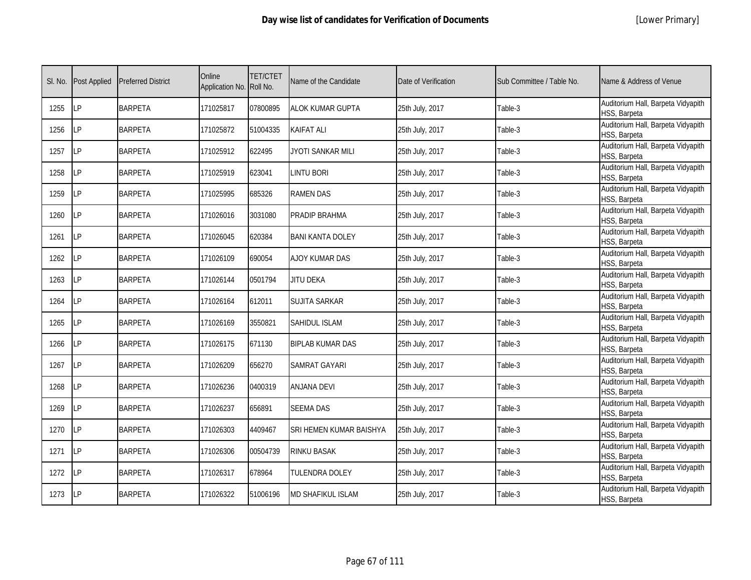# Day wise list of candidates for Verification of Documents

[Lower Primary]

| Sl. No. | Post Applied | Preferred District | Online Application No. | TET/CTET Roll No. | Name of the Candidate | Date of Verification | Sub Committee / Table No. | Name & Address of Venue |
|---|---|---|---|---|---|---|---|---|
| 1255 | LP | BARPETA | 171025817 | 07800895 | ALOK KUMAR GUPTA | 25th July, 2017 | Table-3 | Auditorium Hall, Barpeta Vidyapith HSS, Barpeta |
| 1256 | LP | BARPETA | 171025872 | 51004335 | KAIFAT ALI | 25th July, 2017 | Table-3 | Auditorium Hall, Barpeta Vidyapith HSS, Barpeta |
| 1257 | LP | BARPETA | 171025912 | 622495 | JYOTI SANKAR MILI | 25th July, 2017 | Table-3 | Auditorium Hall, Barpeta Vidyapith HSS, Barpeta |
| 1258 | LP | BARPETA | 171025919 | 623041 | LINTU BORI | 25th July, 2017 | Table-3 | Auditorium Hall, Barpeta Vidyapith HSS, Barpeta |
| 1259 | LP | BARPETA | 171025995 | 685326 | RAMEN DAS | 25th July, 2017 | Table-3 | Auditorium Hall, Barpeta Vidyapith HSS, Barpeta |
| 1260 | LP | BARPETA | 171026016 | 3031080 | PRADIP BRAHMA | 25th July, 2017 | Table-3 | Auditorium Hall, Barpeta Vidyapith HSS, Barpeta |
| 1261 | LP | BARPETA | 171026045 | 620384 | BANI KANTA DOLEY | 25th July, 2017 | Table-3 | Auditorium Hall, Barpeta Vidyapith HSS, Barpeta |
| 1262 | LP | BARPETA | 171026109 | 690054 | AJOY KUMAR DAS | 25th July, 2017 | Table-3 | Auditorium Hall, Barpeta Vidyapith HSS, Barpeta |
| 1263 | LP | BARPETA | 171026144 | 0501794 | JITU DEKA | 25th July, 2017 | Table-3 | Auditorium Hall, Barpeta Vidyapith HSS, Barpeta |
| 1264 | LP | BARPETA | 171026164 | 612011 | SUJITA SARKAR | 25th July, 2017 | Table-3 | Auditorium Hall, Barpeta Vidyapith HSS, Barpeta |
| 1265 | LP | BARPETA | 171026169 | 3550821 | SAHIDUL ISLAM | 25th July, 2017 | Table-3 | Auditorium Hall, Barpeta Vidyapith HSS, Barpeta |
| 1266 | LP | BARPETA | 171026175 | 671130 | BIPLAB KUMAR DAS | 25th July, 2017 | Table-3 | Auditorium Hall, Barpeta Vidyapith HSS, Barpeta |
| 1267 | LP | BARPETA | 171026209 | 656270 | SAMRAT GAYARI | 25th July, 2017 | Table-3 | Auditorium Hall, Barpeta Vidyapith HSS, Barpeta |
| 1268 | LP | BARPETA | 171026236 | 0400319 | ANJANA DEVI | 25th July, 2017 | Table-3 | Auditorium Hall, Barpeta Vidyapith HSS, Barpeta |
| 1269 | LP | BARPETA | 171026237 | 656891 | SEEMA DAS | 25th July, 2017 | Table-3 | Auditorium Hall, Barpeta Vidyapith HSS, Barpeta |
| 1270 | LP | BARPETA | 171026303 | 4409467 | SRI HEMEN KUMAR BAISHYA | 25th July, 2017 | Table-3 | Auditorium Hall, Barpeta Vidyapith HSS, Barpeta |
| 1271 | LP | BARPETA | 171026306 | 00504739 | RINKU BASAK | 25th July, 2017 | Table-3 | Auditorium Hall, Barpeta Vidyapith HSS, Barpeta |
| 1272 | LP | BARPETA | 171026317 | 678964 | TULENDRA DOLEY | 25th July, 2017 | Table-3 | Auditorium Hall, Barpeta Vidyapith HSS, Barpeta |
| 1273 | LP | BARPETA | 171026322 | 51006196 | MD SHAFIKUL ISLAM | 25th July, 2017 | Table-3 | Auditorium Hall, Barpeta Vidyapith HSS, Barpeta |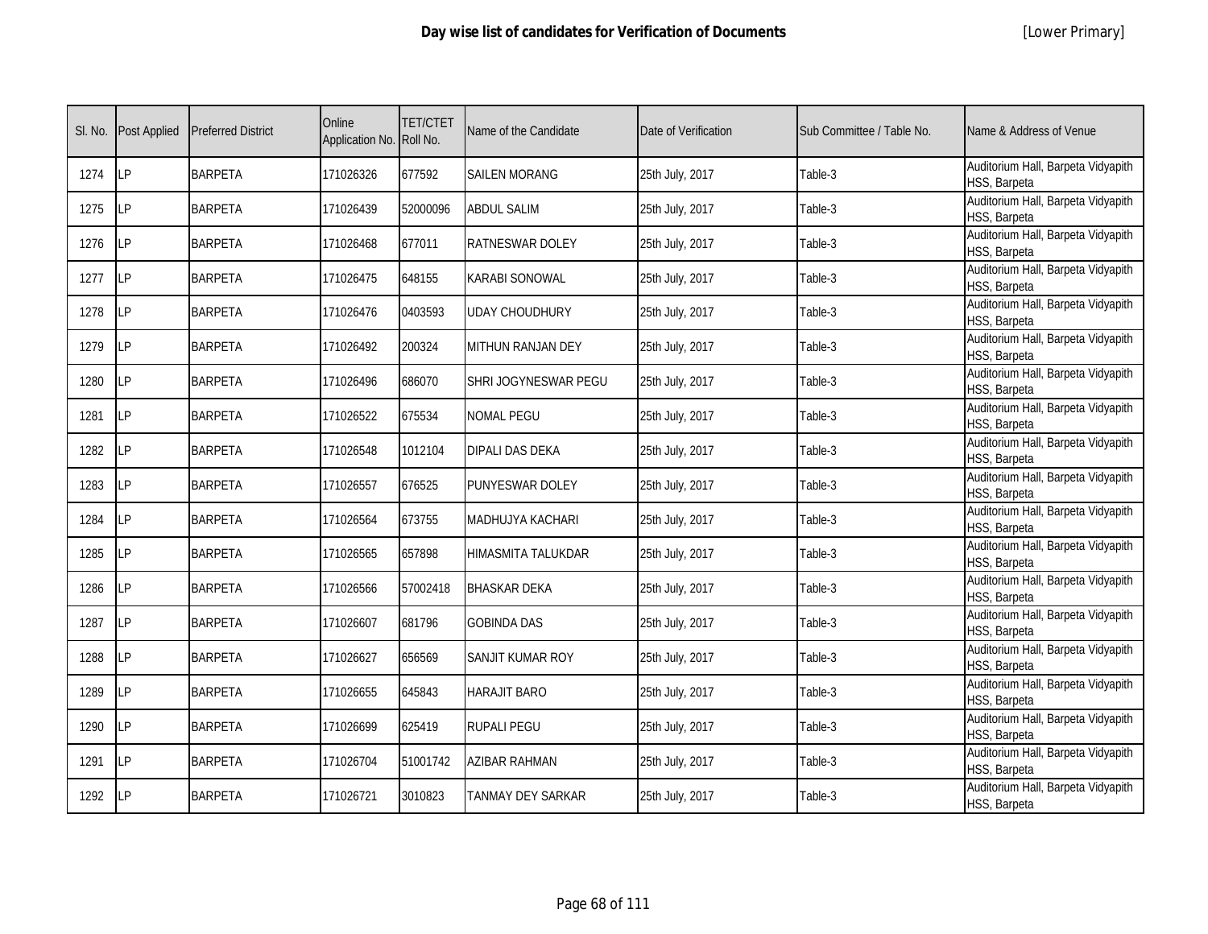# Day wise list of candidates for Verification of Documents

[Lower Primary]

| Sl. No. | Post Applied | Preferred District | Online Application No. | TET/CTET Roll No. | Name of the Candidate | Date of Verification | Sub Committee / Table No. | Name & Address of Venue |
|---|---|---|---|---|---|---|---|---|
| 1274 | LP | BARPETA | 171026326 | 677592 | SAILEN MORANG | 25th July, 2017 | Table-3 | Auditorium Hall, Barpeta Vidyapith HSS, Barpeta |
| 1275 | LP | BARPETA | 171026439 | 52000096 | ABDUL SALIM | 25th July, 2017 | Table-3 | Auditorium Hall, Barpeta Vidyapith HSS, Barpeta |
| 1276 | LP | BARPETA | 171026468 | 677011 | RATNESWAR DOLEY | 25th July, 2017 | Table-3 | Auditorium Hall, Barpeta Vidyapith HSS, Barpeta |
| 1277 | LP | BARPETA | 171026475 | 648155 | KARABI SONOWAL | 25th July, 2017 | Table-3 | Auditorium Hall, Barpeta Vidyapith HSS, Barpeta |
| 1278 | LP | BARPETA | 171026476 | 0403593 | UDAY CHOUDHURY | 25th July, 2017 | Table-3 | Auditorium Hall, Barpeta Vidyapith HSS, Barpeta |
| 1279 | LP | BARPETA | 171026492 | 200324 | MITHUN RANJAN DEY | 25th July, 2017 | Table-3 | Auditorium Hall, Barpeta Vidyapith HSS, Barpeta |
| 1280 | LP | BARPETA | 171026496 | 686070 | SHRI JOGYNESWAR PEGU | 25th July, 2017 | Table-3 | Auditorium Hall, Barpeta Vidyapith HSS, Barpeta |
| 1281 | LP | BARPETA | 171026522 | 675534 | NOMAL PEGU | 25th July, 2017 | Table-3 | Auditorium Hall, Barpeta Vidyapith HSS, Barpeta |
| 1282 | LP | BARPETA | 171026548 | 1012104 | DIPALI DAS DEKA | 25th July, 2017 | Table-3 | Auditorium Hall, Barpeta Vidyapith HSS, Barpeta |
| 1283 | LP | BARPETA | 171026557 | 676525 | PUNYESWAR DOLEY | 25th July, 2017 | Table-3 | Auditorium Hall, Barpeta Vidyapith HSS, Barpeta |
| 1284 | LP | BARPETA | 171026564 | 673755 | MADHUJYA KACHARI | 25th July, 2017 | Table-3 | Auditorium Hall, Barpeta Vidyapith HSS, Barpeta |
| 1285 | LP | BARPETA | 171026565 | 657898 | HIMASMITA TALUKDAR | 25th July, 2017 | Table-3 | Auditorium Hall, Barpeta Vidyapith HSS, Barpeta |
| 1286 | LP | BARPETA | 171026566 | 57002418 | BHASKAR DEKA | 25th July, 2017 | Table-3 | Auditorium Hall, Barpeta Vidyapith HSS, Barpeta |
| 1287 | LP | BARPETA | 171026607 | 681796 | GOBINDA DAS | 25th July, 2017 | Table-3 | Auditorium Hall, Barpeta Vidyapith HSS, Barpeta |
| 1288 | LP | BARPETA | 171026627 | 656569 | SANJIT KUMAR ROY | 25th July, 2017 | Table-3 | Auditorium Hall, Barpeta Vidyapith HSS, Barpeta |
| 1289 | LP | BARPETA | 171026655 | 645843 | HARAJIT BARO | 25th July, 2017 | Table-3 | Auditorium Hall, Barpeta Vidyapith HSS, Barpeta |
| 1290 | LP | BARPETA | 171026699 | 625419 | RUPALI PEGU | 25th July, 2017 | Table-3 | Auditorium Hall, Barpeta Vidyapith HSS, Barpeta |
| 1291 | LP | BARPETA | 171026704 | 51001742 | AZIBAR RAHMAN | 25th July, 2017 | Table-3 | Auditorium Hall, Barpeta Vidyapith HSS, Barpeta |
| 1292 | LP | BARPETA | 171026721 | 3010823 | TANMAY DEY SARKAR | 25th July, 2017 | Table-3 | Auditorium Hall, Barpeta Vidyapith HSS, Barpeta |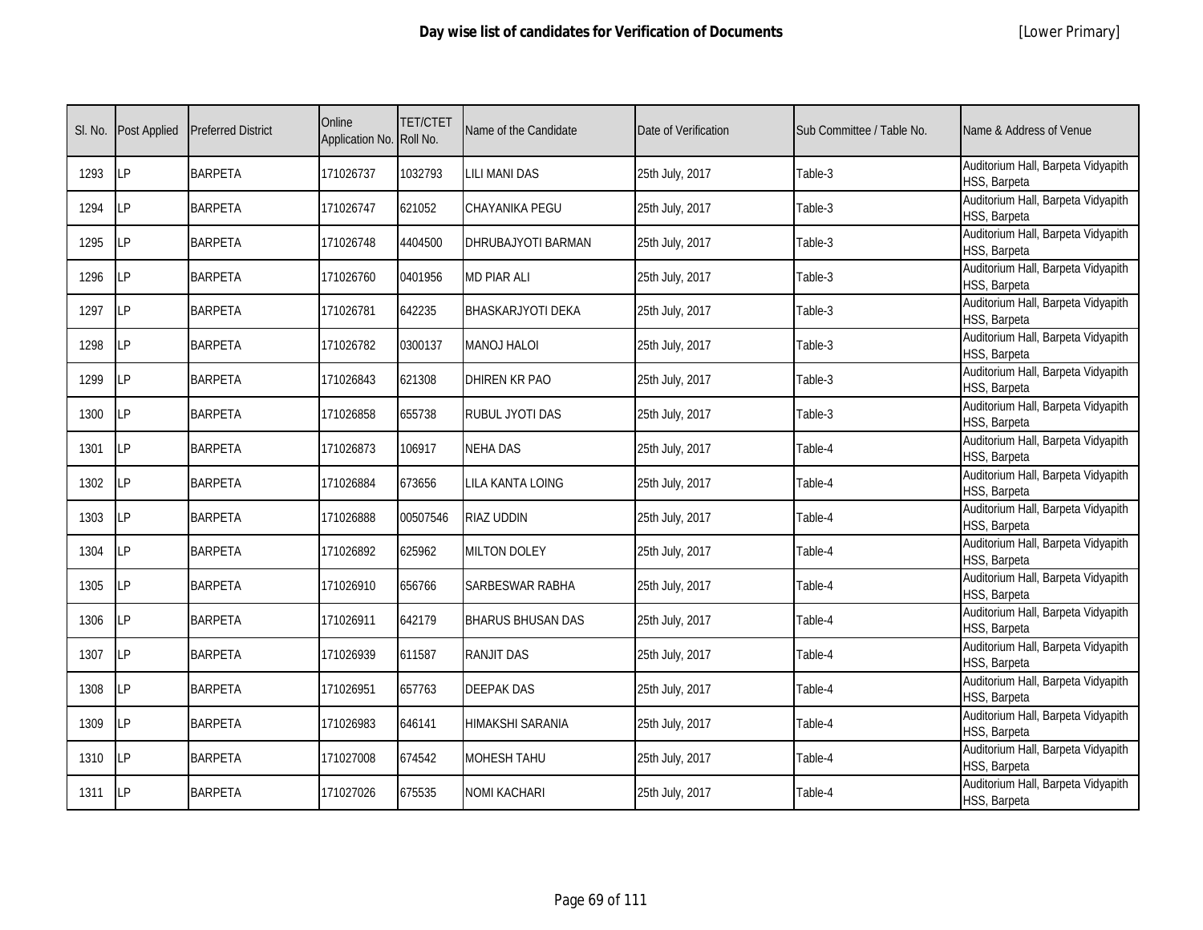# Day wise list of candidates for Verification of Documents

[Lower Primary]

| Sl. No. | Post Applied | Preferred District | Online Application No. | TET/CTET Roll No. | Name of the Candidate | Date of Verification | Sub Committee / Table No. | Name & Address of Venue |
|---|---|---|---|---|---|---|---|---|
| 1293 | LP | BARPETA | 171026737 | 1032793 | LILI MANI DAS | 25th July, 2017 | Table-3 | Auditorium Hall, Barpeta Vidyapith HSS, Barpeta |
| 1294 | LP | BARPETA | 171026747 | 621052 | CHAYANIKA PEGU | 25th July, 2017 | Table-3 | Auditorium Hall, Barpeta Vidyapith HSS, Barpeta |
| 1295 | LP | BARPETA | 171026748 | 4404500 | DHRUBAJYOTI BARMAN | 25th July, 2017 | Table-3 | Auditorium Hall, Barpeta Vidyapith HSS, Barpeta |
| 1296 | LP | BARPETA | 171026760 | 0401956 | MD PIAR ALI | 25th July, 2017 | Table-3 | Auditorium Hall, Barpeta Vidyapith HSS, Barpeta |
| 1297 | LP | BARPETA | 171026781 | 642235 | BHASKARJYOTI DEKA | 25th July, 2017 | Table-3 | Auditorium Hall, Barpeta Vidyapith HSS, Barpeta |
| 1298 | LP | BARPETA | 171026782 | 0300137 | MANOJ HALOI | 25th July, 2017 | Table-3 | Auditorium Hall, Barpeta Vidyapith HSS, Barpeta |
| 1299 | LP | BARPETA | 171026843 | 621308 | DHIREN KR PAO | 25th July, 2017 | Table-3 | Auditorium Hall, Barpeta Vidyapith HSS, Barpeta |
| 1300 | LP | BARPETA | 171026858 | 655738 | RUBUL JYOTI DAS | 25th July, 2017 | Table-3 | Auditorium Hall, Barpeta Vidyapith HSS, Barpeta |
| 1301 | LP | BARPETA | 171026873 | 106917 | NEHA DAS | 25th July, 2017 | Table-4 | Auditorium Hall, Barpeta Vidyapith HSS, Barpeta |
| 1302 | LP | BARPETA | 171026884 | 673656 | LILA KANTA LOING | 25th July, 2017 | Table-4 | Auditorium Hall, Barpeta Vidyapith HSS, Barpeta |
| 1303 | LP | BARPETA | 171026888 | 00507546 | RIAZ UDDIN | 25th July, 2017 | Table-4 | Auditorium Hall, Barpeta Vidyapith HSS, Barpeta |
| 1304 | LP | BARPETA | 171026892 | 625962 | MILTON DOLEY | 25th July, 2017 | Table-4 | Auditorium Hall, Barpeta Vidyapith HSS, Barpeta |
| 1305 | LP | BARPETA | 171026910 | 656766 | SARBESWAR RABHA | 25th July, 2017 | Table-4 | Auditorium Hall, Barpeta Vidyapith HSS, Barpeta |
| 1306 | LP | BARPETA | 171026911 | 642179 | BHARUS BHUSAN DAS | 25th July, 2017 | Table-4 | Auditorium Hall, Barpeta Vidyapith HSS, Barpeta |
| 1307 | LP | BARPETA | 171026939 | 611587 | RANJIT DAS | 25th July, 2017 | Table-4 | Auditorium Hall, Barpeta Vidyapith HSS, Barpeta |
| 1308 | LP | BARPETA | 171026951 | 657763 | DEEPAK DAS | 25th July, 2017 | Table-4 | Auditorium Hall, Barpeta Vidyapith HSS, Barpeta |
| 1309 | LP | BARPETA | 171026983 | 646141 | HIMAKSHI SARANIA | 25th July, 2017 | Table-4 | Auditorium Hall, Barpeta Vidyapith HSS, Barpeta |
| 1310 | LP | BARPETA | 171027008 | 674542 | MOHESH TAHU | 25th July, 2017 | Table-4 | Auditorium Hall, Barpeta Vidyapith HSS, Barpeta |
| 1311 | LP | BARPETA | 171027026 | 675535 | NOMI KACHARI | 25th July, 2017 | Table-4 | Auditorium Hall, Barpeta Vidyapith HSS, Barpeta |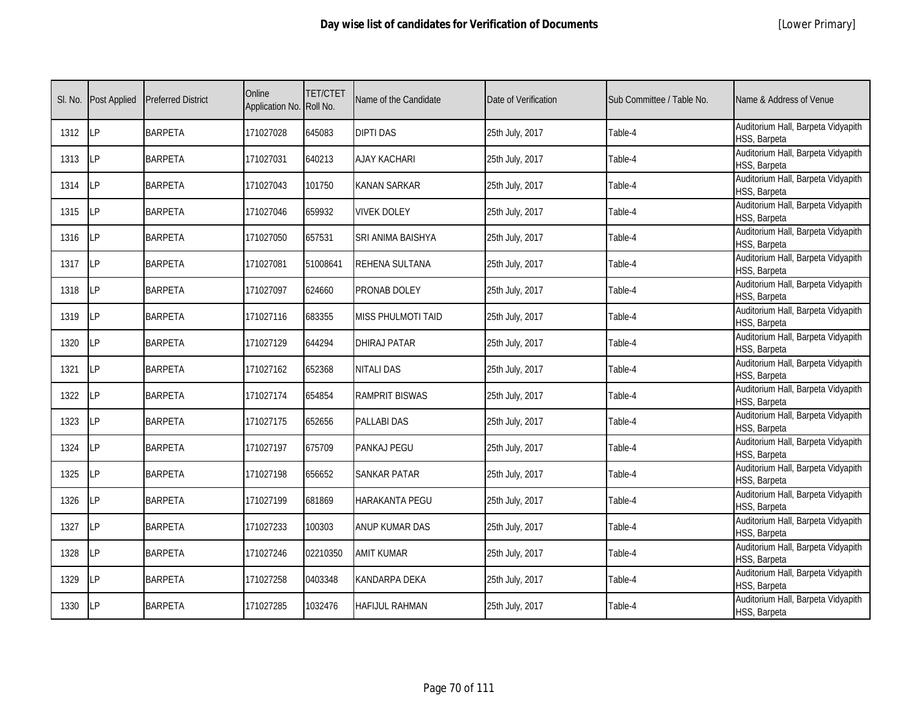# Day wise list of candidates for Verification of Documents

[Lower Primary]

| Sl. No. | Post Applied | Preferred District | Online Application No. | TET/CTET Roll No. | Name of the Candidate | Date of Verification | Sub Committee / Table No. | Name & Address of Venue |
|---|---|---|---|---|---|---|---|---|
| 1312 | LP | BARPETA | 171027028 | 645083 | DIPTI DAS | 25th July, 2017 | Table-4 | Auditorium Hall, Barpeta Vidyapith HSS, Barpeta |
| 1313 | LP | BARPETA | 171027031 | 640213 | AJAY KACHARI | 25th July, 2017 | Table-4 | Auditorium Hall, Barpeta Vidyapith HSS, Barpeta |
| 1314 | LP | BARPETA | 171027043 | 101750 | KANAN SARKAR | 25th July, 2017 | Table-4 | Auditorium Hall, Barpeta Vidyapith HSS, Barpeta |
| 1315 | LP | BARPETA | 171027046 | 659932 | VIVEK DOLEY | 25th July, 2017 | Table-4 | Auditorium Hall, Barpeta Vidyapith HSS, Barpeta |
| 1316 | LP | BARPETA | 171027050 | 657531 | SRI ANIMA BAISHYA | 25th July, 2017 | Table-4 | Auditorium Hall, Barpeta Vidyapith HSS, Barpeta |
| 1317 | LP | BARPETA | 171027081 | 51008641 | REHENA SULTANA | 25th July, 2017 | Table-4 | Auditorium Hall, Barpeta Vidyapith HSS, Barpeta |
| 1318 | LP | BARPETA | 171027097 | 624660 | PRONAB DOLEY | 25th July, 2017 | Table-4 | Auditorium Hall, Barpeta Vidyapith HSS, Barpeta |
| 1319 | LP | BARPETA | 171027116 | 683355 | MISS PHULMOTI TAID | 25th July, 2017 | Table-4 | Auditorium Hall, Barpeta Vidyapith HSS, Barpeta |
| 1320 | LP | BARPETA | 171027129 | 644294 | DHIRAJ PATAR | 25th July, 2017 | Table-4 | Auditorium Hall, Barpeta Vidyapith HSS, Barpeta |
| 1321 | LP | BARPETA | 171027162 | 652368 | NITALI DAS | 25th July, 2017 | Table-4 | Auditorium Hall, Barpeta Vidyapith HSS, Barpeta |
| 1322 | LP | BARPETA | 171027174 | 654854 | RAMPRIT BISWAS | 25th July, 2017 | Table-4 | Auditorium Hall, Barpeta Vidyapith HSS, Barpeta |
| 1323 | LP | BARPETA | 171027175 | 652656 | PALLABI DAS | 25th July, 2017 | Table-4 | Auditorium Hall, Barpeta Vidyapith HSS, Barpeta |
| 1324 | LP | BARPETA | 171027197 | 675709 | PANKAJ PEGU | 25th July, 2017 | Table-4 | Auditorium Hall, Barpeta Vidyapith HSS, Barpeta |
| 1325 | LP | BARPETA | 171027198 | 656652 | SANKAR PATAR | 25th July, 2017 | Table-4 | Auditorium Hall, Barpeta Vidyapith HSS, Barpeta |
| 1326 | LP | BARPETA | 171027199 | 681869 | HARAKANTA PEGU | 25th July, 2017 | Table-4 | Auditorium Hall, Barpeta Vidyapith HSS, Barpeta |
| 1327 | LP | BARPETA | 171027233 | 100303 | ANUP KUMAR DAS | 25th July, 2017 | Table-4 | Auditorium Hall, Barpeta Vidyapith HSS, Barpeta |
| 1328 | LP | BARPETA | 171027246 | 02210350 | AMIT KUMAR | 25th July, 2017 | Table-4 | Auditorium Hall, Barpeta Vidyapith HSS, Barpeta |
| 1329 | LP | BARPETA | 171027258 | 0403348 | KANDARPA DEKA | 25th July, 2017 | Table-4 | Auditorium Hall, Barpeta Vidyapith HSS, Barpeta |
| 1330 | LP | BARPETA | 171027285 | 1032476 | HAFIJUL RAHMAN | 25th July, 2017 | Table-4 | Auditorium Hall, Barpeta Vidyapith HSS, Barpeta |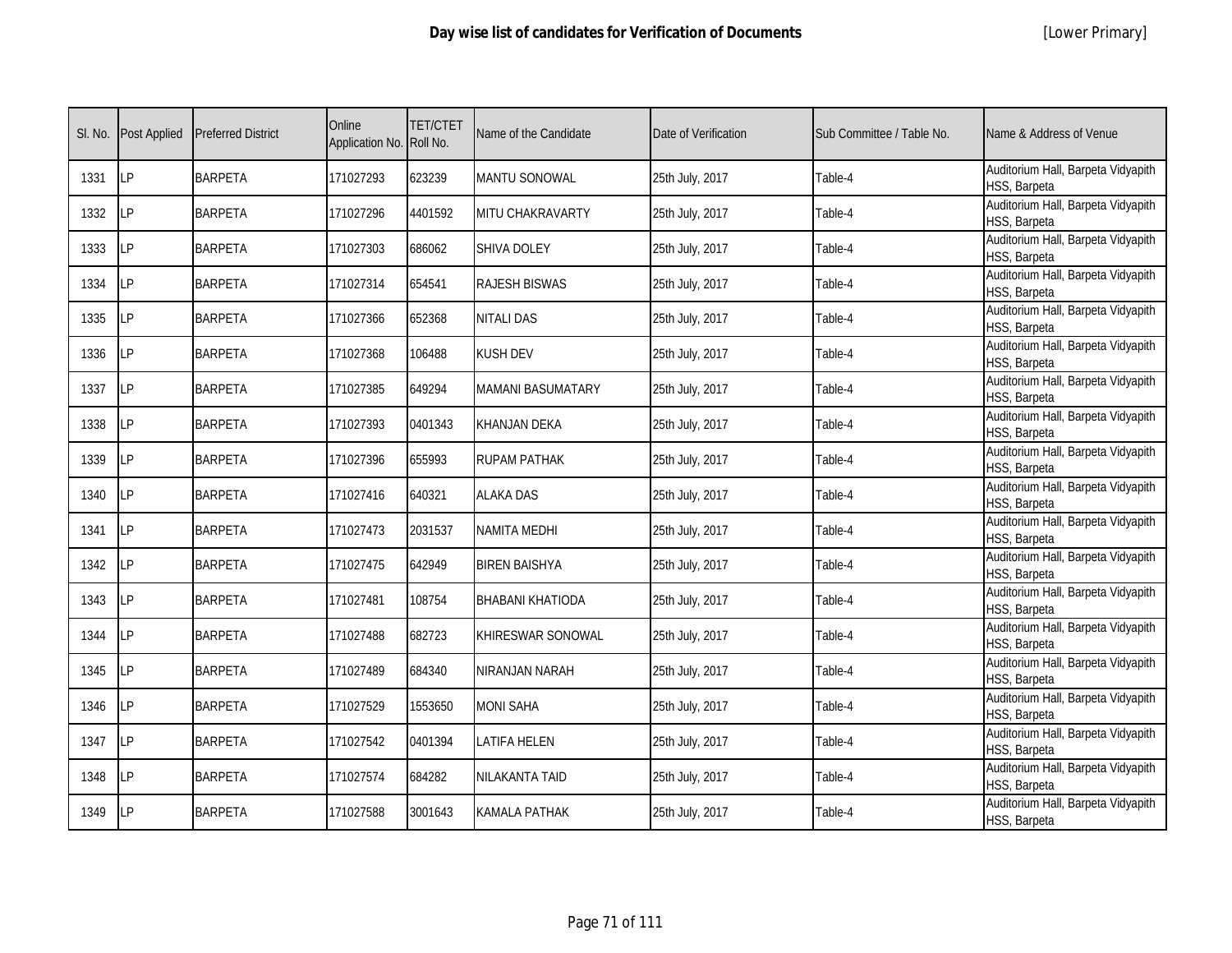# Day wise list of candidates for Verification of Documents

[Lower Primary]

| Sl. No. | Post Applied | Preferred District | Online Application No. | TET/CTET Roll No. | Name of the Candidate | Date of Verification | Sub Committee / Table No. | Name & Address of Venue |
|---|---|---|---|---|---|---|---|---|
| 1331 | LP | BARPETA | 171027293 | 623239 | MANTU SONOWAL | 25th July, 2017 | Table-4 | Auditorium Hall, Barpeta Vidyapith HSS, Barpeta |
| 1332 | LP | BARPETA | 171027296 | 4401592 | MITU CHAKRAVARTY | 25th July, 2017 | Table-4 | Auditorium Hall, Barpeta Vidyapith HSS, Barpeta |
| 1333 | LP | BARPETA | 171027303 | 686062 | SHIVA DOLEY | 25th July, 2017 | Table-4 | Auditorium Hall, Barpeta Vidyapith HSS, Barpeta |
| 1334 | LP | BARPETA | 171027314 | 654541 | RAJESH BISWAS | 25th July, 2017 | Table-4 | Auditorium Hall, Barpeta Vidyapith HSS, Barpeta |
| 1335 | LP | BARPETA | 171027366 | 652368 | NITALI DAS | 25th July, 2017 | Table-4 | Auditorium Hall, Barpeta Vidyapith HSS, Barpeta |
| 1336 | LP | BARPETA | 171027368 | 106488 | KUSH DEV | 25th July, 2017 | Table-4 | Auditorium Hall, Barpeta Vidyapith HSS, Barpeta |
| 1337 | LP | BARPETA | 171027385 | 649294 | MAMANI BASUMATARY | 25th July, 2017 | Table-4 | Auditorium Hall, Barpeta Vidyapith HSS, Barpeta |
| 1338 | LP | BARPETA | 171027393 | 0401343 | KHANJAN DEKA | 25th July, 2017 | Table-4 | Auditorium Hall, Barpeta Vidyapith HSS, Barpeta |
| 1339 | LP | BARPETA | 171027396 | 655993 | RUPAM PATHAK | 25th July, 2017 | Table-4 | Auditorium Hall, Barpeta Vidyapith HSS, Barpeta |
| 1340 | LP | BARPETA | 171027416 | 640321 | ALAKA DAS | 25th July, 2017 | Table-4 | Auditorium Hall, Barpeta Vidyapith HSS, Barpeta |
| 1341 | LP | BARPETA | 171027473 | 2031537 | NAMITA MEDHI | 25th July, 2017 | Table-4 | Auditorium Hall, Barpeta Vidyapith HSS, Barpeta |
| 1342 | LP | BARPETA | 171027475 | 642949 | BIREN BAISHYA | 25th July, 2017 | Table-4 | Auditorium Hall, Barpeta Vidyapith HSS, Barpeta |
| 1343 | LP | BARPETA | 171027481 | 108754 | BHABANI KHATIODA | 25th July, 2017 | Table-4 | Auditorium Hall, Barpeta Vidyapith HSS, Barpeta |
| 1344 | LP | BARPETA | 171027488 | 682723 | KHIRESWAR SONOWAL | 25th July, 2017 | Table-4 | Auditorium Hall, Barpeta Vidyapith HSS, Barpeta |
| 1345 | LP | BARPETA | 171027489 | 684340 | NIRANJAN NARAH | 25th July, 2017 | Table-4 | Auditorium Hall, Barpeta Vidyapith HSS, Barpeta |
| 1346 | LP | BARPETA | 171027529 | 1553650 | MONI SAHA | 25th July, 2017 | Table-4 | Auditorium Hall, Barpeta Vidyapith HSS, Barpeta |
| 1347 | LP | BARPETA | 171027542 | 0401394 | LATIFA HELEN | 25th July, 2017 | Table-4 | Auditorium Hall, Barpeta Vidyapith HSS, Barpeta |
| 1348 | LP | BARPETA | 171027574 | 684282 | NILAKANTA TAID | 25th July, 2017 | Table-4 | Auditorium Hall, Barpeta Vidyapith HSS, Barpeta |
| 1349 | LP | BARPETA | 171027588 | 3001643 | KAMALA PATHAK | 25th July, 2017 | Table-4 | Auditorium Hall, Barpeta Vidyapith HSS, Barpeta |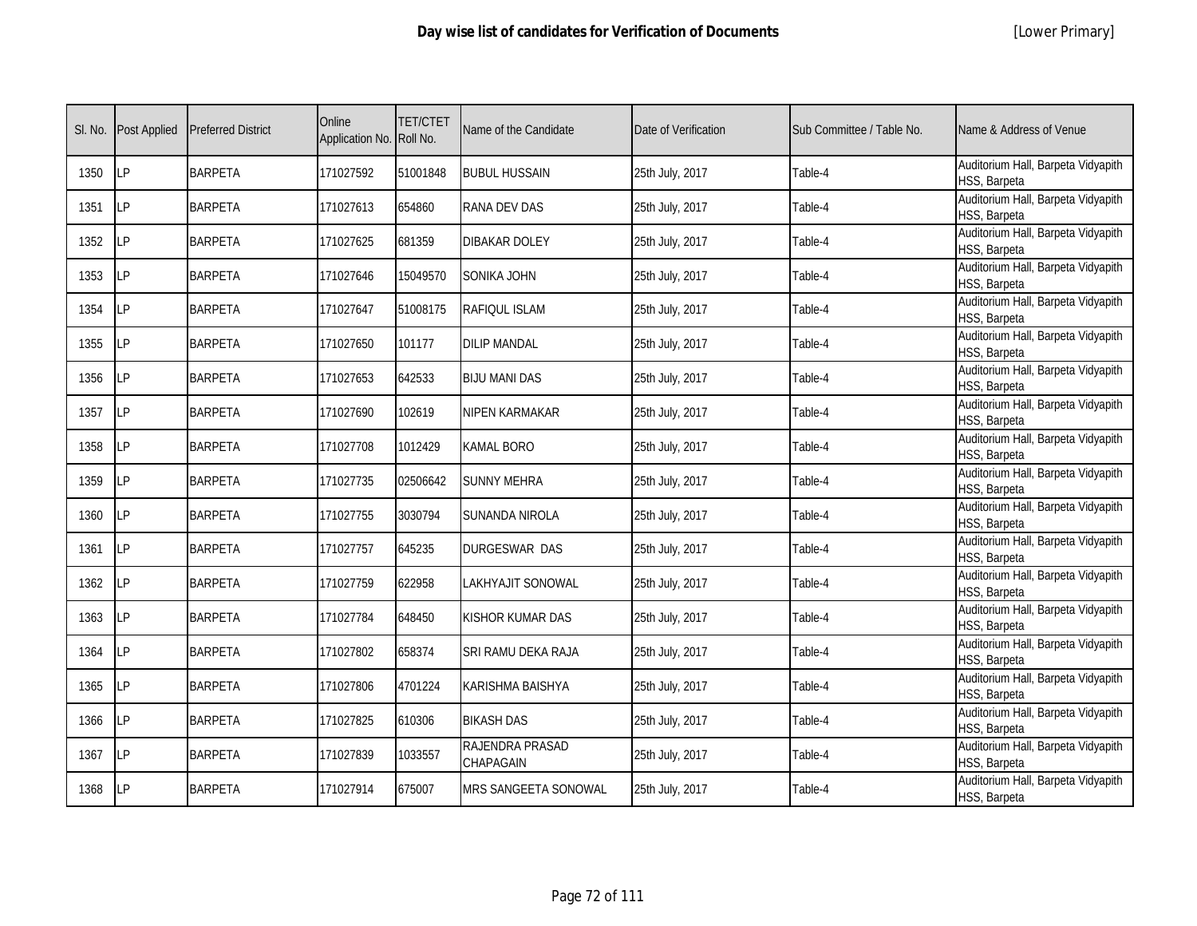# Day wise list of candidates for Verification of Documents

[Lower Primary]

| Sl. No. | Post Applied | Preferred District | Online Application No. | TET/CTET Roll No. | Name of the Candidate | Date of Verification | Sub Committee / Table No. | Name & Address of Venue |
|---|---|---|---|---|---|---|---|---|
| 1350 | LP | BARPETA | 171027592 | 51001848 | BUBUL HUSSAIN | 25th July, 2017 | Table-4 | Auditorium Hall, Barpeta Vidyapith HSS, Barpeta |
| 1351 | LP | BARPETA | 171027613 | 654860 | RANA DEV DAS | 25th July, 2017 | Table-4 | Auditorium Hall, Barpeta Vidyapith HSS, Barpeta |
| 1352 | LP | BARPETA | 171027625 | 681359 | DIBAKAR DOLEY | 25th July, 2017 | Table-4 | Auditorium Hall, Barpeta Vidyapith HSS, Barpeta |
| 1353 | LP | BARPETA | 171027646 | 15049570 | SONIKA JOHN | 25th July, 2017 | Table-4 | Auditorium Hall, Barpeta Vidyapith HSS, Barpeta |
| 1354 | LP | BARPETA | 171027647 | 51008175 | RAFIQUL ISLAM | 25th July, 2017 | Table-4 | Auditorium Hall, Barpeta Vidyapith HSS, Barpeta |
| 1355 | LP | BARPETA | 171027650 | 101177 | DILIP MANDAL | 25th July, 2017 | Table-4 | Auditorium Hall, Barpeta Vidyapith HSS, Barpeta |
| 1356 | LP | BARPETA | 171027653 | 642533 | BIJU MANI DAS | 25th July, 2017 | Table-4 | Auditorium Hall, Barpeta Vidyapith HSS, Barpeta |
| 1357 | LP | BARPETA | 171027690 | 102619 | NIPEN KARMAKAR | 25th July, 2017 | Table-4 | Auditorium Hall, Barpeta Vidyapith HSS, Barpeta |
| 1358 | LP | BARPETA | 171027708 | 1012429 | KAMAL BORO | 25th July, 2017 | Table-4 | Auditorium Hall, Barpeta Vidyapith HSS, Barpeta |
| 1359 | LP | BARPETA | 171027735 | 02506642 | SUNNY MEHRA | 25th July, 2017 | Table-4 | Auditorium Hall, Barpeta Vidyapith HSS, Barpeta |
| 1360 | LP | BARPETA | 171027755 | 3030794 | SUNANDA NIROLA | 25th July, 2017 | Table-4 | Auditorium Hall, Barpeta Vidyapith HSS, Barpeta |
| 1361 | LP | BARPETA | 171027757 | 645235 | DURGESWAR DAS | 25th July, 2017 | Table-4 | Auditorium Hall, Barpeta Vidyapith HSS, Barpeta |
| 1362 | LP | BARPETA | 171027759 | 622958 | LAKHYAJIT SONOWAL | 25th July, 2017 | Table-4 | Auditorium Hall, Barpeta Vidyapith HSS, Barpeta |
| 1363 | LP | BARPETA | 171027784 | 648450 | KISHOR KUMAR DAS | 25th July, 2017 | Table-4 | Auditorium Hall, Barpeta Vidyapith HSS, Barpeta |
| 1364 | LP | BARPETA | 171027802 | 658374 | SRI RAMU DEKA RAJA | 25th July, 2017 | Table-4 | Auditorium Hall, Barpeta Vidyapith HSS, Barpeta |
| 1365 | LP | BARPETA | 171027806 | 4701224 | KARISHMA BAISHYA | 25th July, 2017 | Table-4 | Auditorium Hall, Barpeta Vidyapith HSS, Barpeta |
| 1366 | LP | BARPETA | 171027825 | 610306 | BIKASH DAS | 25th July, 2017 | Table-4 | Auditorium Hall, Barpeta Vidyapith HSS, Barpeta |
| 1367 | LP | BARPETA | 171027839 | 1033557 | RAJENDRA PRASAD CHAPAGAIN | 25th July, 2017 | Table-4 | Auditorium Hall, Barpeta Vidyapith HSS, Barpeta |
| 1368 | LP | BARPETA | 171027914 | 675007 | MRS SANGEETA SONOWAL | 25th July, 2017 | Table-4 | Auditorium Hall, Barpeta Vidyapith HSS, Barpeta |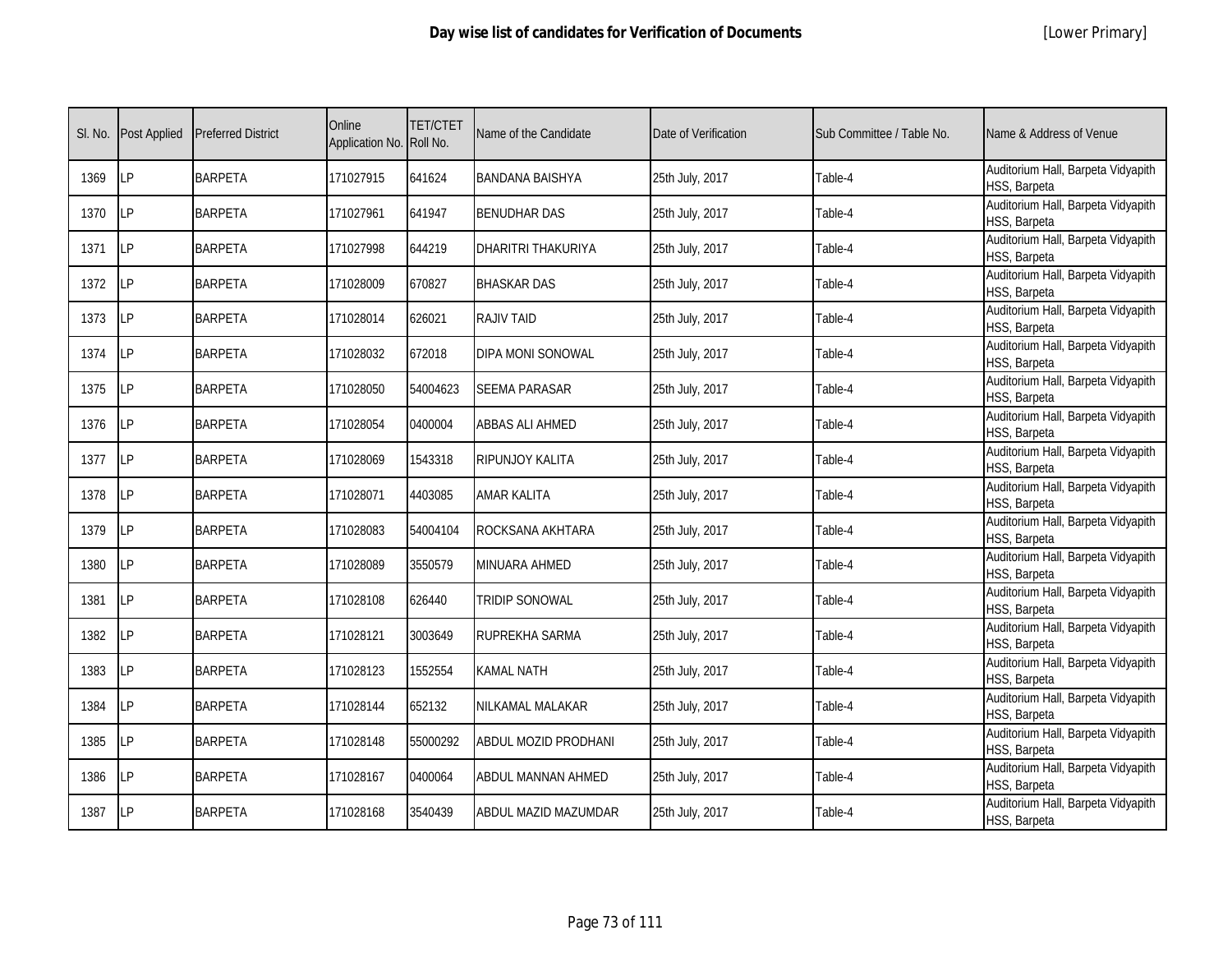# Day wise list of candidates for Verification of Documents

[Lower Primary]

| Sl. No. | Post Applied | Preferred District | Online Application No. | TET/CTET Roll No. | Name of the Candidate | Date of Verification | Sub Committee / Table No. | Name & Address of Venue |
|---|---|---|---|---|---|---|---|---|
| 1369 | LP | BARPETA | 171027915 | 641624 | BANDANA BAISHYA | 25th July, 2017 | Table-4 | Auditorium Hall, Barpeta Vidyapith HSS, Barpeta |
| 1370 | LP | BARPETA | 171027961 | 641947 | BENUDHAR DAS | 25th July, 2017 | Table-4 | Auditorium Hall, Barpeta Vidyapith HSS, Barpeta |
| 1371 | LP | BARPETA | 171027998 | 644219 | DHARITRI THAKURIYA | 25th July, 2017 | Table-4 | Auditorium Hall, Barpeta Vidyapith HSS, Barpeta |
| 1372 | LP | BARPETA | 171028009 | 670827 | BHASKAR DAS | 25th July, 2017 | Table-4 | Auditorium Hall, Barpeta Vidyapith HSS, Barpeta |
| 1373 | LP | BARPETA | 171028014 | 626021 | RAJIV TAID | 25th July, 2017 | Table-4 | Auditorium Hall, Barpeta Vidyapith HSS, Barpeta |
| 1374 | LP | BARPETA | 171028032 | 672018 | DIPA MONI SONOWAL | 25th July, 2017 | Table-4 | Auditorium Hall, Barpeta Vidyapith HSS, Barpeta |
| 1375 | LP | BARPETA | 171028050 | 54004623 | SEEMA PARASAR | 25th July, 2017 | Table-4 | Auditorium Hall, Barpeta Vidyapith HSS, Barpeta |
| 1376 | LP | BARPETA | 171028054 | 0400004 | ABBAS ALI AHMED | 25th July, 2017 | Table-4 | Auditorium Hall, Barpeta Vidyapith HSS, Barpeta |
| 1377 | LP | BARPETA | 171028069 | 1543318 | RIPUNJOY KALITA | 25th July, 2017 | Table-4 | Auditorium Hall, Barpeta Vidyapith HSS, Barpeta |
| 1378 | LP | BARPETA | 171028071 | 4403085 | AMAR KALITA | 25th July, 2017 | Table-4 | Auditorium Hall, Barpeta Vidyapith HSS, Barpeta |
| 1379 | LP | BARPETA | 171028083 | 54004104 | ROCKSANA AKHTARA | 25th July, 2017 | Table-4 | Auditorium Hall, Barpeta Vidyapith HSS, Barpeta |
| 1380 | LP | BARPETA | 171028089 | 3550579 | MINUARA AHMED | 25th July, 2017 | Table-4 | Auditorium Hall, Barpeta Vidyapith HSS, Barpeta |
| 1381 | LP | BARPETA | 171028108 | 626440 | TRIDIP SONOWAL | 25th July, 2017 | Table-4 | Auditorium Hall, Barpeta Vidyapith HSS, Barpeta |
| 1382 | LP | BARPETA | 171028121 | 3003649 | RUPREKHA SARMA | 25th July, 2017 | Table-4 | Auditorium Hall, Barpeta Vidyapith HSS, Barpeta |
| 1383 | LP | BARPETA | 171028123 | 1552554 | KAMAL NATH | 25th July, 2017 | Table-4 | Auditorium Hall, Barpeta Vidyapith HSS, Barpeta |
| 1384 | LP | BARPETA | 171028144 | 652132 | NILKAMAL MALAKAR | 25th July, 2017 | Table-4 | Auditorium Hall, Barpeta Vidyapith HSS, Barpeta |
| 1385 | LP | BARPETA | 171028148 | 55000292 | ABDUL MOZID PRODHANI | 25th July, 2017 | Table-4 | Auditorium Hall, Barpeta Vidyapith HSS, Barpeta |
| 1386 | LP | BARPETA | 171028167 | 0400064 | ABDUL MANNAN AHMED | 25th July, 2017 | Table-4 | Auditorium Hall, Barpeta Vidyapith HSS, Barpeta |
| 1387 | LP | BARPETA | 171028168 | 3540439 | ABDUL MAZID MAZUMDAR | 25th July, 2017 | Table-4 | Auditorium Hall, Barpeta Vidyapith HSS, Barpeta |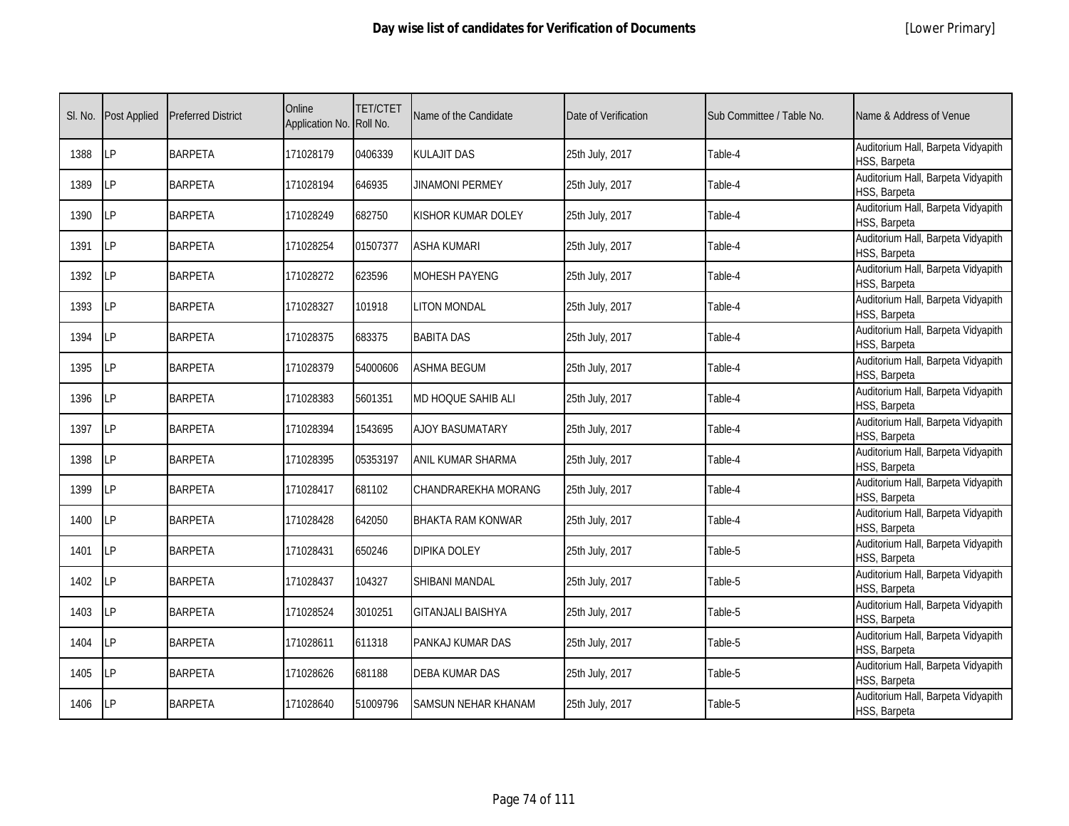# Day wise list of candidates for Verification of Documents

[Lower Primary]

| Sl. No. | Post Applied | Preferred District | Online Application No. | TET/CTET Roll No. | Name of the Candidate | Date of Verification | Sub Committee / Table No. | Name & Address of Venue |
|---|---|---|---|---|---|---|---|---|
| 1388 | LP | BARPETA | 171028179 | 0406339 | KULAJIT DAS | 25th July, 2017 | Table-4 | Auditorium Hall, Barpeta Vidyapith HSS, Barpeta |
| 1389 | LP | BARPETA | 171028194 | 646935 | JINAMONI PERMEY | 25th July, 2017 | Table-4 | Auditorium Hall, Barpeta Vidyapith HSS, Barpeta |
| 1390 | LP | BARPETA | 171028249 | 682750 | KISHOR KUMAR DOLEY | 25th July, 2017 | Table-4 | Auditorium Hall, Barpeta Vidyapith HSS, Barpeta |
| 1391 | LP | BARPETA | 171028254 | 01507377 | ASHA KUMARI | 25th July, 2017 | Table-4 | Auditorium Hall, Barpeta Vidyapith HSS, Barpeta |
| 1392 | LP | BARPETA | 171028272 | 623596 | MOHESH PAYENG | 25th July, 2017 | Table-4 | Auditorium Hall, Barpeta Vidyapith HSS, Barpeta |
| 1393 | LP | BARPETA | 171028327 | 101918 | LITON MONDAL | 25th July, 2017 | Table-4 | Auditorium Hall, Barpeta Vidyapith HSS, Barpeta |
| 1394 | LP | BARPETA | 171028375 | 683375 | BABITA DAS | 25th July, 2017 | Table-4 | Auditorium Hall, Barpeta Vidyapith HSS, Barpeta |
| 1395 | LP | BARPETA | 171028379 | 54000606 | ASHMA BEGUM | 25th July, 2017 | Table-4 | Auditorium Hall, Barpeta Vidyapith HSS, Barpeta |
| 1396 | LP | BARPETA | 171028383 | 5601351 | MD HOQUE SAHIB ALI | 25th July, 2017 | Table-4 | Auditorium Hall, Barpeta Vidyapith HSS, Barpeta |
| 1397 | LP | BARPETA | 171028394 | 1543695 | AJOY BASUMATARY | 25th July, 2017 | Table-4 | Auditorium Hall, Barpeta Vidyapith HSS, Barpeta |
| 1398 | LP | BARPETA | 171028395 | 05353197 | ANIL KUMAR SHARMA | 25th July, 2017 | Table-4 | Auditorium Hall, Barpeta Vidyapith HSS, Barpeta |
| 1399 | LP | BARPETA | 171028417 | 681102 | CHANDRAREKHA MORANG | 25th July, 2017 | Table-4 | Auditorium Hall, Barpeta Vidyapith HSS, Barpeta |
| 1400 | LP | BARPETA | 171028428 | 642050 | BHAKTA RAM KONWAR | 25th July, 2017 | Table-4 | Auditorium Hall, Barpeta Vidyapith HSS, Barpeta |
| 1401 | LP | BARPETA | 171028431 | 650246 | DIPIKA DOLEY | 25th July, 2017 | Table-5 | Auditorium Hall, Barpeta Vidyapith HSS, Barpeta |
| 1402 | LP | BARPETA | 171028437 | 104327 | SHIBANI MANDAL | 25th July, 2017 | Table-5 | Auditorium Hall, Barpeta Vidyapith HSS, Barpeta |
| 1403 | LP | BARPETA | 171028524 | 3010251 | GITANJALI BAISHYA | 25th July, 2017 | Table-5 | Auditorium Hall, Barpeta Vidyapith HSS, Barpeta |
| 1404 | LP | BARPETA | 171028611 | 611318 | PANKAJ KUMAR DAS | 25th July, 2017 | Table-5 | Auditorium Hall, Barpeta Vidyapith HSS, Barpeta |
| 1405 | LP | BARPETA | 171028626 | 681188 | DEBA KUMAR DAS | 25th July, 2017 | Table-5 | Auditorium Hall, Barpeta Vidyapith HSS, Barpeta |
| 1406 | LP | BARPETA | 171028640 | 51009796 | SAMSUN NEHAR KHANAM | 25th July, 2017 | Table-5 | Auditorium Hall, Barpeta Vidyapith HSS, Barpeta |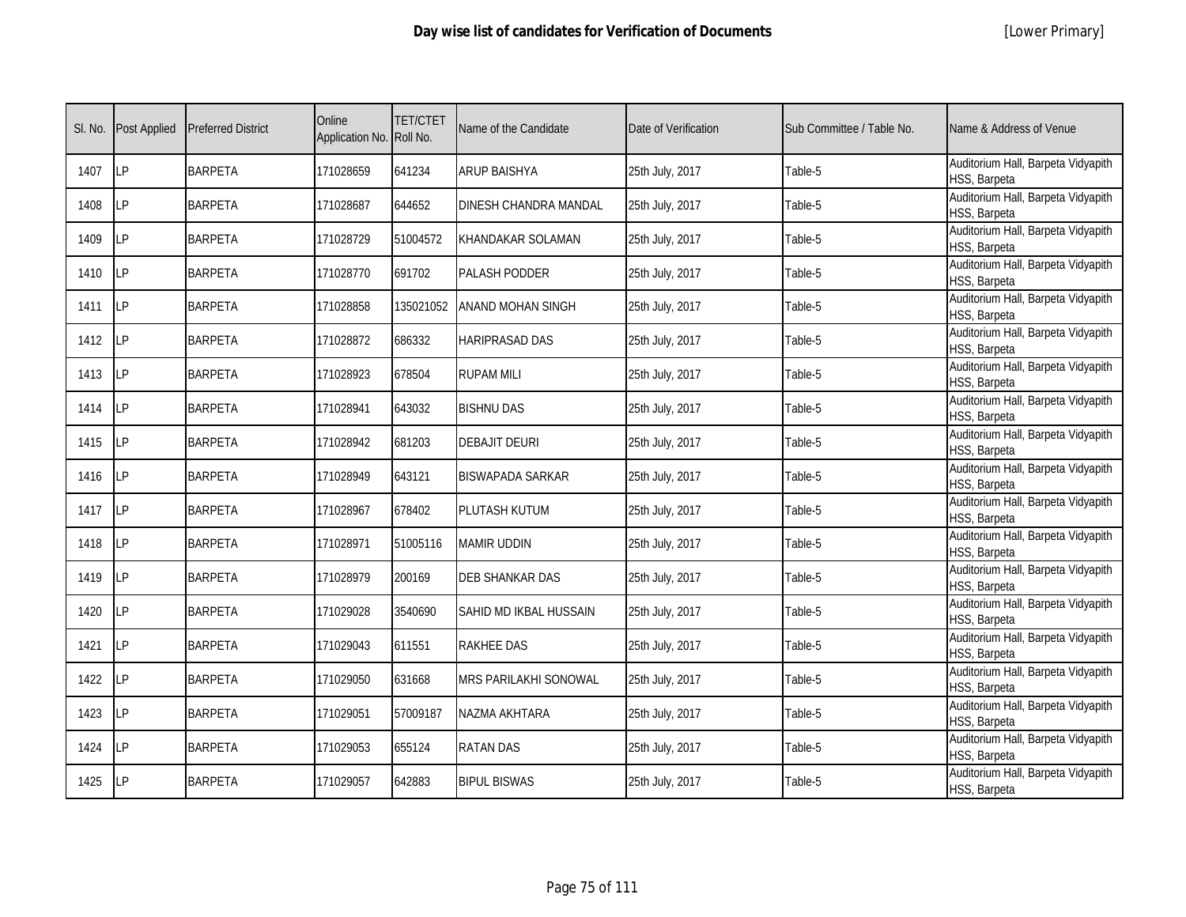# Day wise list of candidates for Verification of Documents

[Lower Primary]

| Sl. No. | Post Applied | Preferred District | Online Application No. | TET/CTET Roll No. | Name of the Candidate | Date of Verification | Sub Committee / Table No. | Name & Address of Venue |
|---|---|---|---|---|---|---|---|---|
| 1407 | LP | BARPETA | 171028659 | 641234 | ARUP BAISHYA | 25th July, 2017 | Table-5 | Auditorium Hall, Barpeta Vidyapith HSS, Barpeta |
| 1408 | LP | BARPETA | 171028687 | 644652 | DINESH CHANDRA MANDAL | 25th July, 2017 | Table-5 | Auditorium Hall, Barpeta Vidyapith HSS, Barpeta |
| 1409 | LP | BARPETA | 171028729 | 51004572 | KHANDAKAR SOLAMAN | 25th July, 2017 | Table-5 | Auditorium Hall, Barpeta Vidyapith HSS, Barpeta |
| 1410 | LP | BARPETA | 171028770 | 691702 | PALASH PODDER | 25th July, 2017 | Table-5 | Auditorium Hall, Barpeta Vidyapith HSS, Barpeta |
| 1411 | LP | BARPETA | 171028858 | 135021052 | ANAND MOHAN SINGH | 25th July, 2017 | Table-5 | Auditorium Hall, Barpeta Vidyapith HSS, Barpeta |
| 1412 | LP | BARPETA | 171028872 | 686332 | HARIPRASAD DAS | 25th July, 2017 | Table-5 | Auditorium Hall, Barpeta Vidyapith HSS, Barpeta |
| 1413 | LP | BARPETA | 171028923 | 678504 | RUPAM MILI | 25th July, 2017 | Table-5 | Auditorium Hall, Barpeta Vidyapith HSS, Barpeta |
| 1414 | LP | BARPETA | 171028941 | 643032 | BISHNU DAS | 25th July, 2017 | Table-5 | Auditorium Hall, Barpeta Vidyapith HSS, Barpeta |
| 1415 | LP | BARPETA | 171028942 | 681203 | DEBAJIT DEURI | 25th July, 2017 | Table-5 | Auditorium Hall, Barpeta Vidyapith HSS, Barpeta |
| 1416 | LP | BARPETA | 171028949 | 643121 | BISWAPADA SARKAR | 25th July, 2017 | Table-5 | Auditorium Hall, Barpeta Vidyapith HSS, Barpeta |
| 1417 | LP | BARPETA | 171028967 | 678402 | PLUTASH KUTUM | 25th July, 2017 | Table-5 | Auditorium Hall, Barpeta Vidyapith HSS, Barpeta |
| 1418 | LP | BARPETA | 171028971 | 51005116 | MAMIR UDDIN | 25th July, 2017 | Table-5 | Auditorium Hall, Barpeta Vidyapith HSS, Barpeta |
| 1419 | LP | BARPETA | 171028979 | 200169 | DEB SHANKAR DAS | 25th July, 2017 | Table-5 | Auditorium Hall, Barpeta Vidyapith HSS, Barpeta |
| 1420 | LP | BARPETA | 171029028 | 3540690 | SAHID MD IKBAL HUSSAIN | 25th July, 2017 | Table-5 | Auditorium Hall, Barpeta Vidyapith HSS, Barpeta |
| 1421 | LP | BARPETA | 171029043 | 611551 | RAKHEE DAS | 25th July, 2017 | Table-5 | Auditorium Hall, Barpeta Vidyapith HSS, Barpeta |
| 1422 | LP | BARPETA | 171029050 | 631668 | MRS PARILAKHI SONOWAL | 25th July, 2017 | Table-5 | Auditorium Hall, Barpeta Vidyapith HSS, Barpeta |
| 1423 | LP | BARPETA | 171029051 | 57009187 | NAZMA AKHTARA | 25th July, 2017 | Table-5 | Auditorium Hall, Barpeta Vidyapith HSS, Barpeta |
| 1424 | LP | BARPETA | 171029053 | 655124 | RATAN DAS | 25th July, 2017 | Table-5 | Auditorium Hall, Barpeta Vidyapith HSS, Barpeta |
| 1425 | LP | BARPETA | 171029057 | 642883 | BIPUL BISWAS | 25th July, 2017 | Table-5 | Auditorium Hall, Barpeta Vidyapith HSS, Barpeta |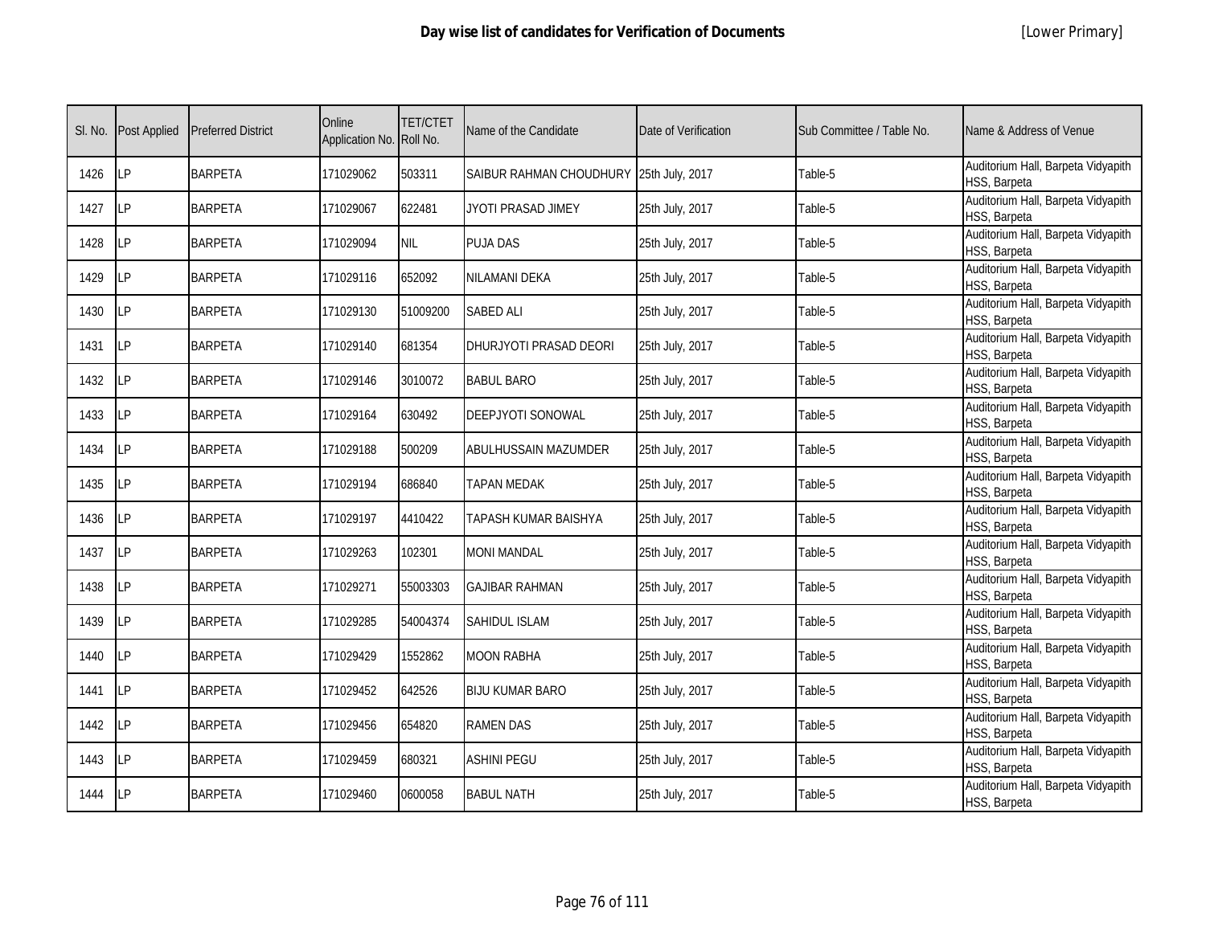# Day wise list of candidates for Verification of Documents

[Lower Primary]

| Sl. No. | Post Applied | Preferred District | Online Application No. | TET/CTET Roll No. | Name of the Candidate | Date of Verification | Sub Committee / Table No. | Name & Address of Venue |
|---|---|---|---|---|---|---|---|---|
| 1426 | LP | BARPETA | 171029062 | 503311 | SAIBUR RAHMAN CHOUDHURY | 25th July, 2017 | Table-5 | Auditorium Hall, Barpeta Vidyapith HSS, Barpeta |
| 1427 | LP | BARPETA | 171029067 | 622481 | JYOTI PRASAD JIMEY | 25th July, 2017 | Table-5 | Auditorium Hall, Barpeta Vidyapith HSS, Barpeta |
| 1428 | LP | BARPETA | 171029094 | NIL | PUJA DAS | 25th July, 2017 | Table-5 | Auditorium Hall, Barpeta Vidyapith HSS, Barpeta |
| 1429 | LP | BARPETA | 171029116 | 652092 | NILAMANI DEKA | 25th July, 2017 | Table-5 | Auditorium Hall, Barpeta Vidyapith HSS, Barpeta |
| 1430 | LP | BARPETA | 171029130 | 51009200 | SABED ALI | 25th July, 2017 | Table-5 | Auditorium Hall, Barpeta Vidyapith HSS, Barpeta |
| 1431 | LP | BARPETA | 171029140 | 681354 | DHURJYOTI PRASAD DEORI | 25th July, 2017 | Table-5 | Auditorium Hall, Barpeta Vidyapith HSS, Barpeta |
| 1432 | LP | BARPETA | 171029146 | 3010072 | BABUL BARO | 25th July, 2017 | Table-5 | Auditorium Hall, Barpeta Vidyapith HSS, Barpeta |
| 1433 | LP | BARPETA | 171029164 | 630492 | DEEPJYOTI SONOWAL | 25th July, 2017 | Table-5 | Auditorium Hall, Barpeta Vidyapith HSS, Barpeta |
| 1434 | LP | BARPETA | 171029188 | 500209 | ABULHUSSAIN MAZUMDER | 25th July, 2017 | Table-5 | Auditorium Hall, Barpeta Vidyapith HSS, Barpeta |
| 1435 | LP | BARPETA | 171029194 | 686840 | TAPAN MEDAK | 25th July, 2017 | Table-5 | Auditorium Hall, Barpeta Vidyapith HSS, Barpeta |
| 1436 | LP | BARPETA | 171029197 | 4410422 | TAPASH KUMAR BAISHYA | 25th July, 2017 | Table-5 | Auditorium Hall, Barpeta Vidyapith HSS, Barpeta |
| 1437 | LP | BARPETA | 171029263 | 102301 | MONI MANDAL | 25th July, 2017 | Table-5 | Auditorium Hall, Barpeta Vidyapith HSS, Barpeta |
| 1438 | LP | BARPETA | 171029271 | 55003303 | GAJIBAR RAHMAN | 25th July, 2017 | Table-5 | Auditorium Hall, Barpeta Vidyapith HSS, Barpeta |
| 1439 | LP | BARPETA | 171029285 | 54004374 | SAHIDUL ISLAM | 25th July, 2017 | Table-5 | Auditorium Hall, Barpeta Vidyapith HSS, Barpeta |
| 1440 | LP | BARPETA | 171029429 | 1552862 | MOON RABHA | 25th July, 2017 | Table-5 | Auditorium Hall, Barpeta Vidyapith HSS, Barpeta |
| 1441 | LP | BARPETA | 171029452 | 642526 | BIJU KUMAR BARO | 25th July, 2017 | Table-5 | Auditorium Hall, Barpeta Vidyapith HSS, Barpeta |
| 1442 | LP | BARPETA | 171029456 | 654820 | RAMEN DAS | 25th July, 2017 | Table-5 | Auditorium Hall, Barpeta Vidyapith HSS, Barpeta |
| 1443 | LP | BARPETA | 171029459 | 680321 | ASHINI PEGU | 25th July, 2017 | Table-5 | Auditorium Hall, Barpeta Vidyapith HSS, Barpeta |
| 1444 | LP | BARPETA | 171029460 | 0600058 | BABUL NATH | 25th July, 2017 | Table-5 | Auditorium Hall, Barpeta Vidyapith HSS, Barpeta |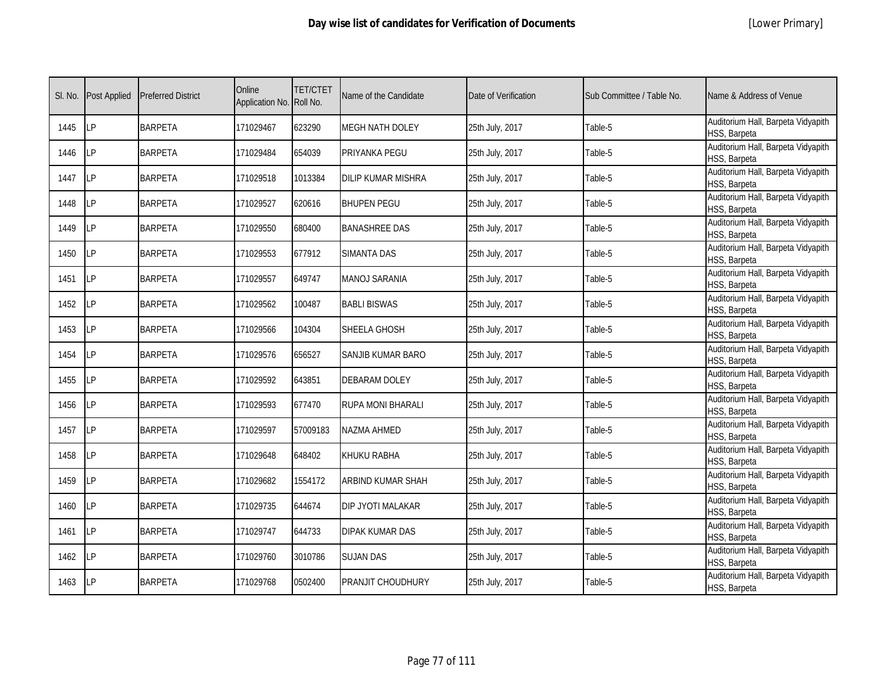| Sl. No. | Post Applied | Preferred District | Online Application No. | TET/CTET Roll No. | Name of the Candidate | Date of Verification | Sub Committee / Table No. | Name & Address of Venue |
|---|---|---|---|---|---|---|---|---|
| 1445 | LP | BARPETA | 171029467 | 623290 | MEGH NATH DOLEY | 25th July, 2017 | Table-5 | Auditorium Hall, Barpeta Vidyapith HSS, Barpeta |
| 1446 | LP | BARPETA | 171029484 | 654039 | PRIYANKA PEGU | 25th July, 2017 | Table-5 | Auditorium Hall, Barpeta Vidyapith HSS, Barpeta |
| 1447 | LP | BARPETA | 171029518 | 1013384 | DILIP KUMAR MISHRA | 25th July, 2017 | Table-5 | Auditorium Hall, Barpeta Vidyapith HSS, Barpeta |
| 1448 | LP | BARPETA | 171029527 | 620616 | BHUPEN PEGU | 25th July, 2017 | Table-5 | Auditorium Hall, Barpeta Vidyapith HSS, Barpeta |
| 1449 | LP | BARPETA | 171029550 | 680400 | BANASHREE DAS | 25th July, 2017 | Table-5 | Auditorium Hall, Barpeta Vidyapith HSS, Barpeta |
| 1450 | LP | BARPETA | 171029553 | 677912 | SIMANTA DAS | 25th July, 2017 | Table-5 | Auditorium Hall, Barpeta Vidyapith HSS, Barpeta |
| 1451 | LP | BARPETA | 171029557 | 649747 | MANOJ SARANIA | 25th July, 2017 | Table-5 | Auditorium Hall, Barpeta Vidyapith HSS, Barpeta |
| 1452 | LP | BARPETA | 171029562 | 100487 | BABLI BISWAS | 25th July, 2017 | Table-5 | Auditorium Hall, Barpeta Vidyapith HSS, Barpeta |
| 1453 | LP | BARPETA | 171029566 | 104304 | SHEELA GHOSH | 25th July, 2017 | Table-5 | Auditorium Hall, Barpeta Vidyapith HSS, Barpeta |
| 1454 | LP | BARPETA | 171029576 | 656527 | SANJIB KUMAR BARO | 25th July, 2017 | Table-5 | Auditorium Hall, Barpeta Vidyapith HSS, Barpeta |
| 1455 | LP | BARPETA | 171029592 | 643851 | DEBARAM DOLEY | 25th July, 2017 | Table-5 | Auditorium Hall, Barpeta Vidyapith HSS, Barpeta |
| 1456 | LP | BARPETA | 171029593 | 677470 | RUPA MONI BHARALI | 25th July, 2017 | Table-5 | Auditorium Hall, Barpeta Vidyapith HSS, Barpeta |
| 1457 | LP | BARPETA | 171029597 | 57009183 | NAZMA AHMED | 25th July, 2017 | Table-5 | Auditorium Hall, Barpeta Vidyapith HSS, Barpeta |
| 1458 | LP | BARPETA | 171029648 | 648402 | KHUKU RABHA | 25th July, 2017 | Table-5 | Auditorium Hall, Barpeta Vidyapith HSS, Barpeta |
| 1459 | LP | BARPETA | 171029682 | 1554172 | ARBIND KUMAR SHAH | 25th July, 2017 | Table-5 | Auditorium Hall, Barpeta Vidyapith HSS, Barpeta |
| 1460 | LP | BARPETA | 171029735 | 644674 | DIP JYOTI MALAKAR | 25th July, 2017 | Table-5 | Auditorium Hall, Barpeta Vidyapith HSS, Barpeta |
| 1461 | LP | BARPETA | 171029747 | 644733 | DIPAK KUMAR DAS | 25th July, 2017 | Table-5 | Auditorium Hall, Barpeta Vidyapith HSS, Barpeta |
| 1462 | LP | BARPETA | 171029760 | 3010786 | SUJAN DAS | 25th July, 2017 | Table-5 | Auditorium Hall, Barpeta Vidyapith HSS, Barpeta |
| 1463 | LP | BARPETA | 171029768 | 0502400 | PRANJIT CHOUDHURY | 25th July, 2017 | Table-5 | Auditorium Hall, Barpeta Vidyapith HSS, Barpeta |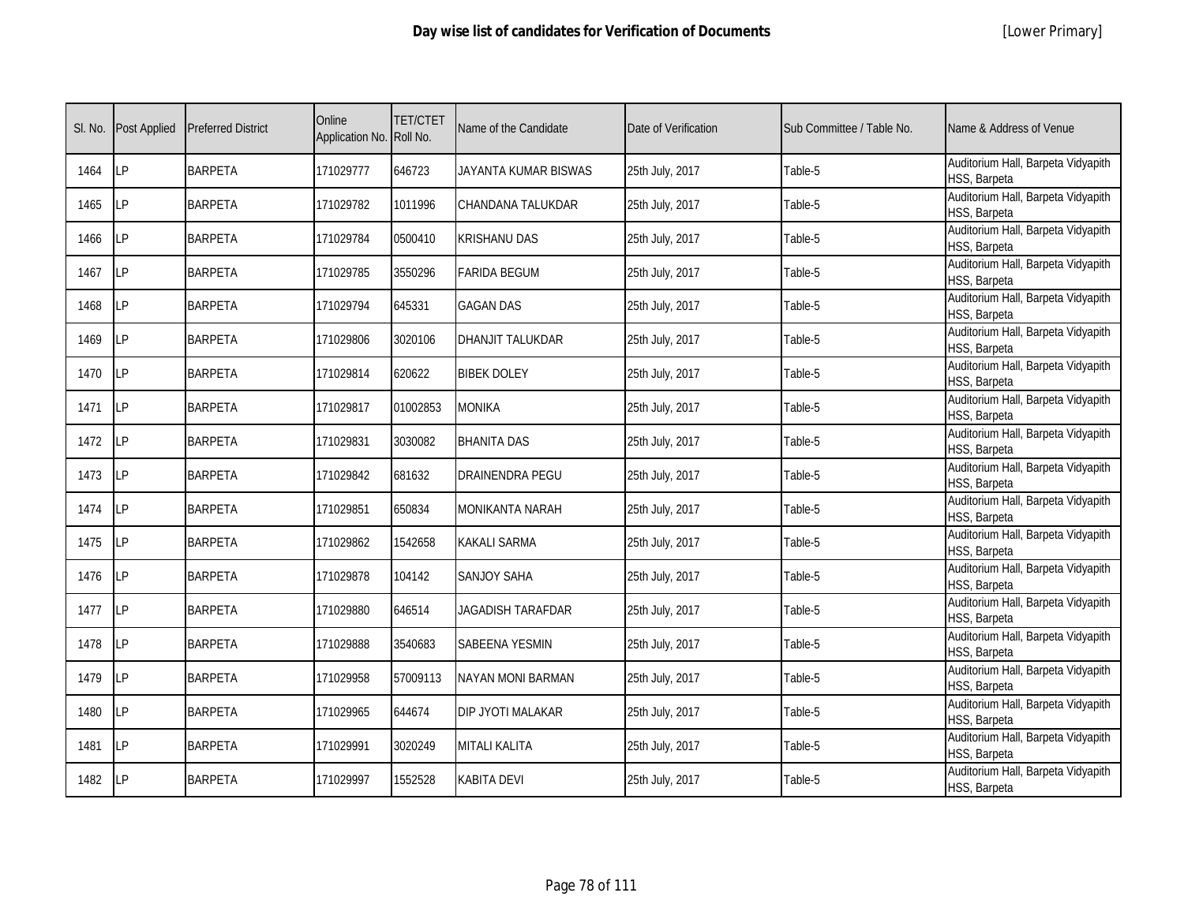| Sl. No. | Post Applied | Preferred District | Online Application No. | TET/CTET Roll No. | Name of the Candidate | Date of Verification | Sub Committee / Table No. | Name & Address of Venue |
|---|---|---|---|---|---|---|---|---|
| 1464 | LP | BARPETA | 171029777 | 646723 | JAYANTA KUMAR BISWAS | 25th July, 2017 | Table-5 | Auditorium Hall, Barpeta Vidyapith HSS, Barpeta |
| 1465 | LP | BARPETA | 171029782 | 1011996 | CHANDANA TALUKDAR | 25th July, 2017 | Table-5 | Auditorium Hall, Barpeta Vidyapith HSS, Barpeta |
| 1466 | LP | BARPETA | 171029784 | 0500410 | KRISHANU DAS | 25th July, 2017 | Table-5 | Auditorium Hall, Barpeta Vidyapith HSS, Barpeta |
| 1467 | LP | BARPETA | 171029785 | 3550296 | FARIDA BEGUM | 25th July, 2017 | Table-5 | Auditorium Hall, Barpeta Vidyapith HSS, Barpeta |
| 1468 | LP | BARPETA | 171029794 | 645331 | GAGAN DAS | 25th July, 2017 | Table-5 | Auditorium Hall, Barpeta Vidyapith HSS, Barpeta |
| 1469 | LP | BARPETA | 171029806 | 3020106 | DHANJIT TALUKDAR | 25th July, 2017 | Table-5 | Auditorium Hall, Barpeta Vidyapith HSS, Barpeta |
| 1470 | LP | BARPETA | 171029814 | 620622 | BIBEK DOLEY | 25th July, 2017 | Table-5 | Auditorium Hall, Barpeta Vidyapith HSS, Barpeta |
| 1471 | LP | BARPETA | 171029817 | 01002853 | MONIKA | 25th July, 2017 | Table-5 | Auditorium Hall, Barpeta Vidyapith HSS, Barpeta |
| 1472 | LP | BARPETA | 171029831 | 3030082 | BHANITA DAS | 25th July, 2017 | Table-5 | Auditorium Hall, Barpeta Vidyapith HSS, Barpeta |
| 1473 | LP | BARPETA | 171029842 | 681632 | DRAINENDRA PEGU | 25th July, 2017 | Table-5 | Auditorium Hall, Barpeta Vidyapith HSS, Barpeta |
| 1474 | LP | BARPETA | 171029851 | 650834 | MONIKANTA NARAH | 25th July, 2017 | Table-5 | Auditorium Hall, Barpeta Vidyapith HSS, Barpeta |
| 1475 | LP | BARPETA | 171029862 | 1542658 | KAKALI SARMA | 25th July, 2017 | Table-5 | Auditorium Hall, Barpeta Vidyapith HSS, Barpeta |
| 1476 | LP | BARPETA | 171029878 | 104142 | SANJOY SAHA | 25th July, 2017 | Table-5 | Auditorium Hall, Barpeta Vidyapith HSS, Barpeta |
| 1477 | LP | BARPETA | 171029880 | 646514 | JAGADISH TARAFDAR | 25th July, 2017 | Table-5 | Auditorium Hall, Barpeta Vidyapith HSS, Barpeta |
| 1478 | LP | BARPETA | 171029888 | 3540683 | SABEENA YESMIN | 25th July, 2017 | Table-5 | Auditorium Hall, Barpeta Vidyapith HSS, Barpeta |
| 1479 | LP | BARPETA | 171029958 | 57009113 | NAYAN MONI BARMAN | 25th July, 2017 | Table-5 | Auditorium Hall, Barpeta Vidyapith HSS, Barpeta |
| 1480 | LP | BARPETA | 171029965 | 644674 | DIP JYOTI MALAKAR | 25th July, 2017 | Table-5 | Auditorium Hall, Barpeta Vidyapith HSS, Barpeta |
| 1481 | LP | BARPETA | 171029991 | 3020249 | MITALI KALITA | 25th July, 2017 | Table-5 | Auditorium Hall, Barpeta Vidyapith HSS, Barpeta |
| 1482 | LP | BARPETA | 171029997 | 1552528 | KABITA DEVI | 25th July, 2017 | Table-5 | Auditorium Hall, Barpeta Vidyapith HSS, Barpeta |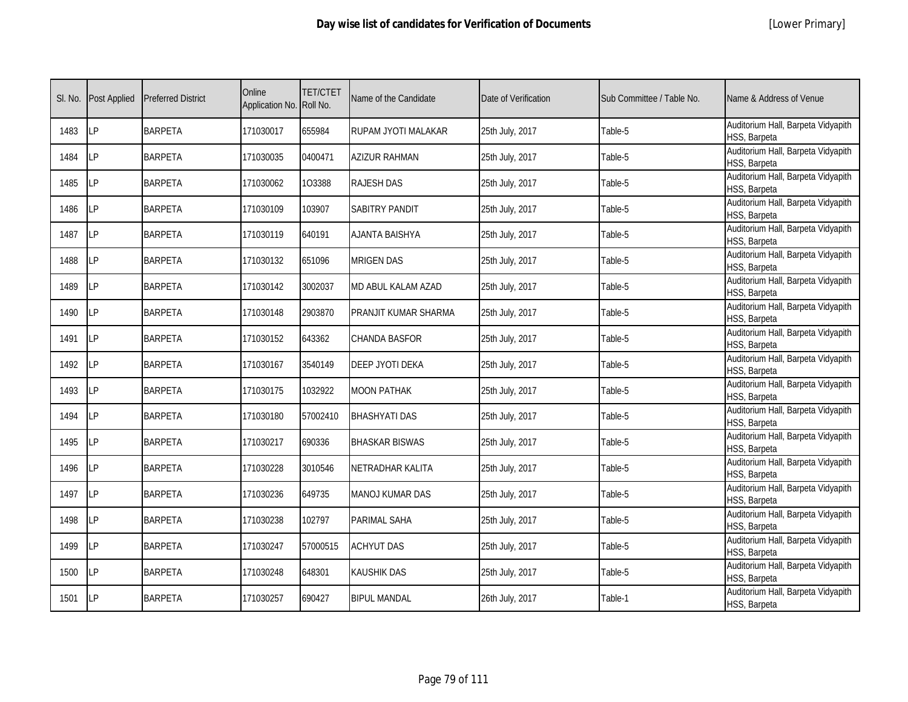# Day wise list of candidates for Verification of Documents

[Lower Primary]

| Sl. No. | Post Applied | Preferred District | Online Application No. | TET/CTET Roll No. | Name of the Candidate | Date of Verification | Sub Committee / Table No. | Name & Address of Venue |
|---|---|---|---|---|---|---|---|---|
| 1483 | LP | BARPETA | 171030017 | 655984 | RUPAM JYOTI MALAKAR | 25th July, 2017 | Table-5 | Auditorium Hall, Barpeta Vidyapith HSS, Barpeta |
| 1484 | LP | BARPETA | 171030035 | 0400471 | AZIZUR RAHMAN | 25th July, 2017 | Table-5 | Auditorium Hall, Barpeta Vidyapith HSS, Barpeta |
| 1485 | LP | BARPETA | 171030062 | 1O3388 | RAJESH DAS | 25th July, 2017 | Table-5 | Auditorium Hall, Barpeta Vidyapith HSS, Barpeta |
| 1486 | LP | BARPETA | 171030109 | 103907 | SABITRY PANDIT | 25th July, 2017 | Table-5 | Auditorium Hall, Barpeta Vidyapith HSS, Barpeta |
| 1487 | LP | BARPETA | 171030119 | 640191 | AJANTA BAISHYA | 25th July, 2017 | Table-5 | Auditorium Hall, Barpeta Vidyapith HSS, Barpeta |
| 1488 | LP | BARPETA | 171030132 | 651096 | MRIGEN DAS | 25th July, 2017 | Table-5 | Auditorium Hall, Barpeta Vidyapith HSS, Barpeta |
| 1489 | LP | BARPETA | 171030142 | 3002037 | MD ABUL KALAM AZAD | 25th July, 2017 | Table-5 | Auditorium Hall, Barpeta Vidyapith HSS, Barpeta |
| 1490 | LP | BARPETA | 171030148 | 2903870 | PRANJIT KUMAR SHARMA | 25th July, 2017 | Table-5 | Auditorium Hall, Barpeta Vidyapith HSS, Barpeta |
| 1491 | LP | BARPETA | 171030152 | 643362 | CHANDA BASFOR | 25th July, 2017 | Table-5 | Auditorium Hall, Barpeta Vidyapith HSS, Barpeta |
| 1492 | LP | BARPETA | 171030167 | 3540149 | DEEP JYOTI DEKA | 25th July, 2017 | Table-5 | Auditorium Hall, Barpeta Vidyapith HSS, Barpeta |
| 1493 | LP | BARPETA | 171030175 | 1032922 | MOON PATHAK | 25th July, 2017 | Table-5 | Auditorium Hall, Barpeta Vidyapith HSS, Barpeta |
| 1494 | LP | BARPETA | 171030180 | 57002410 | BHASHYATI DAS | 25th July, 2017 | Table-5 | Auditorium Hall, Barpeta Vidyapith HSS, Barpeta |
| 1495 | LP | BARPETA | 171030217 | 690336 | BHASKAR BISWAS | 25th July, 2017 | Table-5 | Auditorium Hall, Barpeta Vidyapith HSS, Barpeta |
| 1496 | LP | BARPETA | 171030228 | 3010546 | NETRADHAR KALITA | 25th July, 2017 | Table-5 | Auditorium Hall, Barpeta Vidyapith HSS, Barpeta |
| 1497 | LP | BARPETA | 171030236 | 649735 | MANOJ KUMAR DAS | 25th July, 2017 | Table-5 | Auditorium Hall, Barpeta Vidyapith HSS, Barpeta |
| 1498 | LP | BARPETA | 171030238 | 102797 | PARIMAL SAHA | 25th July, 2017 | Table-5 | Auditorium Hall, Barpeta Vidyapith HSS, Barpeta |
| 1499 | LP | BARPETA | 171030247 | 57000515 | ACHYUT DAS | 25th July, 2017 | Table-5 | Auditorium Hall, Barpeta Vidyapith HSS, Barpeta |
| 1500 | LP | BARPETA | 171030248 | 648301 | KAUSHIK DAS | 25th July, 2017 | Table-5 | Auditorium Hall, Barpeta Vidyapith HSS, Barpeta |
| 1501 | LP | BARPETA | 171030257 | 690427 | BIPUL MANDAL | 26th July, 2017 | Table-1 | Auditorium Hall, Barpeta Vidyapith HSS, Barpeta |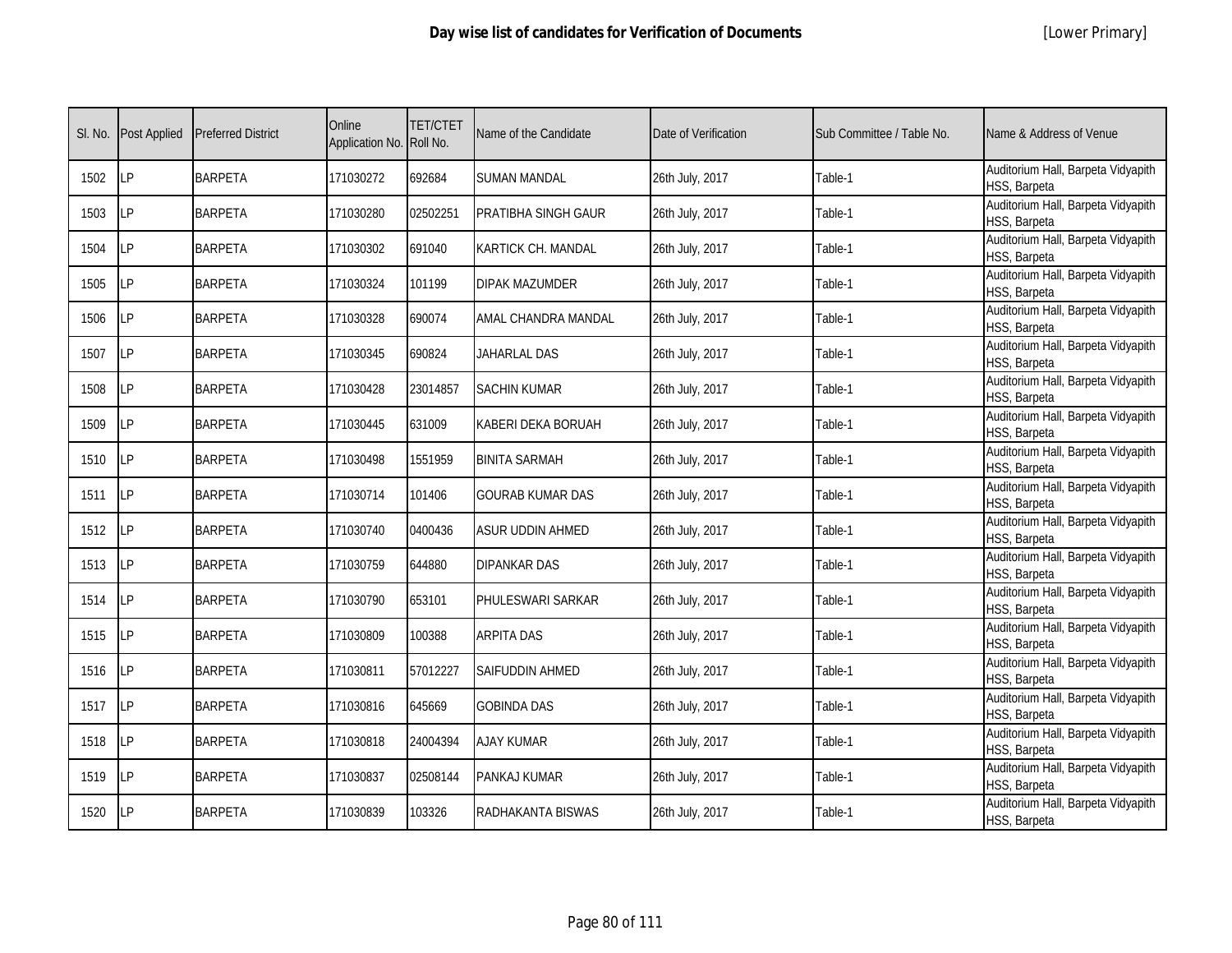# Day wise list of candidates for Verification of Documents

[Lower Primary]

| Sl. No. | Post Applied | Preferred District | Online Application No. | TET/CTET Roll No. | Name of the Candidate | Date of Verification | Sub Committee / Table No. | Name & Address of Venue |
|---|---|---|---|---|---|---|---|---|
| 1502 | LP | BARPETA | 171030272 | 692684 | SUMAN MANDAL | 26th July, 2017 | Table-1 | Auditorium Hall, Barpeta Vidyapith HSS, Barpeta |
| 1503 | LP | BARPETA | 171030280 | 02502251 | PRATIBHA SINGH GAUR | 26th July, 2017 | Table-1 | Auditorium Hall, Barpeta Vidyapith HSS, Barpeta |
| 1504 | LP | BARPETA | 171030302 | 691040 | KARTICK CH. MANDAL | 26th July, 2017 | Table-1 | Auditorium Hall, Barpeta Vidyapith HSS, Barpeta |
| 1505 | LP | BARPETA | 171030324 | 101199 | DIPAK MAZUMDER | 26th July, 2017 | Table-1 | Auditorium Hall, Barpeta Vidyapith HSS, Barpeta |
| 1506 | LP | BARPETA | 171030328 | 690074 | AMAL CHANDRA MANDAL | 26th July, 2017 | Table-1 | Auditorium Hall, Barpeta Vidyapith HSS, Barpeta |
| 1507 | LP | BARPETA | 171030345 | 690824 | JAHARLAL DAS | 26th July, 2017 | Table-1 | Auditorium Hall, Barpeta Vidyapith HSS, Barpeta |
| 1508 | LP | BARPETA | 171030428 | 23014857 | SACHIN KUMAR | 26th July, 2017 | Table-1 | Auditorium Hall, Barpeta Vidyapith HSS, Barpeta |
| 1509 | LP | BARPETA | 171030445 | 631009 | KABERI DEKA BORUAH | 26th July, 2017 | Table-1 | Auditorium Hall, Barpeta Vidyapith HSS, Barpeta |
| 1510 | LP | BARPETA | 171030498 | 1551959 | BINITA SARMAH | 26th July, 2017 | Table-1 | Auditorium Hall, Barpeta Vidyapith HSS, Barpeta |
| 1511 | LP | BARPETA | 171030714 | 101406 | GOURAB KUMAR DAS | 26th July, 2017 | Table-1 | Auditorium Hall, Barpeta Vidyapith HSS, Barpeta |
| 1512 | LP | BARPETA | 171030740 | 0400436 | ASUR UDDIN AHMED | 26th July, 2017 | Table-1 | Auditorium Hall, Barpeta Vidyapith HSS, Barpeta |
| 1513 | LP | BARPETA | 171030759 | 644880 | DIPANKAR DAS | 26th July, 2017 | Table-1 | Auditorium Hall, Barpeta Vidyapith HSS, Barpeta |
| 1514 | LP | BARPETA | 171030790 | 653101 | PHULESWARI SARKAR | 26th July, 2017 | Table-1 | Auditorium Hall, Barpeta Vidyapith HSS, Barpeta |
| 1515 | LP | BARPETA | 171030809 | 100388 | ARPITA DAS | 26th July, 2017 | Table-1 | Auditorium Hall, Barpeta Vidyapith HSS, Barpeta |
| 1516 | LP | BARPETA | 171030811 | 57012227 | SAIFUDDIN AHMED | 26th July, 2017 | Table-1 | Auditorium Hall, Barpeta Vidyapith HSS, Barpeta |
| 1517 | LP | BARPETA | 171030816 | 645669 | GOBINDA DAS | 26th July, 2017 | Table-1 | Auditorium Hall, Barpeta Vidyapith HSS, Barpeta |
| 1518 | LP | BARPETA | 171030818 | 24004394 | AJAY KUMAR | 26th July, 2017 | Table-1 | Auditorium Hall, Barpeta Vidyapith HSS, Barpeta |
| 1519 | LP | BARPETA | 171030837 | 02508144 | PANKAJ KUMAR | 26th July, 2017 | Table-1 | Auditorium Hall, Barpeta Vidyapith HSS, Barpeta |
| 1520 | LP | BARPETA | 171030839 | 103326 | RADHAKANTA BISWAS | 26th July, 2017 | Table-1 | Auditorium Hall, Barpeta Vidyapith HSS, Barpeta |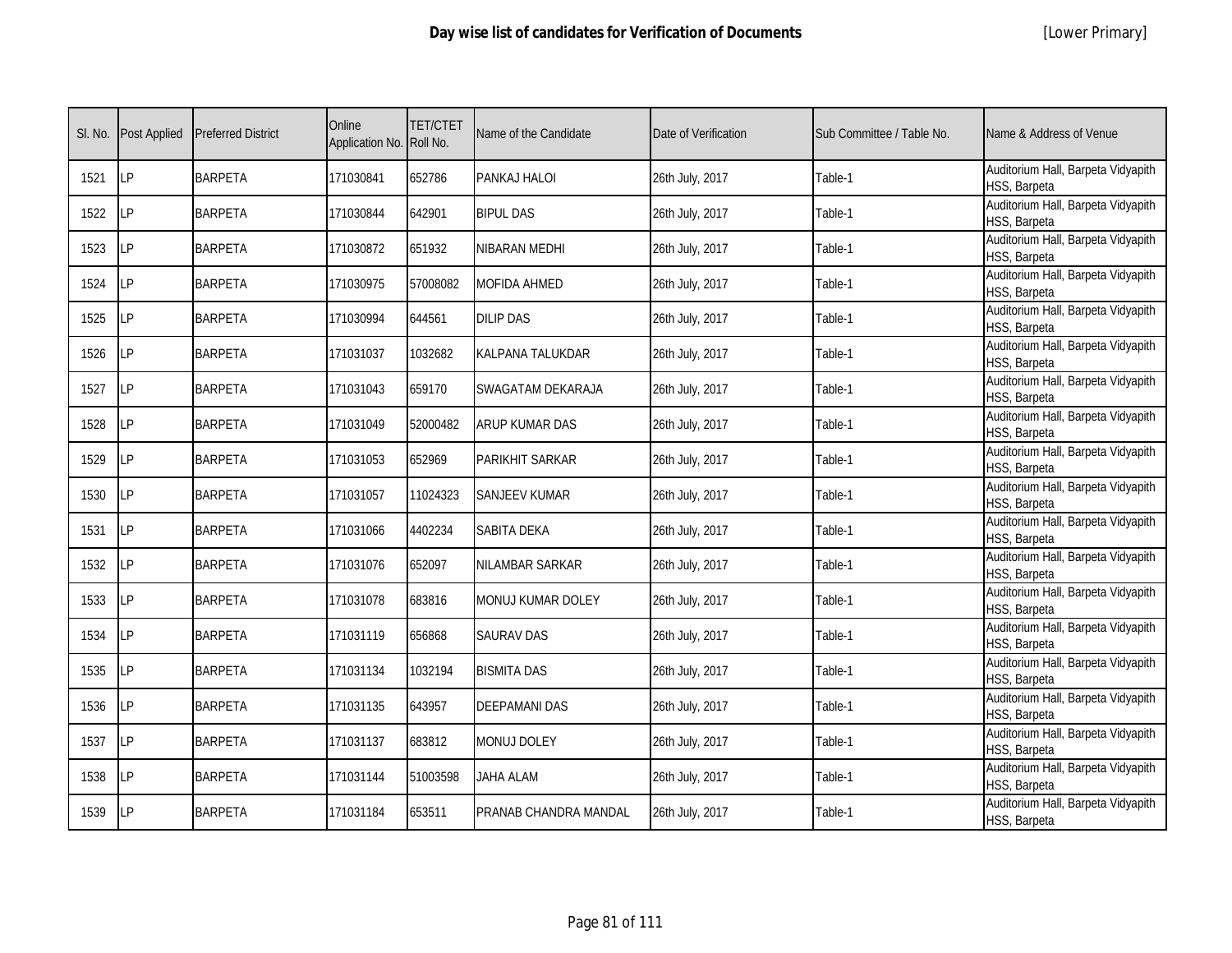# Day wise list of candidates for Verification of Documents

[Lower Primary]

| Sl. No. | Post Applied | Preferred District | Online Application No. | TET/CTET Roll No. | Name of the Candidate | Date of Verification | Sub Committee / Table No. | Name & Address of Venue |
|---|---|---|---|---|---|---|---|---|
| 1521 | LP | BARPETA | 171030841 | 652786 | PANKAJ HALOI | 26th July, 2017 | Table-1 | Auditorium Hall, Barpeta Vidyapith HSS, Barpeta |
| 1522 | LP | BARPETA | 171030844 | 642901 | BIPUL DAS | 26th July, 2017 | Table-1 | Auditorium Hall, Barpeta Vidyapith HSS, Barpeta |
| 1523 | LP | BARPETA | 171030872 | 651932 | NIBARAN MEDHI | 26th July, 2017 | Table-1 | Auditorium Hall, Barpeta Vidyapith HSS, Barpeta |
| 1524 | LP | BARPETA | 171030975 | 57008082 | MOFIDA AHMED | 26th July, 2017 | Table-1 | Auditorium Hall, Barpeta Vidyapith HSS, Barpeta |
| 1525 | LP | BARPETA | 171030994 | 644561 | DILIP DAS | 26th July, 2017 | Table-1 | Auditorium Hall, Barpeta Vidyapith HSS, Barpeta |
| 1526 | LP | BARPETA | 171031037 | 1032682 | KALPANA TALUKDAR | 26th July, 2017 | Table-1 | Auditorium Hall, Barpeta Vidyapith HSS, Barpeta |
| 1527 | LP | BARPETA | 171031043 | 659170 | SWAGATAM DEKARAJA | 26th July, 2017 | Table-1 | Auditorium Hall, Barpeta Vidyapith HSS, Barpeta |
| 1528 | LP | BARPETA | 171031049 | 52000482 | ARUP KUMAR DAS | 26th July, 2017 | Table-1 | Auditorium Hall, Barpeta Vidyapith HSS, Barpeta |
| 1529 | LP | BARPETA | 171031053 | 652969 | PARIKHIT SARKAR | 26th July, 2017 | Table-1 | Auditorium Hall, Barpeta Vidyapith HSS, Barpeta |
| 1530 | LP | BARPETA | 171031057 | 11024323 | SANJEEV KUMAR | 26th July, 2017 | Table-1 | Auditorium Hall, Barpeta Vidyapith HSS, Barpeta |
| 1531 | LP | BARPETA | 171031066 | 4402234 | SABITA DEKA | 26th July, 2017 | Table-1 | Auditorium Hall, Barpeta Vidyapith HSS, Barpeta |
| 1532 | LP | BARPETA | 171031076 | 652097 | NILAMBAR SARKAR | 26th July, 2017 | Table-1 | Auditorium Hall, Barpeta Vidyapith HSS, Barpeta |
| 1533 | LP | BARPETA | 171031078 | 683816 | MONUJ KUMAR DOLEY | 26th July, 2017 | Table-1 | Auditorium Hall, Barpeta Vidyapith HSS, Barpeta |
| 1534 | LP | BARPETA | 171031119 | 656868 | SAURAV DAS | 26th July, 2017 | Table-1 | Auditorium Hall, Barpeta Vidyapith HSS, Barpeta |
| 1535 | LP | BARPETA | 171031134 | 1032194 | BISMITA DAS | 26th July, 2017 | Table-1 | Auditorium Hall, Barpeta Vidyapith HSS, Barpeta |
| 1536 | LP | BARPETA | 171031135 | 643957 | DEEPAMANI DAS | 26th July, 2017 | Table-1 | Auditorium Hall, Barpeta Vidyapith HSS, Barpeta |
| 1537 | LP | BARPETA | 171031137 | 683812 | MONUJ DOLEY | 26th July, 2017 | Table-1 | Auditorium Hall, Barpeta Vidyapith HSS, Barpeta |
| 1538 | LP | BARPETA | 171031144 | 51003598 | JAHA ALAM | 26th July, 2017 | Table-1 | Auditorium Hall, Barpeta Vidyapith HSS, Barpeta |
| 1539 | LP | BARPETA | 171031184 | 653511 | PRANAB CHANDRA MANDAL | 26th July, 2017 | Table-1 | Auditorium Hall, Barpeta Vidyapith HSS, Barpeta |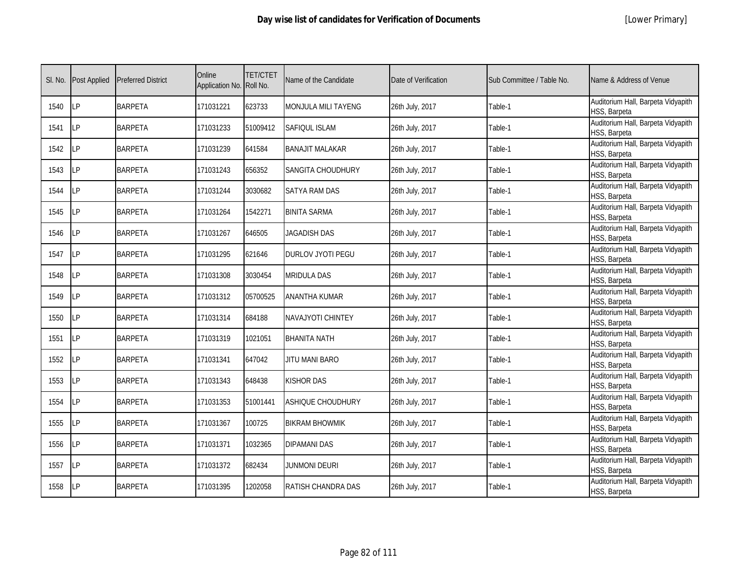# Day wise list of candidates for Verification of Documents

[Lower Primary]

| Sl. No. | Post Applied | Preferred District | Online Application No. | TET/CTET Roll No. | Name of the Candidate | Date of Verification | Sub Committee / Table No. | Name & Address of Venue |
|---|---|---|---|---|---|---|---|---|
| 1540 | LP | BARPETA | 171031221 | 623733 | MONJULA MILI TAYENG | 26th July, 2017 | Table-1 | Auditorium Hall, Barpeta Vidyapith HSS, Barpeta |
| 1541 | LP | BARPETA | 171031233 | 51009412 | SAFIQUL ISLAM | 26th July, 2017 | Table-1 | Auditorium Hall, Barpeta Vidyapith HSS, Barpeta |
| 1542 | LP | BARPETA | 171031239 | 641584 | BANAJIT MALAKAR | 26th July, 2017 | Table-1 | Auditorium Hall, Barpeta Vidyapith HSS, Barpeta |
| 1543 | LP | BARPETA | 171031243 | 656352 | SANGITA CHOUDHURY | 26th July, 2017 | Table-1 | Auditorium Hall, Barpeta Vidyapith HSS, Barpeta |
| 1544 | LP | BARPETA | 171031244 | 3030682 | SATYA RAM DAS | 26th July, 2017 | Table-1 | Auditorium Hall, Barpeta Vidyapith HSS, Barpeta |
| 1545 | LP | BARPETA | 171031264 | 1542271 | BINITA SARMA | 26th July, 2017 | Table-1 | Auditorium Hall, Barpeta Vidyapith HSS, Barpeta |
| 1546 | LP | BARPETA | 171031267 | 646505 | JAGADISH DAS | 26th July, 2017 | Table-1 | Auditorium Hall, Barpeta Vidyapith HSS, Barpeta |
| 1547 | LP | BARPETA | 171031295 | 621646 | DURLOV JYOTI PEGU | 26th July, 2017 | Table-1 | Auditorium Hall, Barpeta Vidyapith HSS, Barpeta |
| 1548 | LP | BARPETA | 171031308 | 3030454 | MRIDULA DAS | 26th July, 2017 | Table-1 | Auditorium Hall, Barpeta Vidyapith HSS, Barpeta |
| 1549 | LP | BARPETA | 171031312 | 05700525 | ANANTHA KUMAR | 26th July, 2017 | Table-1 | Auditorium Hall, Barpeta Vidyapith HSS, Barpeta |
| 1550 | LP | BARPETA | 171031314 | 684188 | NAVAJYOTI CHINTEY | 26th July, 2017 | Table-1 | Auditorium Hall, Barpeta Vidyapith HSS, Barpeta |
| 1551 | LP | BARPETA | 171031319 | 1021051 | BHANITA NATH | 26th July, 2017 | Table-1 | Auditorium Hall, Barpeta Vidyapith HSS, Barpeta |
| 1552 | LP | BARPETA | 171031341 | 647042 | JITU MANI BARO | 26th July, 2017 | Table-1 | Auditorium Hall, Barpeta Vidyapith HSS, Barpeta |
| 1553 | LP | BARPETA | 171031343 | 648438 | KISHOR DAS | 26th July, 2017 | Table-1 | Auditorium Hall, Barpeta Vidyapith HSS, Barpeta |
| 1554 | LP | BARPETA | 171031353 | 51001441 | ASHIQUE CHOUDHURY | 26th July, 2017 | Table-1 | Auditorium Hall, Barpeta Vidyapith HSS, Barpeta |
| 1555 | LP | BARPETA | 171031367 | 100725 | BIKRAM BHOWMIK | 26th July, 2017 | Table-1 | Auditorium Hall, Barpeta Vidyapith HSS, Barpeta |
| 1556 | LP | BARPETA | 171031371 | 1032365 | DIPAMANI DAS | 26th July, 2017 | Table-1 | Auditorium Hall, Barpeta Vidyapith HSS, Barpeta |
| 1557 | LP | BARPETA | 171031372 | 682434 | JUNMONI DEURI | 26th July, 2017 | Table-1 | Auditorium Hall, Barpeta Vidyapith HSS, Barpeta |
| 1558 | LP | BARPETA | 171031395 | 1202058 | RATISH CHANDRA DAS | 26th July, 2017 | Table-1 | Auditorium Hall, Barpeta Vidyapith HSS, Barpeta |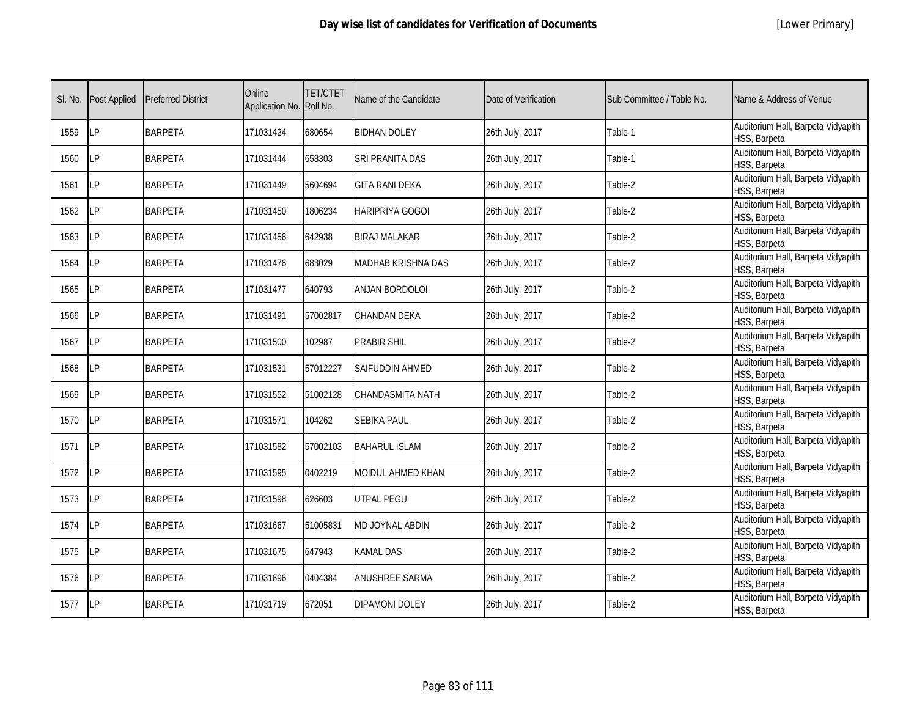# Day wise list of candidates for Verification of Documents

[Lower Primary]

| Sl. No. | Post Applied | Preferred District | Online Application No. | TET/CTET Roll No. | Name of the Candidate | Date of Verification | Sub Committee / Table No. | Name & Address of Venue |
|---|---|---|---|---|---|---|---|---|
| 1559 | LP | BARPETA | 171031424 | 680654 | BIDHAN DOLEY | 26th July, 2017 | Table-1 | Auditorium Hall, Barpeta Vidyapith HSS, Barpeta |
| 1560 | LP | BARPETA | 171031444 | 658303 | SRI PRANITA DAS | 26th July, 2017 | Table-1 | Auditorium Hall, Barpeta Vidyapith HSS, Barpeta |
| 1561 | LP | BARPETA | 171031449 | 5604694 | GITA RANI DEKA | 26th July, 2017 | Table-2 | Auditorium Hall, Barpeta Vidyapith HSS, Barpeta |
| 1562 | LP | BARPETA | 171031450 | 1806234 | HARIPRIYA GOGOI | 26th July, 2017 | Table-2 | Auditorium Hall, Barpeta Vidyapith HSS, Barpeta |
| 1563 | LP | BARPETA | 171031456 | 642938 | BIRAJ MALAKAR | 26th July, 2017 | Table-2 | Auditorium Hall, Barpeta Vidyapith HSS, Barpeta |
| 1564 | LP | BARPETA | 171031476 | 683029 | MADHAB KRISHNA DAS | 26th July, 2017 | Table-2 | Auditorium Hall, Barpeta Vidyapith HSS, Barpeta |
| 1565 | LP | BARPETA | 171031477 | 640793 | ANJAN BORDOLOI | 26th July, 2017 | Table-2 | Auditorium Hall, Barpeta Vidyapith HSS, Barpeta |
| 1566 | LP | BARPETA | 171031491 | 57002817 | CHANDAN DEKA | 26th July, 2017 | Table-2 | Auditorium Hall, Barpeta Vidyapith HSS, Barpeta |
| 1567 | LP | BARPETA | 171031500 | 102987 | PRABIR SHIL | 26th July, 2017 | Table-2 | Auditorium Hall, Barpeta Vidyapith HSS, Barpeta |
| 1568 | LP | BARPETA | 171031531 | 57012227 | SAIFUDDIN AHMED | 26th July, 2017 | Table-2 | Auditorium Hall, Barpeta Vidyapith HSS, Barpeta |
| 1569 | LP | BARPETA | 171031552 | 51002128 | CHANDASMITA NATH | 26th July, 2017 | Table-2 | Auditorium Hall, Barpeta Vidyapith HSS, Barpeta |
| 1570 | LP | BARPETA | 171031571 | 104262 | SEBIKA PAUL | 26th July, 2017 | Table-2 | Auditorium Hall, Barpeta Vidyapith HSS, Barpeta |
| 1571 | LP | BARPETA | 171031582 | 57002103 | BAHARUL ISLAM | 26th July, 2017 | Table-2 | Auditorium Hall, Barpeta Vidyapith HSS, Barpeta |
| 1572 | LP | BARPETA | 171031595 | 0402219 | MOIDUL AHMED KHAN | 26th July, 2017 | Table-2 | Auditorium Hall, Barpeta Vidyapith HSS, Barpeta |
| 1573 | LP | BARPETA | 171031598 | 626603 | UTPAL PEGU | 26th July, 2017 | Table-2 | Auditorium Hall, Barpeta Vidyapith HSS, Barpeta |
| 1574 | LP | BARPETA | 171031667 | 51005831 | MD JOYNAL ABDIN | 26th July, 2017 | Table-2 | Auditorium Hall, Barpeta Vidyapith HSS, Barpeta |
| 1575 | LP | BARPETA | 171031675 | 647943 | KAMAL DAS | 26th July, 2017 | Table-2 | Auditorium Hall, Barpeta Vidyapith HSS, Barpeta |
| 1576 | LP | BARPETA | 171031696 | 0404384 | ANUSHREE SARMA | 26th July, 2017 | Table-2 | Auditorium Hall, Barpeta Vidyapith HSS, Barpeta |
| 1577 | LP | BARPETA | 171031719 | 672051 | DIPAMONI DOLEY | 26th July, 2017 | Table-2 | Auditorium Hall, Barpeta Vidyapith HSS, Barpeta |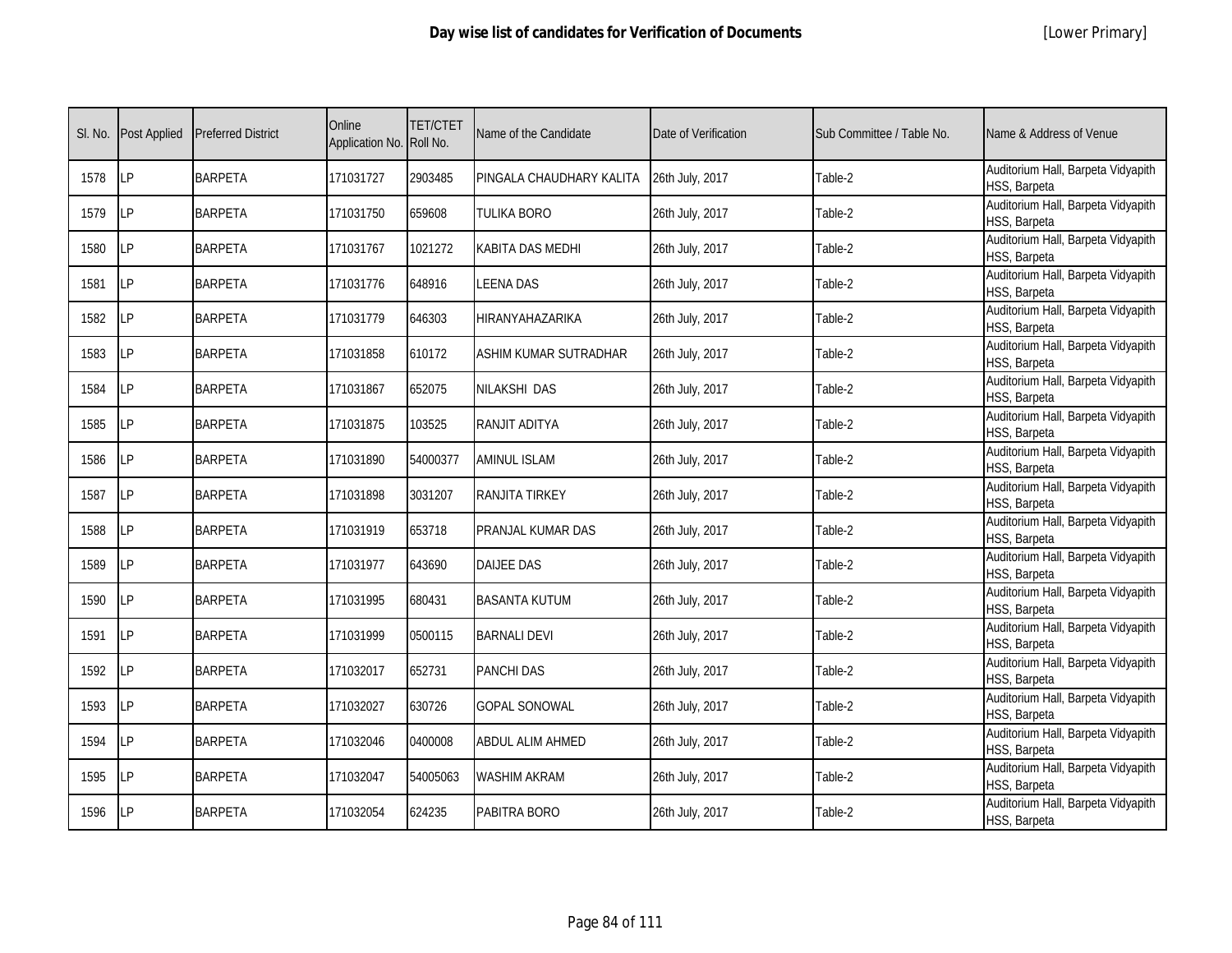# Day wise list of candidates for Verification of Documents

[Lower Primary]

| Sl. No. | Post Applied | Preferred District | Online Application No. | TET/CTET Roll No. | Name of the Candidate | Date of Verification | Sub Committee / Table No. | Name & Address of Venue |
|---|---|---|---|---|---|---|---|---|
| 1578 | LP | BARPETA | 171031727 | 2903485 | PINGALA CHAUDHARY KALITA | 26th July, 2017 | Table-2 | Auditorium Hall, Barpeta Vidyapith HSS, Barpeta |
| 1579 | LP | BARPETA | 171031750 | 659608 | TULIKA BORO | 26th July, 2017 | Table-2 | Auditorium Hall, Barpeta Vidyapith HSS, Barpeta |
| 1580 | LP | BARPETA | 171031767 | 1021272 | KABITA DAS MEDHI | 26th July, 2017 | Table-2 | Auditorium Hall, Barpeta Vidyapith HSS, Barpeta |
| 1581 | LP | BARPETA | 171031776 | 648916 | LEENA DAS | 26th July, 2017 | Table-2 | Auditorium Hall, Barpeta Vidyapith HSS, Barpeta |
| 1582 | LP | BARPETA | 171031779 | 646303 | HIRANYAHAZARIKA | 26th July, 2017 | Table-2 | Auditorium Hall, Barpeta Vidyapith HSS, Barpeta |
| 1583 | LP | BARPETA | 171031858 | 610172 | ASHIM KUMAR SUTRADHAR | 26th July, 2017 | Table-2 | Auditorium Hall, Barpeta Vidyapith HSS, Barpeta |
| 1584 | LP | BARPETA | 171031867 | 652075 | NILAKSHI DAS | 26th July, 2017 | Table-2 | Auditorium Hall, Barpeta Vidyapith HSS, Barpeta |
| 1585 | LP | BARPETA | 171031875 | 103525 | RANJIT ADITYA | 26th July, 2017 | Table-2 | Auditorium Hall, Barpeta Vidyapith HSS, Barpeta |
| 1586 | LP | BARPETA | 171031890 | 54000377 | AMINUL ISLAM | 26th July, 2017 | Table-2 | Auditorium Hall, Barpeta Vidyapith HSS, Barpeta |
| 1587 | LP | BARPETA | 171031898 | 3031207 | RANJITA TIRKEY | 26th July, 2017 | Table-2 | Auditorium Hall, Barpeta Vidyapith HSS, Barpeta |
| 1588 | LP | BARPETA | 171031919 | 653718 | PRANJAL KUMAR DAS | 26th July, 2017 | Table-2 | Auditorium Hall, Barpeta Vidyapith HSS, Barpeta |
| 1589 | LP | BARPETA | 171031977 | 643690 | DAIJEE DAS | 26th July, 2017 | Table-2 | Auditorium Hall, Barpeta Vidyapith HSS, Barpeta |
| 1590 | LP | BARPETA | 171031995 | 680431 | BASANTA KUTUM | 26th July, 2017 | Table-2 | Auditorium Hall, Barpeta Vidyapith HSS, Barpeta |
| 1591 | LP | BARPETA | 171031999 | 0500115 | BARNALI DEVI | 26th July, 2017 | Table-2 | Auditorium Hall, Barpeta Vidyapith HSS, Barpeta |
| 1592 | LP | BARPETA | 171032017 | 652731 | PANCHI DAS | 26th July, 2017 | Table-2 | Auditorium Hall, Barpeta Vidyapith HSS, Barpeta |
| 1593 | LP | BARPETA | 171032027 | 630726 | GOPAL SONOWAL | 26th July, 2017 | Table-2 | Auditorium Hall, Barpeta Vidyapith HSS, Barpeta |
| 1594 | LP | BARPETA | 171032046 | 0400008 | ABDUL ALIM AHMED | 26th July, 2017 | Table-2 | Auditorium Hall, Barpeta Vidyapith HSS, Barpeta |
| 1595 | LP | BARPETA | 171032047 | 54005063 | WASHIM AKRAM | 26th July, 2017 | Table-2 | Auditorium Hall, Barpeta Vidyapith HSS, Barpeta |
| 1596 | LP | BARPETA | 171032054 | 624235 | PABITRA BORO | 26th July, 2017 | Table-2 | Auditorium Hall, Barpeta Vidyapith HSS, Barpeta |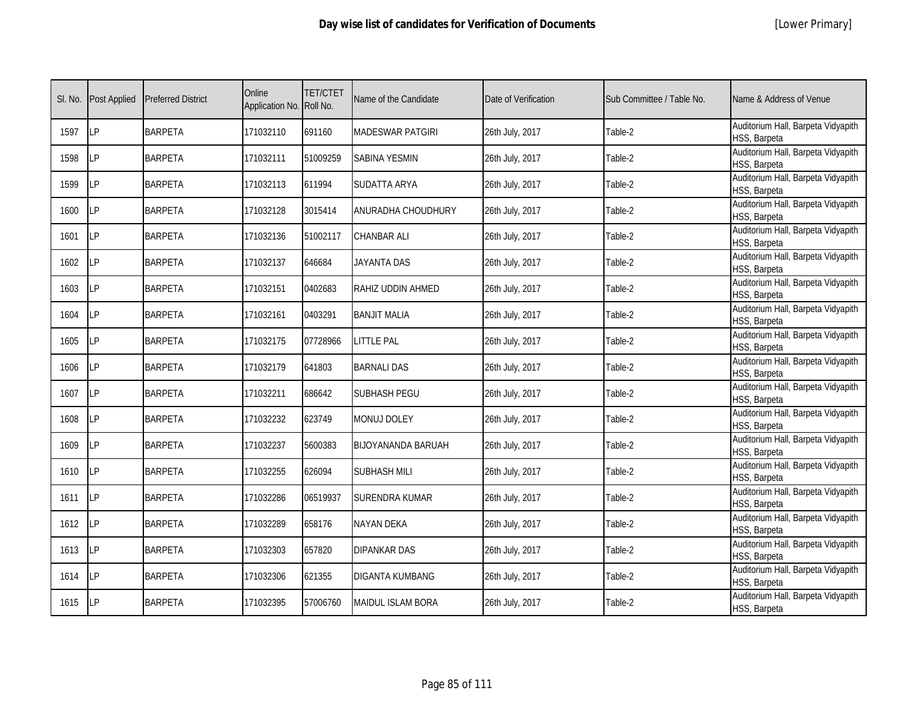# Day wise list of candidates for Verification of Documents

[Lower Primary]

| Sl. No. | Post Applied | Preferred District | Online Application No. | TET/CTET Roll No. | Name of the Candidate | Date of Verification | Sub Committee / Table No. | Name & Address of Venue |
|---|---|---|---|---|---|---|---|---|
| 1597 | LP | BARPETA | 171032110 | 691160 | MADESWAR PATGIRI | 26th July, 2017 | Table-2 | Auditorium Hall, Barpeta Vidyapith HSS, Barpeta |
| 1598 | LP | BARPETA | 171032111 | 51009259 | SABINA YESMIN | 26th July, 2017 | Table-2 | Auditorium Hall, Barpeta Vidyapith HSS, Barpeta |
| 1599 | LP | BARPETA | 171032113 | 611994 | SUDATTA ARYA | 26th July, 2017 | Table-2 | Auditorium Hall, Barpeta Vidyapith HSS, Barpeta |
| 1600 | LP | BARPETA | 171032128 | 3015414 | ANURADHA CHOUDHURY | 26th July, 2017 | Table-2 | Auditorium Hall, Barpeta Vidyapith HSS, Barpeta |
| 1601 | LP | BARPETA | 171032136 | 51002117 | CHANBAR ALI | 26th July, 2017 | Table-2 | Auditorium Hall, Barpeta Vidyapith HSS, Barpeta |
| 1602 | LP | BARPETA | 171032137 | 646684 | JAYANTA DAS | 26th July, 2017 | Table-2 | Auditorium Hall, Barpeta Vidyapith HSS, Barpeta |
| 1603 | LP | BARPETA | 171032151 | 0402683 | RAHIZ UDDIN AHMED | 26th July, 2017 | Table-2 | Auditorium Hall, Barpeta Vidyapith HSS, Barpeta |
| 1604 | LP | BARPETA | 171032161 | 0403291 | BANJIT MALIA | 26th July, 2017 | Table-2 | Auditorium Hall, Barpeta Vidyapith HSS, Barpeta |
| 1605 | LP | BARPETA | 171032175 | 07728966 | LITTLE PAL | 26th July, 2017 | Table-2 | Auditorium Hall, Barpeta Vidyapith HSS, Barpeta |
| 1606 | LP | BARPETA | 171032179 | 641803 | BARNALI DAS | 26th July, 2017 | Table-2 | Auditorium Hall, Barpeta Vidyapith HSS, Barpeta |
| 1607 | LP | BARPETA | 171032211 | 686642 | SUBHASH PEGU | 26th July, 2017 | Table-2 | Auditorium Hall, Barpeta Vidyapith HSS, Barpeta |
| 1608 | LP | BARPETA | 171032232 | 623749 | MONUJ DOLEY | 26th July, 2017 | Table-2 | Auditorium Hall, Barpeta Vidyapith HSS, Barpeta |
| 1609 | LP | BARPETA | 171032237 | 5600383 | BIJOYANANDA BARUAH | 26th July, 2017 | Table-2 | Auditorium Hall, Barpeta Vidyapith HSS, Barpeta |
| 1610 | LP | BARPETA | 171032255 | 626094 | SUBHASH MILI | 26th July, 2017 | Table-2 | Auditorium Hall, Barpeta Vidyapith HSS, Barpeta |
| 1611 | LP | BARPETA | 171032286 | 06519937 | SURENDRA KUMAR | 26th July, 2017 | Table-2 | Auditorium Hall, Barpeta Vidyapith HSS, Barpeta |
| 1612 | LP | BARPETA | 171032289 | 658176 | NAYAN DEKA | 26th July, 2017 | Table-2 | Auditorium Hall, Barpeta Vidyapith HSS, Barpeta |
| 1613 | LP | BARPETA | 171032303 | 657820 | DIPANKAR DAS | 26th July, 2017 | Table-2 | Auditorium Hall, Barpeta Vidyapith HSS, Barpeta |
| 1614 | LP | BARPETA | 171032306 | 621355 | DIGANTA KUMBANG | 26th July, 2017 | Table-2 | Auditorium Hall, Barpeta Vidyapith HSS, Barpeta |
| 1615 | LP | BARPETA | 171032395 | 57006760 | MAIDUL ISLAM BORA | 26th July, 2017 | Table-2 | Auditorium Hall, Barpeta Vidyapith HSS, Barpeta |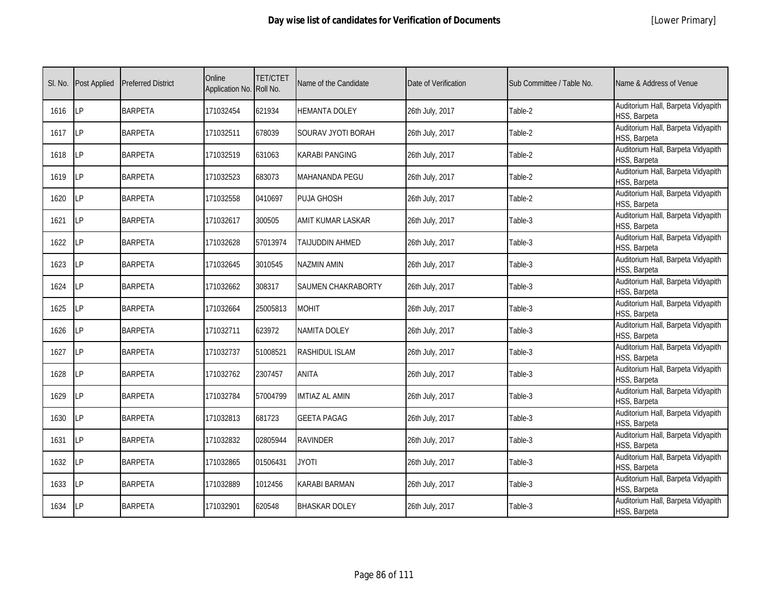# Day wise list of candidates for Verification of Documents

[Lower Primary]

| Sl. No. | Post Applied | Preferred District | Online Application No. | TET/CTET Roll No. | Name of the Candidate | Date of Verification | Sub Committee / Table No. | Name & Address of Venue |
|---|---|---|---|---|---|---|---|---|
| 1616 | LP | BARPETA | 171032454 | 621934 | HEMANTA DOLEY | 26th July, 2017 | Table-2 | Auditorium Hall, Barpeta Vidyapith HSS, Barpeta |
| 1617 | LP | BARPETA | 171032511 | 678039 | SOURAV JYOTI BORAH | 26th July, 2017 | Table-2 | Auditorium Hall, Barpeta Vidyapith HSS, Barpeta |
| 1618 | LP | BARPETA | 171032519 | 631063 | KARABI PANGING | 26th July, 2017 | Table-2 | Auditorium Hall, Barpeta Vidyapith HSS, Barpeta |
| 1619 | LP | BARPETA | 171032523 | 683073 | MAHANANDA PEGU | 26th July, 2017 | Table-2 | Auditorium Hall, Barpeta Vidyapith HSS, Barpeta |
| 1620 | LP | BARPETA | 171032558 | 0410697 | PUJA GHOSH | 26th July, 2017 | Table-2 | Auditorium Hall, Barpeta Vidyapith HSS, Barpeta |
| 1621 | LP | BARPETA | 171032617 | 300505 | AMIT KUMAR LASKAR | 26th July, 2017 | Table-3 | Auditorium Hall, Barpeta Vidyapith HSS, Barpeta |
| 1622 | LP | BARPETA | 171032628 | 57013974 | TAIJUDDIN AHMED | 26th July, 2017 | Table-3 | Auditorium Hall, Barpeta Vidyapith HSS, Barpeta |
| 1623 | LP | BARPETA | 171032645 | 3010545 | NAZMIN AMIN | 26th July, 2017 | Table-3 | Auditorium Hall, Barpeta Vidyapith HSS, Barpeta |
| 1624 | LP | BARPETA | 171032662 | 308317 | SAUMEN CHAKRABORTY | 26th July, 2017 | Table-3 | Auditorium Hall, Barpeta Vidyapith HSS, Barpeta |
| 1625 | LP | BARPETA | 171032664 | 25005813 | MOHIT | 26th July, 2017 | Table-3 | Auditorium Hall, Barpeta Vidyapith HSS, Barpeta |
| 1626 | LP | BARPETA | 171032711 | 623972 | NAMITA DOLEY | 26th July, 2017 | Table-3 | Auditorium Hall, Barpeta Vidyapith HSS, Barpeta |
| 1627 | LP | BARPETA | 171032737 | 51008521 | RASHIDUL ISLAM | 26th July, 2017 | Table-3 | Auditorium Hall, Barpeta Vidyapith HSS, Barpeta |
| 1628 | LP | BARPETA | 171032762 | 2307457 | ANITA | 26th July, 2017 | Table-3 | Auditorium Hall, Barpeta Vidyapith HSS, Barpeta |
| 1629 | LP | BARPETA | 171032784 | 57004799 | IMTIAZ AL AMIN | 26th July, 2017 | Table-3 | Auditorium Hall, Barpeta Vidyapith HSS, Barpeta |
| 1630 | LP | BARPETA | 171032813 | 681723 | GEETA PAGAG | 26th July, 2017 | Table-3 | Auditorium Hall, Barpeta Vidyapith HSS, Barpeta |
| 1631 | LP | BARPETA | 171032832 | 02805944 | RAVINDER | 26th July, 2017 | Table-3 | Auditorium Hall, Barpeta Vidyapith HSS, Barpeta |
| 1632 | LP | BARPETA | 171032865 | 01506431 | JYOTI | 26th July, 2017 | Table-3 | Auditorium Hall, Barpeta Vidyapith HSS, Barpeta |
| 1633 | LP | BARPETA | 171032889 | 1012456 | KARABI BARMAN | 26th July, 2017 | Table-3 | Auditorium Hall, Barpeta Vidyapith HSS, Barpeta |
| 1634 | LP | BARPETA | 171032901 | 620548 | BHASKAR DOLEY | 26th July, 2017 | Table-3 | Auditorium Hall, Barpeta Vidyapith HSS, Barpeta |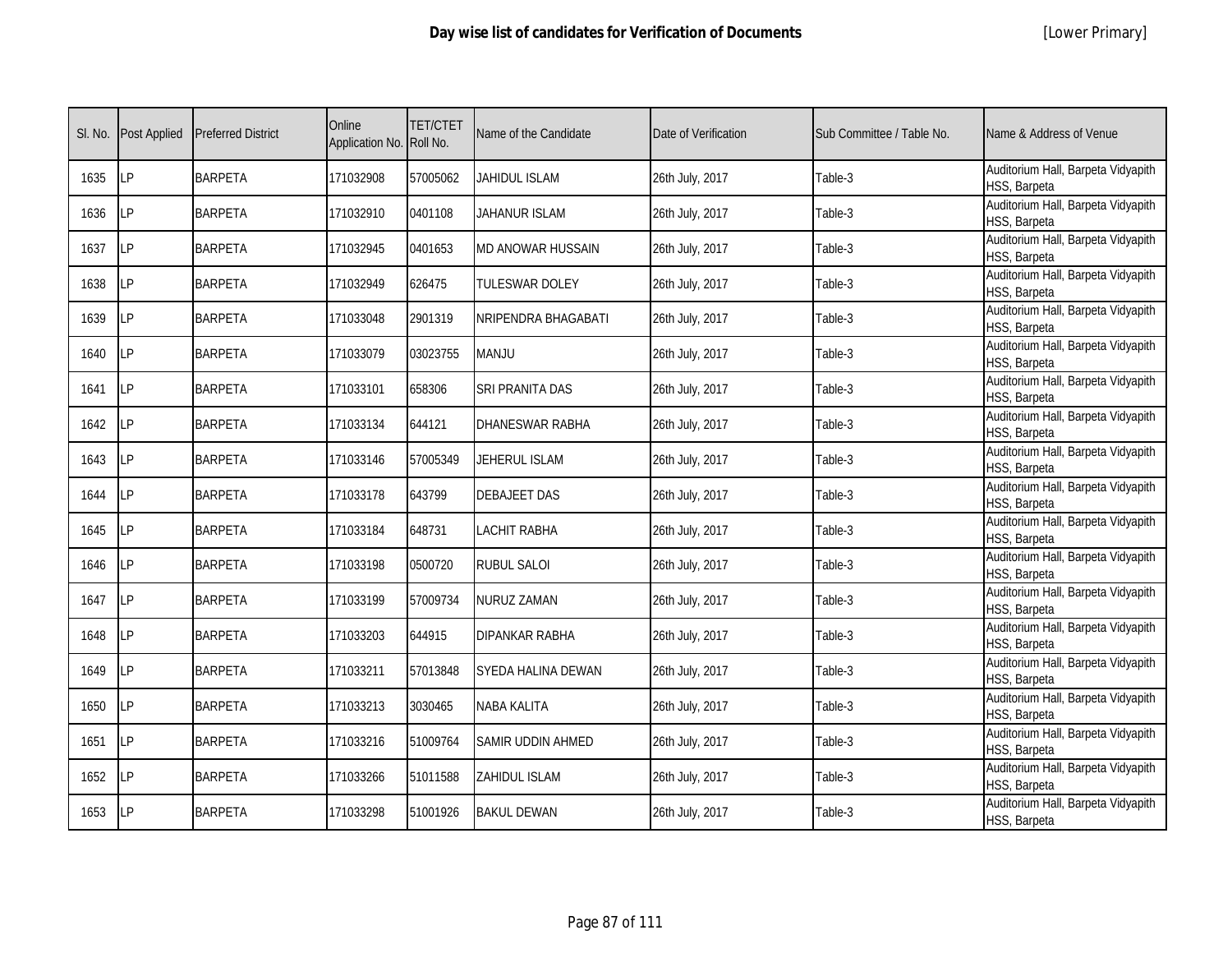# Day wise list of candidates for Verification of Documents

[Lower Primary]

| Sl. No. | Post Applied | Preferred District | Online Application No. | TET/CTET Roll No. | Name of the Candidate | Date of Verification | Sub Committee / Table No. | Name & Address of Venue |
|---|---|---|---|---|---|---|---|---|
| 1635 | LP | BARPETA | 171032908 | 57005062 | JAHIDUL ISLAM | 26th July, 2017 | Table-3 | Auditorium Hall, Barpeta Vidyapith HSS, Barpeta |
| 1636 | LP | BARPETA | 171032910 | 0401108 | JAHANUR ISLAM | 26th July, 2017 | Table-3 | Auditorium Hall, Barpeta Vidyapith HSS, Barpeta |
| 1637 | LP | BARPETA | 171032945 | 0401653 | MD ANOWAR HUSSAIN | 26th July, 2017 | Table-3 | Auditorium Hall, Barpeta Vidyapith HSS, Barpeta |
| 1638 | LP | BARPETA | 171032949 | 626475 | TULESWAR DOLEY | 26th July, 2017 | Table-3 | Auditorium Hall, Barpeta Vidyapith HSS, Barpeta |
| 1639 | LP | BARPETA | 171033048 | 2901319 | NRIPENDRA BHAGABATI | 26th July, 2017 | Table-3 | Auditorium Hall, Barpeta Vidyapith HSS, Barpeta |
| 1640 | LP | BARPETA | 171033079 | 03023755 | MANJU | 26th July, 2017 | Table-3 | Auditorium Hall, Barpeta Vidyapith HSS, Barpeta |
| 1641 | LP | BARPETA | 171033101 | 658306 | SRI PRANITA DAS | 26th July, 2017 | Table-3 | Auditorium Hall, Barpeta Vidyapith HSS, Barpeta |
| 1642 | LP | BARPETA | 171033134 | 644121 | DHANESWAR RABHA | 26th July, 2017 | Table-3 | Auditorium Hall, Barpeta Vidyapith HSS, Barpeta |
| 1643 | LP | BARPETA | 171033146 | 57005349 | JEHERUL ISLAM | 26th July, 2017 | Table-3 | Auditorium Hall, Barpeta Vidyapith HSS, Barpeta |
| 1644 | LP | BARPETA | 171033178 | 643799 | DEBAJEET DAS | 26th July, 2017 | Table-3 | Auditorium Hall, Barpeta Vidyapith HSS, Barpeta |
| 1645 | LP | BARPETA | 171033184 | 648731 | LACHIT RABHA | 26th July, 2017 | Table-3 | Auditorium Hall, Barpeta Vidyapith HSS, Barpeta |
| 1646 | LP | BARPETA | 171033198 | 0500720 | RUBUL SALOI | 26th July, 2017 | Table-3 | Auditorium Hall, Barpeta Vidyapith HSS, Barpeta |
| 1647 | LP | BARPETA | 171033199 | 57009734 | NURUZ ZAMAN | 26th July, 2017 | Table-3 | Auditorium Hall, Barpeta Vidyapith HSS, Barpeta |
| 1648 | LP | BARPETA | 171033203 | 644915 | DIPANKAR RABHA | 26th July, 2017 | Table-3 | Auditorium Hall, Barpeta Vidyapith HSS, Barpeta |
| 1649 | LP | BARPETA | 171033211 | 57013848 | SYEDA HALINA DEWAN | 26th July, 2017 | Table-3 | Auditorium Hall, Barpeta Vidyapith HSS, Barpeta |
| 1650 | LP | BARPETA | 171033213 | 3030465 | NABA KALITA | 26th July, 2017 | Table-3 | Auditorium Hall, Barpeta Vidyapith HSS, Barpeta |
| 1651 | LP | BARPETA | 171033216 | 51009764 | SAMIR UDDIN AHMED | 26th July, 2017 | Table-3 | Auditorium Hall, Barpeta Vidyapith HSS, Barpeta |
| 1652 | LP | BARPETA | 171033266 | 51011588 | ZAHIDUL ISLAM | 26th July, 2017 | Table-3 | Auditorium Hall, Barpeta Vidyapith HSS, Barpeta |
| 1653 | LP | BARPETA | 171033298 | 51001926 | BAKUL DEWAN | 26th July, 2017 | Table-3 | Auditorium Hall, Barpeta Vidyapith HSS, Barpeta |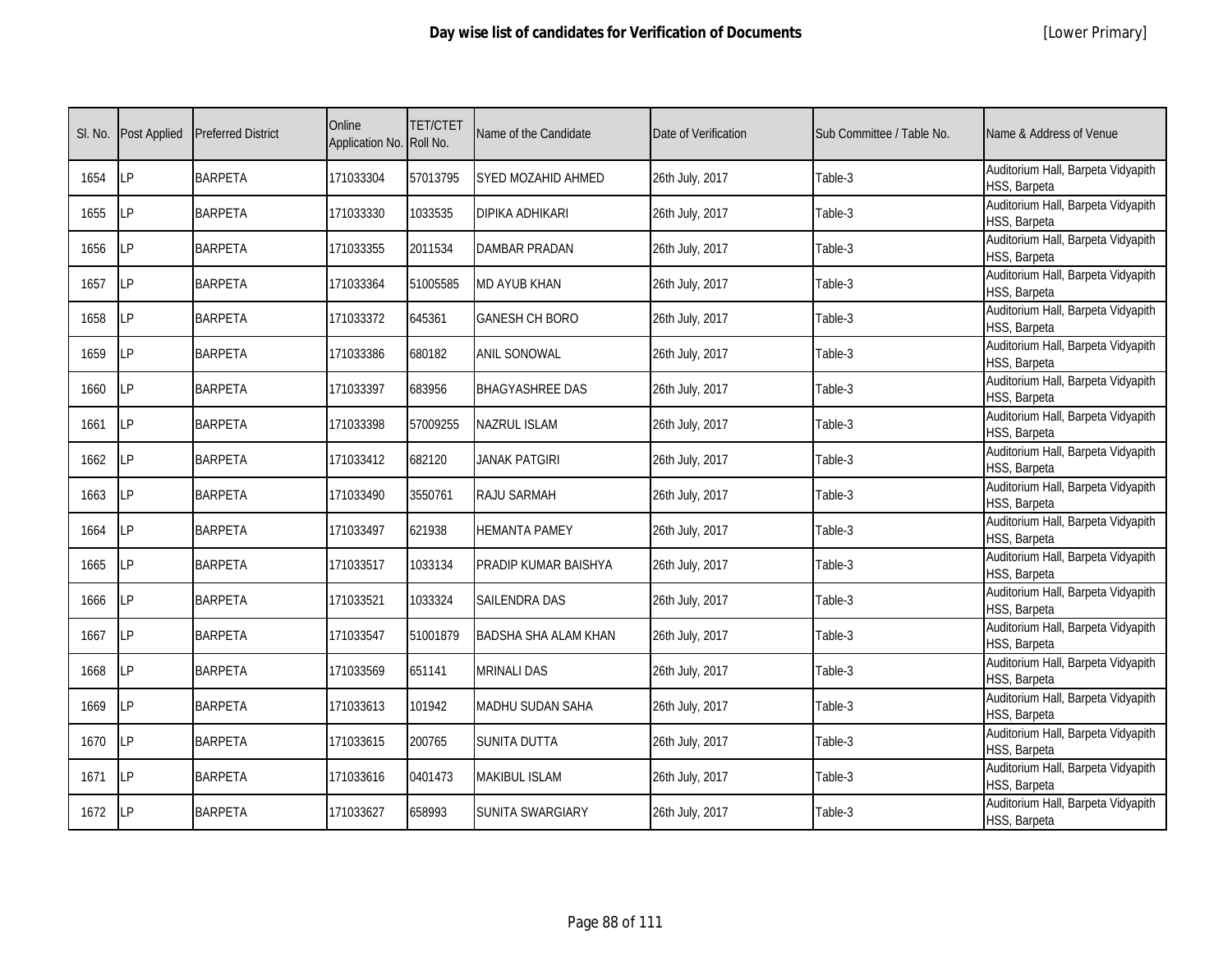# Day wise list of candidates for Verification of Documents

[Lower Primary]

| Sl. No. | Post Applied | Preferred District | Online Application No. | TET/CTET Roll No. | Name of the Candidate | Date of Verification | Sub Committee / Table No. | Name & Address of Venue |
|---|---|---|---|---|---|---|---|---|
| 1654 | LP | BARPETA | 171033304 | 57013795 | SYED MOZAHID AHMED | 26th July, 2017 | Table-3 | Auditorium Hall, Barpeta Vidyapith HSS, Barpeta |
| 1655 | LP | BARPETA | 171033330 | 1033535 | DIPIKA ADHIKARI | 26th July, 2017 | Table-3 | Auditorium Hall, Barpeta Vidyapith HSS, Barpeta |
| 1656 | LP | BARPETA | 171033355 | 2011534 | DAMBAR PRADAN | 26th July, 2017 | Table-3 | Auditorium Hall, Barpeta Vidyapith HSS, Barpeta |
| 1657 | LP | BARPETA | 171033364 | 51005585 | MD AYUB KHAN | 26th July, 2017 | Table-3 | Auditorium Hall, Barpeta Vidyapith HSS, Barpeta |
| 1658 | LP | BARPETA | 171033372 | 645361 | GANESH CH BORO | 26th July, 2017 | Table-3 | Auditorium Hall, Barpeta Vidyapith HSS, Barpeta |
| 1659 | LP | BARPETA | 171033386 | 680182 | ANIL SONOWAL | 26th July, 2017 | Table-3 | Auditorium Hall, Barpeta Vidyapith HSS, Barpeta |
| 1660 | LP | BARPETA | 171033397 | 683956 | BHAGYASHREE DAS | 26th July, 2017 | Table-3 | Auditorium Hall, Barpeta Vidyapith HSS, Barpeta |
| 1661 | LP | BARPETA | 171033398 | 57009255 | NAZRUL ISLAM | 26th July, 2017 | Table-3 | Auditorium Hall, Barpeta Vidyapith HSS, Barpeta |
| 1662 | LP | BARPETA | 171033412 | 682120 | JANAK PATGIRI | 26th July, 2017 | Table-3 | Auditorium Hall, Barpeta Vidyapith HSS, Barpeta |
| 1663 | LP | BARPETA | 171033490 | 3550761 | RAJU SARMAH | 26th July, 2017 | Table-3 | Auditorium Hall, Barpeta Vidyapith HSS, Barpeta |
| 1664 | LP | BARPETA | 171033497 | 621938 | HEMANTA PAMEY | 26th July, 2017 | Table-3 | Auditorium Hall, Barpeta Vidyapith HSS, Barpeta |
| 1665 | LP | BARPETA | 171033517 | 1033134 | PRADIP KUMAR BAISHYA | 26th July, 2017 | Table-3 | Auditorium Hall, Barpeta Vidyapith HSS, Barpeta |
| 1666 | LP | BARPETA | 171033521 | 1033324 | SAILENDRA DAS | 26th July, 2017 | Table-3 | Auditorium Hall, Barpeta Vidyapith HSS, Barpeta |
| 1667 | LP | BARPETA | 171033547 | 51001879 | BADSHA SHA ALAM KHAN | 26th July, 2017 | Table-3 | Auditorium Hall, Barpeta Vidyapith HSS, Barpeta |
| 1668 | LP | BARPETA | 171033569 | 651141 | MRINALI DAS | 26th July, 2017 | Table-3 | Auditorium Hall, Barpeta Vidyapith HSS, Barpeta |
| 1669 | LP | BARPETA | 171033613 | 101942 | MADHU SUDAN SAHA | 26th July, 2017 | Table-3 | Auditorium Hall, Barpeta Vidyapith HSS, Barpeta |
| 1670 | LP | BARPETA | 171033615 | 200765 | SUNITA DUTTA | 26th July, 2017 | Table-3 | Auditorium Hall, Barpeta Vidyapith HSS, Barpeta |
| 1671 | LP | BARPETA | 171033616 | 0401473 | MAKIBUL ISLAM | 26th July, 2017 | Table-3 | Auditorium Hall, Barpeta Vidyapith HSS, Barpeta |
| 1672 | LP | BARPETA | 171033627 | 658993 | SUNITA SWARGIARY | 26th July, 2017 | Table-3 | Auditorium Hall, Barpeta Vidyapith HSS, Barpeta |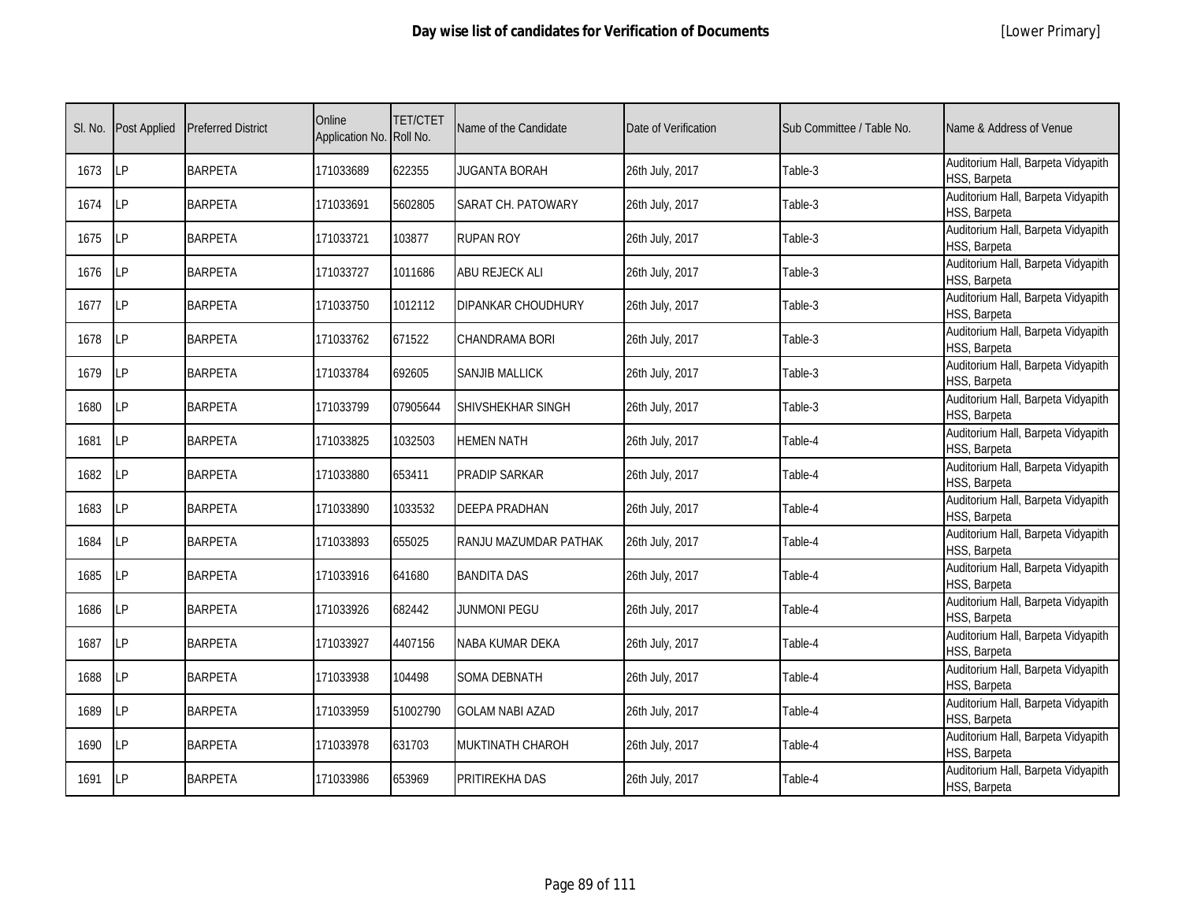# Day wise list of candidates for Verification of Documents

[Lower Primary]

| Sl. No. | Post Applied | Preferred District | Online Application No. | TET/CTET Roll No. | Name of the Candidate | Date of Verification | Sub Committee / Table No. | Name & Address of Venue |
|---|---|---|---|---|---|---|---|---|
| 1673 | LP | BARPETA | 171033689 | 622355 | JUGANTA BORAH | 26th July, 2017 | Table-3 | Auditorium Hall, Barpeta Vidyapith HSS, Barpeta |
| 1674 | LP | BARPETA | 171033691 | 5602805 | SARAT CH. PATOWARY | 26th July, 2017 | Table-3 | Auditorium Hall, Barpeta Vidyapith HSS, Barpeta |
| 1675 | LP | BARPETA | 171033721 | 103877 | RUPAN ROY | 26th July, 2017 | Table-3 | Auditorium Hall, Barpeta Vidyapith HSS, Barpeta |
| 1676 | LP | BARPETA | 171033727 | 1011686 | ABU REJECK ALI | 26th July, 2017 | Table-3 | Auditorium Hall, Barpeta Vidyapith HSS, Barpeta |
| 1677 | LP | BARPETA | 171033750 | 1012112 | DIPANKAR CHOUDHURY | 26th July, 2017 | Table-3 | Auditorium Hall, Barpeta Vidyapith HSS, Barpeta |
| 1678 | LP | BARPETA | 171033762 | 671522 | CHANDRAMA BORI | 26th July, 2017 | Table-3 | Auditorium Hall, Barpeta Vidyapith HSS, Barpeta |
| 1679 | LP | BARPETA | 171033784 | 692605 | SANJIB MALLICK | 26th July, 2017 | Table-3 | Auditorium Hall, Barpeta Vidyapith HSS, Barpeta |
| 1680 | LP | BARPETA | 171033799 | 07905644 | SHIVSHEKHAR SINGH | 26th July, 2017 | Table-3 | Auditorium Hall, Barpeta Vidyapith HSS, Barpeta |
| 1681 | LP | BARPETA | 171033825 | 1032503 | HEMEN NATH | 26th July, 2017 | Table-4 | Auditorium Hall, Barpeta Vidyapith HSS, Barpeta |
| 1682 | LP | BARPETA | 171033880 | 653411 | PRADIP SARKAR | 26th July, 2017 | Table-4 | Auditorium Hall, Barpeta Vidyapith HSS, Barpeta |
| 1683 | LP | BARPETA | 171033890 | 1033532 | DEEPA PRADHAN | 26th July, 2017 | Table-4 | Auditorium Hall, Barpeta Vidyapith HSS, Barpeta |
| 1684 | LP | BARPETA | 171033893 | 655025 | RANJU MAZUMDAR PATHAK | 26th July, 2017 | Table-4 | Auditorium Hall, Barpeta Vidyapith HSS, Barpeta |
| 1685 | LP | BARPETA | 171033916 | 641680 | BANDITA DAS | 26th July, 2017 | Table-4 | Auditorium Hall, Barpeta Vidyapith HSS, Barpeta |
| 1686 | LP | BARPETA | 171033926 | 682442 | JUNMONI PEGU | 26th July, 2017 | Table-4 | Auditorium Hall, Barpeta Vidyapith HSS, Barpeta |
| 1687 | LP | BARPETA | 171033927 | 4407156 | NABA KUMAR DEKA | 26th July, 2017 | Table-4 | Auditorium Hall, Barpeta Vidyapith HSS, Barpeta |
| 1688 | LP | BARPETA | 171033938 | 104498 | SOMA DEBNATH | 26th July, 2017 | Table-4 | Auditorium Hall, Barpeta Vidyapith HSS, Barpeta |
| 1689 | LP | BARPETA | 171033959 | 51002790 | GOLAM NABI AZAD | 26th July, 2017 | Table-4 | Auditorium Hall, Barpeta Vidyapith HSS, Barpeta |
| 1690 | LP | BARPETA | 171033978 | 631703 | MUKTINATH CHAROH | 26th July, 2017 | Table-4 | Auditorium Hall, Barpeta Vidyapith HSS, Barpeta |
| 1691 | LP | BARPETA | 171033986 | 653969 | PRITIREKHA DAS | 26th July, 2017 | Table-4 | Auditorium Hall, Barpeta Vidyapith HSS, Barpeta |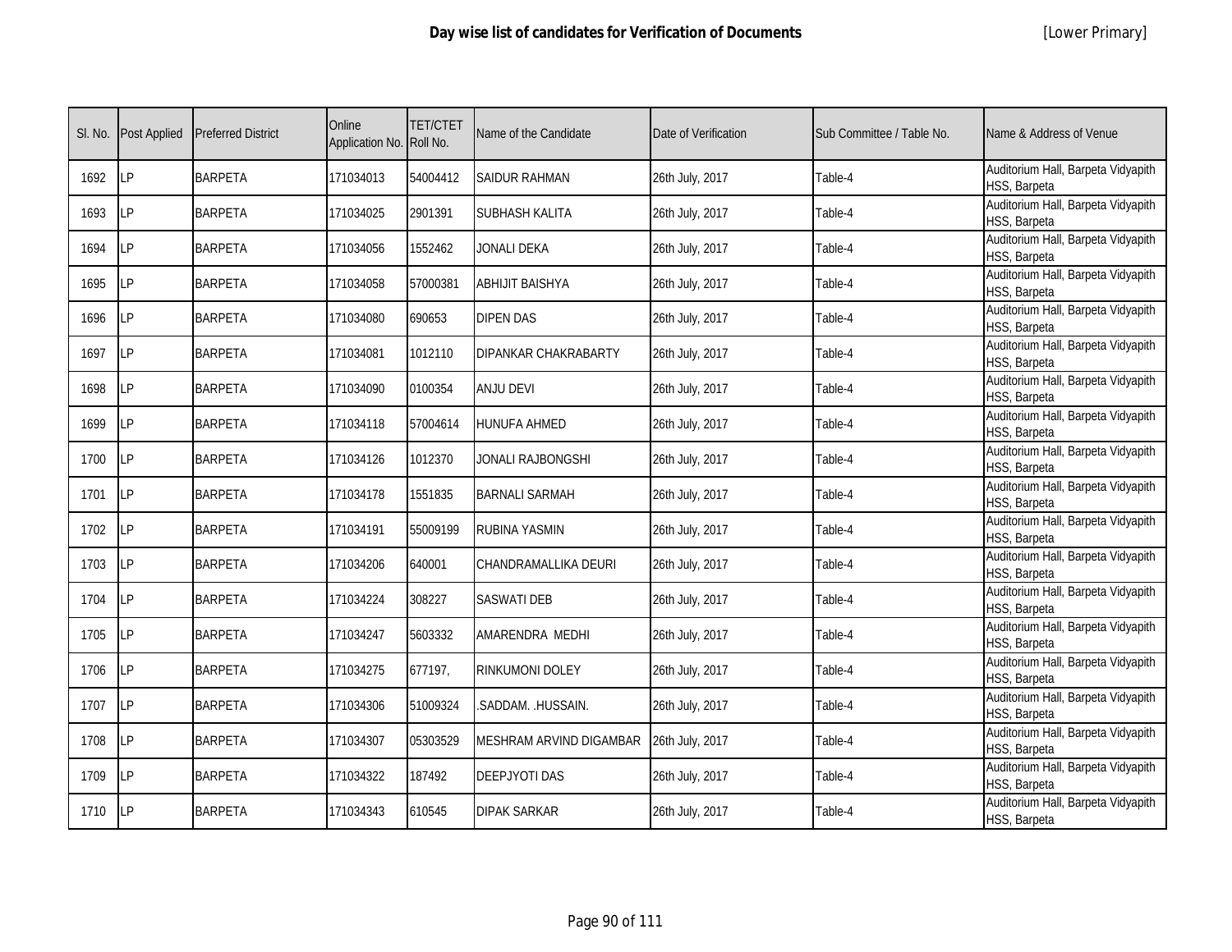# Day wise list of candidates for Verification of Documents

[Lower Primary]

| Sl. No. | Post Applied | Preferred District | Online Application No. | TET/CTET Roll No. | Name of the Candidate | Date of Verification | Sub Committee / Table No. | Name & Address of Venue |
|---|---|---|---|---|---|---|---|---|
| 1692 | LP | BARPETA | 171034013 | 54004412 | SAIDUR RAHMAN | 26th July, 2017 | Table-4 | Auditorium Hall, Barpeta Vidyapith HSS, Barpeta |
| 1693 | LP | BARPETA | 171034025 | 2901391 | SUBHASH KALITA | 26th July, 2017 | Table-4 | Auditorium Hall, Barpeta Vidyapith HSS, Barpeta |
| 1694 | LP | BARPETA | 171034056 | 1552462 | JONALI DEKA | 26th July, 2017 | Table-4 | Auditorium Hall, Barpeta Vidyapith HSS, Barpeta |
| 1695 | LP | BARPETA | 171034058 | 57000381 | ABHIJIT BAISHYA | 26th July, 2017 | Table-4 | Auditorium Hall, Barpeta Vidyapith HSS, Barpeta |
| 1696 | LP | BARPETA | 171034080 | 690653 | DIPEN DAS | 26th July, 2017 | Table-4 | Auditorium Hall, Barpeta Vidyapith HSS, Barpeta |
| 1697 | LP | BARPETA | 171034081 | 1012110 | DIPANKAR CHAKRABARTY | 26th July, 2017 | Table-4 | Auditorium Hall, Barpeta Vidyapith HSS, Barpeta |
| 1698 | LP | BARPETA | 171034090 | 0100354 | ANJU DEVI | 26th July, 2017 | Table-4 | Auditorium Hall, Barpeta Vidyapith HSS, Barpeta |
| 1699 | LP | BARPETA | 171034118 | 57004614 | HUNUFA AHMED | 26th July, 2017 | Table-4 | Auditorium Hall, Barpeta Vidyapith HSS, Barpeta |
| 1700 | LP | BARPETA | 171034126 | 1012370 | JONALI RAJBONGSHI | 26th July, 2017 | Table-4 | Auditorium Hall, Barpeta Vidyapith HSS, Barpeta |
| 1701 | LP | BARPETA | 171034178 | 1551835 | BARNALI SARMAH | 26th July, 2017 | Table-4 | Auditorium Hall, Barpeta Vidyapith HSS, Barpeta |
| 1702 | LP | BARPETA | 171034191 | 55009199 | RUBINA YASMIN | 26th July, 2017 | Table-4 | Auditorium Hall, Barpeta Vidyapith HSS, Barpeta |
| 1703 | LP | BARPETA | 171034206 | 640001 | CHANDRAMALLIKA DEURI | 26th July, 2017 | Table-4 | Auditorium Hall, Barpeta Vidyapith HSS, Barpeta |
| 1704 | LP | BARPETA | 171034224 | 308227 | SASWATI DEB | 26th July, 2017 | Table-4 | Auditorium Hall, Barpeta Vidyapith HSS, Barpeta |
| 1705 | LP | BARPETA | 171034247 | 5603332 | AMARENDRA MEDHI | 26th July, 2017 | Table-4 | Auditorium Hall, Barpeta Vidyapith HSS, Barpeta |
| 1706 | LP | BARPETA | 171034275 | 677197, | RINKUMONI DOLEY | 26th July, 2017 | Table-4 | Auditorium Hall, Barpeta Vidyapith HSS, Barpeta |
| 1707 | LP | BARPETA | 171034306 | 51009324 | .SADDAM. .HUSSAIN. | 26th July, 2017 | Table-4 | Auditorium Hall, Barpeta Vidyapith HSS, Barpeta |
| 1708 | LP | BARPETA | 171034307 | 05303529 | MESHRAM ARVIND DIGAMBAR | 26th July, 2017 | Table-4 | Auditorium Hall, Barpeta Vidyapith HSS, Barpeta |
| 1709 | LP | BARPETA | 171034322 | 187492 | DEEPJYOTI DAS | 26th July, 2017 | Table-4 | Auditorium Hall, Barpeta Vidyapith HSS, Barpeta |
| 1710 | LP | BARPETA | 171034343 | 610545 | DIPAK SARKAR | 26th July, 2017 | Table-4 | Auditorium Hall, Barpeta Vidyapith HSS, Barpeta |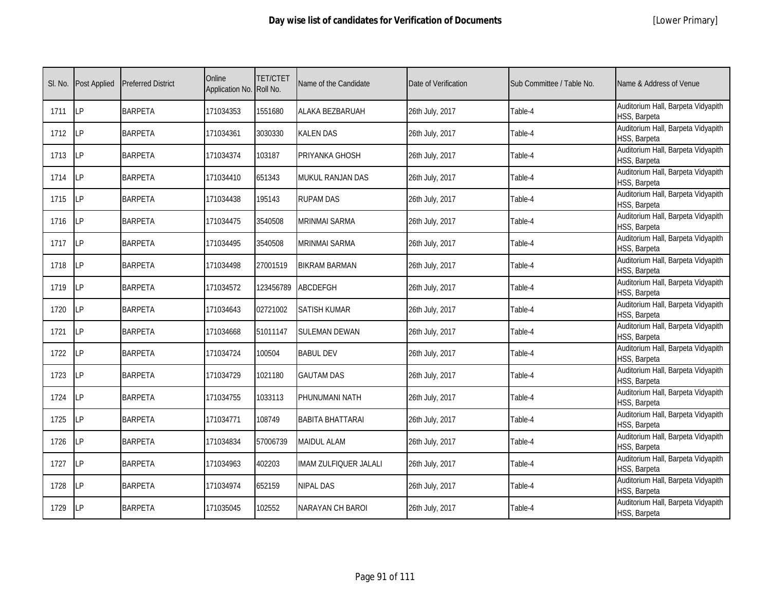# Day wise list of candidates for Verification of Documents

[Lower Primary]

| Sl. No. | Post Applied | Preferred District | Online Application No. | TET/CTET Roll No. | Name of the Candidate | Date of Verification | Sub Committee / Table No. | Name & Address of Venue |
|---|---|---|---|---|---|---|---|---|
| 1711 | LP | BARPETA | 171034353 | 1551680 | ALAKA BEZBARUAH | 26th July, 2017 | Table-4 | Auditorium Hall, Barpeta Vidyapith HSS, Barpeta |
| 1712 | LP | BARPETA | 171034361 | 3030330 | KALEN DAS | 26th July, 2017 | Table-4 | Auditorium Hall, Barpeta Vidyapith HSS, Barpeta |
| 1713 | LP | BARPETA | 171034374 | 103187 | PRIYANKA GHOSH | 26th July, 2017 | Table-4 | Auditorium Hall, Barpeta Vidyapith HSS, Barpeta |
| 1714 | LP | BARPETA | 171034410 | 651343 | MUKUL RANJAN DAS | 26th July, 2017 | Table-4 | Auditorium Hall, Barpeta Vidyapith HSS, Barpeta |
| 1715 | LP | BARPETA | 171034438 | 195143 | RUPAM DAS | 26th July, 2017 | Table-4 | Auditorium Hall, Barpeta Vidyapith HSS, Barpeta |
| 1716 | LP | BARPETA | 171034475 | 3540508 | MRINMAI SARMA | 26th July, 2017 | Table-4 | Auditorium Hall, Barpeta Vidyapith HSS, Barpeta |
| 1717 | LP | BARPETA | 171034495 | 3540508 | MRINMAI SARMA | 26th July, 2017 | Table-4 | Auditorium Hall, Barpeta Vidyapith HSS, Barpeta |
| 1718 | LP | BARPETA | 171034498 | 27001519 | BIKRAM BARMAN | 26th July, 2017 | Table-4 | Auditorium Hall, Barpeta Vidyapith HSS, Barpeta |
| 1719 | LP | BARPETA | 171034572 | 123456789 | ABCDEFGH | 26th July, 2017 | Table-4 | Auditorium Hall, Barpeta Vidyapith HSS, Barpeta |
| 1720 | LP | BARPETA | 171034643 | 02721002 | SATISH KUMAR | 26th July, 2017 | Table-4 | Auditorium Hall, Barpeta Vidyapith HSS, Barpeta |
| 1721 | LP | BARPETA | 171034668 | 51011147 | SULEMAN DEWAN | 26th July, 2017 | Table-4 | Auditorium Hall, Barpeta Vidyapith HSS, Barpeta |
| 1722 | LP | BARPETA | 171034724 | 100504 | BABUL DEV | 26th July, 2017 | Table-4 | Auditorium Hall, Barpeta Vidyapith HSS, Barpeta |
| 1723 | LP | BARPETA | 171034729 | 1021180 | GAUTAM DAS | 26th July, 2017 | Table-4 | Auditorium Hall, Barpeta Vidyapith HSS, Barpeta |
| 1724 | LP | BARPETA | 171034755 | 1033113 | PHUNUMANI NATH | 26th July, 2017 | Table-4 | Auditorium Hall, Barpeta Vidyapith HSS, Barpeta |
| 1725 | LP | BARPETA | 171034771 | 108749 | BABITA BHATTARAI | 26th July, 2017 | Table-4 | Auditorium Hall, Barpeta Vidyapith HSS, Barpeta |
| 1726 | LP | BARPETA | 171034834 | 57006739 | MAIDUL ALAM | 26th July, 2017 | Table-4 | Auditorium Hall, Barpeta Vidyapith HSS, Barpeta |
| 1727 | LP | BARPETA | 171034963 | 402203 | IMAM ZULFIQUER JALALI | 26th July, 2017 | Table-4 | Auditorium Hall, Barpeta Vidyapith HSS, Barpeta |
| 1728 | LP | BARPETA | 171034974 | 652159 | NIPAL DAS | 26th July, 2017 | Table-4 | Auditorium Hall, Barpeta Vidyapith HSS, Barpeta |
| 1729 | LP | BARPETA | 171035045 | 102552 | NARAYAN CH BAROI | 26th July, 2017 | Table-4 | Auditorium Hall, Barpeta Vidyapith HSS, Barpeta |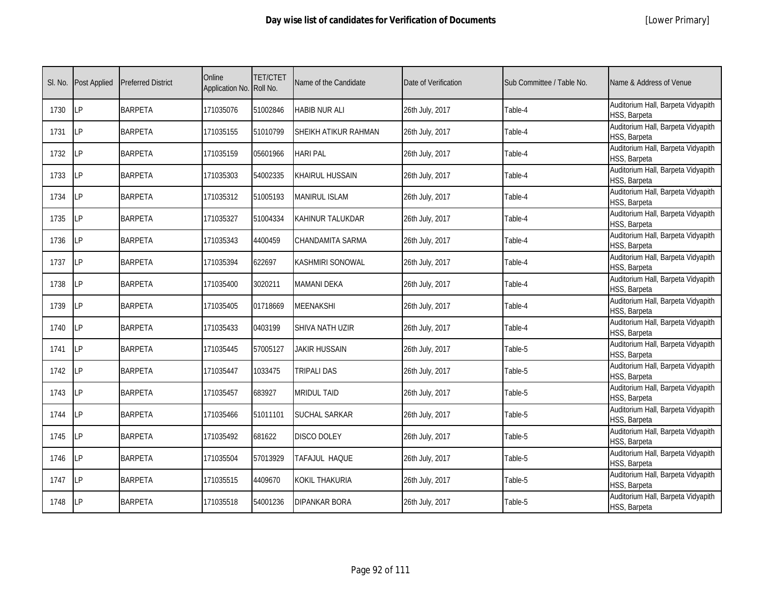# Day wise list of candidates for Verification of Documents

[Lower Primary]

| Sl. No. | Post Applied | Preferred District | Online Application No. | TET/CTET Roll No. | Name of the Candidate | Date of Verification | Sub Committee / Table No. | Name & Address of Venue |
|---|---|---|---|---|---|---|---|---|
| 1730 | LP | BARPETA | 171035076 | 51002846 | HABIB NUR ALI | 26th July, 2017 | Table-4 | Auditorium Hall, Barpeta Vidyapith HSS, Barpeta |
| 1731 | LP | BARPETA | 171035155 | 51010799 | SHEIKH ATIKUR RAHMAN | 26th July, 2017 | Table-4 | Auditorium Hall, Barpeta Vidyapith HSS, Barpeta |
| 1732 | LP | BARPETA | 171035159 | 05601966 | HARI PAL | 26th July, 2017 | Table-4 | Auditorium Hall, Barpeta Vidyapith HSS, Barpeta |
| 1733 | LP | BARPETA | 171035303 | 54002335 | KHAIRUL HUSSAIN | 26th July, 2017 | Table-4 | Auditorium Hall, Barpeta Vidyapith HSS, Barpeta |
| 1734 | LP | BARPETA | 171035312 | 51005193 | MANIRUL ISLAM | 26th July, 2017 | Table-4 | Auditorium Hall, Barpeta Vidyapith HSS, Barpeta |
| 1735 | LP | BARPETA | 171035327 | 51004334 | KAHINUR TALUKDAR | 26th July, 2017 | Table-4 | Auditorium Hall, Barpeta Vidyapith HSS, Barpeta |
| 1736 | LP | BARPETA | 171035343 | 4400459 | CHANDAMITA SARMA | 26th July, 2017 | Table-4 | Auditorium Hall, Barpeta Vidyapith HSS, Barpeta |
| 1737 | LP | BARPETA | 171035394 | 622697 | KASHMIRI SONOWAL | 26th July, 2017 | Table-4 | Auditorium Hall, Barpeta Vidyapith HSS, Barpeta |
| 1738 | LP | BARPETA | 171035400 | 3020211 | MAMANI DEKA | 26th July, 2017 | Table-4 | Auditorium Hall, Barpeta Vidyapith HSS, Barpeta |
| 1739 | LP | BARPETA | 171035405 | 01718669 | MEENAKSHI | 26th July, 2017 | Table-4 | Auditorium Hall, Barpeta Vidyapith HSS, Barpeta |
| 1740 | LP | BARPETA | 171035433 | 0403199 | SHIVA NATH UZIR | 26th July, 2017 | Table-4 | Auditorium Hall, Barpeta Vidyapith HSS, Barpeta |
| 1741 | LP | BARPETA | 171035445 | 57005127 | JAKIR HUSSAIN | 26th July, 2017 | Table-5 | Auditorium Hall, Barpeta Vidyapith HSS, Barpeta |
| 1742 | LP | BARPETA | 171035447 | 1033475 | TRIPALI DAS | 26th July, 2017 | Table-5 | Auditorium Hall, Barpeta Vidyapith HSS, Barpeta |
| 1743 | LP | BARPETA | 171035457 | 683927 | MRIDUL TAID | 26th July, 2017 | Table-5 | Auditorium Hall, Barpeta Vidyapith HSS, Barpeta |
| 1744 | LP | BARPETA | 171035466 | 51011101 | SUCHAL SARKAR | 26th July, 2017 | Table-5 | Auditorium Hall, Barpeta Vidyapith HSS, Barpeta |
| 1745 | LP | BARPETA | 171035492 | 681622 | DISCO DOLEY | 26th July, 2017 | Table-5 | Auditorium Hall, Barpeta Vidyapith HSS, Barpeta |
| 1746 | LP | BARPETA | 171035504 | 57013929 | TAFAJUL HAQUE | 26th July, 2017 | Table-5 | Auditorium Hall, Barpeta Vidyapith HSS, Barpeta |
| 1747 | LP | BARPETA | 171035515 | 4409670 | KOKIL THAKURIA | 26th July, 2017 | Table-5 | Auditorium Hall, Barpeta Vidyapith HSS, Barpeta |
| 1748 | LP | BARPETA | 171035518 | 54001236 | DIPANKAR BORA | 26th July, 2017 | Table-5 | Auditorium Hall, Barpeta Vidyapith HSS, Barpeta |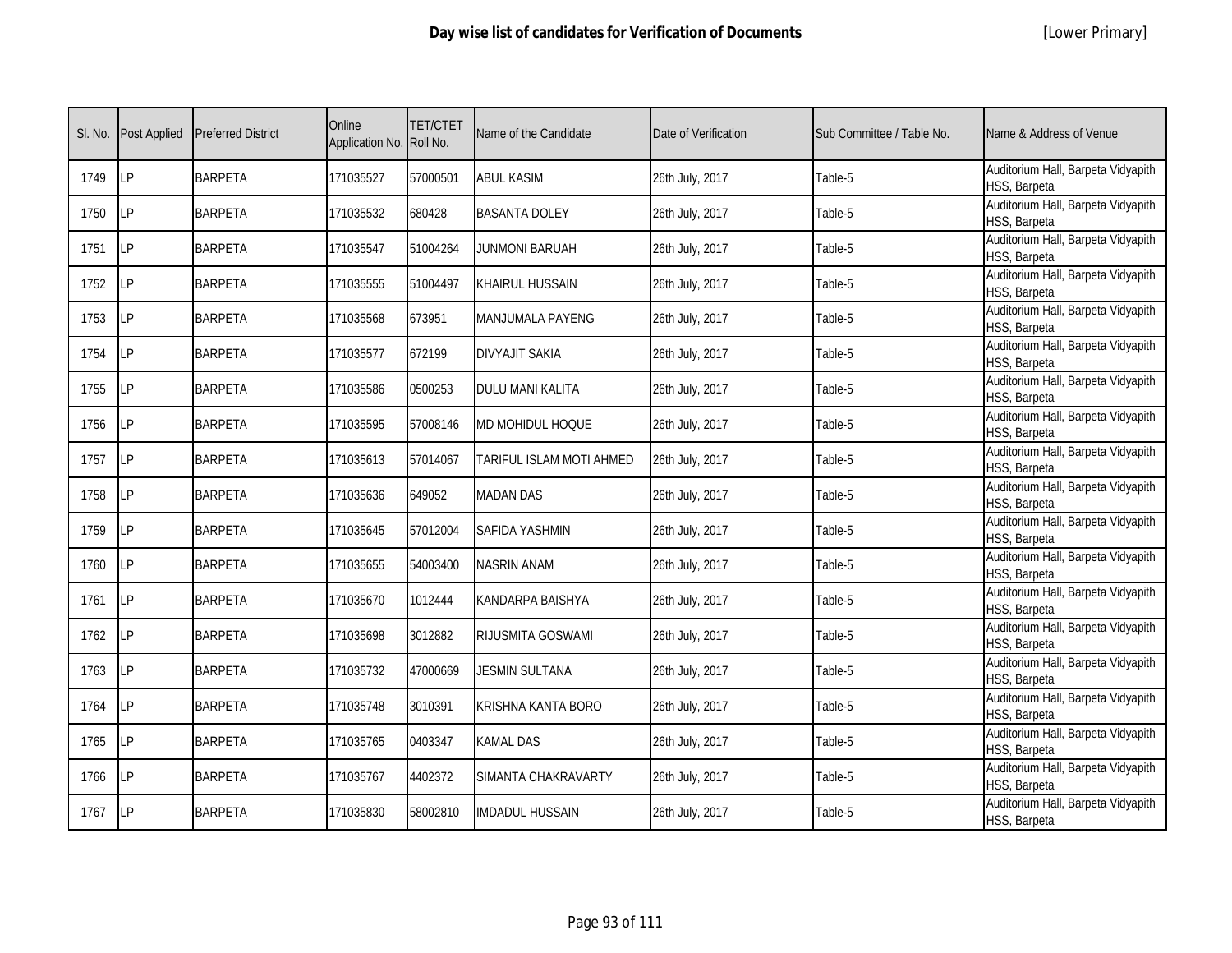# Day wise list of candidates for Verification of Documents

[Lower Primary]

| Sl. No. | Post Applied | Preferred District | Online Application No. | TET/CTET Roll No. | Name of the Candidate | Date of Verification | Sub Committee / Table No. | Name & Address of Venue |
|---|---|---|---|---|---|---|---|---|
| 1749 | LP | BARPETA | 171035527 | 57000501 | ABUL KASIM | 26th July, 2017 | Table-5 | Auditorium Hall, Barpeta Vidyapith HSS, Barpeta |
| 1750 | LP | BARPETA | 171035532 | 680428 | BASANTA DOLEY | 26th July, 2017 | Table-5 | Auditorium Hall, Barpeta Vidyapith HSS, Barpeta |
| 1751 | LP | BARPETA | 171035547 | 51004264 | JUNMONI BARUAH | 26th July, 2017 | Table-5 | Auditorium Hall, Barpeta Vidyapith HSS, Barpeta |
| 1752 | LP | BARPETA | 171035555 | 51004497 | KHAIRUL HUSSAIN | 26th July, 2017 | Table-5 | Auditorium Hall, Barpeta Vidyapith HSS, Barpeta |
| 1753 | LP | BARPETA | 171035568 | 673951 | MANJUMALA PAYENG | 26th July, 2017 | Table-5 | Auditorium Hall, Barpeta Vidyapith HSS, Barpeta |
| 1754 | LP | BARPETA | 171035577 | 672199 | DIVYAJIT SAKIA | 26th July, 2017 | Table-5 | Auditorium Hall, Barpeta Vidyapith HSS, Barpeta |
| 1755 | LP | BARPETA | 171035586 | 0500253 | DULU MANI KALITA | 26th July, 2017 | Table-5 | Auditorium Hall, Barpeta Vidyapith HSS, Barpeta |
| 1756 | LP | BARPETA | 171035595 | 57008146 | MD MOHIDUL HOQUE | 26th July, 2017 | Table-5 | Auditorium Hall, Barpeta Vidyapith HSS, Barpeta |
| 1757 | LP | BARPETA | 171035613 | 57014067 | TARIFUL ISLAM MOTI AHMED | 26th July, 2017 | Table-5 | Auditorium Hall, Barpeta Vidyapith HSS, Barpeta |
| 1758 | LP | BARPETA | 171035636 | 649052 | MADAN DAS | 26th July, 2017 | Table-5 | Auditorium Hall, Barpeta Vidyapith HSS, Barpeta |
| 1759 | LP | BARPETA | 171035645 | 57012004 | SAFIDA YASHMIN | 26th July, 2017 | Table-5 | Auditorium Hall, Barpeta Vidyapith HSS, Barpeta |
| 1760 | LP | BARPETA | 171035655 | 54003400 | NASRIN ANAM | 26th July, 2017 | Table-5 | Auditorium Hall, Barpeta Vidyapith HSS, Barpeta |
| 1761 | LP | BARPETA | 171035670 | 1012444 | KANDARPA BAISHYA | 26th July, 2017 | Table-5 | Auditorium Hall, Barpeta Vidyapith HSS, Barpeta |
| 1762 | LP | BARPETA | 171035698 | 3012882 | RIJUSMITA GOSWAMI | 26th July, 2017 | Table-5 | Auditorium Hall, Barpeta Vidyapith HSS, Barpeta |
| 1763 | LP | BARPETA | 171035732 | 47000669 | JESMIN SULTANA | 26th July, 2017 | Table-5 | Auditorium Hall, Barpeta Vidyapith HSS, Barpeta |
| 1764 | LP | BARPETA | 171035748 | 3010391 | KRISHNA KANTA BORO | 26th July, 2017 | Table-5 | Auditorium Hall, Barpeta Vidyapith HSS, Barpeta |
| 1765 | LP | BARPETA | 171035765 | 0403347 | KAMAL DAS | 26th July, 2017 | Table-5 | Auditorium Hall, Barpeta Vidyapith HSS, Barpeta |
| 1766 | LP | BARPETA | 171035767 | 4402372 | SIMANTA CHAKRAVARTY | 26th July, 2017 | Table-5 | Auditorium Hall, Barpeta Vidyapith HSS, Barpeta |
| 1767 | LP | BARPETA | 171035830 | 58002810 | IMDADUL HUSSAIN | 26th July, 2017 | Table-5 | Auditorium Hall, Barpeta Vidyapith HSS, Barpeta |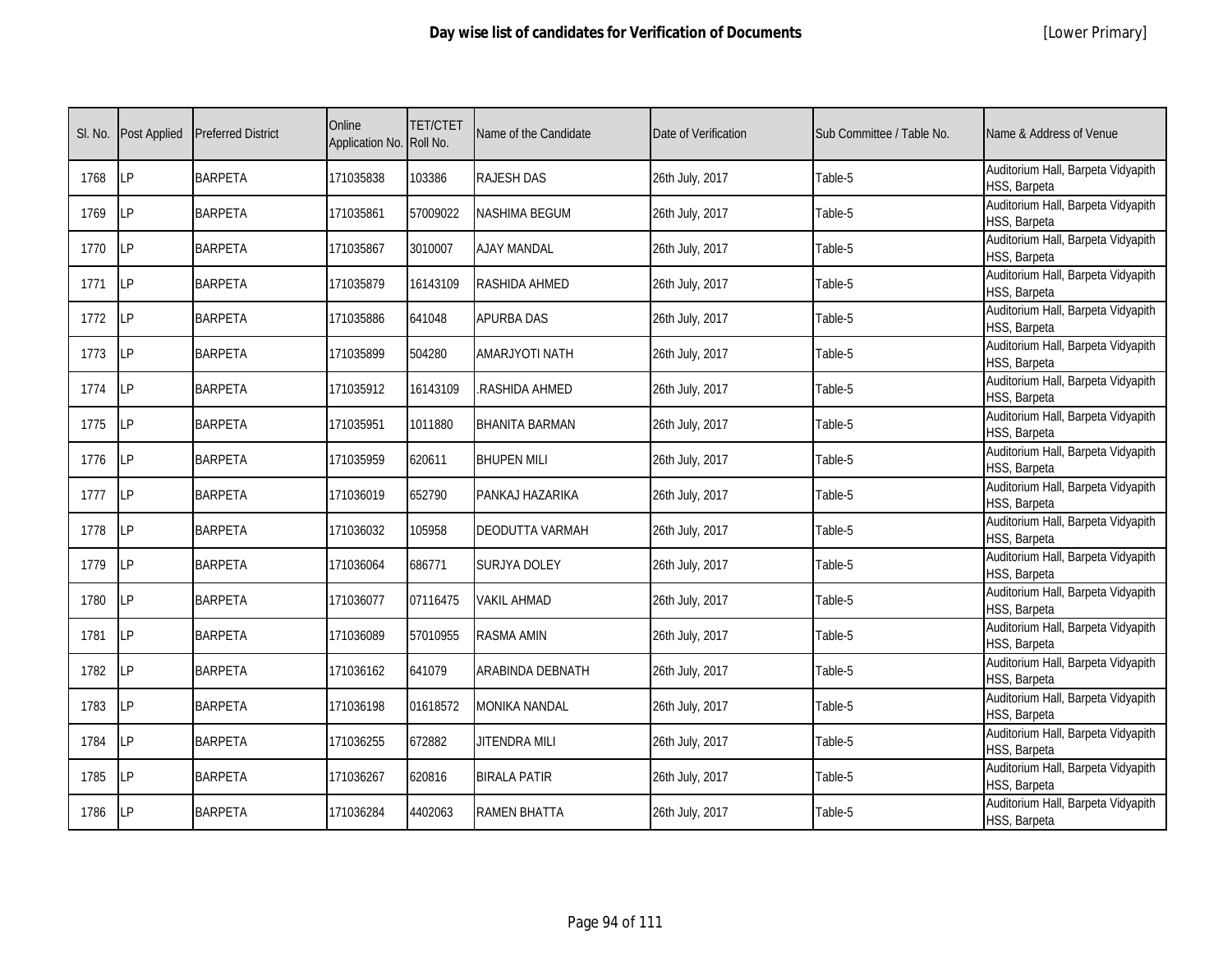# Day wise list of candidates for Verification of Documents

[Lower Primary]

| Sl. No. | Post Applied | Preferred District | Online Application No. | TET/CTET Roll No. | Name of the Candidate | Date of Verification | Sub Committee / Table No. | Name & Address of Venue |
|---|---|---|---|---|---|---|---|---|
| 1768 | LP | BARPETA | 171035838 | 103386 | RAJESH DAS | 26th July, 2017 | Table-5 | Auditorium Hall, Barpeta Vidyapith HSS, Barpeta |
| 1769 | LP | BARPETA | 171035861 | 57009022 | NASHIMA BEGUM | 26th July, 2017 | Table-5 | Auditorium Hall, Barpeta Vidyapith HSS, Barpeta |
| 1770 | LP | BARPETA | 171035867 | 3010007 | AJAY MANDAL | 26th July, 2017 | Table-5 | Auditorium Hall, Barpeta Vidyapith HSS, Barpeta |
| 1771 | LP | BARPETA | 171035879 | 16143109 | RASHIDA AHMED | 26th July, 2017 | Table-5 | Auditorium Hall, Barpeta Vidyapith HSS, Barpeta |
| 1772 | LP | BARPETA | 171035886 | 641048 | APURBA DAS | 26th July, 2017 | Table-5 | Auditorium Hall, Barpeta Vidyapith HSS, Barpeta |
| 1773 | LP | BARPETA | 171035899 | 504280 | AMARJYOTI NATH | 26th July, 2017 | Table-5 | Auditorium Hall, Barpeta Vidyapith HSS, Barpeta |
| 1774 | LP | BARPETA | 171035912 | 16143109 | .RASHIDA AHMED | 26th July, 2017 | Table-5 | Auditorium Hall, Barpeta Vidyapith HSS, Barpeta |
| 1775 | LP | BARPETA | 171035951 | 1011880 | BHANITA BARMAN | 26th July, 2017 | Table-5 | Auditorium Hall, Barpeta Vidyapith HSS, Barpeta |
| 1776 | LP | BARPETA | 171035959 | 620611 | BHUPEN MILI | 26th July, 2017 | Table-5 | Auditorium Hall, Barpeta Vidyapith HSS, Barpeta |
| 1777 | LP | BARPETA | 171036019 | 652790 | PANKAJ HAZARIKA | 26th July, 2017 | Table-5 | Auditorium Hall, Barpeta Vidyapith HSS, Barpeta |
| 1778 | LP | BARPETA | 171036032 | 105958 | DEODUTTA VARMAH | 26th July, 2017 | Table-5 | Auditorium Hall, Barpeta Vidyapith HSS, Barpeta |
| 1779 | LP | BARPETA | 171036064 | 686771 | SURJYA DOLEY | 26th July, 2017 | Table-5 | Auditorium Hall, Barpeta Vidyapith HSS, Barpeta |
| 1780 | LP | BARPETA | 171036077 | 07116475 | VAKIL AHMAD | 26th July, 2017 | Table-5 | Auditorium Hall, Barpeta Vidyapith HSS, Barpeta |
| 1781 | LP | BARPETA | 171036089 | 57010955 | RASMA AMIN | 26th July, 2017 | Table-5 | Auditorium Hall, Barpeta Vidyapith HSS, Barpeta |
| 1782 | LP | BARPETA | 171036162 | 641079 | ARABINDA DEBNATH | 26th July, 2017 | Table-5 | Auditorium Hall, Barpeta Vidyapith HSS, Barpeta |
| 1783 | LP | BARPETA | 171036198 | 01618572 | MONIKA NANDAL | 26th July, 2017 | Table-5 | Auditorium Hall, Barpeta Vidyapith HSS, Barpeta |
| 1784 | LP | BARPETA | 171036255 | 672882 | JITENDRA MILI | 26th July, 2017 | Table-5 | Auditorium Hall, Barpeta Vidyapith HSS, Barpeta |
| 1785 | LP | BARPETA | 171036267 | 620816 | BIRALA PATIR | 26th July, 2017 | Table-5 | Auditorium Hall, Barpeta Vidyapith HSS, Barpeta |
| 1786 | LP | BARPETA | 171036284 | 4402063 | RAMEN BHATTA | 26th July, 2017 | Table-5 | Auditorium Hall, Barpeta Vidyapith HSS, Barpeta |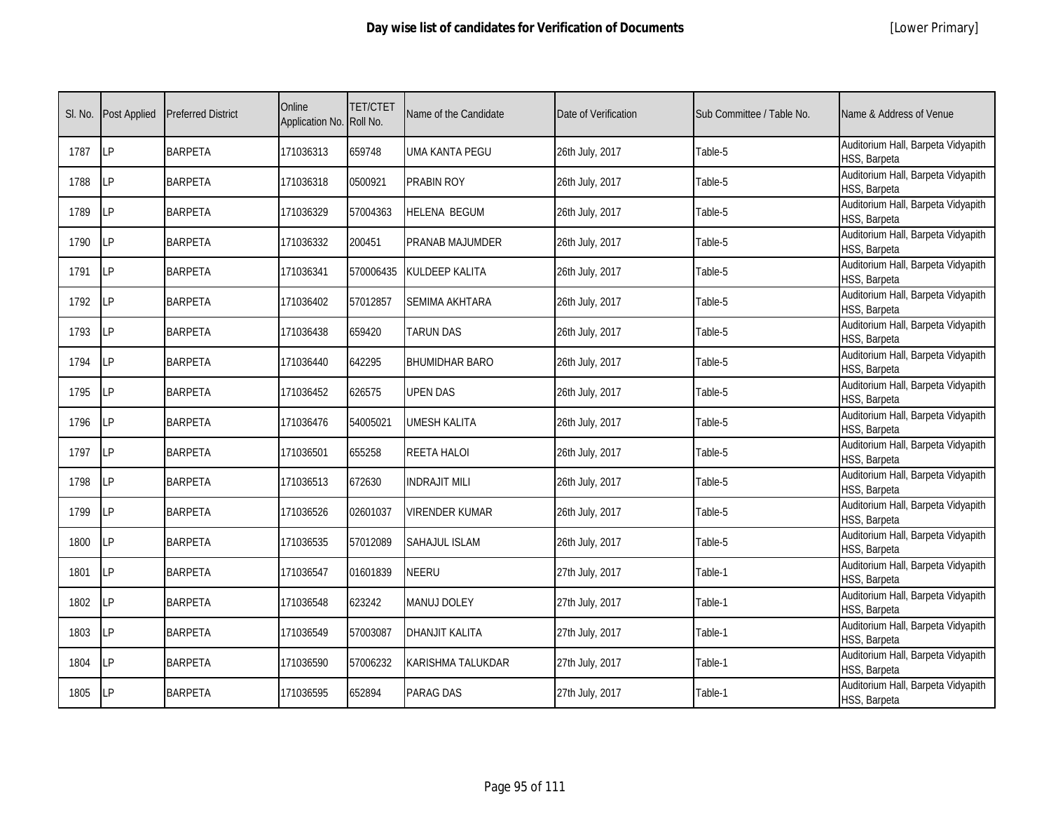# Day wise list of candidates for Verification of Documents

[Lower Primary]

| Sl. No. | Post Applied | Preferred District | Online Application No. | TET/CTET Roll No. | Name of the Candidate | Date of Verification | Sub Committee / Table No. | Name & Address of Venue |
|---|---|---|---|---|---|---|---|---|
| 1787 | LP | BARPETA | 171036313 | 659748 | UMA KANTA PEGU | 26th July, 2017 | Table-5 | Auditorium Hall, Barpeta Vidyapith HSS, Barpeta |
| 1788 | LP | BARPETA | 171036318 | 0500921 | PRABIN ROY | 26th July, 2017 | Table-5 | Auditorium Hall, Barpeta Vidyapith HSS, Barpeta |
| 1789 | LP | BARPETA | 171036329 | 57004363 | HELENA BEGUM | 26th July, 2017 | Table-5 | Auditorium Hall, Barpeta Vidyapith HSS, Barpeta |
| 1790 | LP | BARPETA | 171036332 | 200451 | PRANAB MAJUMDER | 26th July, 2017 | Table-5 | Auditorium Hall, Barpeta Vidyapith HSS, Barpeta |
| 1791 | LP | BARPETA | 171036341 | 570006435 | KULDEEP KALITA | 26th July, 2017 | Table-5 | Auditorium Hall, Barpeta Vidyapith HSS, Barpeta |
| 1792 | LP | BARPETA | 171036402 | 57012857 | SEMIMA AKHTARA | 26th July, 2017 | Table-5 | Auditorium Hall, Barpeta Vidyapith HSS, Barpeta |
| 1793 | LP | BARPETA | 171036438 | 659420 | TARUN DAS | 26th July, 2017 | Table-5 | Auditorium Hall, Barpeta Vidyapith HSS, Barpeta |
| 1794 | LP | BARPETA | 171036440 | 642295 | BHUMIDHAR BARO | 26th July, 2017 | Table-5 | Auditorium Hall, Barpeta Vidyapith HSS, Barpeta |
| 1795 | LP | BARPETA | 171036452 | 626575 | UPEN DAS | 26th July, 2017 | Table-5 | Auditorium Hall, Barpeta Vidyapith HSS, Barpeta |
| 1796 | LP | BARPETA | 171036476 | 54005021 | UMESH KALITA | 26th July, 2017 | Table-5 | Auditorium Hall, Barpeta Vidyapith HSS, Barpeta |
| 1797 | LP | BARPETA | 171036501 | 655258 | REETA HALOI | 26th July, 2017 | Table-5 | Auditorium Hall, Barpeta Vidyapith HSS, Barpeta |
| 1798 | LP | BARPETA | 171036513 | 672630 | INDRAJIT MILI | 26th July, 2017 | Table-5 | Auditorium Hall, Barpeta Vidyapith HSS, Barpeta |
| 1799 | LP | BARPETA | 171036526 | 02601037 | VIRENDER KUMAR | 26th July, 2017 | Table-5 | Auditorium Hall, Barpeta Vidyapith HSS, Barpeta |
| 1800 | LP | BARPETA | 171036535 | 57012089 | SAHAJUL ISLAM | 26th July, 2017 | Table-5 | Auditorium Hall, Barpeta Vidyapith HSS, Barpeta |
| 1801 | LP | BARPETA | 171036547 | 01601839 | NEERU | 27th July, 2017 | Table-1 | Auditorium Hall, Barpeta Vidyapith HSS, Barpeta |
| 1802 | LP | BARPETA | 171036548 | 623242 | MANUJ DOLEY | 27th July, 2017 | Table-1 | Auditorium Hall, Barpeta Vidyapith HSS, Barpeta |
| 1803 | LP | BARPETA | 171036549 | 57003087 | DHANJIT KALITA | 27th July, 2017 | Table-1 | Auditorium Hall, Barpeta Vidyapith HSS, Barpeta |
| 1804 | LP | BARPETA | 171036590 | 57006232 | KARISHMA TALUKDAR | 27th July, 2017 | Table-1 | Auditorium Hall, Barpeta Vidyapith HSS, Barpeta |
| 1805 | LP | BARPETA | 171036595 | 652894 | PARAG DAS | 27th July, 2017 | Table-1 | Auditorium Hall, Barpeta Vidyapith HSS, Barpeta |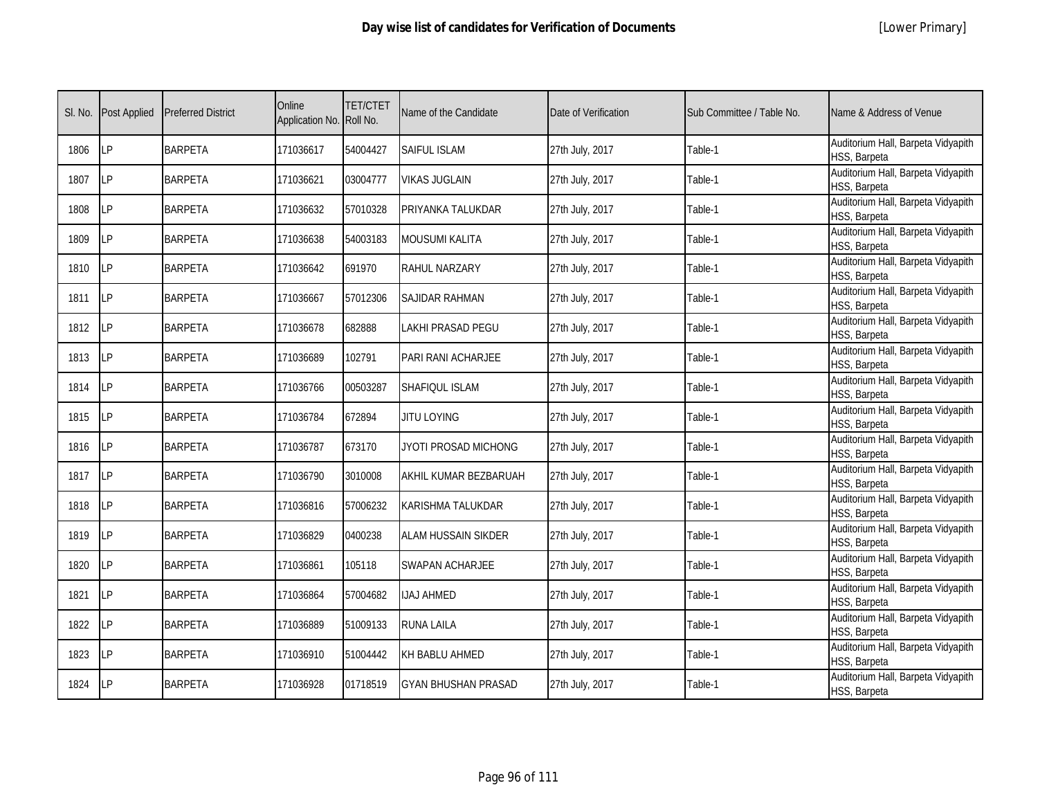# Day wise list of candidates for Verification of Documents

[Lower Primary]

| Sl. No. | Post Applied | Preferred District | Online Application No. | TET/CTET Roll No. | Name of the Candidate | Date of Verification | Sub Committee / Table No. | Name & Address of Venue |
|---|---|---|---|---|---|---|---|---|
| 1806 | LP | BARPETA | 171036617 | 54004427 | SAIFUL ISLAM | 27th July, 2017 | Table-1 | Auditorium Hall, Barpeta Vidyapith HSS, Barpeta |
| 1807 | LP | BARPETA | 171036621 | 03004777 | VIKAS JUGLAIN | 27th July, 2017 | Table-1 | Auditorium Hall, Barpeta Vidyapith HSS, Barpeta |
| 1808 | LP | BARPETA | 171036632 | 57010328 | PRIYANKA TALUKDAR | 27th July, 2017 | Table-1 | Auditorium Hall, Barpeta Vidyapith HSS, Barpeta |
| 1809 | LP | BARPETA | 171036638 | 54003183 | MOUSUMI KALITA | 27th July, 2017 | Table-1 | Auditorium Hall, Barpeta Vidyapith HSS, Barpeta |
| 1810 | LP | BARPETA | 171036642 | 691970 | RAHUL NARZARY | 27th July, 2017 | Table-1 | Auditorium Hall, Barpeta Vidyapith HSS, Barpeta |
| 1811 | LP | BARPETA | 171036667 | 57012306 | SAJIDAR RAHMAN | 27th July, 2017 | Table-1 | Auditorium Hall, Barpeta Vidyapith HSS, Barpeta |
| 1812 | LP | BARPETA | 171036678 | 682888 | LAKHI PRASAD PEGU | 27th July, 2017 | Table-1 | Auditorium Hall, Barpeta Vidyapith HSS, Barpeta |
| 1813 | LP | BARPETA | 171036689 | 102791 | PARI RANI ACHARJEE | 27th July, 2017 | Table-1 | Auditorium Hall, Barpeta Vidyapith HSS, Barpeta |
| 1814 | LP | BARPETA | 171036766 | 00503287 | SHAFIQUL ISLAM | 27th July, 2017 | Table-1 | Auditorium Hall, Barpeta Vidyapith HSS, Barpeta |
| 1815 | LP | BARPETA | 171036784 | 672894 | JITU LOYING | 27th July, 2017 | Table-1 | Auditorium Hall, Barpeta Vidyapith HSS, Barpeta |
| 1816 | LP | BARPETA | 171036787 | 673170 | JYOTI PROSAD MICHONG | 27th July, 2017 | Table-1 | Auditorium Hall, Barpeta Vidyapith HSS, Barpeta |
| 1817 | LP | BARPETA | 171036790 | 3010008 | AKHIL KUMAR BEZBARUAH | 27th July, 2017 | Table-1 | Auditorium Hall, Barpeta Vidyapith HSS, Barpeta |
| 1818 | LP | BARPETA | 171036816 | 57006232 | KARISHMA TALUKDAR | 27th July, 2017 | Table-1 | Auditorium Hall, Barpeta Vidyapith HSS, Barpeta |
| 1819 | LP | BARPETA | 171036829 | 0400238 | ALAM HUSSAIN SIKDER | 27th July, 2017 | Table-1 | Auditorium Hall, Barpeta Vidyapith HSS, Barpeta |
| 1820 | LP | BARPETA | 171036861 | 105118 | SWAPAN ACHARJEE | 27th July, 2017 | Table-1 | Auditorium Hall, Barpeta Vidyapith HSS, Barpeta |
| 1821 | LP | BARPETA | 171036864 | 57004682 | IJAJ AHMED | 27th July, 2017 | Table-1 | Auditorium Hall, Barpeta Vidyapith HSS, Barpeta |
| 1822 | LP | BARPETA | 171036889 | 51009133 | RUNA LAILA | 27th July, 2017 | Table-1 | Auditorium Hall, Barpeta Vidyapith HSS, Barpeta |
| 1823 | LP | BARPETA | 171036910 | 51004442 | KH BABLU AHMED | 27th July, 2017 | Table-1 | Auditorium Hall, Barpeta Vidyapith HSS, Barpeta |
| 1824 | LP | BARPETA | 171036928 | 01718519 | GYAN BHUSHAN PRASAD | 27th July, 2017 | Table-1 | Auditorium Hall, Barpeta Vidyapith HSS, Barpeta |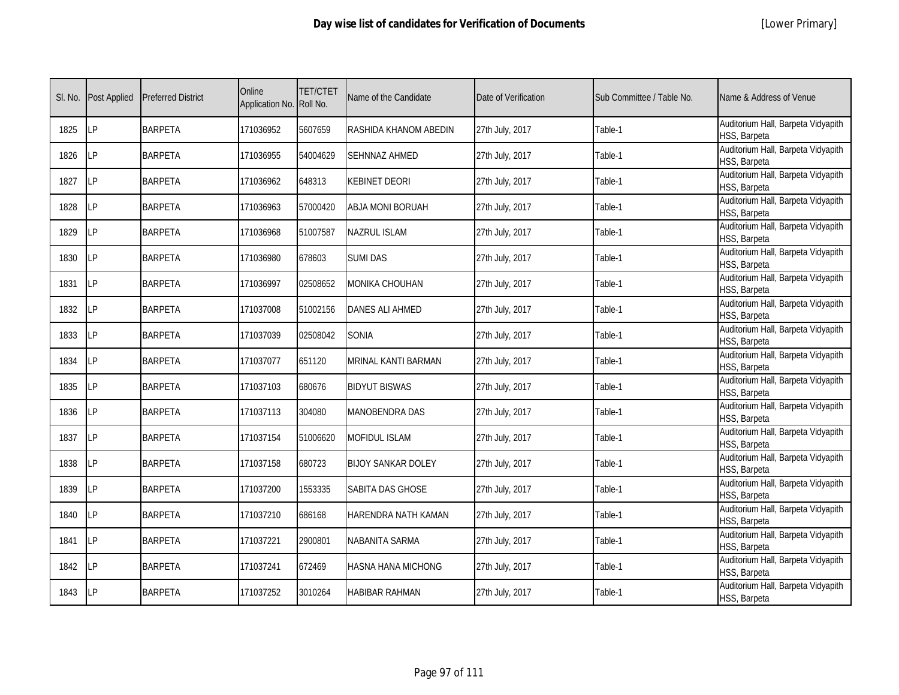# Day wise list of candidates for Verification of Documents

[Lower Primary]

| Sl. No. | Post Applied | Preferred District | Online Application No. | TET/CTET Roll No. | Name of the Candidate | Date of Verification | Sub Committee / Table No. | Name & Address of Venue |
|---|---|---|---|---|---|---|---|---|
| 1825 | LP | BARPETA | 171036952 | 5607659 | RASHIDA KHANOM ABEDIN | 27th July, 2017 | Table-1 | Auditorium Hall, Barpeta Vidyapith HSS, Barpeta |
| 1826 | LP | BARPETA | 171036955 | 54004629 | SEHNNAZ AHMED | 27th July, 2017 | Table-1 | Auditorium Hall, Barpeta Vidyapith HSS, Barpeta |
| 1827 | LP | BARPETA | 171036962 | 648313 | KEBINET DEORI | 27th July, 2017 | Table-1 | Auditorium Hall, Barpeta Vidyapith HSS, Barpeta |
| 1828 | LP | BARPETA | 171036963 | 57000420 | ABJA MONI BORUAH | 27th July, 2017 | Table-1 | Auditorium Hall, Barpeta Vidyapith HSS, Barpeta |
| 1829 | LP | BARPETA | 171036968 | 51007587 | NAZRUL ISLAM | 27th July, 2017 | Table-1 | Auditorium Hall, Barpeta Vidyapith HSS, Barpeta |
| 1830 | LP | BARPETA | 171036980 | 678603 | SUMI DAS | 27th July, 2017 | Table-1 | Auditorium Hall, Barpeta Vidyapith HSS, Barpeta |
| 1831 | LP | BARPETA | 171036997 | 02508652 | MONIKA CHOUHAN | 27th July, 2017 | Table-1 | Auditorium Hall, Barpeta Vidyapith HSS, Barpeta |
| 1832 | LP | BARPETA | 171037008 | 51002156 | DANES ALI AHMED | 27th July, 2017 | Table-1 | Auditorium Hall, Barpeta Vidyapith HSS, Barpeta |
| 1833 | LP | BARPETA | 171037039 | 02508042 | SONIA | 27th July, 2017 | Table-1 | Auditorium Hall, Barpeta Vidyapith HSS, Barpeta |
| 1834 | LP | BARPETA | 171037077 | 651120 | MRINAL KANTI BARMAN | 27th July, 2017 | Table-1 | Auditorium Hall, Barpeta Vidyapith HSS, Barpeta |
| 1835 | LP | BARPETA | 171037103 | 680676 | BIDYUT BISWAS | 27th July, 2017 | Table-1 | Auditorium Hall, Barpeta Vidyapith HSS, Barpeta |
| 1836 | LP | BARPETA | 171037113 | 304080 | MANOBENDRA DAS | 27th July, 2017 | Table-1 | Auditorium Hall, Barpeta Vidyapith HSS, Barpeta |
| 1837 | LP | BARPETA | 171037154 | 51006620 | MOFIDUL ISLAM | 27th July, 2017 | Table-1 | Auditorium Hall, Barpeta Vidyapith HSS, Barpeta |
| 1838 | LP | BARPETA | 171037158 | 680723 | BIJOY SANKAR DOLEY | 27th July, 2017 | Table-1 | Auditorium Hall, Barpeta Vidyapith HSS, Barpeta |
| 1839 | LP | BARPETA | 171037200 | 1553335 | SABITA DAS GHOSE | 27th July, 2017 | Table-1 | Auditorium Hall, Barpeta Vidyapith HSS, Barpeta |
| 1840 | LP | BARPETA | 171037210 | 686168 | HARENDRA NATH KAMAN | 27th July, 2017 | Table-1 | Auditorium Hall, Barpeta Vidyapith HSS, Barpeta |
| 1841 | LP | BARPETA | 171037221 | 2900801 | NABANITA SARMA | 27th July, 2017 | Table-1 | Auditorium Hall, Barpeta Vidyapith HSS, Barpeta |
| 1842 | LP | BARPETA | 171037241 | 672469 | HASNA HANA MICHONG | 27th July, 2017 | Table-1 | Auditorium Hall, Barpeta Vidyapith HSS, Barpeta |
| 1843 | LP | BARPETA | 171037252 | 3010264 | HABIBAR RAHMAN | 27th July, 2017 | Table-1 | Auditorium Hall, Barpeta Vidyapith HSS, Barpeta |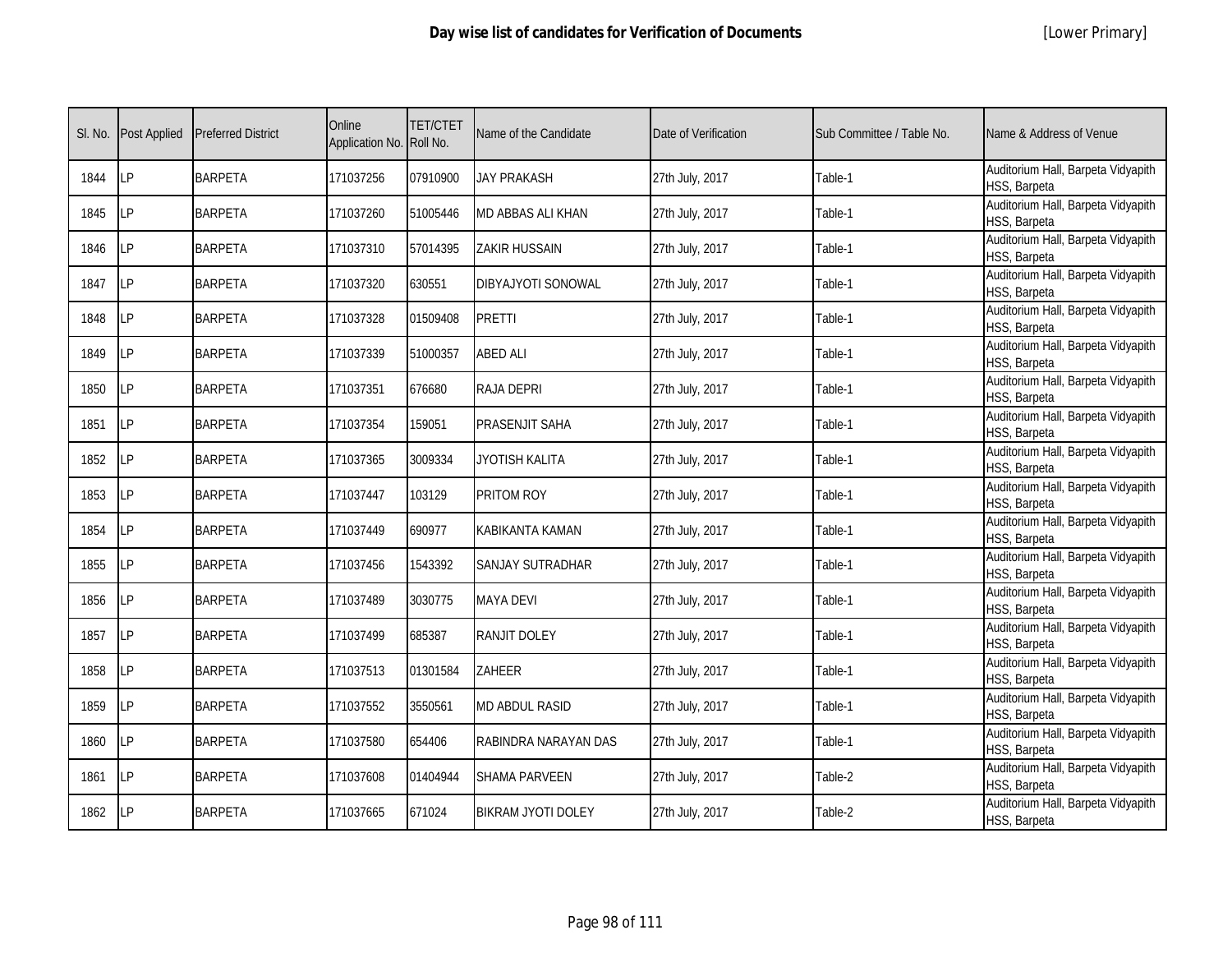# Day wise list of candidates for Verification of Documents

[Lower Primary]

| Sl. No. | Post Applied | Preferred District | Online Application No. | TET/CTET Roll No. | Name of the Candidate | Date of Verification | Sub Committee / Table No. | Name & Address of Venue |
|---|---|---|---|---|---|---|---|---|
| 1844 | LP | BARPETA | 171037256 | 07910900 | JAY PRAKASH | 27th July, 2017 | Table-1 | Auditorium Hall, Barpeta Vidyapith HSS, Barpeta |
| 1845 | LP | BARPETA | 171037260 | 51005446 | MD ABBAS ALI KHAN | 27th July, 2017 | Table-1 | Auditorium Hall, Barpeta Vidyapith HSS, Barpeta |
| 1846 | LP | BARPETA | 171037310 | 57014395 | ZAKIR HUSSAIN | 27th July, 2017 | Table-1 | Auditorium Hall, Barpeta Vidyapith HSS, Barpeta |
| 1847 | LP | BARPETA | 171037320 | 630551 | DIBYAJYOTI SONOWAL | 27th July, 2017 | Table-1 | Auditorium Hall, Barpeta Vidyapith HSS, Barpeta |
| 1848 | LP | BARPETA | 171037328 | 01509408 | PRETTI | 27th July, 2017 | Table-1 | Auditorium Hall, Barpeta Vidyapith HSS, Barpeta |
| 1849 | LP | BARPETA | 171037339 | 51000357 | ABED ALI | 27th July, 2017 | Table-1 | Auditorium Hall, Barpeta Vidyapith HSS, Barpeta |
| 1850 | LP | BARPETA | 171037351 | 676680 | RAJA DEPRI | 27th July, 2017 | Table-1 | Auditorium Hall, Barpeta Vidyapith HSS, Barpeta |
| 1851 | LP | BARPETA | 171037354 | 159051 | PRASENJIT SAHA | 27th July, 2017 | Table-1 | Auditorium Hall, Barpeta Vidyapith HSS, Barpeta |
| 1852 | LP | BARPETA | 171037365 | 3009334 | JYOTISH KALITA | 27th July, 2017 | Table-1 | Auditorium Hall, Barpeta Vidyapith HSS, Barpeta |
| 1853 | LP | BARPETA | 171037447 | 103129 | PRITOM ROY | 27th July, 2017 | Table-1 | Auditorium Hall, Barpeta Vidyapith HSS, Barpeta |
| 1854 | LP | BARPETA | 171037449 | 690977 | KABIKANTA KAMAN | 27th July, 2017 | Table-1 | Auditorium Hall, Barpeta Vidyapith HSS, Barpeta |
| 1855 | LP | BARPETA | 171037456 | 1543392 | SANJAY SUTRADHAR | 27th July, 2017 | Table-1 | Auditorium Hall, Barpeta Vidyapith HSS, Barpeta |
| 1856 | LP | BARPETA | 171037489 | 3030775 | MAYA DEVI | 27th July, 2017 | Table-1 | Auditorium Hall, Barpeta Vidyapith HSS, Barpeta |
| 1857 | LP | BARPETA | 171037499 | 685387 | RANJIT DOLEY | 27th July, 2017 | Table-1 | Auditorium Hall, Barpeta Vidyapith HSS, Barpeta |
| 1858 | LP | BARPETA | 171037513 | 01301584 | ZAHEER | 27th July, 2017 | Table-1 | Auditorium Hall, Barpeta Vidyapith HSS, Barpeta |
| 1859 | LP | BARPETA | 171037552 | 3550561 | MD ABDUL RASID | 27th July, 2017 | Table-1 | Auditorium Hall, Barpeta Vidyapith HSS, Barpeta |
| 1860 | LP | BARPETA | 171037580 | 654406 | RABINDRA NARAYAN DAS | 27th July, 2017 | Table-1 | Auditorium Hall, Barpeta Vidyapith HSS, Barpeta |
| 1861 | LP | BARPETA | 171037608 | 01404944 | SHAMA PARVEEN | 27th July, 2017 | Table-2 | Auditorium Hall, Barpeta Vidyapith HSS, Barpeta |
| 1862 | LP | BARPETA | 171037665 | 671024 | BIKRAM JYOTI DOLEY | 27th July, 2017 | Table-2 | Auditorium Hall, Barpeta Vidyapith HSS, Barpeta |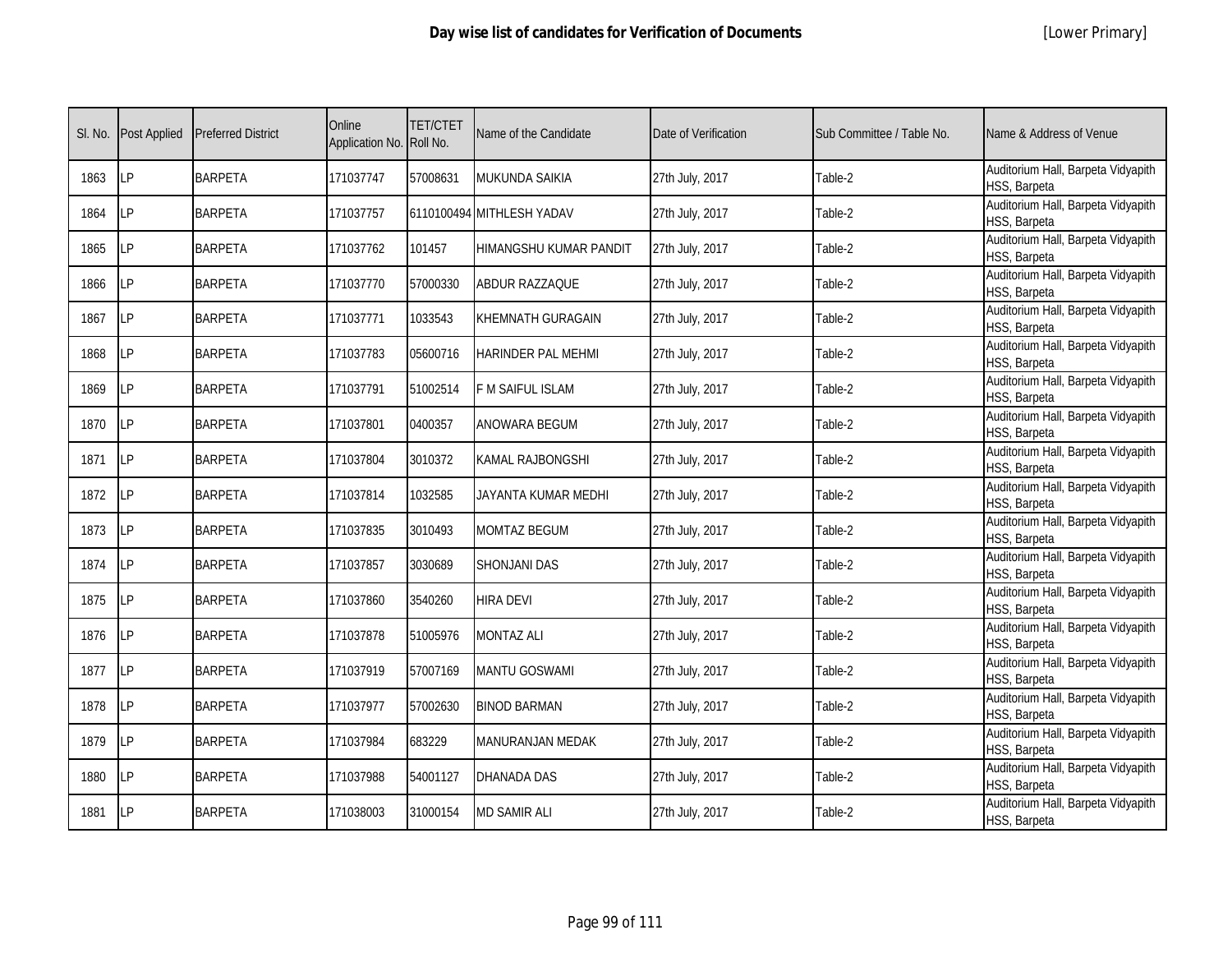# Day wise list of candidates for Verification of Documents

[Lower Primary]

| Sl. No. | Post Applied | Preferred District | Online Application No. | TET/CTET Roll No. | Name of the Candidate | Date of Verification | Sub Committee / Table No. | Name & Address of Venue |
|---|---|---|---|---|---|---|---|---|
| 1863 | LP | BARPETA | 171037747 | 57008631 | MUKUNDA SAIKIA | 27th July, 2017 | Table-2 | Auditorium Hall, Barpeta Vidyapith HSS, Barpeta |
| 1864 | LP | BARPETA | 171037757 | 6110100494 | MITHLESH YADAV | 27th July, 2017 | Table-2 | Auditorium Hall, Barpeta Vidyapith HSS, Barpeta |
| 1865 | LP | BARPETA | 171037762 | 101457 | HIMANGSHU KUMAR PANDIT | 27th July, 2017 | Table-2 | Auditorium Hall, Barpeta Vidyapith HSS, Barpeta |
| 1866 | LP | BARPETA | 171037770 | 57000330 | ABDUR RAZZAQUE | 27th July, 2017 | Table-2 | Auditorium Hall, Barpeta Vidyapith HSS, Barpeta |
| 1867 | LP | BARPETA | 171037771 | 1033543 | KHEMNATH GURAGAIN | 27th July, 2017 | Table-2 | Auditorium Hall, Barpeta Vidyapith HSS, Barpeta |
| 1868 | LP | BARPETA | 171037783 | 05600716 | HARINDER PAL MEHMI | 27th July, 2017 | Table-2 | Auditorium Hall, Barpeta Vidyapith HSS, Barpeta |
| 1869 | LP | BARPETA | 171037791 | 51002514 | F M SAIFUL ISLAM | 27th July, 2017 | Table-2 | Auditorium Hall, Barpeta Vidyapith HSS, Barpeta |
| 1870 | LP | BARPETA | 171037801 | 0400357 | ANOWARA BEGUM | 27th July, 2017 | Table-2 | Auditorium Hall, Barpeta Vidyapith HSS, Barpeta |
| 1871 | LP | BARPETA | 171037804 | 3010372 | KAMAL RAJBONGSHI | 27th July, 2017 | Table-2 | Auditorium Hall, Barpeta Vidyapith HSS, Barpeta |
| 1872 | LP | BARPETA | 171037814 | 1032585 | JAYANTA KUMAR MEDHI | 27th July, 2017 | Table-2 | Auditorium Hall, Barpeta Vidyapith HSS, Barpeta |
| 1873 | LP | BARPETA | 171037835 | 3010493 | MOMTAZ BEGUM | 27th July, 2017 | Table-2 | Auditorium Hall, Barpeta Vidyapith HSS, Barpeta |
| 1874 | LP | BARPETA | 171037857 | 3030689 | SHONJANI DAS | 27th July, 2017 | Table-2 | Auditorium Hall, Barpeta Vidyapith HSS, Barpeta |
| 1875 | LP | BARPETA | 171037860 | 3540260 | HIRA DEVI | 27th July, 2017 | Table-2 | Auditorium Hall, Barpeta Vidyapith HSS, Barpeta |
| 1876 | LP | BARPETA | 171037878 | 51005976 | MONTAZ ALI | 27th July, 2017 | Table-2 | Auditorium Hall, Barpeta Vidyapith HSS, Barpeta |
| 1877 | LP | BARPETA | 171037919 | 57007169 | MANTU GOSWAMI | 27th July, 2017 | Table-2 | Auditorium Hall, Barpeta Vidyapith HSS, Barpeta |
| 1878 | LP | BARPETA | 171037977 | 57002630 | BINOD BARMAN | 27th July, 2017 | Table-2 | Auditorium Hall, Barpeta Vidyapith HSS, Barpeta |
| 1879 | LP | BARPETA | 171037984 | 683229 | MANURANJAN MEDAK | 27th July, 2017 | Table-2 | Auditorium Hall, Barpeta Vidyapith HSS, Barpeta |
| 1880 | LP | BARPETA | 171037988 | 54001127 | DHANADA DAS | 27th July, 2017 | Table-2 | Auditorium Hall, Barpeta Vidyapith HSS, Barpeta |
| 1881 | LP | BARPETA | 171038003 | 31000154 | MD SAMIR ALI | 27th July, 2017 | Table-2 | Auditorium Hall, Barpeta Vidyapith HSS, Barpeta |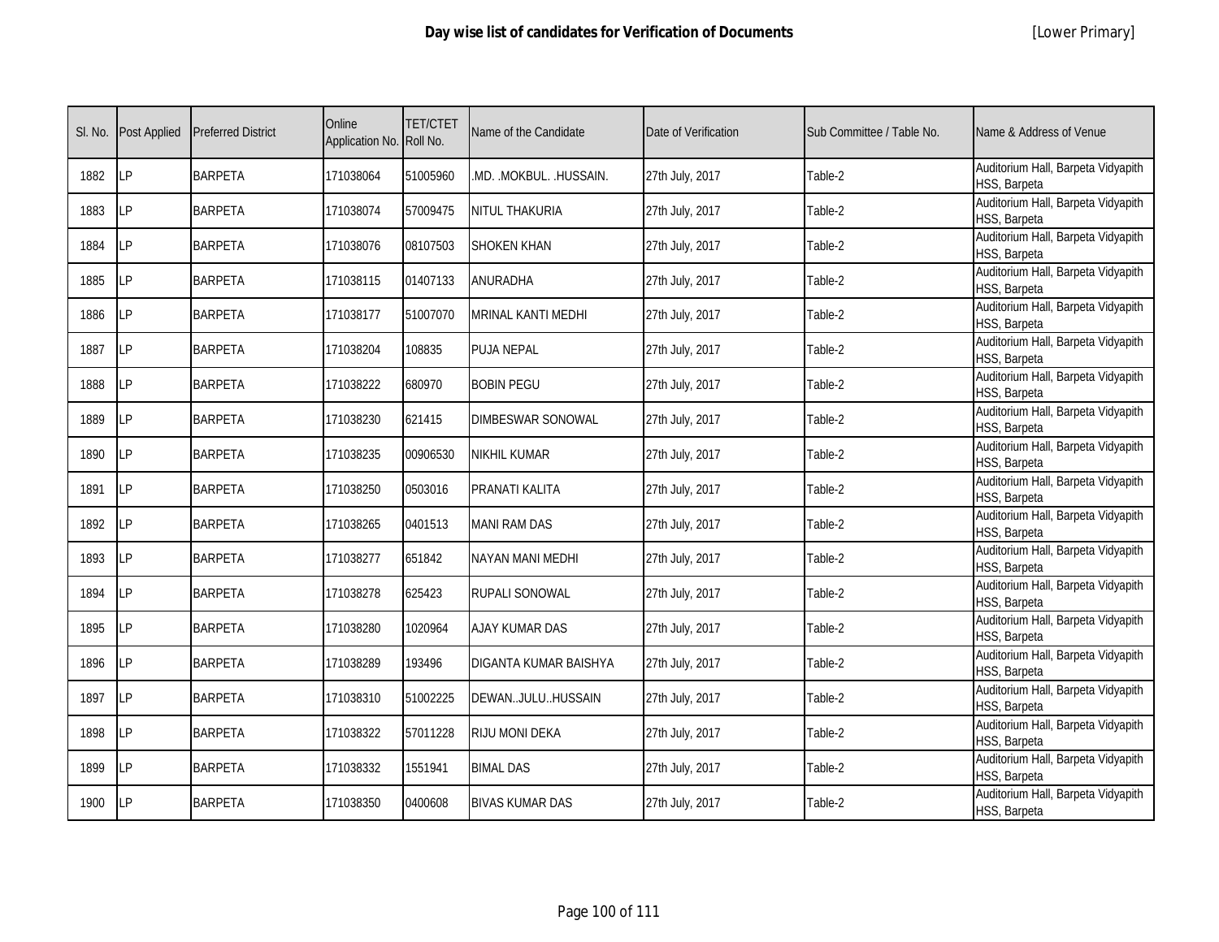# Day wise list of candidates for Verification of Documents

[Lower Primary]

| Sl. No. | Post Applied | Preferred District | Online Application No. | TET/CTET Roll No. | Name of the Candidate | Date of Verification | Sub Committee / Table No. | Name & Address of Venue |
|---|---|---|---|---|---|---|---|---|
| 1882 | LP | BARPETA | 171038064 | 51005960 | .MD. .MOKBUL. .HUSSAIN. | 27th July, 2017 | Table-2 | Auditorium Hall, Barpeta Vidyapith HSS, Barpeta |
| 1883 | LP | BARPETA | 171038074 | 57009475 | NITUL THAKURIA | 27th July, 2017 | Table-2 | Auditorium Hall, Barpeta Vidyapith HSS, Barpeta |
| 1884 | LP | BARPETA | 171038076 | 08107503 | SHOKEN KHAN | 27th July, 2017 | Table-2 | Auditorium Hall, Barpeta Vidyapith HSS, Barpeta |
| 1885 | LP | BARPETA | 171038115 | 01407133 | ANURADHA | 27th July, 2017 | Table-2 | Auditorium Hall, Barpeta Vidyapith HSS, Barpeta |
| 1886 | LP | BARPETA | 171038177 | 51007070 | MRINAL KANTI MEDHI | 27th July, 2017 | Table-2 | Auditorium Hall, Barpeta Vidyapith HSS, Barpeta |
| 1887 | LP | BARPETA | 171038204 | 108835 | PUJA NEPAL | 27th July, 2017 | Table-2 | Auditorium Hall, Barpeta Vidyapith HSS, Barpeta |
| 1888 | LP | BARPETA | 171038222 | 680970 | BOBIN PEGU | 27th July, 2017 | Table-2 | Auditorium Hall, Barpeta Vidyapith HSS, Barpeta |
| 1889 | LP | BARPETA | 171038230 | 621415 | DIMBESWAR SONOWAL | 27th July, 2017 | Table-2 | Auditorium Hall, Barpeta Vidyapith HSS, Barpeta |
| 1890 | LP | BARPETA | 171038235 | 00906530 | NIKHIL KUMAR | 27th July, 2017 | Table-2 | Auditorium Hall, Barpeta Vidyapith HSS, Barpeta |
| 1891 | LP | BARPETA | 171038250 | 0503016 | PRANATI KALITA | 27th July, 2017 | Table-2 | Auditorium Hall, Barpeta Vidyapith HSS, Barpeta |
| 1892 | LP | BARPETA | 171038265 | 0401513 | MANI RAM DAS | 27th July, 2017 | Table-2 | Auditorium Hall, Barpeta Vidyapith HSS, Barpeta |
| 1893 | LP | BARPETA | 171038277 | 651842 | NAYAN MANI MEDHI | 27th July, 2017 | Table-2 | Auditorium Hall, Barpeta Vidyapith HSS, Barpeta |
| 1894 | LP | BARPETA | 171038278 | 625423 | RUPALI SONOWAL | 27th July, 2017 | Table-2 | Auditorium Hall, Barpeta Vidyapith HSS, Barpeta |
| 1895 | LP | BARPETA | 171038280 | 1020964 | AJAY KUMAR DAS | 27th July, 2017 | Table-2 | Auditorium Hall, Barpeta Vidyapith HSS, Barpeta |
| 1896 | LP | BARPETA | 171038289 | 193496 | DIGANTA KUMAR BAISHYA | 27th July, 2017 | Table-2 | Auditorium Hall, Barpeta Vidyapith HSS, Barpeta |
| 1897 | LP | BARPETA | 171038310 | 51002225 | DEWAN..JULU..HUSSAIN | 27th July, 2017 | Table-2 | Auditorium Hall, Barpeta Vidyapith HSS, Barpeta |
| 1898 | LP | BARPETA | 171038322 | 57011228 | RIJU MONI DEKA | 27th July, 2017 | Table-2 | Auditorium Hall, Barpeta Vidyapith HSS, Barpeta |
| 1899 | LP | BARPETA | 171038332 | 1551941 | BIMAL DAS | 27th July, 2017 | Table-2 | Auditorium Hall, Barpeta Vidyapith HSS, Barpeta |
| 1900 | LP | BARPETA | 171038350 | 0400608 | BIVAS KUMAR DAS | 27th July, 2017 | Table-2 | Auditorium Hall, Barpeta Vidyapith HSS, Barpeta |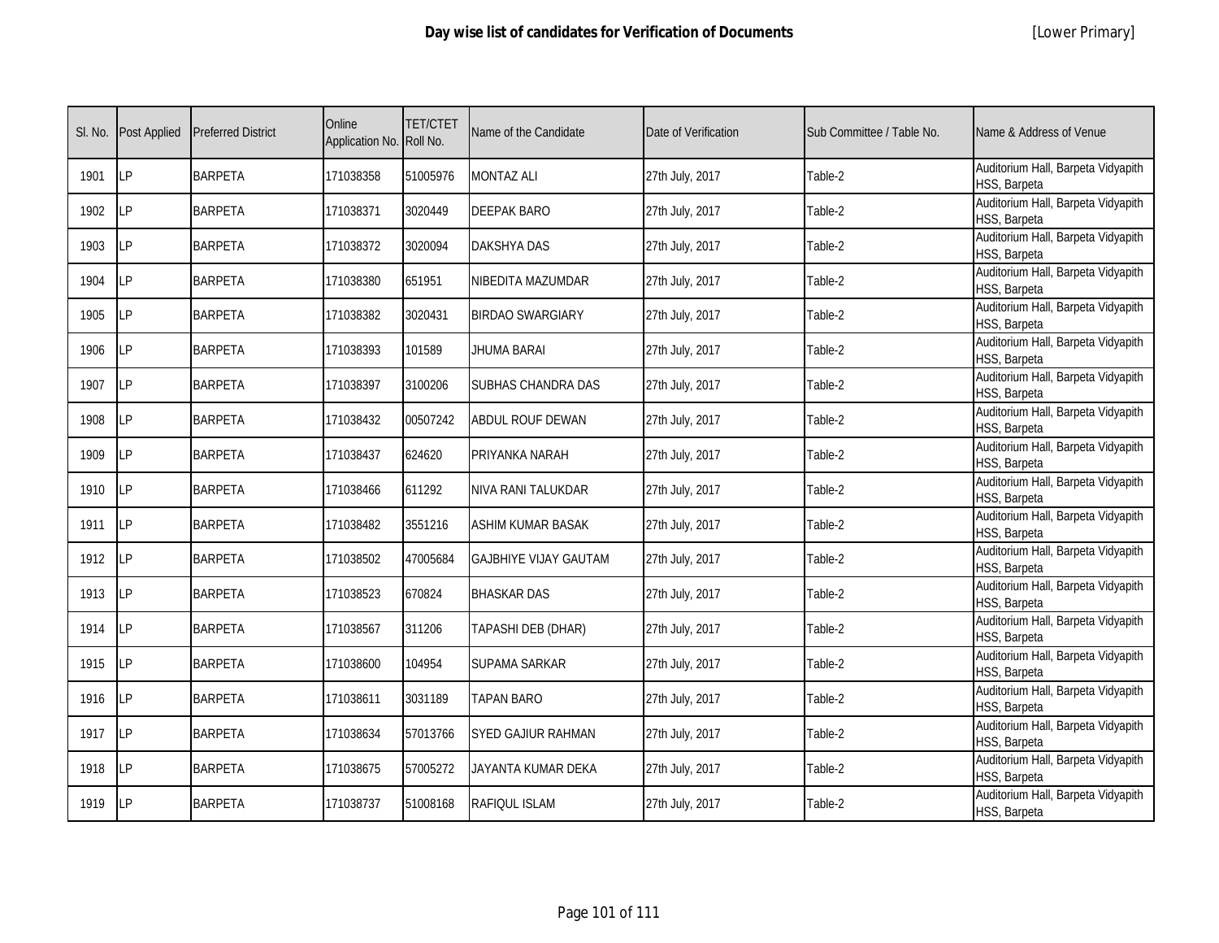# Day wise list of candidates for Verification of Documents

[Lower Primary]

| Sl. No. | Post Applied | Preferred District | Online Application No. | TET/CTET Roll No. | Name of the Candidate | Date of Verification | Sub Committee / Table No. | Name & Address of Venue |
|---|---|---|---|---|---|---|---|---|
| 1901 | LP | BARPETA | 171038358 | 51005976 | MONTAZ ALI | 27th July, 2017 | Table-2 | Auditorium Hall, Barpeta Vidyapith HSS, Barpeta |
| 1902 | LP | BARPETA | 171038371 | 3020449 | DEEPAK BARO | 27th July, 2017 | Table-2 | Auditorium Hall, Barpeta Vidyapith HSS, Barpeta |
| 1903 | LP | BARPETA | 171038372 | 3020094 | DAKSHYA DAS | 27th July, 2017 | Table-2 | Auditorium Hall, Barpeta Vidyapith HSS, Barpeta |
| 1904 | LP | BARPETA | 171038380 | 651951 | NIBEDITA MAZUMDAR | 27th July, 2017 | Table-2 | Auditorium Hall, Barpeta Vidyapith HSS, Barpeta |
| 1905 | LP | BARPETA | 171038382 | 3020431 | BIRDAO SWARGIARY | 27th July, 2017 | Table-2 | Auditorium Hall, Barpeta Vidyapith HSS, Barpeta |
| 1906 | LP | BARPETA | 171038393 | 101589 | JHUMA BARAI | 27th July, 2017 | Table-2 | Auditorium Hall, Barpeta Vidyapith HSS, Barpeta |
| 1907 | LP | BARPETA | 171038397 | 3100206 | SUBHAS CHANDRA DAS | 27th July, 2017 | Table-2 | Auditorium Hall, Barpeta Vidyapith HSS, Barpeta |
| 1908 | LP | BARPETA | 171038432 | 00507242 | ABDUL ROUF DEWAN | 27th July, 2017 | Table-2 | Auditorium Hall, Barpeta Vidyapith HSS, Barpeta |
| 1909 | LP | BARPETA | 171038437 | 624620 | PRIYANKA NARAH | 27th July, 2017 | Table-2 | Auditorium Hall, Barpeta Vidyapith HSS, Barpeta |
| 1910 | LP | BARPETA | 171038466 | 611292 | NIVA RANI TALUKDAR | 27th July, 2017 | Table-2 | Auditorium Hall, Barpeta Vidyapith HSS, Barpeta |
| 1911 | LP | BARPETA | 171038482 | 3551216 | ASHIM KUMAR BASAK | 27th July, 2017 | Table-2 | Auditorium Hall, Barpeta Vidyapith HSS, Barpeta |
| 1912 | LP | BARPETA | 171038502 | 47005684 | GAJBHIYE VIJAY GAUTAM | 27th July, 2017 | Table-2 | Auditorium Hall, Barpeta Vidyapith HSS, Barpeta |
| 1913 | LP | BARPETA | 171038523 | 670824 | BHASKAR DAS | 27th July, 2017 | Table-2 | Auditorium Hall, Barpeta Vidyapith HSS, Barpeta |
| 1914 | LP | BARPETA | 171038567 | 311206 | TAPASHI DEB (DHAR) | 27th July, 2017 | Table-2 | Auditorium Hall, Barpeta Vidyapith HSS, Barpeta |
| 1915 | LP | BARPETA | 171038600 | 104954 | SUPAMA SARKAR | 27th July, 2017 | Table-2 | Auditorium Hall, Barpeta Vidyapith HSS, Barpeta |
| 1916 | LP | BARPETA | 171038611 | 3031189 | TAPAN BARO | 27th July, 2017 | Table-2 | Auditorium Hall, Barpeta Vidyapith HSS, Barpeta |
| 1917 | LP | BARPETA | 171038634 | 57013766 | SYED GAJIUR RAHMAN | 27th July, 2017 | Table-2 | Auditorium Hall, Barpeta Vidyapith HSS, Barpeta |
| 1918 | LP | BARPETA | 171038675 | 57005272 | JAYANTA KUMAR DEKA | 27th July, 2017 | Table-2 | Auditorium Hall, Barpeta Vidyapith HSS, Barpeta |
| 1919 | LP | BARPETA | 171038737 | 51008168 | RAFIQUL ISLAM | 27th July, 2017 | Table-2 | Auditorium Hall, Barpeta Vidyapith HSS, Barpeta |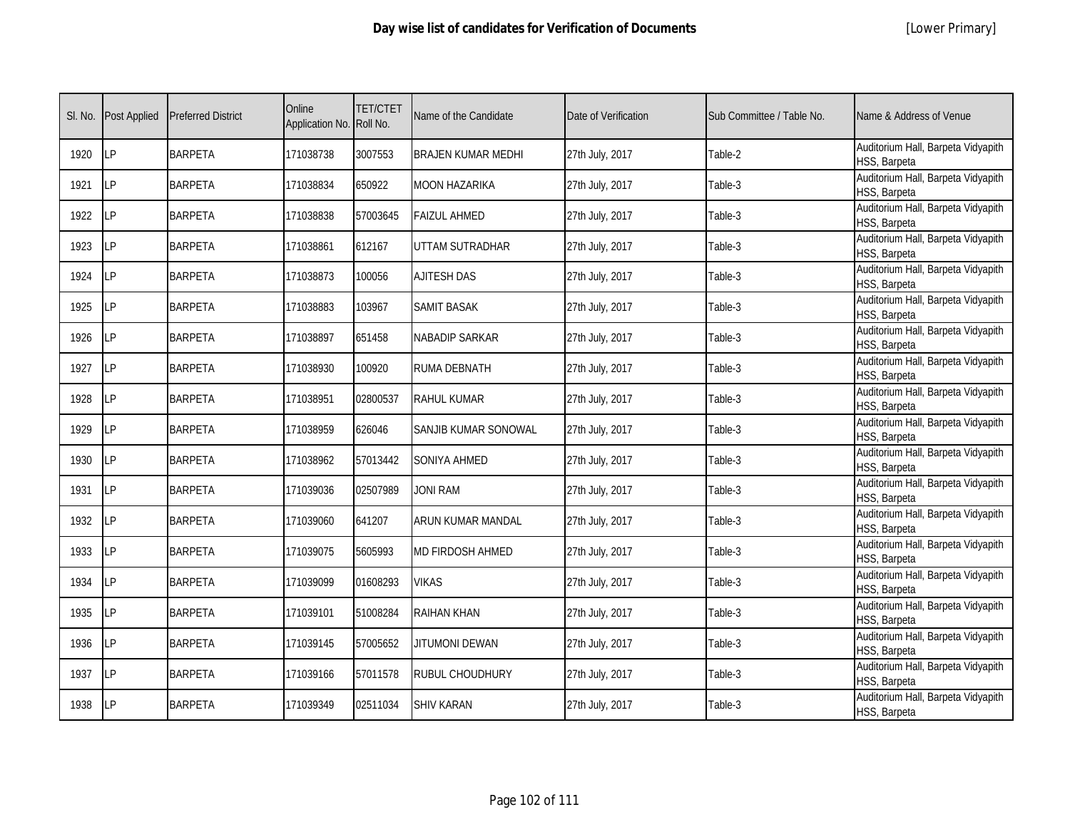# Day wise list of candidates for Verification of Documents

[Lower Primary]

| Sl. No. | Post Applied | Preferred District | Online Application No. | TET/CTET Roll No. | Name of the Candidate | Date of Verification | Sub Committee / Table No. | Name & Address of Venue |
|---|---|---|---|---|---|---|---|---|
| 1920 | LP | BARPETA | 171038738 | 3007553 | BRAJEN KUMAR MEDHI | 27th July, 2017 | Table-2 | Auditorium Hall, Barpeta Vidyapith HSS, Barpeta |
| 1921 | LP | BARPETA | 171038834 | 650922 | MOON HAZARIKA | 27th July, 2017 | Table-3 | Auditorium Hall, Barpeta Vidyapith HSS, Barpeta |
| 1922 | LP | BARPETA | 171038838 | 57003645 | FAIZUL AHMED | 27th July, 2017 | Table-3 | Auditorium Hall, Barpeta Vidyapith HSS, Barpeta |
| 1923 | LP | BARPETA | 171038861 | 612167 | UTTAM SUTRADHAR | 27th July, 2017 | Table-3 | Auditorium Hall, Barpeta Vidyapith HSS, Barpeta |
| 1924 | LP | BARPETA | 171038873 | 100056 | AJITESH DAS | 27th July, 2017 | Table-3 | Auditorium Hall, Barpeta Vidyapith HSS, Barpeta |
| 1925 | LP | BARPETA | 171038883 | 103967 | SAMIT BASAK | 27th July, 2017 | Table-3 | Auditorium Hall, Barpeta Vidyapith HSS, Barpeta |
| 1926 | LP | BARPETA | 171038897 | 651458 | NABADIP SARKAR | 27th July, 2017 | Table-3 | Auditorium Hall, Barpeta Vidyapith HSS, Barpeta |
| 1927 | LP | BARPETA | 171038930 | 100920 | RUMA DEBNATH | 27th July, 2017 | Table-3 | Auditorium Hall, Barpeta Vidyapith HSS, Barpeta |
| 1928 | LP | BARPETA | 171038951 | 02800537 | RAHUL KUMAR | 27th July, 2017 | Table-3 | Auditorium Hall, Barpeta Vidyapith HSS, Barpeta |
| 1929 | LP | BARPETA | 171038959 | 626046 | SANJIB KUMAR SONOWAL | 27th July, 2017 | Table-3 | Auditorium Hall, Barpeta Vidyapith HSS, Barpeta |
| 1930 | LP | BARPETA | 171038962 | 57013442 | SONIYA AHMED | 27th July, 2017 | Table-3 | Auditorium Hall, Barpeta Vidyapith HSS, Barpeta |
| 1931 | LP | BARPETA | 171039036 | 02507989 | JONI RAM | 27th July, 2017 | Table-3 | Auditorium Hall, Barpeta Vidyapith HSS, Barpeta |
| 1932 | LP | BARPETA | 171039060 | 641207 | ARUN KUMAR MANDAL | 27th July, 2017 | Table-3 | Auditorium Hall, Barpeta Vidyapith HSS, Barpeta |
| 1933 | LP | BARPETA | 171039075 | 5605993 | MD FIRDOSH AHMED | 27th July, 2017 | Table-3 | Auditorium Hall, Barpeta Vidyapith HSS, Barpeta |
| 1934 | LP | BARPETA | 171039099 | 01608293 | VIKAS | 27th July, 2017 | Table-3 | Auditorium Hall, Barpeta Vidyapith HSS, Barpeta |
| 1935 | LP | BARPETA | 171039101 | 51008284 | RAIHAN KHAN | 27th July, 2017 | Table-3 | Auditorium Hall, Barpeta Vidyapith HSS, Barpeta |
| 1936 | LP | BARPETA | 171039145 | 57005652 | JITUMONI DEWAN | 27th July, 2017 | Table-3 | Auditorium Hall, Barpeta Vidyapith HSS, Barpeta |
| 1937 | LP | BARPETA | 171039166 | 57011578 | RUBUL CHOUDHURY | 27th July, 2017 | Table-3 | Auditorium Hall, Barpeta Vidyapith HSS, Barpeta |
| 1938 | LP | BARPETA | 171039349 | 02511034 | SHIV KARAN | 27th July, 2017 | Table-3 | Auditorium Hall, Barpeta Vidyapith HSS, Barpeta |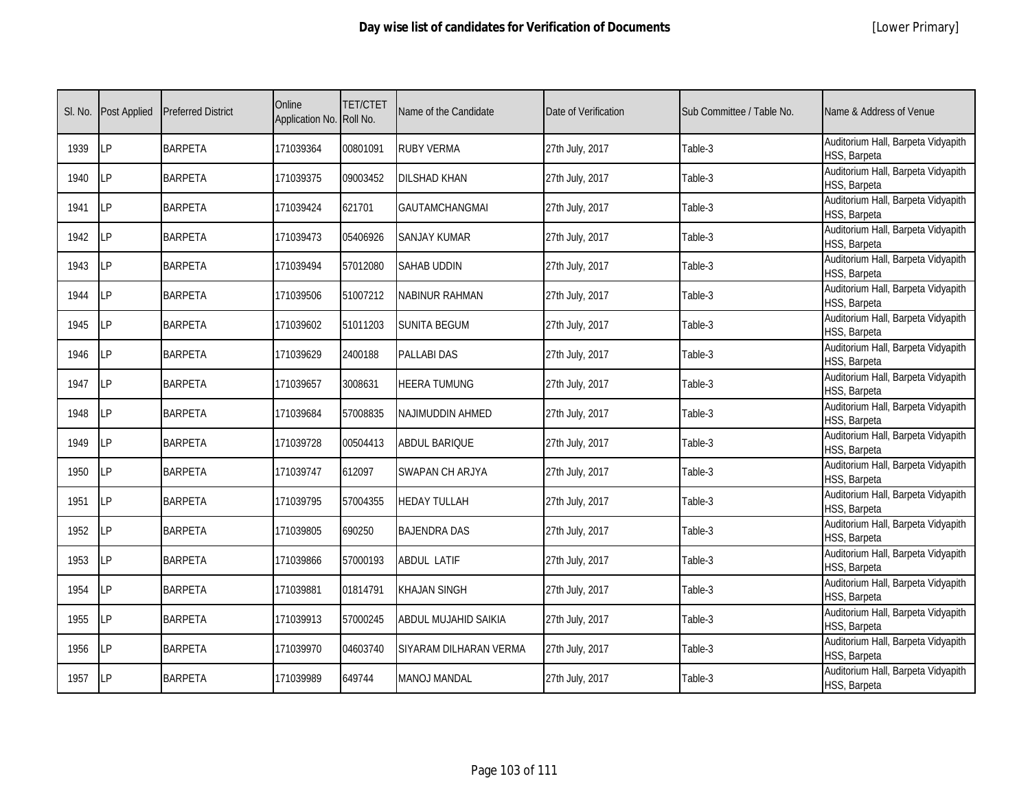# Day wise list of candidates for Verification of Documents

[Lower Primary]

| Sl. No. | Post Applied | Preferred District | Online Application No. | TET/CTET Roll No. | Name of the Candidate | Date of Verification | Sub Committee / Table No. | Name & Address of Venue |
|---|---|---|---|---|---|---|---|---|
| 1939 | LP | BARPETA | 171039364 | 00801091 | RUBY VERMA | 27th July, 2017 | Table-3 | Auditorium Hall, Barpeta Vidyapith HSS, Barpeta |
| 1940 | LP | BARPETA | 171039375 | 09003452 | DILSHAD KHAN | 27th July, 2017 | Table-3 | Auditorium Hall, Barpeta Vidyapith HSS, Barpeta |
| 1941 | LP | BARPETA | 171039424 | 621701 | GAUTAMCHANGMAI | 27th July, 2017 | Table-3 | Auditorium Hall, Barpeta Vidyapith HSS, Barpeta |
| 1942 | LP | BARPETA | 171039473 | 05406926 | SANJAY KUMAR | 27th July, 2017 | Table-3 | Auditorium Hall, Barpeta Vidyapith HSS, Barpeta |
| 1943 | LP | BARPETA | 171039494 | 57012080 | SAHAB UDDIN | 27th July, 2017 | Table-3 | Auditorium Hall, Barpeta Vidyapith HSS, Barpeta |
| 1944 | LP | BARPETA | 171039506 | 51007212 | NABINUR RAHMAN | 27th July, 2017 | Table-3 | Auditorium Hall, Barpeta Vidyapith HSS, Barpeta |
| 1945 | LP | BARPETA | 171039602 | 51011203 | SUNITA BEGUM | 27th July, 2017 | Table-3 | Auditorium Hall, Barpeta Vidyapith HSS, Barpeta |
| 1946 | LP | BARPETA | 171039629 | 2400188 | PALLABI DAS | 27th July, 2017 | Table-3 | Auditorium Hall, Barpeta Vidyapith HSS, Barpeta |
| 1947 | LP | BARPETA | 171039657 | 3008631 | HEERA TUMUNG | 27th July, 2017 | Table-3 | Auditorium Hall, Barpeta Vidyapith HSS, Barpeta |
| 1948 | LP | BARPETA | 171039684 | 57008835 | NAJIMUDDIN AHMED | 27th July, 2017 | Table-3 | Auditorium Hall, Barpeta Vidyapith HSS, Barpeta |
| 1949 | LP | BARPETA | 171039728 | 00504413 | ABDUL BARIQUE | 27th July, 2017 | Table-3 | Auditorium Hall, Barpeta Vidyapith HSS, Barpeta |
| 1950 | LP | BARPETA | 171039747 | 612097 | SWAPAN CH ARJYA | 27th July, 2017 | Table-3 | Auditorium Hall, Barpeta Vidyapith HSS, Barpeta |
| 1951 | LP | BARPETA | 171039795 | 57004355 | HEDAY TULLAH | 27th July, 2017 | Table-3 | Auditorium Hall, Barpeta Vidyapith HSS, Barpeta |
| 1952 | LP | BARPETA | 171039805 | 690250 | BAJENDRA DAS | 27th July, 2017 | Table-3 | Auditorium Hall, Barpeta Vidyapith HSS, Barpeta |
| 1953 | LP | BARPETA | 171039866 | 57000193 | ABDUL LATIF | 27th July, 2017 | Table-3 | Auditorium Hall, Barpeta Vidyapith HSS, Barpeta |
| 1954 | LP | BARPETA | 171039881 | 01814791 | KHAJAN SINGH | 27th July, 2017 | Table-3 | Auditorium Hall, Barpeta Vidyapith HSS, Barpeta |
| 1955 | LP | BARPETA | 171039913 | 57000245 | ABDUL MUJAHID SAIKIA | 27th July, 2017 | Table-3 | Auditorium Hall, Barpeta Vidyapith HSS, Barpeta |
| 1956 | LP | BARPETA | 171039970 | 04603740 | SIYARAM DILHARAN VERMA | 27th July, 2017 | Table-3 | Auditorium Hall, Barpeta Vidyapith HSS, Barpeta |
| 1957 | LP | BARPETA | 171039989 | 649744 | MANOJ MANDAL | 27th July, 2017 | Table-3 | Auditorium Hall, Barpeta Vidyapith HSS, Barpeta |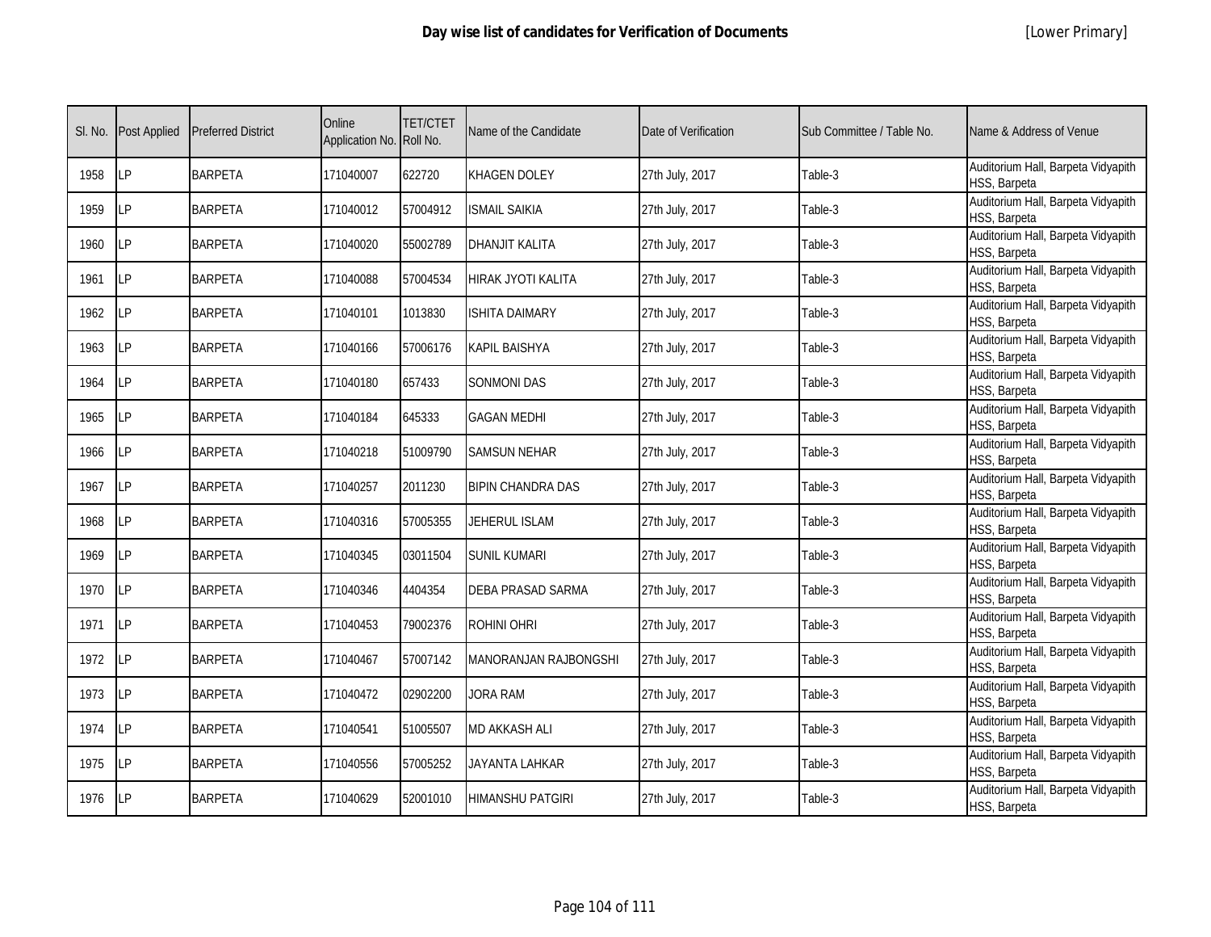# Day wise list of candidates for Verification of Documents

[Lower Primary]

| Sl. No. | Post Applied | Preferred District | Online Application No. | TET/CTET Roll No. | Name of the Candidate | Date of Verification | Sub Committee / Table No. | Name & Address of Venue |
|---|---|---|---|---|---|---|---|---|
| 1958 | LP | BARPETA | 171040007 | 622720 | KHAGEN DOLEY | 27th July, 2017 | Table-3 | Auditorium Hall, Barpeta Vidyapith HSS, Barpeta |
| 1959 | LP | BARPETA | 171040012 | 57004912 | ISMAIL SAIKIA | 27th July, 2017 | Table-3 | Auditorium Hall, Barpeta Vidyapith HSS, Barpeta |
| 1960 | LP | BARPETA | 171040020 | 55002789 | DHANJIT KALITA | 27th July, 2017 | Table-3 | Auditorium Hall, Barpeta Vidyapith HSS, Barpeta |
| 1961 | LP | BARPETA | 171040088 | 57004534 | HIRAK JYOTI KALITA | 27th July, 2017 | Table-3 | Auditorium Hall, Barpeta Vidyapith HSS, Barpeta |
| 1962 | LP | BARPETA | 171040101 | 1013830 | ISHITA DAIMARY | 27th July, 2017 | Table-3 | Auditorium Hall, Barpeta Vidyapith HSS, Barpeta |
| 1963 | LP | BARPETA | 171040166 | 57006176 | KAPIL BAISHYA | 27th July, 2017 | Table-3 | Auditorium Hall, Barpeta Vidyapith HSS, Barpeta |
| 1964 | LP | BARPETA | 171040180 | 657433 | SONMONI DAS | 27th July, 2017 | Table-3 | Auditorium Hall, Barpeta Vidyapith HSS, Barpeta |
| 1965 | LP | BARPETA | 171040184 | 645333 | GAGAN MEDHI | 27th July, 2017 | Table-3 | Auditorium Hall, Barpeta Vidyapith HSS, Barpeta |
| 1966 | LP | BARPETA | 171040218 | 51009790 | SAMSUN NEHAR | 27th July, 2017 | Table-3 | Auditorium Hall, Barpeta Vidyapith HSS, Barpeta |
| 1967 | LP | BARPETA | 171040257 | 2011230 | BIPIN CHANDRA DAS | 27th July, 2017 | Table-3 | Auditorium Hall, Barpeta Vidyapith HSS, Barpeta |
| 1968 | LP | BARPETA | 171040316 | 57005355 | JEHERUL ISLAM | 27th July, 2017 | Table-3 | Auditorium Hall, Barpeta Vidyapith HSS, Barpeta |
| 1969 | LP | BARPETA | 171040345 | 03011504 | SUNIL KUMARI | 27th July, 2017 | Table-3 | Auditorium Hall, Barpeta Vidyapith HSS, Barpeta |
| 1970 | LP | BARPETA | 171040346 | 4404354 | DEBA PRASAD SARMA | 27th July, 2017 | Table-3 | Auditorium Hall, Barpeta Vidyapith HSS, Barpeta |
| 1971 | LP | BARPETA | 171040453 | 79002376 | ROHINI OHRI | 27th July, 2017 | Table-3 | Auditorium Hall, Barpeta Vidyapith HSS, Barpeta |
| 1972 | LP | BARPETA | 171040467 | 57007142 | MANORANJAN RAJBONGSHI | 27th July, 2017 | Table-3 | Auditorium Hall, Barpeta Vidyapith HSS, Barpeta |
| 1973 | LP | BARPETA | 171040472 | 02902200 | JORA RAM | 27th July, 2017 | Table-3 | Auditorium Hall, Barpeta Vidyapith HSS, Barpeta |
| 1974 | LP | BARPETA | 171040541 | 51005507 | MD AKKASH ALI | 27th July, 2017 | Table-3 | Auditorium Hall, Barpeta Vidyapith HSS, Barpeta |
| 1975 | LP | BARPETA | 171040556 | 57005252 | JAYANTA LAHKAR | 27th July, 2017 | Table-3 | Auditorium Hall, Barpeta Vidyapith HSS, Barpeta |
| 1976 | LP | BARPETA | 171040629 | 52001010 | HIMANSHU PATGIRI | 27th July, 2017 | Table-3 | Auditorium Hall, Barpeta Vidyapith HSS, Barpeta |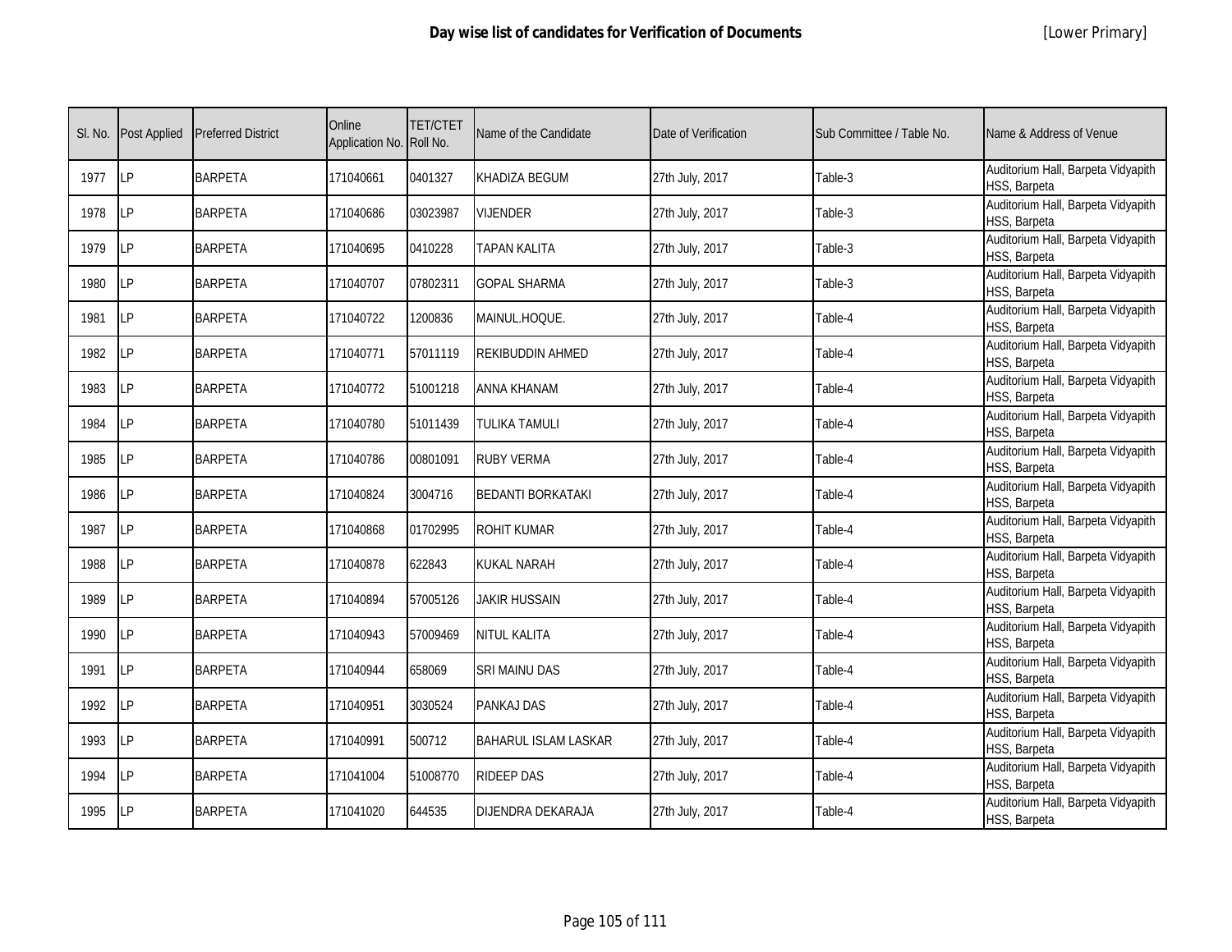# Day wise list of candidates for Verification of Documents

[Lower Primary]

| Sl. No. | Post Applied | Preferred District | Online Application No. | TET/CTET Roll No. | Name of the Candidate | Date of Verification | Sub Committee / Table No. | Name & Address of Venue |
|---|---|---|---|---|---|---|---|---|
| 1977 | LP | BARPETA | 171040661 | 0401327 | KHADIZA BEGUM | 27th July, 2017 | Table-3 | Auditorium Hall, Barpeta Vidyapith HSS, Barpeta |
| 1978 | LP | BARPETA | 171040686 | 03023987 | VIJENDER | 27th July, 2017 | Table-3 | Auditorium Hall, Barpeta Vidyapith HSS, Barpeta |
| 1979 | LP | BARPETA | 171040695 | 0410228 | TAPAN KALITA | 27th July, 2017 | Table-3 | Auditorium Hall, Barpeta Vidyapith HSS, Barpeta |
| 1980 | LP | BARPETA | 171040707 | 07802311 | GOPAL SHARMA | 27th July, 2017 | Table-3 | Auditorium Hall, Barpeta Vidyapith HSS, Barpeta |
| 1981 | LP | BARPETA | 171040722 | 1200836 | MAINUL.HOQUE. | 27th July, 2017 | Table-4 | Auditorium Hall, Barpeta Vidyapith HSS, Barpeta |
| 1982 | LP | BARPETA | 171040771 | 57011119 | REKIBUDDIN AHMED | 27th July, 2017 | Table-4 | Auditorium Hall, Barpeta Vidyapith HSS, Barpeta |
| 1983 | LP | BARPETA | 171040772 | 51001218 | ANNA KHANAM | 27th July, 2017 | Table-4 | Auditorium Hall, Barpeta Vidyapith HSS, Barpeta |
| 1984 | LP | BARPETA | 171040780 | 51011439 | TULIKA TAMULI | 27th July, 2017 | Table-4 | Auditorium Hall, Barpeta Vidyapith HSS, Barpeta |
| 1985 | LP | BARPETA | 171040786 | 00801091 | RUBY VERMA | 27th July, 2017 | Table-4 | Auditorium Hall, Barpeta Vidyapith HSS, Barpeta |
| 1986 | LP | BARPETA | 171040824 | 3004716 | BEDANTI BORKATAKI | 27th July, 2017 | Table-4 | Auditorium Hall, Barpeta Vidyapith HSS, Barpeta |
| 1987 | LP | BARPETA | 171040868 | 01702995 | ROHIT KUMAR | 27th July, 2017 | Table-4 | Auditorium Hall, Barpeta Vidyapith HSS, Barpeta |
| 1988 | LP | BARPETA | 171040878 | 622843 | KUKAL NARAH | 27th July, 2017 | Table-4 | Auditorium Hall, Barpeta Vidyapith HSS, Barpeta |
| 1989 | LP | BARPETA | 171040894 | 57005126 | JAKIR HUSSAIN | 27th July, 2017 | Table-4 | Auditorium Hall, Barpeta Vidyapith HSS, Barpeta |
| 1990 | LP | BARPETA | 171040943 | 57009469 | NITUL KALITA | 27th July, 2017 | Table-4 | Auditorium Hall, Barpeta Vidyapith HSS, Barpeta |
| 1991 | LP | BARPETA | 171040944 | 658069 | SRI MAINU DAS | 27th July, 2017 | Table-4 | Auditorium Hall, Barpeta Vidyapith HSS, Barpeta |
| 1992 | LP | BARPETA | 171040951 | 3030524 | PANKAJ DAS | 27th July, 2017 | Table-4 | Auditorium Hall, Barpeta Vidyapith HSS, Barpeta |
| 1993 | LP | BARPETA | 171040991 | 500712 | BAHARUL ISLAM LASKAR | 27th July, 2017 | Table-4 | Auditorium Hall, Barpeta Vidyapith HSS, Barpeta |
| 1994 | LP | BARPETA | 171041004 | 51008770 | RIDEEP DAS | 27th July, 2017 | Table-4 | Auditorium Hall, Barpeta Vidyapith HSS, Barpeta |
| 1995 | LP | BARPETA | 171041020 | 644535 | DIJENDRA DEKARAJA | 27th July, 2017 | Table-4 | Auditorium Hall, Barpeta Vidyapith HSS, Barpeta |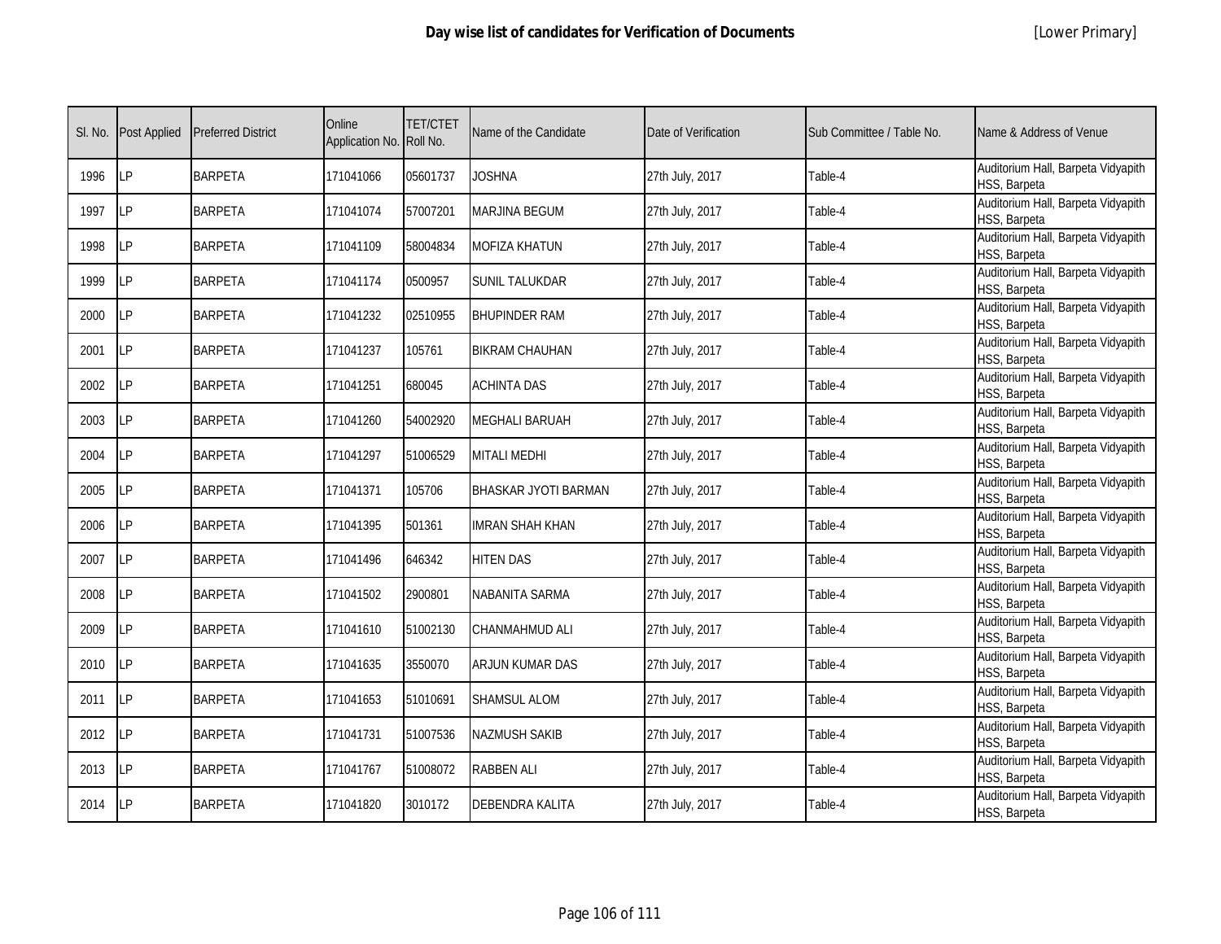| Sl. No. | Post Applied | Preferred District | Online Application No. | TET/CTET Roll No. | Name of the Candidate | Date of Verification | Sub Committee / Table No. | Name & Address of Venue |
|---|---|---|---|---|---|---|---|---|
| 1996 | LP | BARPETA | 171041066 | 05601737 | JOSHNA | 27th July, 2017 | Table-4 | Auditorium Hall, Barpeta Vidyapith HSS, Barpeta |
| 1997 | LP | BARPETA | 171041074 | 57007201 | MARJINA BEGUM | 27th July, 2017 | Table-4 | Auditorium Hall, Barpeta Vidyapith HSS, Barpeta |
| 1998 | LP | BARPETA | 171041109 | 58004834 | MOFIZA KHATUN | 27th July, 2017 | Table-4 | Auditorium Hall, Barpeta Vidyapith HSS, Barpeta |
| 1999 | LP | BARPETA | 171041174 | 0500957 | SUNIL TALUKDAR | 27th July, 2017 | Table-4 | Auditorium Hall, Barpeta Vidyapith HSS, Barpeta |
| 2000 | LP | BARPETA | 171041232 | 02510955 | BHUPINDER RAM | 27th July, 2017 | Table-4 | Auditorium Hall, Barpeta Vidyapith HSS, Barpeta |
| 2001 | LP | BARPETA | 171041237 | 105761 | BIKRAM CHAUHAN | 27th July, 2017 | Table-4 | Auditorium Hall, Barpeta Vidyapith HSS, Barpeta |
| 2002 | LP | BARPETA | 171041251 | 680045 | ACHINTA DAS | 27th July, 2017 | Table-4 | Auditorium Hall, Barpeta Vidyapith HSS, Barpeta |
| 2003 | LP | BARPETA | 171041260 | 54002920 | MEGHALI BARUAH | 27th July, 2017 | Table-4 | Auditorium Hall, Barpeta Vidyapith HSS, Barpeta |
| 2004 | LP | BARPETA | 171041297 | 51006529 | MITALI MEDHI | 27th July, 2017 | Table-4 | Auditorium Hall, Barpeta Vidyapith HSS, Barpeta |
| 2005 | LP | BARPETA | 171041371 | 105706 | BHASKAR JYOTI BARMAN | 27th July, 2017 | Table-4 | Auditorium Hall, Barpeta Vidyapith HSS, Barpeta |
| 2006 | LP | BARPETA | 171041395 | 501361 | IMRAN SHAH KHAN | 27th July, 2017 | Table-4 | Auditorium Hall, Barpeta Vidyapith HSS, Barpeta |
| 2007 | LP | BARPETA | 171041496 | 646342 | HITEN DAS | 27th July, 2017 | Table-4 | Auditorium Hall, Barpeta Vidyapith HSS, Barpeta |
| 2008 | LP | BARPETA | 171041502 | 2900801 | NABANITA SARMA | 27th July, 2017 | Table-4 | Auditorium Hall, Barpeta Vidyapith HSS, Barpeta |
| 2009 | LP | BARPETA | 171041610 | 51002130 | CHANMAHMUD ALI | 27th July, 2017 | Table-4 | Auditorium Hall, Barpeta Vidyapith HSS, Barpeta |
| 2010 | LP | BARPETA | 171041635 | 3550070 | ARJUN KUMAR DAS | 27th July, 2017 | Table-4 | Auditorium Hall, Barpeta Vidyapith HSS, Barpeta |
| 2011 | LP | BARPETA | 171041653 | 51010691 | SHAMSUL ALOM | 27th July, 2017 | Table-4 | Auditorium Hall, Barpeta Vidyapith HSS, Barpeta |
| 2012 | LP | BARPETA | 171041731 | 51007536 | NAZMUSH SAKIB | 27th July, 2017 | Table-4 | Auditorium Hall, Barpeta Vidyapith HSS, Barpeta |
| 2013 | LP | BARPETA | 171041767 | 51008072 | RABBEN ALI | 27th July, 2017 | Table-4 | Auditorium Hall, Barpeta Vidyapith HSS, Barpeta |
| 2014 | LP | BARPETA | 171041820 | 3010172 | DEBENDRA KALITA | 27th July, 2017 | Table-4 | Auditorium Hall, Barpeta Vidyapith HSS, Barpeta |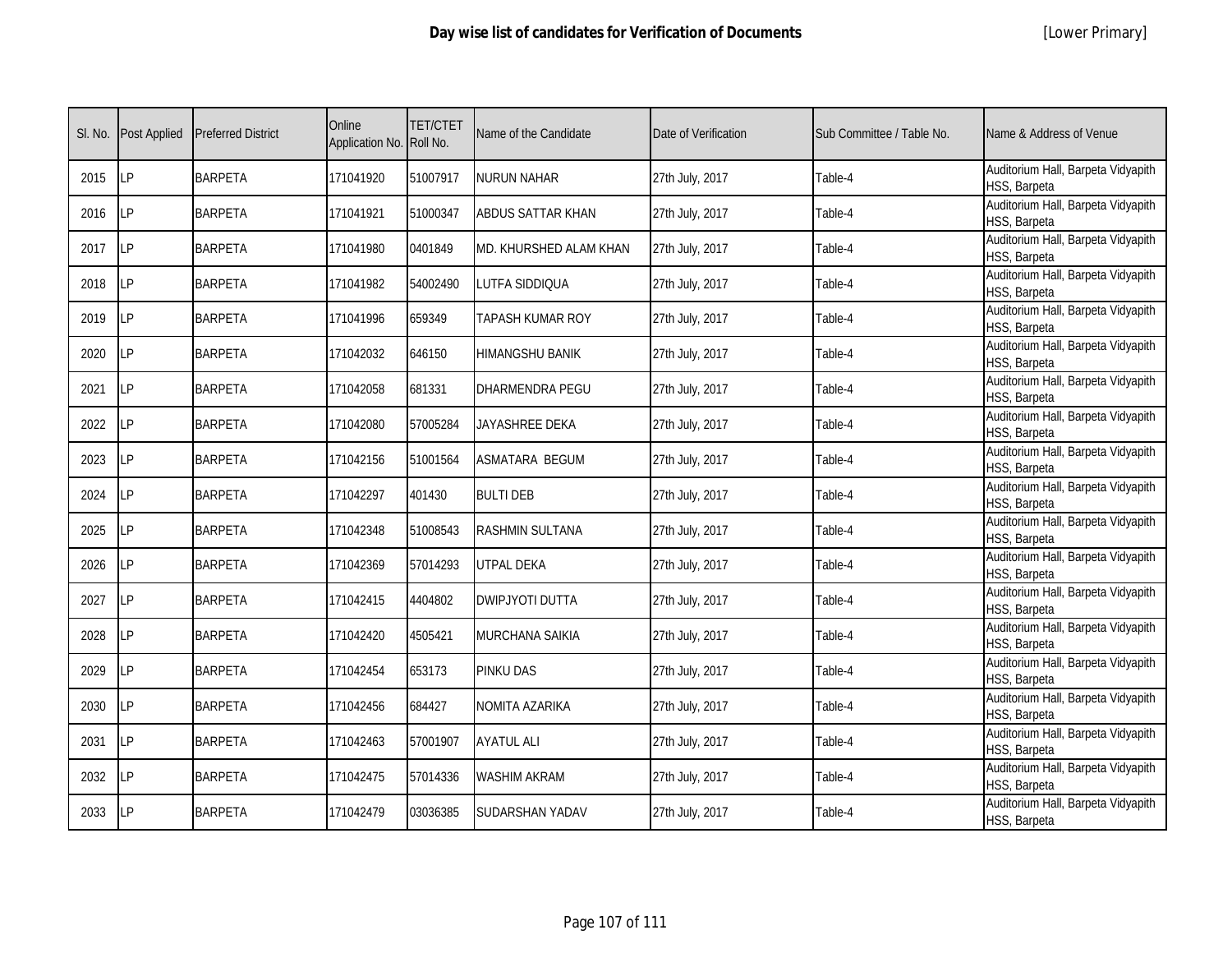# Day wise list of candidates for Verification of Documents

[Lower Primary]

| Sl. No. | Post Applied | Preferred District | Online Application No. | TET/CTET Roll No. | Name of the Candidate | Date of Verification | Sub Committee / Table No. | Name & Address of Venue |
|---|---|---|---|---|---|---|---|---|
| 2015 | LP | BARPETA | 171041920 | 51007917 | NURUN NAHAR | 27th July, 2017 | Table-4 | Auditorium Hall, Barpeta Vidyapith HSS, Barpeta |
| 2016 | LP | BARPETA | 171041921 | 51000347 | ABDUS SATTAR KHAN | 27th July, 2017 | Table-4 | Auditorium Hall, Barpeta Vidyapith HSS, Barpeta |
| 2017 | LP | BARPETA | 171041980 | 0401849 | MD. KHURSHED ALAM KHAN | 27th July, 2017 | Table-4 | Auditorium Hall, Barpeta Vidyapith HSS, Barpeta |
| 2018 | LP | BARPETA | 171041982 | 54002490 | LUTFA SIDDIQUA | 27th July, 2017 | Table-4 | Auditorium Hall, Barpeta Vidyapith HSS, Barpeta |
| 2019 | LP | BARPETA | 171041996 | 659349 | TAPASH KUMAR ROY | 27th July, 2017 | Table-4 | Auditorium Hall, Barpeta Vidyapith HSS, Barpeta |
| 2020 | LP | BARPETA | 171042032 | 646150 | HIMANGSHU BANIK | 27th July, 2017 | Table-4 | Auditorium Hall, Barpeta Vidyapith HSS, Barpeta |
| 2021 | LP | BARPETA | 171042058 | 681331 | DHARMENDRA PEGU | 27th July, 2017 | Table-4 | Auditorium Hall, Barpeta Vidyapith HSS, Barpeta |
| 2022 | LP | BARPETA | 171042080 | 57005284 | JAYASHREE DEKA | 27th July, 2017 | Table-4 | Auditorium Hall, Barpeta Vidyapith HSS, Barpeta |
| 2023 | LP | BARPETA | 171042156 | 51001564 | ASMATARA BEGUM | 27th July, 2017 | Table-4 | Auditorium Hall, Barpeta Vidyapith HSS, Barpeta |
| 2024 | LP | BARPETA | 171042297 | 401430 | BULTI DEB | 27th July, 2017 | Table-4 | Auditorium Hall, Barpeta Vidyapith HSS, Barpeta |
| 2025 | LP | BARPETA | 171042348 | 51008543 | RASHMIN SULTANA | 27th July, 2017 | Table-4 | Auditorium Hall, Barpeta Vidyapith HSS, Barpeta |
| 2026 | LP | BARPETA | 171042369 | 57014293 | UTPAL DEKA | 27th July, 2017 | Table-4 | Auditorium Hall, Barpeta Vidyapith HSS, Barpeta |
| 2027 | LP | BARPETA | 171042415 | 4404802 | DWIPJYOTI DUTTA | 27th July, 2017 | Table-4 | Auditorium Hall, Barpeta Vidyapith HSS, Barpeta |
| 2028 | LP | BARPETA | 171042420 | 4505421 | MURCHANA SAIKIA | 27th July, 2017 | Table-4 | Auditorium Hall, Barpeta Vidyapith HSS, Barpeta |
| 2029 | LP | BARPETA | 171042454 | 653173 | PINKU DAS | 27th July, 2017 | Table-4 | Auditorium Hall, Barpeta Vidyapith HSS, Barpeta |
| 2030 | LP | BARPETA | 171042456 | 684427 | NOMITA AZARIKA | 27th July, 2017 | Table-4 | Auditorium Hall, Barpeta Vidyapith HSS, Barpeta |
| 2031 | LP | BARPETA | 171042463 | 57001907 | AYATUL ALI | 27th July, 2017 | Table-4 | Auditorium Hall, Barpeta Vidyapith HSS, Barpeta |
| 2032 | LP | BARPETA | 171042475 | 57014336 | WASHIM AKRAM | 27th July, 2017 | Table-4 | Auditorium Hall, Barpeta Vidyapith HSS, Barpeta |
| 2033 | LP | BARPETA | 171042479 | 03036385 | SUDARSHAN YADAV | 27th July, 2017 | Table-4 | Auditorium Hall, Barpeta Vidyapith HSS, Barpeta |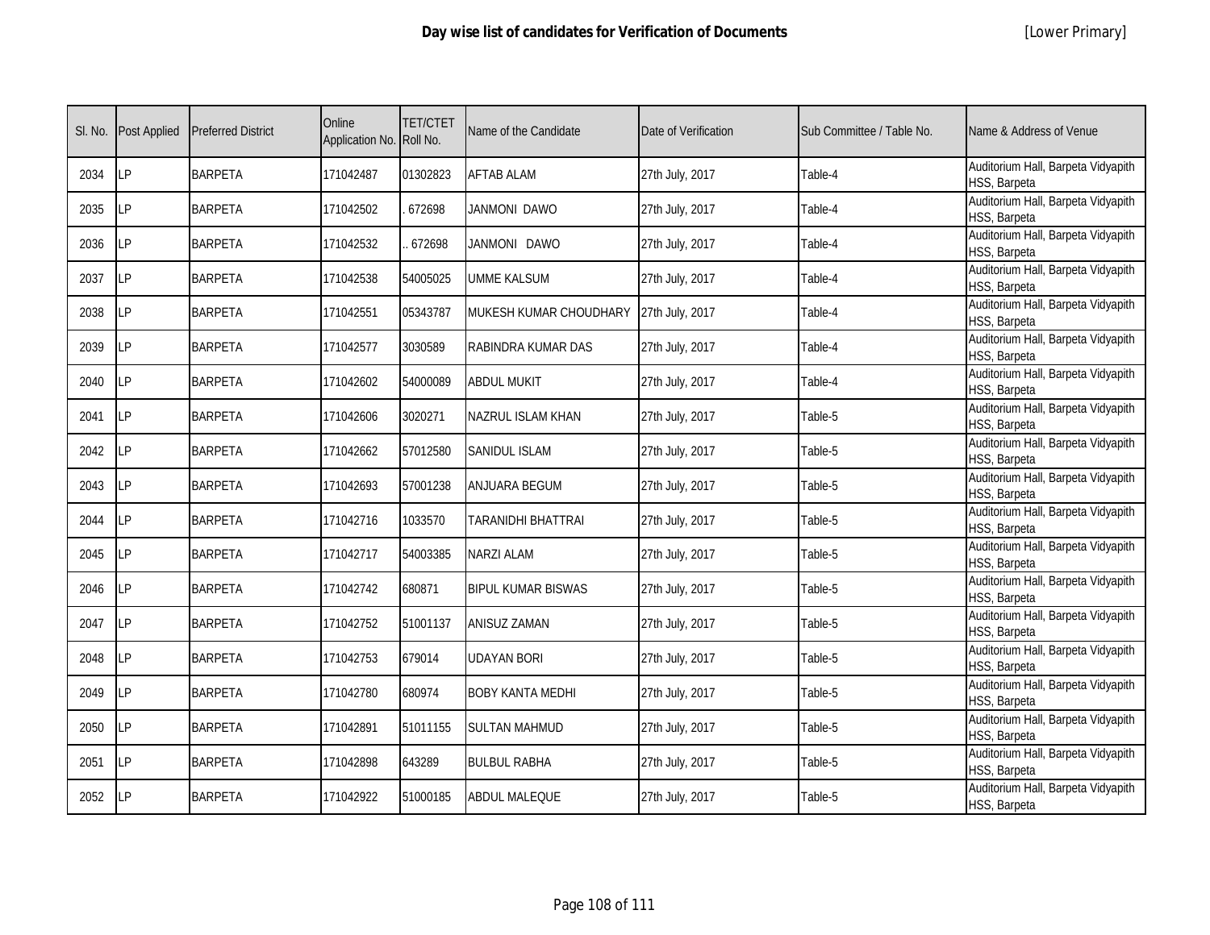# Day wise list of candidates for Verification of Documents

[Lower Primary]

| Sl. No. | Post Applied | Preferred District | Online Application No. | TET/CTET Roll No. | Name of the Candidate | Date of Verification | Sub Committee / Table No. | Name & Address of Venue |
|---|---|---|---|---|---|---|---|---|
| 2034 | LP | BARPETA | 171042487 | 01302823 | AFTAB ALAM | 27th July, 2017 | Table-4 | Auditorium Hall, Barpeta Vidyapith HSS, Barpeta |
| 2035 | LP | BARPETA | 171042502 | . 672698 | JANMONI DAWO | 27th July, 2017 | Table-4 | Auditorium Hall, Barpeta Vidyapith HSS, Barpeta |
| 2036 | LP | BARPETA | 171042532 | .. 672698 | JANMONI DAWO | 27th July, 2017 | Table-4 | Auditorium Hall, Barpeta Vidyapith HSS, Barpeta |
| 2037 | LP | BARPETA | 171042538 | 54005025 | UMME KALSUM | 27th July, 2017 | Table-4 | Auditorium Hall, Barpeta Vidyapith HSS, Barpeta |
| 2038 | LP | BARPETA | 171042551 | 05343787 | MUKESH KUMAR CHOUDHARY | 27th July, 2017 | Table-4 | Auditorium Hall, Barpeta Vidyapith HSS, Barpeta |
| 2039 | LP | BARPETA | 171042577 | 3030589 | RABINDRA KUMAR DAS | 27th July, 2017 | Table-4 | Auditorium Hall, Barpeta Vidyapith HSS, Barpeta |
| 2040 | LP | BARPETA | 171042602 | 54000089 | ABDUL MUKIT | 27th July, 2017 | Table-4 | Auditorium Hall, Barpeta Vidyapith HSS, Barpeta |
| 2041 | LP | BARPETA | 171042606 | 3020271 | NAZRUL ISLAM KHAN | 27th July, 2017 | Table-5 | Auditorium Hall, Barpeta Vidyapith HSS, Barpeta |
| 2042 | LP | BARPETA | 171042662 | 57012580 | SANIDUL ISLAM | 27th July, 2017 | Table-5 | Auditorium Hall, Barpeta Vidyapith HSS, Barpeta |
| 2043 | LP | BARPETA | 171042693 | 57001238 | ANJUARA BEGUM | 27th July, 2017 | Table-5 | Auditorium Hall, Barpeta Vidyapith HSS, Barpeta |
| 2044 | LP | BARPETA | 171042716 | 1033570 | TARANIDHI BHATTRAI | 27th July, 2017 | Table-5 | Auditorium Hall, Barpeta Vidyapith HSS, Barpeta |
| 2045 | LP | BARPETA | 171042717 | 54003385 | NARZI ALAM | 27th July, 2017 | Table-5 | Auditorium Hall, Barpeta Vidyapith HSS, Barpeta |
| 2046 | LP | BARPETA | 171042742 | 680871 | BIPUL KUMAR BISWAS | 27th July, 2017 | Table-5 | Auditorium Hall, Barpeta Vidyapith HSS, Barpeta |
| 2047 | LP | BARPETA | 171042752 | 51001137 | ANISUZ ZAMAN | 27th July, 2017 | Table-5 | Auditorium Hall, Barpeta Vidyapith HSS, Barpeta |
| 2048 | LP | BARPETA | 171042753 | 679014 | UDAYAN BORI | 27th July, 2017 | Table-5 | Auditorium Hall, Barpeta Vidyapith HSS, Barpeta |
| 2049 | LP | BARPETA | 171042780 | 680974 | BOBY KANTA MEDHI | 27th July, 2017 | Table-5 | Auditorium Hall, Barpeta Vidyapith HSS, Barpeta |
| 2050 | LP | BARPETA | 171042891 | 51011155 | SULTAN MAHMUD | 27th July, 2017 | Table-5 | Auditorium Hall, Barpeta Vidyapith HSS, Barpeta |
| 2051 | LP | BARPETA | 171042898 | 643289 | BULBUL RABHA | 27th July, 2017 | Table-5 | Auditorium Hall, Barpeta Vidyapith HSS, Barpeta |
| 2052 | LP | BARPETA | 171042922 | 51000185 | ABDUL MALEQUE | 27th July, 2017 | Table-5 | Auditorium Hall, Barpeta Vidyapith HSS, Barpeta |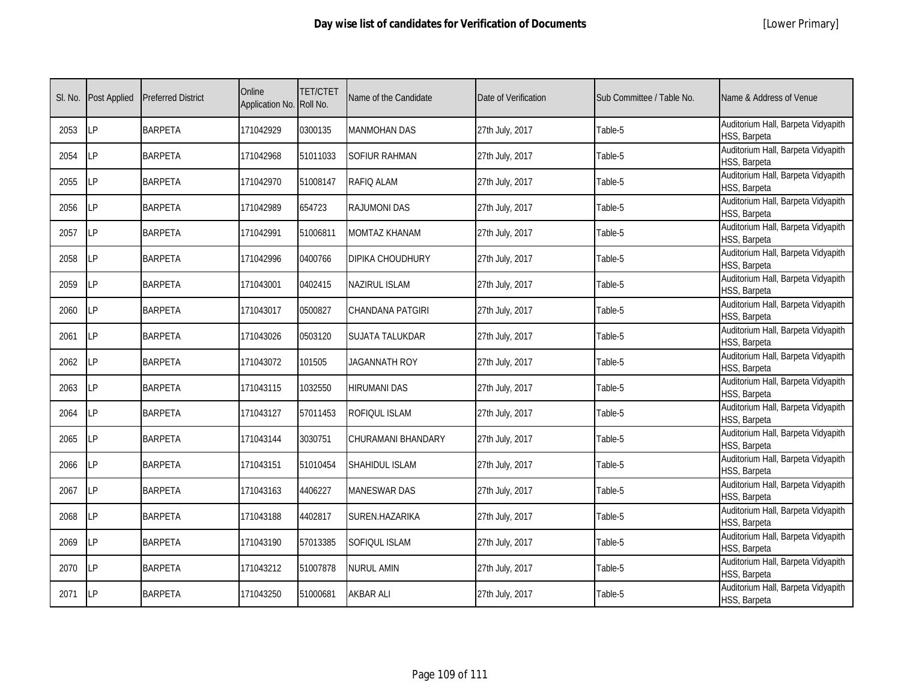| Sl. No. | Post Applied | Preferred District | Online Application No. | TET/CTET Roll No. | Name of the Candidate | Date of Verification | Sub Committee / Table No. | Name & Address of Venue |
|---|---|---|---|---|---|---|---|---|
| 2053 | LP | BARPETA | 171042929 | 0300135 | MANMOHAN DAS | 27th July, 2017 | Table-5 | Auditorium Hall, Barpeta Vidyapith HSS, Barpeta |
| 2054 | LP | BARPETA | 171042968 | 51011033 | SOFIUR RAHMAN | 27th July, 2017 | Table-5 | Auditorium Hall, Barpeta Vidyapith HSS, Barpeta |
| 2055 | LP | BARPETA | 171042970 | 51008147 | RAFIQ ALAM | 27th July, 2017 | Table-5 | Auditorium Hall, Barpeta Vidyapith HSS, Barpeta |
| 2056 | LP | BARPETA | 171042989 | 654723 | RAJUMONI DAS | 27th July, 2017 | Table-5 | Auditorium Hall, Barpeta Vidyapith HSS, Barpeta |
| 2057 | LP | BARPETA | 171042991 | 51006811 | MOMTAZ KHANAM | 27th July, 2017 | Table-5 | Auditorium Hall, Barpeta Vidyapith HSS, Barpeta |
| 2058 | LP | BARPETA | 171042996 | 0400766 | DIPIKA CHOUDHURY | 27th July, 2017 | Table-5 | Auditorium Hall, Barpeta Vidyapith HSS, Barpeta |
| 2059 | LP | BARPETA | 171043001 | 0402415 | NAZIRUL ISLAM | 27th July, 2017 | Table-5 | Auditorium Hall, Barpeta Vidyapith HSS, Barpeta |
| 2060 | LP | BARPETA | 171043017 | 0500827 | CHANDANA PATGIRI | 27th July, 2017 | Table-5 | Auditorium Hall, Barpeta Vidyapith HSS, Barpeta |
| 2061 | LP | BARPETA | 171043026 | 0503120 | SUJATA TALUKDAR | 27th July, 2017 | Table-5 | Auditorium Hall, Barpeta Vidyapith HSS, Barpeta |
| 2062 | LP | BARPETA | 171043072 | 101505 | JAGANNATH ROY | 27th July, 2017 | Table-5 | Auditorium Hall, Barpeta Vidyapith HSS, Barpeta |
| 2063 | LP | BARPETA | 171043115 | 1032550 | HIRUMANI DAS | 27th July, 2017 | Table-5 | Auditorium Hall, Barpeta Vidyapith HSS, Barpeta |
| 2064 | LP | BARPETA | 171043127 | 57011453 | ROFIQUL ISLAM | 27th July, 2017 | Table-5 | Auditorium Hall, Barpeta Vidyapith HSS, Barpeta |
| 2065 | LP | BARPETA | 171043144 | 3030751 | CHURAMANI BHANDARY | 27th July, 2017 | Table-5 | Auditorium Hall, Barpeta Vidyapith HSS, Barpeta |
| 2066 | LP | BARPETA | 171043151 | 51010454 | SHAHIDUL ISLAM | 27th July, 2017 | Table-5 | Auditorium Hall, Barpeta Vidyapith HSS, Barpeta |
| 2067 | LP | BARPETA | 171043163 | 4406227 | MANESWAR DAS | 27th July, 2017 | Table-5 | Auditorium Hall, Barpeta Vidyapith HSS, Barpeta |
| 2068 | LP | BARPETA | 171043188 | 4402817 | SUREN.HAZARIKA | 27th July, 2017 | Table-5 | Auditorium Hall, Barpeta Vidyapith HSS, Barpeta |
| 2069 | LP | BARPETA | 171043190 | 57013385 | SOFIQUL ISLAM | 27th July, 2017 | Table-5 | Auditorium Hall, Barpeta Vidyapith HSS, Barpeta |
| 2070 | LP | BARPETA | 171043212 | 51007878 | NURUL AMIN | 27th July, 2017 | Table-5 | Auditorium Hall, Barpeta Vidyapith HSS, Barpeta |
| 2071 | LP | BARPETA | 171043250 | 51000681 | AKBAR ALI | 27th July, 2017 | Table-5 | Auditorium Hall, Barpeta Vidyapith HSS, Barpeta |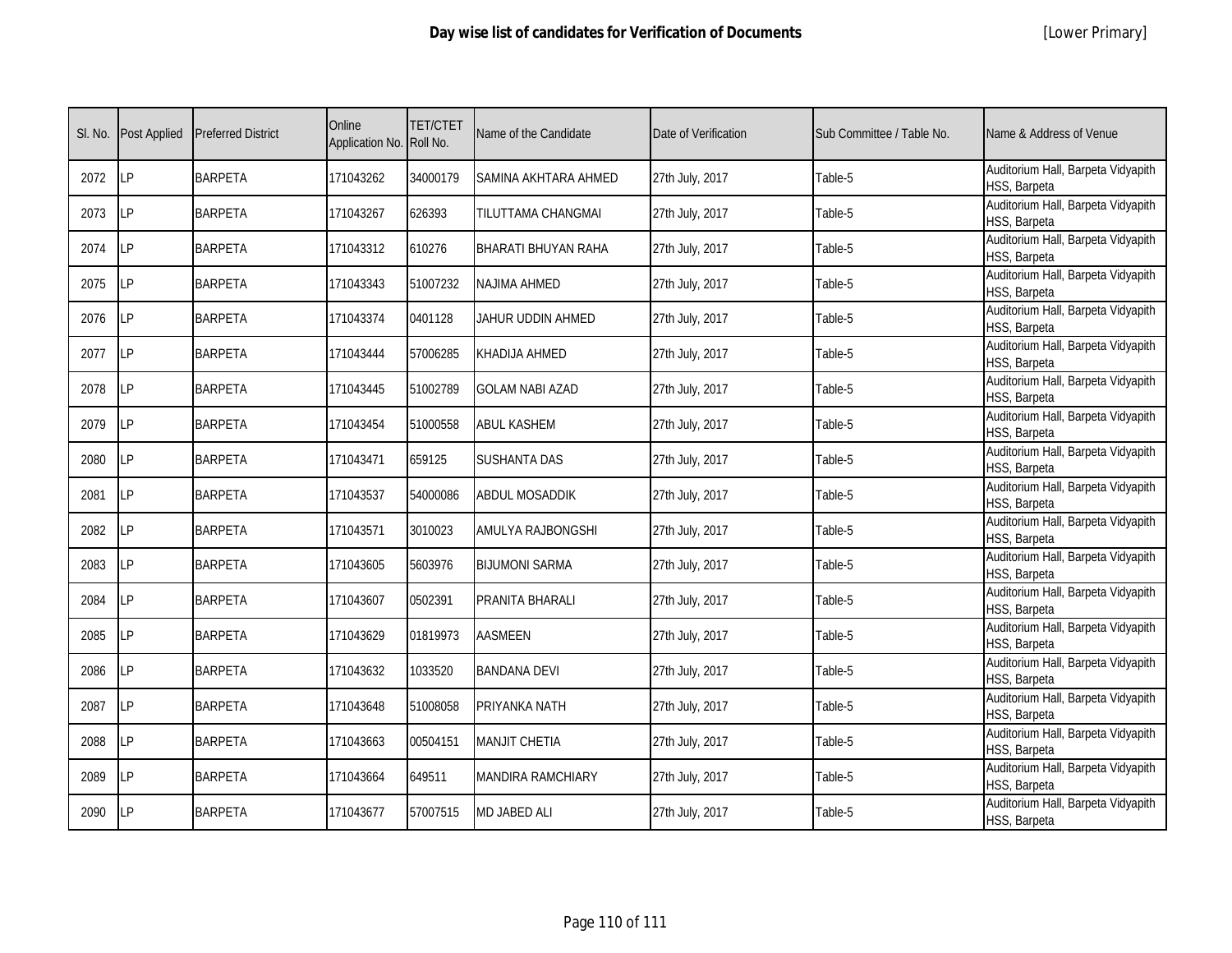# Day wise list of candidates for Verification of Documents

[Lower Primary]

| Sl. No. | Post Applied | Preferred District | Online Application No. | TET/CTET Roll No. | Name of the Candidate | Date of Verification | Sub Committee / Table No. | Name & Address of Venue |
|---|---|---|---|---|---|---|---|---|
| 2072 | LP | BARPETA | 171043262 | 34000179 | SAMINA AKHTARA AHMED | 27th July, 2017 | Table-5 | Auditorium Hall, Barpeta Vidyapith HSS, Barpeta |
| 2073 | LP | BARPETA | 171043267 | 626393 | TILUTTAMA CHANGMAI | 27th July, 2017 | Table-5 | Auditorium Hall, Barpeta Vidyapith HSS, Barpeta |
| 2074 | LP | BARPETA | 171043312 | 610276 | BHARATI BHUYAN RAHA | 27th July, 2017 | Table-5 | Auditorium Hall, Barpeta Vidyapith HSS, Barpeta |
| 2075 | LP | BARPETA | 171043343 | 51007232 | NAJIMA AHMED | 27th July, 2017 | Table-5 | Auditorium Hall, Barpeta Vidyapith HSS, Barpeta |
| 2076 | LP | BARPETA | 171043374 | 0401128 | JAHUR UDDIN AHMED | 27th July, 2017 | Table-5 | Auditorium Hall, Barpeta Vidyapith HSS, Barpeta |
| 2077 | LP | BARPETA | 171043444 | 57006285 | KHADIJA AHMED | 27th July, 2017 | Table-5 | Auditorium Hall, Barpeta Vidyapith HSS, Barpeta |
| 2078 | LP | BARPETA | 171043445 | 51002789 | GOLAM NABI AZAD | 27th July, 2017 | Table-5 | Auditorium Hall, Barpeta Vidyapith HSS, Barpeta |
| 2079 | LP | BARPETA | 171043454 | 51000558 | ABUL KASHEM | 27th July, 2017 | Table-5 | Auditorium Hall, Barpeta Vidyapith HSS, Barpeta |
| 2080 | LP | BARPETA | 171043471 | 659125 | SUSHANTA DAS | 27th July, 2017 | Table-5 | Auditorium Hall, Barpeta Vidyapith HSS, Barpeta |
| 2081 | LP | BARPETA | 171043537 | 54000086 | ABDUL MOSADDIK | 27th July, 2017 | Table-5 | Auditorium Hall, Barpeta Vidyapith HSS, Barpeta |
| 2082 | LP | BARPETA | 171043571 | 3010023 | AMULYA RAJBONGSHI | 27th July, 2017 | Table-5 | Auditorium Hall, Barpeta Vidyapith HSS, Barpeta |
| 2083 | LP | BARPETA | 171043605 | 5603976 | BIJUMONI SARMA | 27th July, 2017 | Table-5 | Auditorium Hall, Barpeta Vidyapith HSS, Barpeta |
| 2084 | LP | BARPETA | 171043607 | 0502391 | PRANITA BHARALI | 27th July, 2017 | Table-5 | Auditorium Hall, Barpeta Vidyapith HSS, Barpeta |
| 2085 | LP | BARPETA | 171043629 | 01819973 | AASMEEN | 27th July, 2017 | Table-5 | Auditorium Hall, Barpeta Vidyapith HSS, Barpeta |
| 2086 | LP | BARPETA | 171043632 | 1033520 | BANDANA DEVI | 27th July, 2017 | Table-5 | Auditorium Hall, Barpeta Vidyapith HSS, Barpeta |
| 2087 | LP | BARPETA | 171043648 | 51008058 | PRIYANKA NATH | 27th July, 2017 | Table-5 | Auditorium Hall, Barpeta Vidyapith HSS, Barpeta |
| 2088 | LP | BARPETA | 171043663 | 00504151 | MANJIT CHETIA | 27th July, 2017 | Table-5 | Auditorium Hall, Barpeta Vidyapith HSS, Barpeta |
| 2089 | LP | BARPETA | 171043664 | 649511 | MANDIRA RAMCHIARY | 27th July, 2017 | Table-5 | Auditorium Hall, Barpeta Vidyapith HSS, Barpeta |
| 2090 | LP | BARPETA | 171043677 | 57007515 | MD JABED ALI | 27th July, 2017 | Table-5 | Auditorium Hall, Barpeta Vidyapith HSS, Barpeta |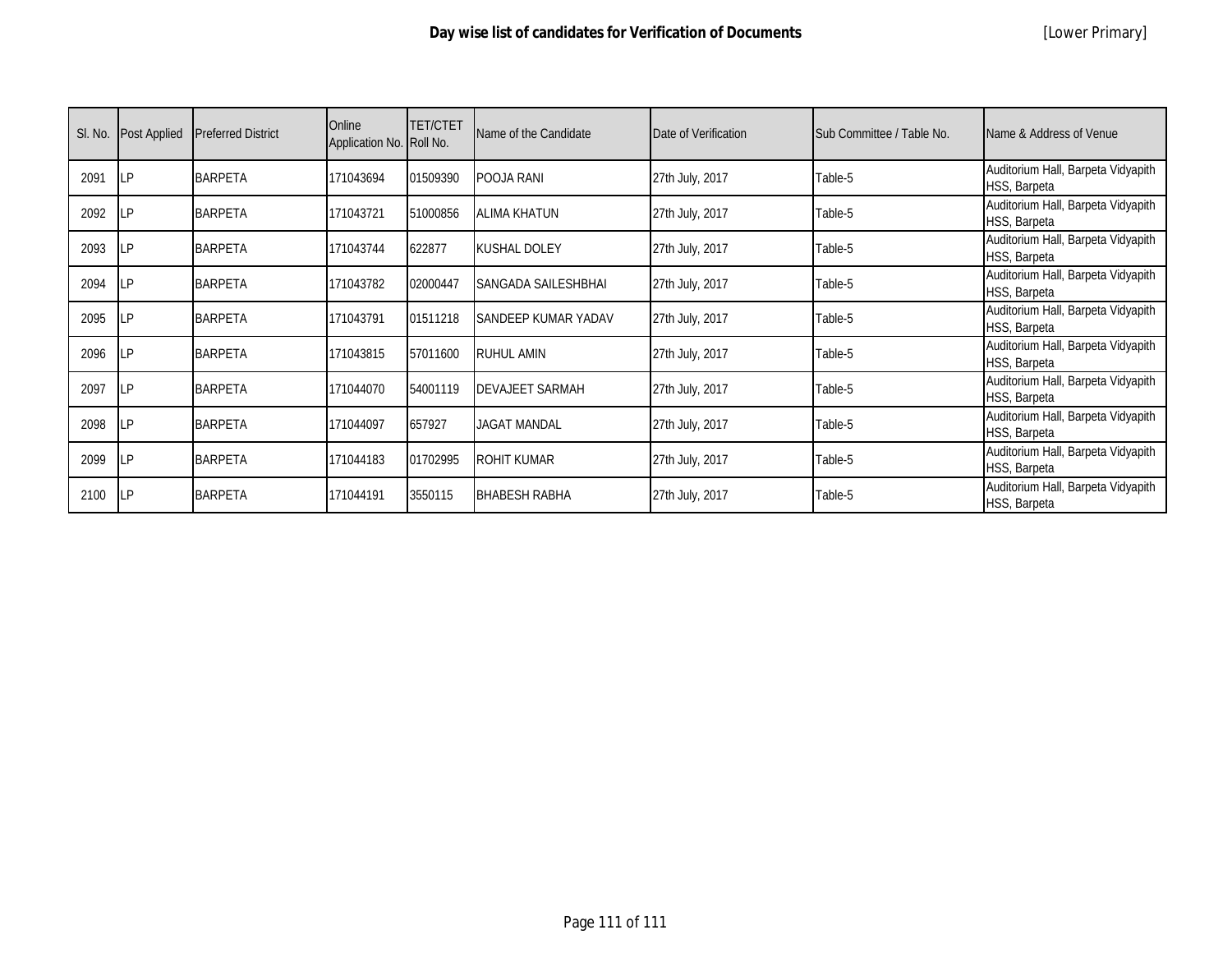# Day wise list of candidates for Verification of Documents

[Lower Primary]

| Sl. No. | Post Applied | Preferred District | Online Application No. | TET/CTET Roll No. | Name of the Candidate | Date of Verification | Sub Committee / Table No. | Name & Address of Venue |
|---|---|---|---|---|---|---|---|---|
| 2091 | LP | BARPETA | 171043694 | 01509390 | POOJA RANI | 27th July, 2017 | Table-5 | Auditorium Hall, Barpeta Vidyapith HSS, Barpeta |
| 2092 | LP | BARPETA | 171043721 | 51000856 | ALIMA KHATUN | 27th July, 2017 | Table-5 | Auditorium Hall, Barpeta Vidyapith HSS, Barpeta |
| 2093 | LP | BARPETA | 171043744 | 622877 | KUSHAL DOLEY | 27th July, 2017 | Table-5 | Auditorium Hall, Barpeta Vidyapith HSS, Barpeta |
| 2094 | LP | BARPETA | 171043782 | 02000447 | SANGADA SAILESHBHAI | 27th July, 2017 | Table-5 | Auditorium Hall, Barpeta Vidyapith HSS, Barpeta |
| 2095 | LP | BARPETA | 171043791 | 01511218 | SANDEEP KUMAR YADAV | 27th July, 2017 | Table-5 | Auditorium Hall, Barpeta Vidyapith HSS, Barpeta |
| 2096 | LP | BARPETA | 171043815 | 57011600 | RUHUL AMIN | 27th July, 2017 | Table-5 | Auditorium Hall, Barpeta Vidyapith HSS, Barpeta |
| 2097 | LP | BARPETA | 171044070 | 54001119 | DEVAJEET SARMAH | 27th July, 2017 | Table-5 | Auditorium Hall, Barpeta Vidyapith HSS, Barpeta |
| 2098 | LP | BARPETA | 171044097 | 657927 | JAGAT MANDAL | 27th July, 2017 | Table-5 | Auditorium Hall, Barpeta Vidyapith HSS, Barpeta |
| 2099 | LP | BARPETA | 171044183 | 01702995 | ROHIT KUMAR | 27th July, 2017 | Table-5 | Auditorium Hall, Barpeta Vidyapith HSS, Barpeta |
| 2100 | LP | BARPETA | 171044191 | 3550115 | BHABESH RABHA | 27th July, 2017 | Table-5 | Auditorium Hall, Barpeta Vidyapith HSS, Barpeta |